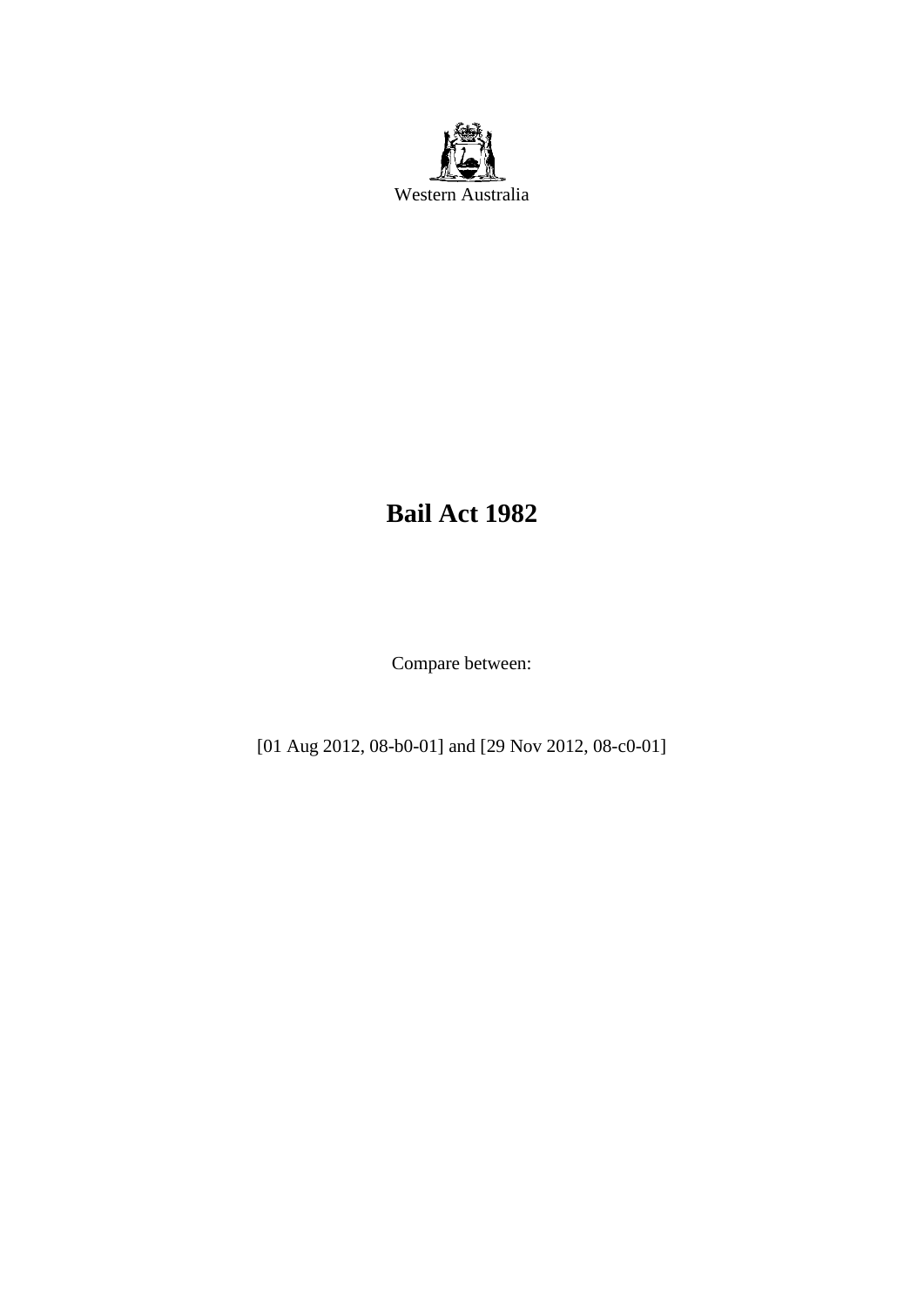Western Australia

# Bail Act 1982

Compare between:

[01 Aug 2012, 08-b0-01] and [29 Nov 2012, 08-c0-01]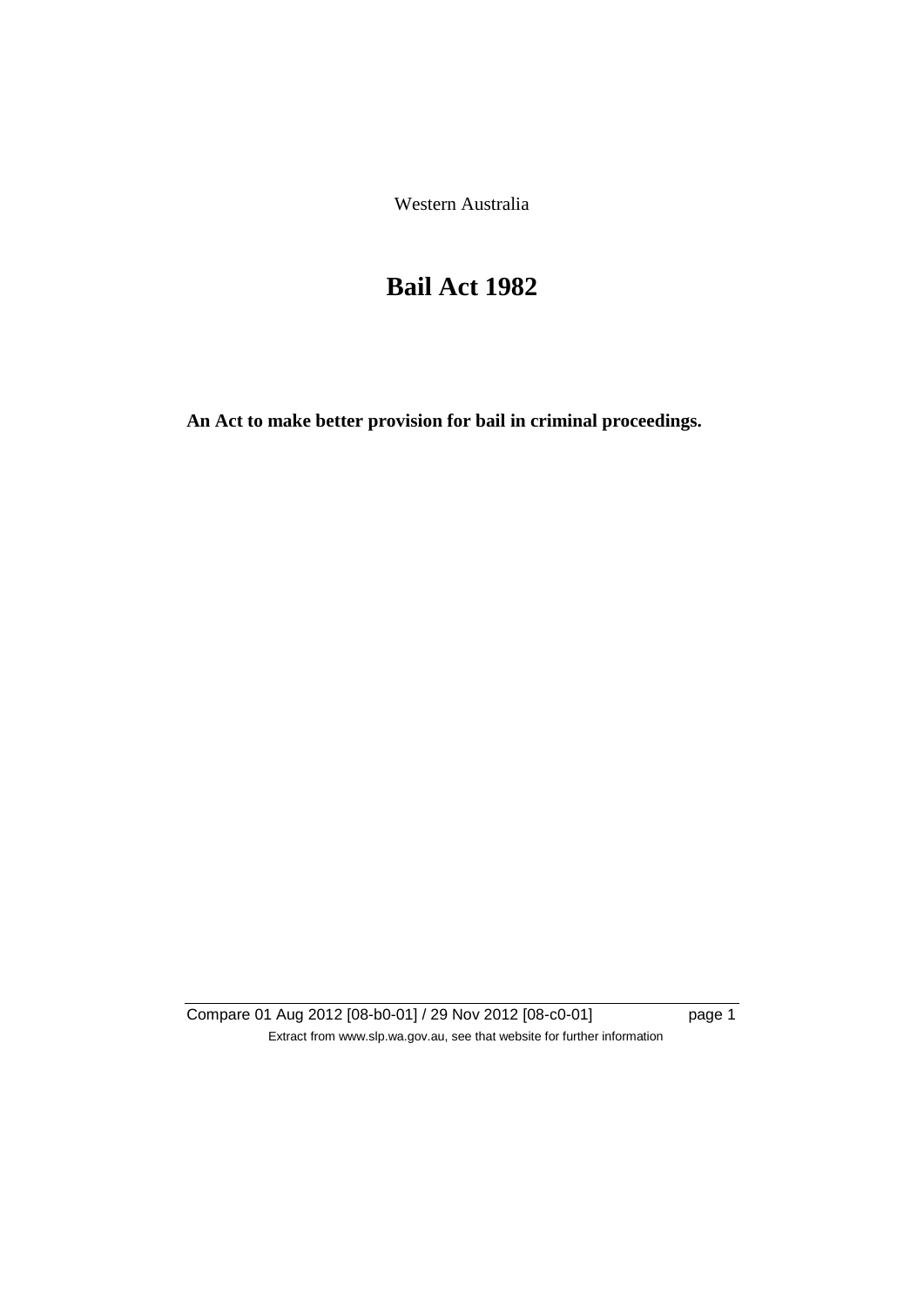Western Australia

# Bail Act 1982

**An Act to make better provision for bail in criminal proceedings.**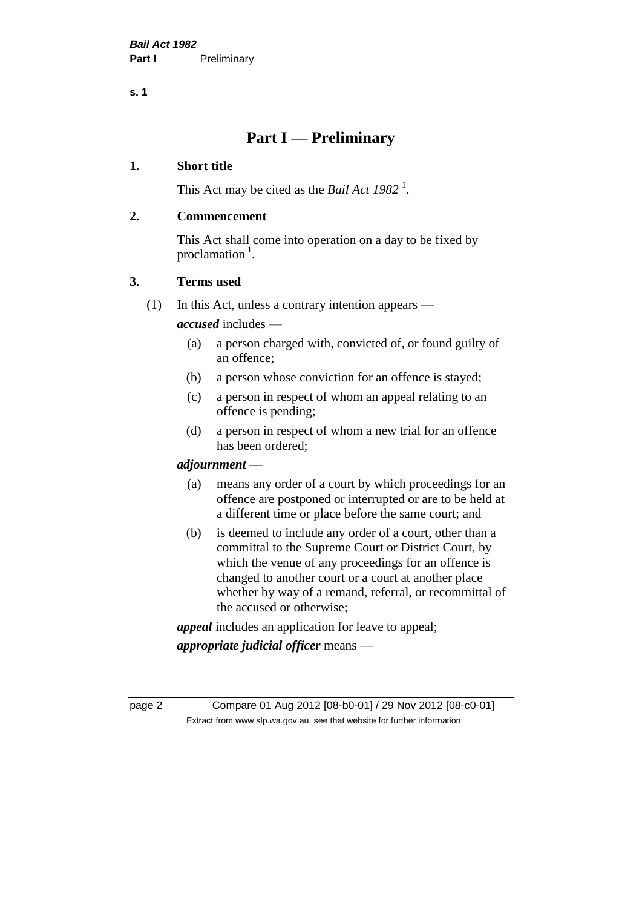# Part I — Preliminary

### 1. Short title

This Act may be cited as the *Bail Act 1982* [1].

### 2. Commencement

This Act shall come into operation on a day to be fixed by proclamation [1].

### 3. Terms used

(1) In this Act, unless a contrary intention appears —

***accused*** includes —

- (a) a person charged with, convicted of, or found guilty of an offence;
- (b) a person whose conviction for an offence is stayed;
- (c) a person in respect of whom an appeal relating to an offence is pending;
- (d) a person in respect of whom a new trial for an offence has been ordered;

***adjournment*** —

- (a) means any order of a court by which proceedings for an offence are postponed or interrupted or are to be held at a different time or place before the same court; and
- (b) is deemed to include any order of a court, other than a committal to the Supreme Court or District Court, by which the venue of any proceedings for an offence is changed to another court or a court at another place whether by way of a remand, referral, or recommittal of the accused or otherwise;

***appeal*** includes an application for leave to appeal;

***appropriate judicial officer*** means —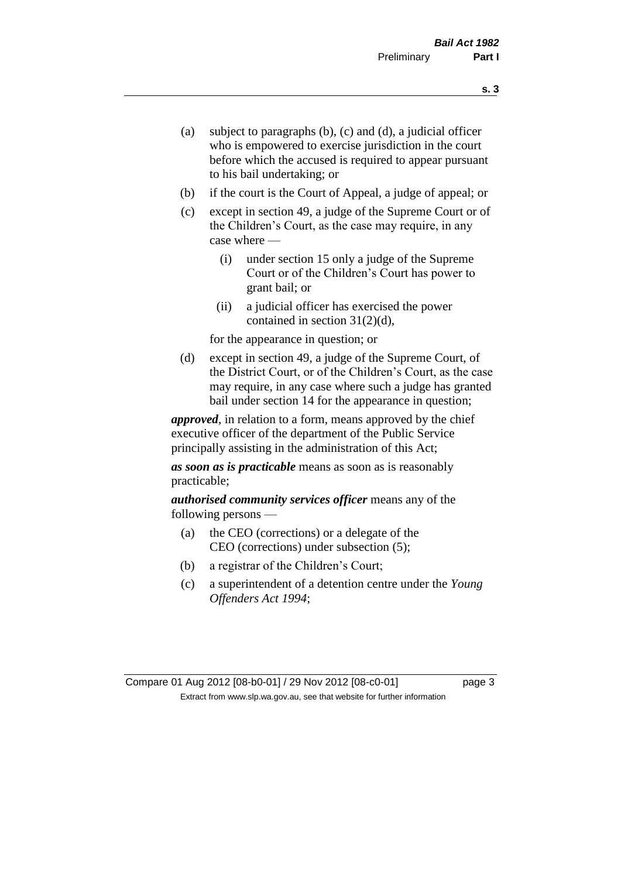(a) subject to paragraphs (b), (c) and (d), a judicial officer who is empowered to exercise jurisdiction in the court before which the accused is required to appear pursuant to his bail undertaking; or

(b) if the court is the Court of Appeal, a judge of appeal; or

(c) except in section 49, a judge of the Supreme Court or of the Children's Court, as the case may require, in any case where —

   (i) under section 15 only a judge of the Supreme Court or of the Children's Court has power to grant bail; or

   (ii) a judicial officer has exercised the power contained in section 31(2)(d),

   for the appearance in question; or

(d) except in section 49, a judge of the Supreme Court, of the District Court, or of the Children's Court, as the case may require, in any case where such a judge has granted bail under section 14 for the appearance in question;

***approved***, in relation to a form, means approved by the chief executive officer of the department of the Public Service principally assisting in the administration of this Act;

***as soon as is practicable*** means as soon as is reasonably practicable;

***authorised community services officer*** means any of the following persons —

(a) the CEO (corrections) or a delegate of the CEO (corrections) under subsection (5);

(b) a registrar of the Children's Court;

(c) a superintendent of a detention centre under the *Young Offenders Act 1994*;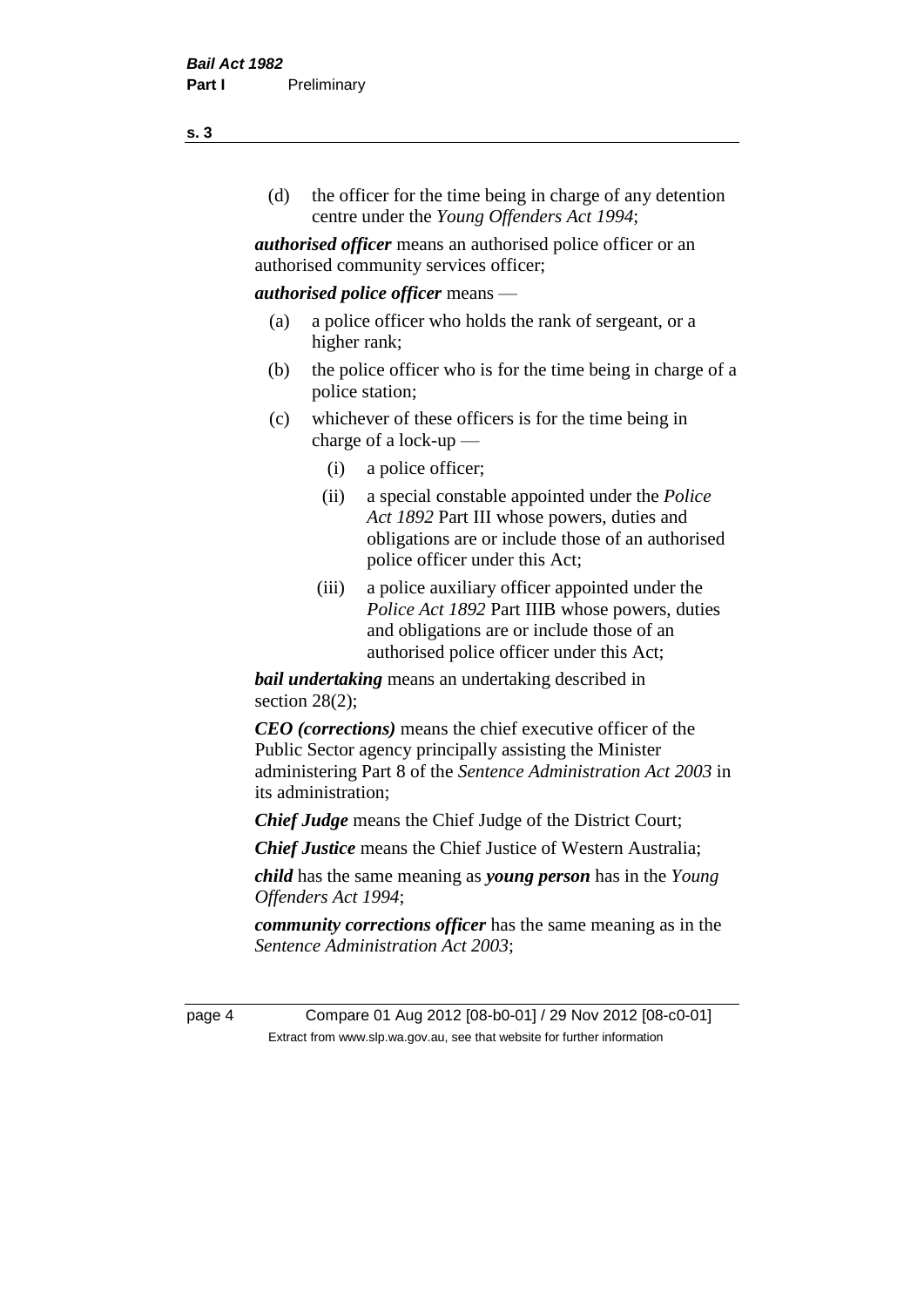(d) the officer for the time being in charge of any detention centre under the *Young Offenders Act 1994*;

***authorised officer*** means an authorised police officer or an authorised community services officer;

***authorised police officer*** means —

(a) a police officer who holds the rank of sergeant, or a higher rank;

(b) the police officer who is for the time being in charge of a police station;

(c) whichever of these officers is for the time being in charge of a lock-up —

(i) a police officer;

(ii) a special constable appointed under the *Police Act 1892* Part III whose powers, duties and obligations are or include those of an authorised police officer under this Act;

(iii) a police auxiliary officer appointed under the *Police Act 1892* Part IIIB whose powers, duties and obligations are or include those of an authorised police officer under this Act;

***bail undertaking*** means an undertaking described in section 28(2);

***CEO (corrections)*** means the chief executive officer of the Public Sector agency principally assisting the Minister administering Part 8 of the *Sentence Administration Act 2003* in its administration;

***Chief Judge*** means the Chief Judge of the District Court;

***Chief Justice*** means the Chief Justice of Western Australia;

***child*** has the same meaning as ***young person*** has in the *Young Offenders Act 1994*;

***community corrections officer*** has the same meaning as in the *Sentence Administration Act 2003*;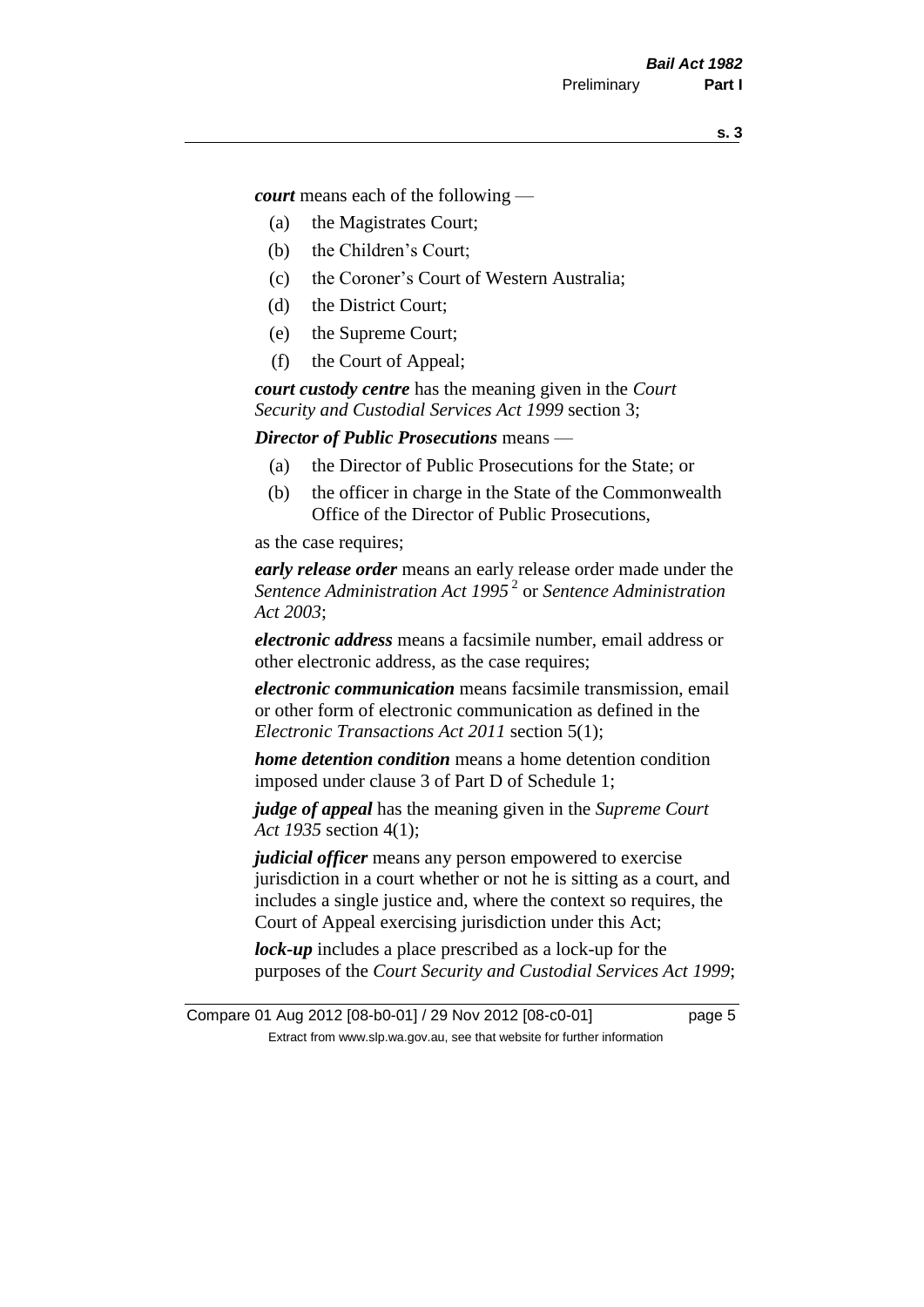***court*** means each of the following —

- (a) the Magistrates Court;
- (b) the Children's Court;
- (c) the Coroner's Court of Western Australia;
- (d) the District Court;
- (e) the Supreme Court;
- (f) the Court of Appeal;

***court custody centre*** has the meaning given in the *Court Security and Custodial Services Act 1999* section 3;

***Director of Public Prosecutions*** means —

- (a) the Director of Public Prosecutions for the State; or
- (b) the officer in charge in the State of the Commonwealth Office of the Director of Public Prosecutions,

as the case requires;

***early release order*** means an early release order made under the *Sentence Administration Act 1995* [2] or *Sentence Administration Act 2003*;

***electronic address*** means a facsimile number, email address or other electronic address, as the case requires;

***electronic communication*** means facsimile transmission, email or other form of electronic communication as defined in the *Electronic Transactions Act 2011* section 5(1);

***home detention condition*** means a home detention condition imposed under clause 3 of Part D of Schedule 1;

***judge of appeal*** has the meaning given in the *Supreme Court Act 1935* section 4(1);

***judicial officer*** means any person empowered to exercise jurisdiction in a court whether or not he is sitting as a court, and includes a single justice and, where the context so requires, the Court of Appeal exercising jurisdiction under this Act;

***lock-up*** includes a place prescribed as a lock-up for the purposes of the *Court Security and Custodial Services Act 1999*;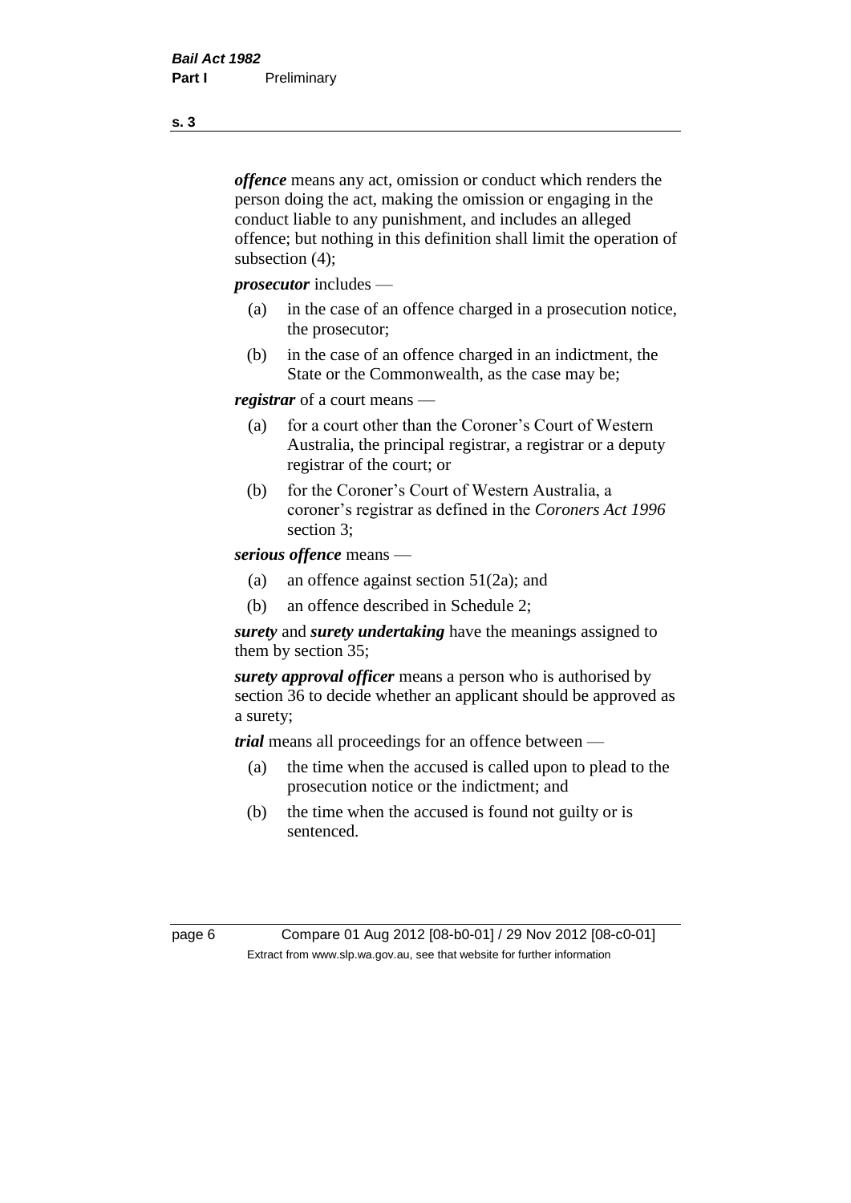***offence*** means any act, omission or conduct which renders the person doing the act, making the omission or engaging in the conduct liable to any punishment, and includes an alleged offence; but nothing in this definition shall limit the operation of subsection (4);

***prosecutor*** includes —

- (a) in the case of an offence charged in a prosecution notice, the prosecutor;
- (b) in the case of an offence charged in an indictment, the State or the Commonwealth, as the case may be;

***registrar*** of a court means —

- (a) for a court other than the Coroner's Court of Western Australia, the principal registrar, a registrar or a deputy registrar of the court; or
- (b) for the Coroner's Court of Western Australia, a coroner's registrar as defined in the *Coroners Act 1996* section 3;

***serious offence*** means —

- (a) an offence against section 51(2a); and
- (b) an offence described in Schedule 2;

***surety*** and ***surety undertaking*** have the meanings assigned to them by section 35;

***surety approval officer*** means a person who is authorised by section 36 to decide whether an applicant should be approved as a surety;

***trial*** means all proceedings for an offence between —

- (a) the time when the accused is called upon to plead to the prosecution notice or the indictment; and
- (b) the time when the accused is found not guilty or is sentenced.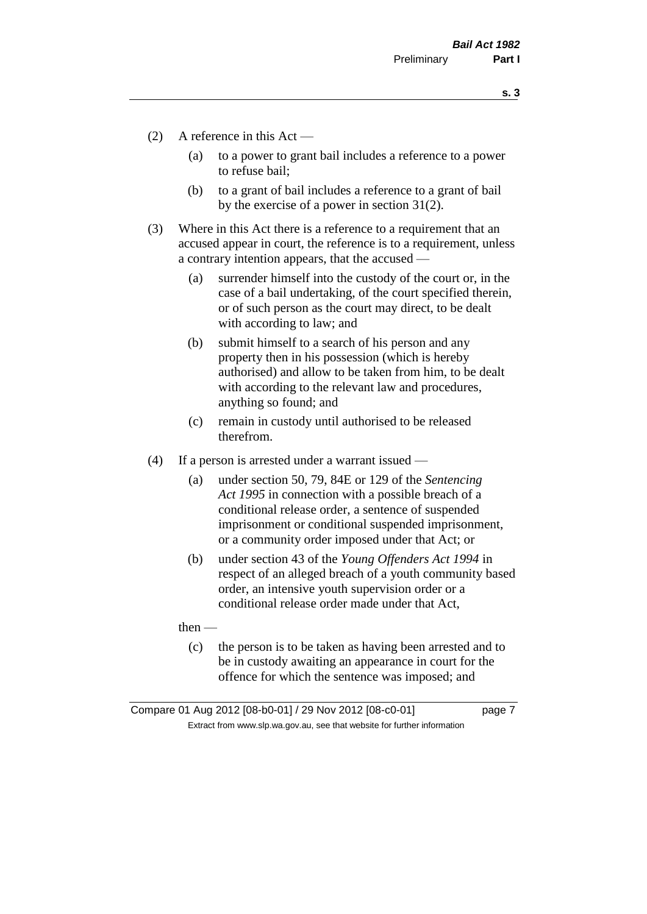(2) A reference in this Act —

(a) to a power to grant bail includes a reference to a power to refuse bail;

(b) to a grant of bail includes a reference to a grant of bail by the exercise of a power in section 31(2).

(3) Where in this Act there is a reference to a requirement that an accused appear in court, the reference is to a requirement, unless a contrary intention appears, that the accused —

(a) surrender himself into the custody of the court or, in the case of a bail undertaking, of the court specified therein, or of such person as the court may direct, to be dealt with according to law; and

(b) submit himself to a search of his person and any property then in his possession (which is hereby authorised) and allow to be taken from him, to be dealt with according to the relevant law and procedures, anything so found; and

(c) remain in custody until authorised to be released therefrom.

(4) If a person is arrested under a warrant issued —

(a) under section 50, 79, 84E or 129 of the *Sentencing Act 1995* in connection with a possible breach of a conditional release order, a sentence of suspended imprisonment or conditional suspended imprisonment, or a community order imposed under that Act; or

(b) under section 43 of the *Young Offenders Act 1994* in respect of an alleged breach of a youth community based order, an intensive youth supervision order or a conditional release order made under that Act,

then —

(c) the person is to be taken as having been arrested and to be in custody awaiting an appearance in court for the offence for which the sentence was imposed; and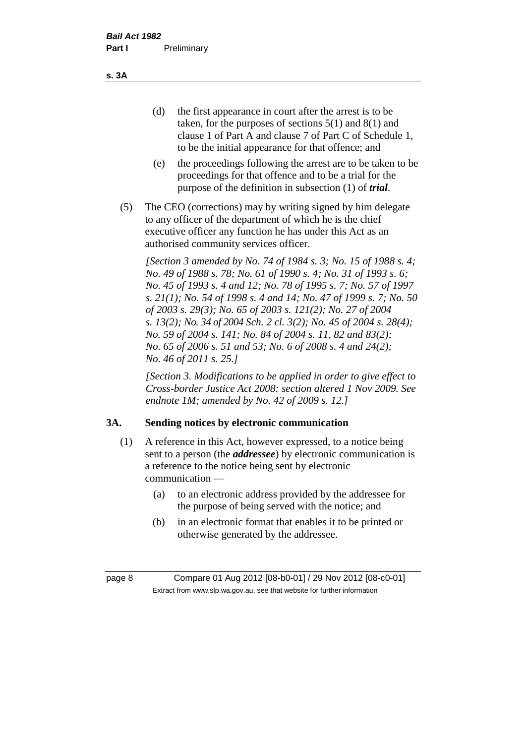(d) the first appearance in court after the arrest is to be taken, for the purposes of sections 5(1) and 8(1) and clause 1 of Part A and clause 7 of Part C of Schedule 1, to be the initial appearance for that offence; and

(e) the proceedings following the arrest are to be taken to be proceedings for that offence and to be a trial for the purpose of the definition in subsection (1) of ***trial***.

(5) The CEO (corrections) may by writing signed by him delegate to any officer of the department of which he is the chief executive officer any function he has under this Act as an authorised community services officer.

*[Section 3 amended by No. 74 of 1984 s. 3; No. 15 of 1988 s. 4; No. 49 of 1988 s. 78; No. 61 of 1990 s. 4; No. 31 of 1993 s. 6; No. 45 of 1993 s. 4 and 12; No. 78 of 1995 s. 7; No. 57 of 1997 s. 21(1); No. 54 of 1998 s. 4 and 14; No. 47 of 1999 s. 7; No. 50 of 2003 s. 29(3); No. 65 of 2003 s. 121(2); No. 27 of 2004 s. 13(2); No. 34 of 2004 Sch. 2 cl. 3(2); No. 45 of 2004 s. 28(4); No. 59 of 2004 s. 141; No. 84 of 2004 s. 11, 82 and 83(2); No. 65 of 2006 s. 51 and 53; No. 6 of 2008 s. 4 and 24(2); No. 46 of 2011 s. 25.]*

*[Section 3. Modifications to be applied in order to give effect to Cross-border Justice Act 2008: section altered 1 Nov 2009. See endnote 1M; amended by No. 42 of 2009 s. 12.]*

## 3A. Sending notices by electronic communication

(1) A reference in this Act, however expressed, to a notice being sent to a person (the ***addressee***) by electronic communication is a reference to the notice being sent by electronic communication —

(a) to an electronic address provided by the addressee for the purpose of being served with the notice; and

(b) in an electronic format that enables it to be printed or otherwise generated by the addressee.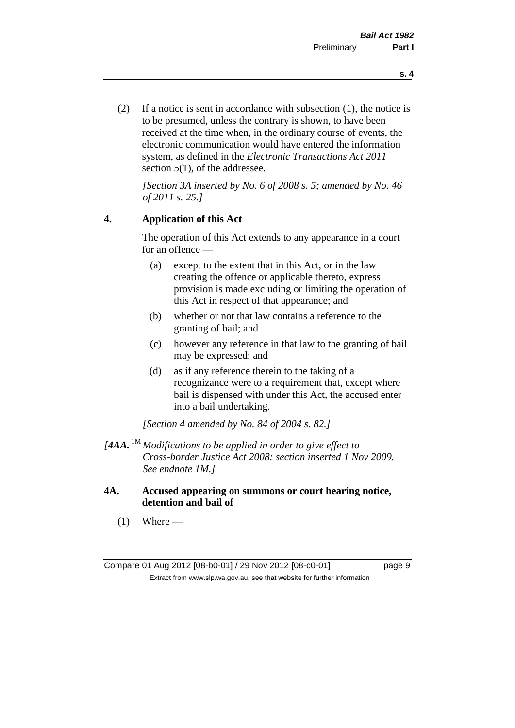(2) If a notice is sent in accordance with subsection (1), the notice is to be presumed, unless the contrary is shown, to have been received at the time when, in the ordinary course of events, the electronic communication would have entered the information system, as defined in the *Electronic Transactions Act 2011* section 5(1), of the addressee.

*[Section 3A inserted by No. 6 of 2008 s. 5; amended by No. 46 of 2011 s. 25.]*

## 4. Application of this Act

The operation of this Act extends to any appearance in a court for an offence —

(a) except to the extent that in this Act, or in the law creating the offence or applicable thereto, express provision is made excluding or limiting the operation of this Act in respect of that appearance; and

(b) whether or not that law contains a reference to the granting of bail; and

(c) however any reference in that law to the granting of bail may be expressed; and

(d) as if any reference therein to the taking of a recognizance were to a requirement that, except where bail is dispensed with under this Act, the accused enter into a bail undertaking.

*[Section 4 amended by No. 84 of 2004 s. 82.]*

*[**4AA.** [1M] Modifications to be applied in order to give effect to Cross-border Justice Act 2008: section inserted 1 Nov 2009. See endnote 1M.]*

## 4A. Accused appearing on summons or court hearing notice, detention and bail of

(1) Where —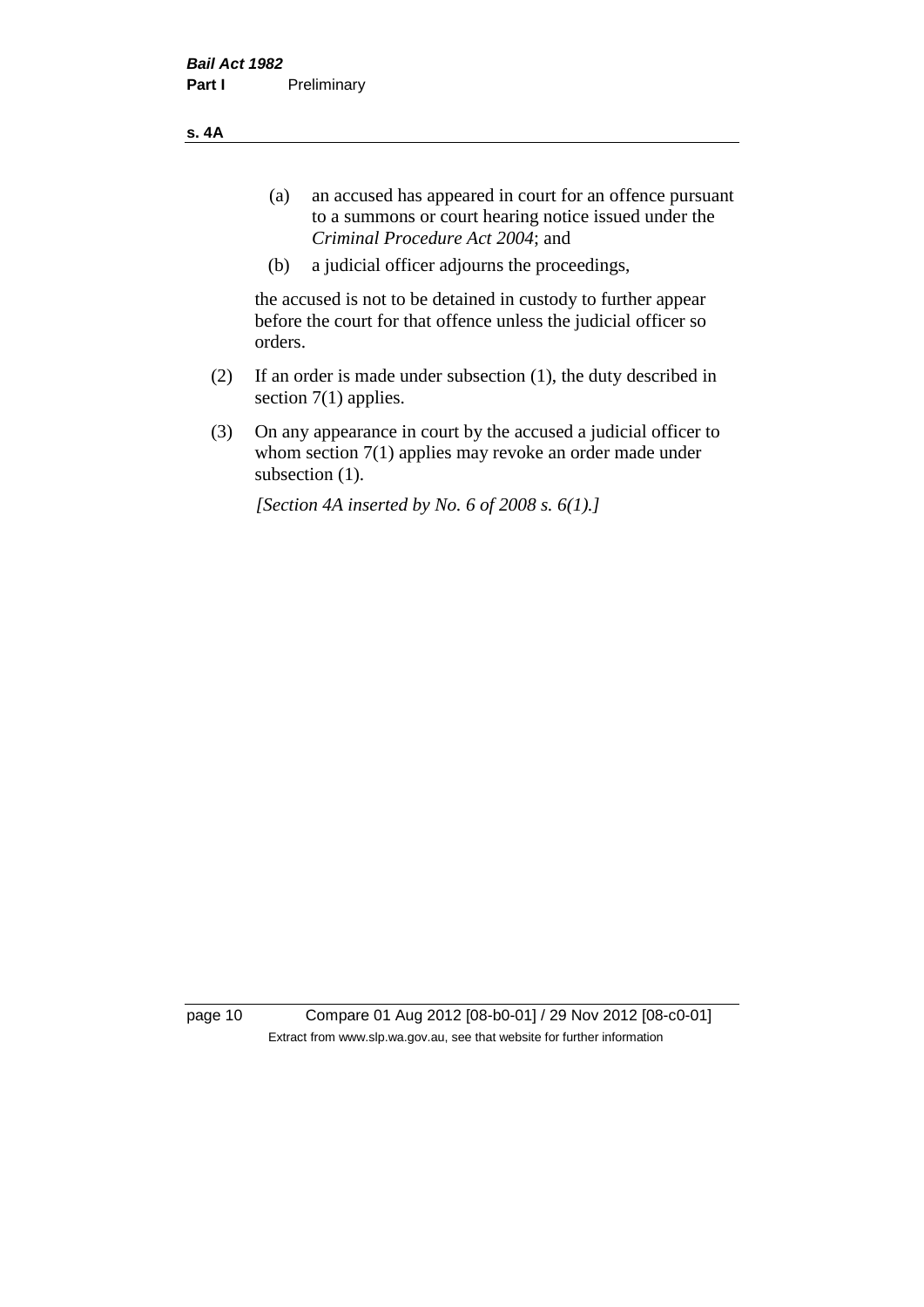(a) an accused has appeared in court for an offence pursuant to a summons or court hearing notice issued under the *Criminal Procedure Act 2004*; and

(b) a judicial officer adjourns the proceedings,

the accused is not to be detained in custody to further appear before the court for that offence unless the judicial officer so orders.

(2) If an order is made under subsection (1), the duty described in section 7(1) applies.

(3) On any appearance in court by the accused a judicial officer to whom section 7(1) applies may revoke an order made under subsection (1).

*[Section 4A inserted by No. 6 of 2008 s. 6(1).]*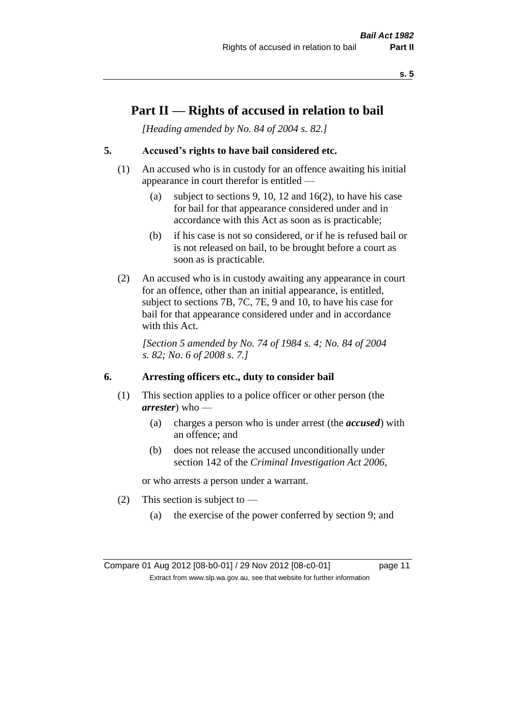# Part II — Rights of accused in relation to bail

*[Heading amended by No. 84 of 2004 s. 82.]*

## 5. Accused's rights to have bail considered etc.

(1) An accused who is in custody for an offence awaiting his initial appearance in court therefor is entitled —

- (a) subject to sections 9, 10, 12 and 16(2), to have his case for bail for that appearance considered under and in accordance with this Act as soon as is practicable;
- (b) if his case is not so considered, or if he is refused bail or is not released on bail, to be brought before a court as soon as is practicable.

(2) An accused who is in custody awaiting any appearance in court for an offence, other than an initial appearance, is entitled, subject to sections 7B, 7C, 7E, 9 and 10, to have his case for bail for that appearance considered under and in accordance with this Act.

*[Section 5 amended by No. 74 of 1984 s. 4; No. 84 of 2004 s. 82; No. 6 of 2008 s. 7.]*

## 6. Arresting officers etc., duty to consider bail

(1) This section applies to a police officer or other person (the ***arrester***) who —

- (a) charges a person who is under arrest (the ***accused***) with an offence; and
- (b) does not release the accused unconditionally under section 142 of the *Criminal Investigation Act 2006*,

or who arrests a person under a warrant.

(2) This section is subject to —

- (a) the exercise of the power conferred by section 9; and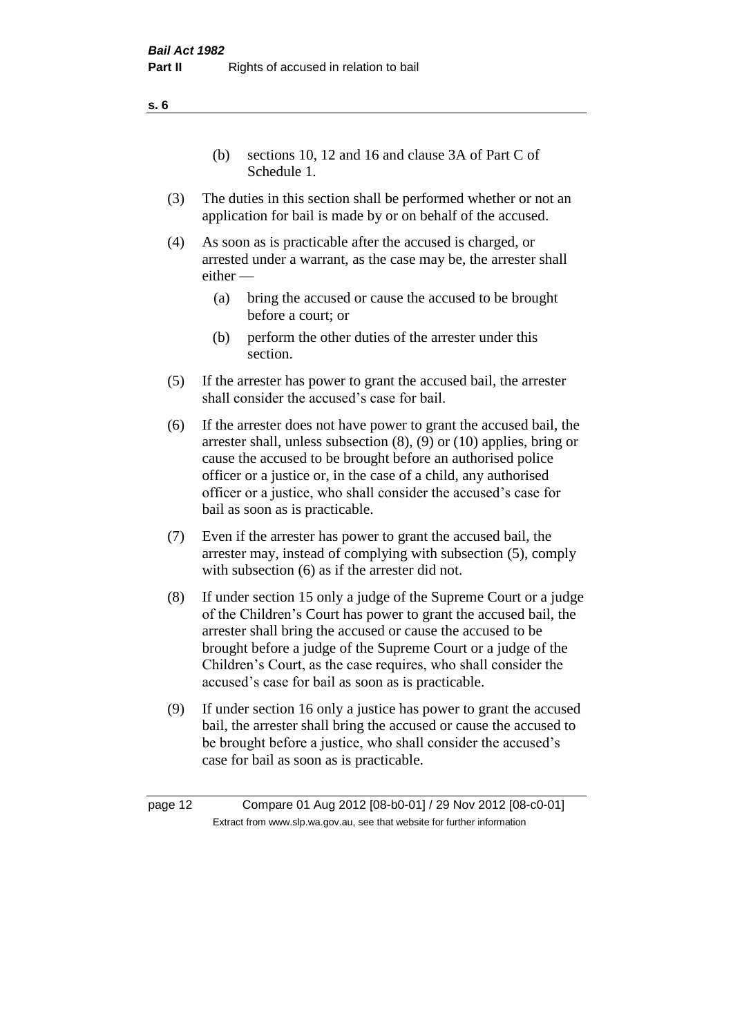(b) sections 10, 12 and 16 and clause 3A of Part C of Schedule 1.

(3) The duties in this section shall be performed whether or not an application for bail is made by or on behalf of the accused.

(4) As soon as is practicable after the accused is charged, or arrested under a warrant, as the case may be, the arrester shall either —

(a) bring the accused or cause the accused to be brought before a court; or

(b) perform the other duties of the arrester under this section.

(5) If the arrester has power to grant the accused bail, the arrester shall consider the accused's case for bail.

(6) If the arrester does not have power to grant the accused bail, the arrester shall, unless subsection (8), (9) or (10) applies, bring or cause the accused to be brought before an authorised police officer or a justice or, in the case of a child, any authorised officer or a justice, who shall consider the accused's case for bail as soon as is practicable.

(7) Even if the arrester has power to grant the accused bail, the arrester may, instead of complying with subsection (5), comply with subsection (6) as if the arrester did not.

(8) If under section 15 only a judge of the Supreme Court or a judge of the Children's Court has power to grant the accused bail, the arrester shall bring the accused or cause the accused to be brought before a judge of the Supreme Court or a judge of the Children's Court, as the case requires, who shall consider the accused's case for bail as soon as is practicable.

(9) If under section 16 only a justice has power to grant the accused bail, the arrester shall bring the accused or cause the accused to be brought before a justice, who shall consider the accused's case for bail as soon as is practicable.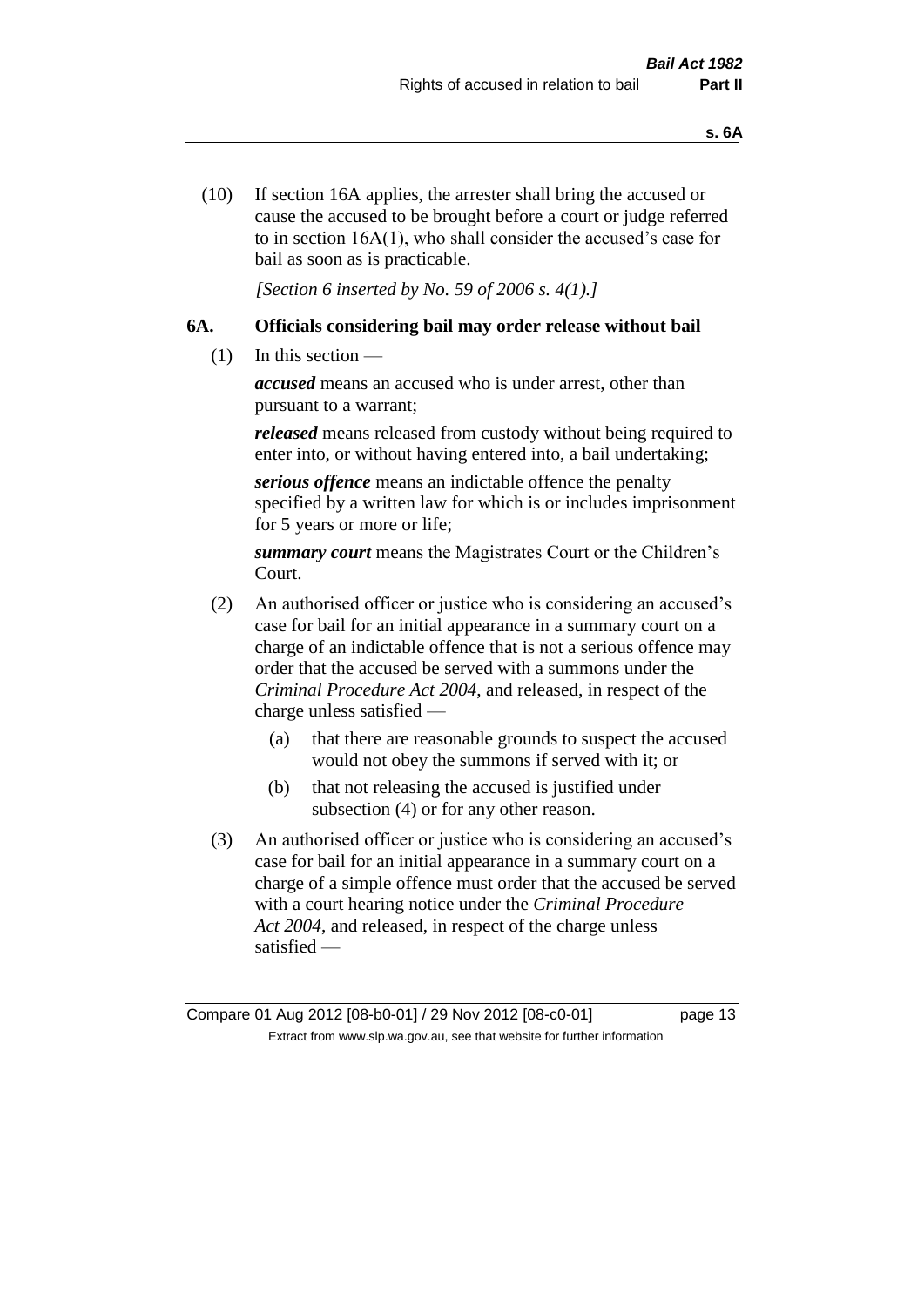(10) If section 16A applies, the arrester shall bring the accused or cause the accused to be brought before a court or judge referred to in section 16A(1), who shall consider the accused's case for bail as soon as is practicable.

*[Section 6 inserted by No. 59 of 2006 s. 4(1).]*

## 6A. Officials considering bail may order release without bail

(1) In this section —

***accused*** means an accused who is under arrest, other than pursuant to a warrant;

***released*** means released from custody without being required to enter into, or without having entered into, a bail undertaking;

***serious offence*** means an indictable offence the penalty specified by a written law for which is or includes imprisonment for 5 years or more or life;

***summary court*** means the Magistrates Court or the Children's Court.

(2) An authorised officer or justice who is considering an accused's case for bail for an initial appearance in a summary court on a charge of an indictable offence that is not a serious offence may order that the accused be served with a summons under the *Criminal Procedure Act 2004*, and released, in respect of the charge unless satisfied —

(a) that there are reasonable grounds to suspect the accused would not obey the summons if served with it; or

(b) that not releasing the accused is justified under subsection (4) or for any other reason.

(3) An authorised officer or justice who is considering an accused's case for bail for an initial appearance in a summary court on a charge of a simple offence must order that the accused be served with a court hearing notice under the *Criminal Procedure Act 2004*, and released, in respect of the charge unless satisfied —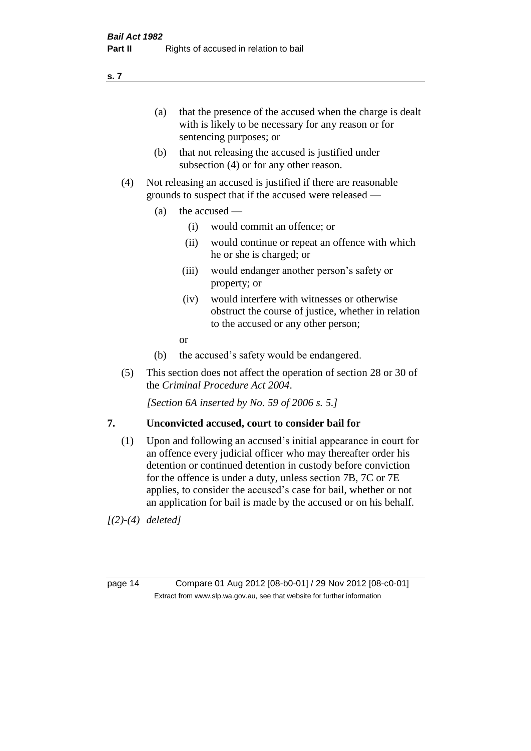(a) that the presence of the accused when the charge is dealt with is likely to be necessary for any reason or for sentencing purposes; or

(b) that not releasing the accused is justified under subsection (4) or for any other reason.

(4) Not releasing an accused is justified if there are reasonable grounds to suspect that if the accused were released —

(a) the accused —

(i) would commit an offence; or

(ii) would continue or repeat an offence with which he or she is charged; or

(iii) would endanger another person's safety or property; or

(iv) would interfere with witnesses or otherwise obstruct the course of justice, whether in relation to the accused or any other person;

or

(b) the accused's safety would be endangered.

(5) This section does not affect the operation of section 28 or 30 of the *Criminal Procedure Act 2004*.

*[Section 6A inserted by No. 59 of 2006 s. 5.]*

## 7. Unconvicted accused, court to consider bail for

(1) Upon and following an accused's initial appearance in court for an offence every judicial officer who may thereafter order his detention or continued detention in custody before conviction for the offence is under a duty, unless section 7B, 7C or 7E applies, to consider the accused's case for bail, whether or not an application for bail is made by the accused or on his behalf.

*[(2)-(4) deleted]*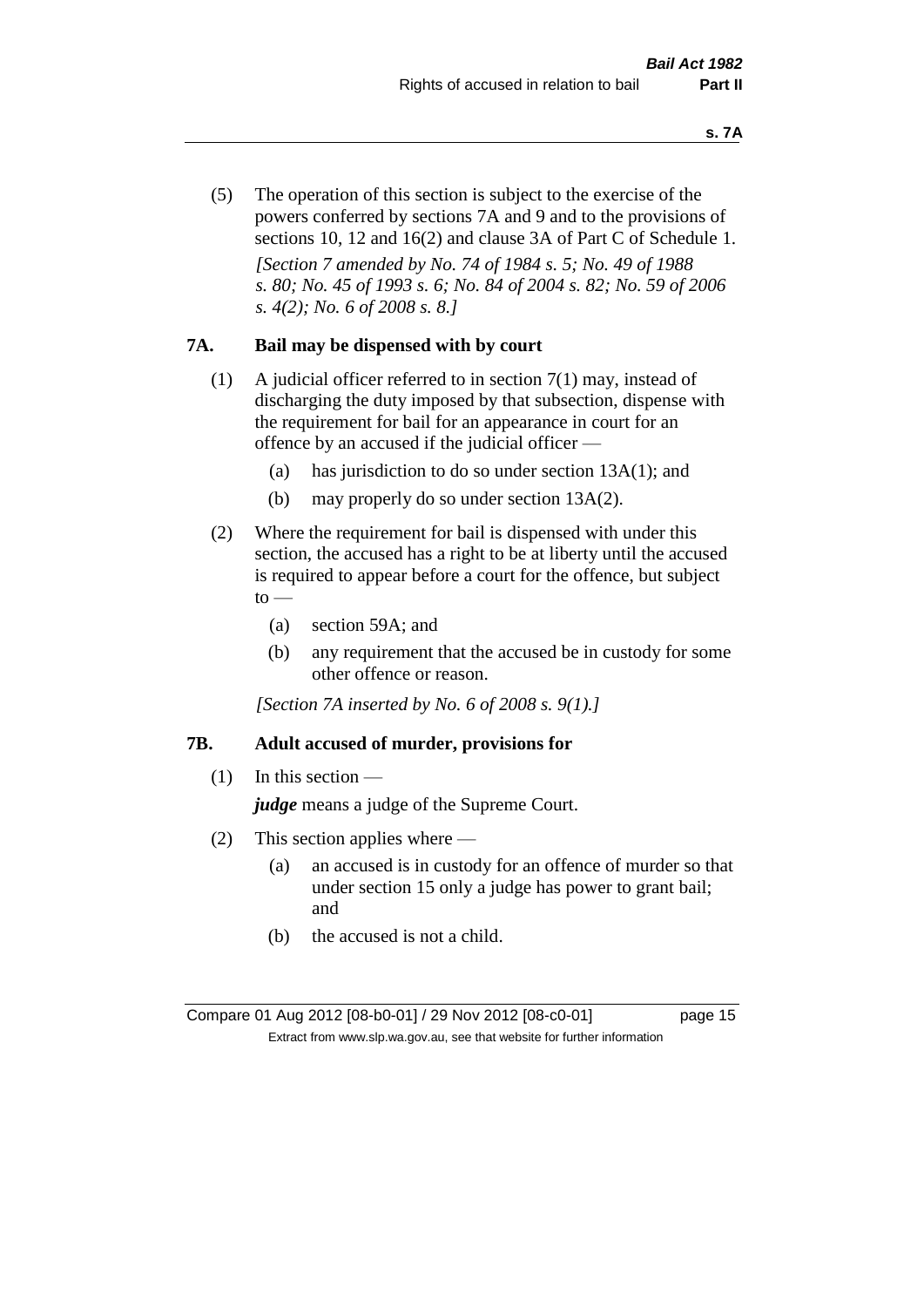(5) The operation of this section is subject to the exercise of the powers conferred by sections 7A and 9 and to the provisions of sections 10, 12 and 16(2) and clause 3A of Part C of Schedule 1.

*[Section 7 amended by No. 74 of 1984 s. 5; No. 49 of 1988 s. 80; No. 45 of 1993 s. 6; No. 84 of 2004 s. 82; No. 59 of 2006 s. 4(2); No. 6 of 2008 s. 8.]*

### 7A. Bail may be dispensed with by court

(1) A judicial officer referred to in section 7(1) may, instead of discharging the duty imposed by that subsection, dispense with the requirement for bail for an appearance in court for an offence by an accused if the judicial officer —

- (a) has jurisdiction to do so under section 13A(1); and
- (b) may properly do so under section 13A(2).

(2) Where the requirement for bail is dispensed with under this section, the accused has a right to be at liberty until the accused is required to appear before a court for the offence, but subject to —

- (a) section 59A; and
- (b) any requirement that the accused be in custody for some other offence or reason.

*[Section 7A inserted by No. 6 of 2008 s. 9(1).]*

### 7B. Adult accused of murder, provisions for

(1) In this section —

***judge*** means a judge of the Supreme Court.

(2) This section applies where —

- (a) an accused is in custody for an offence of murder so that under section 15 only a judge has power to grant bail; and
- (b) the accused is not a child.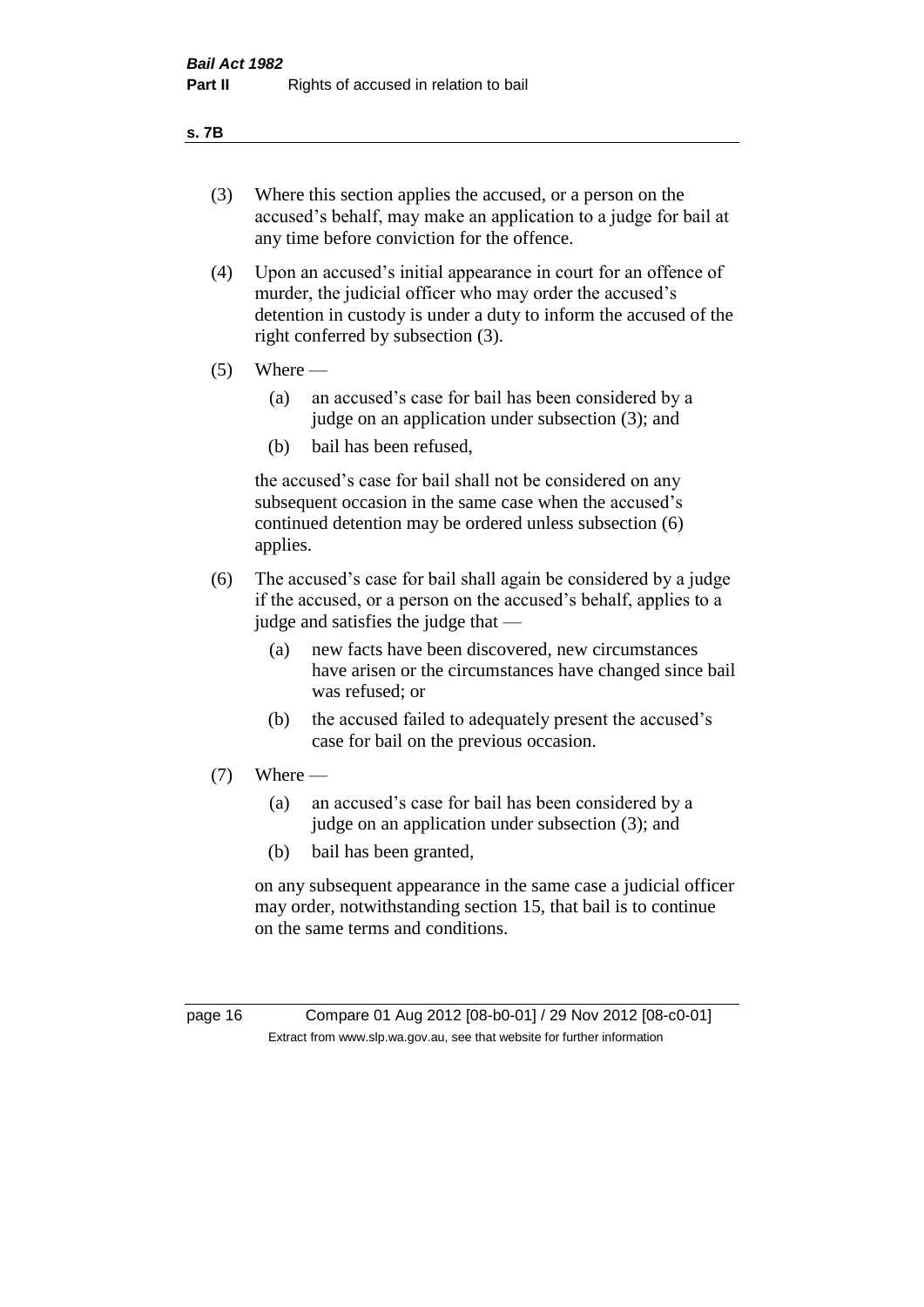(3) Where this section applies the accused, or a person on the accused's behalf, may make an application to a judge for bail at any time before conviction for the offence.

(4) Upon an accused's initial appearance in court for an offence of murder, the judicial officer who may order the accused's detention in custody is under a duty to inform the accused of the right conferred by subsection (3).

(5) Where —

  (a) an accused's case for bail has been considered by a judge on an application under subsection (3); and

  (b) bail has been refused,

the accused's case for bail shall not be considered on any subsequent occasion in the same case when the accused's continued detention may be ordered unless subsection (6) applies.

(6) The accused's case for bail shall again be considered by a judge if the accused, or a person on the accused's behalf, applies to a judge and satisfies the judge that —

  (a) new facts have been discovered, new circumstances have arisen or the circumstances have changed since bail was refused; or

  (b) the accused failed to adequately present the accused's case for bail on the previous occasion.

(7) Where —

  (a) an accused's case for bail has been considered by a judge on an application under subsection (3); and

  (b) bail has been granted,

on any subsequent appearance in the same case a judicial officer may order, notwithstanding section 15, that bail is to continue on the same terms and conditions.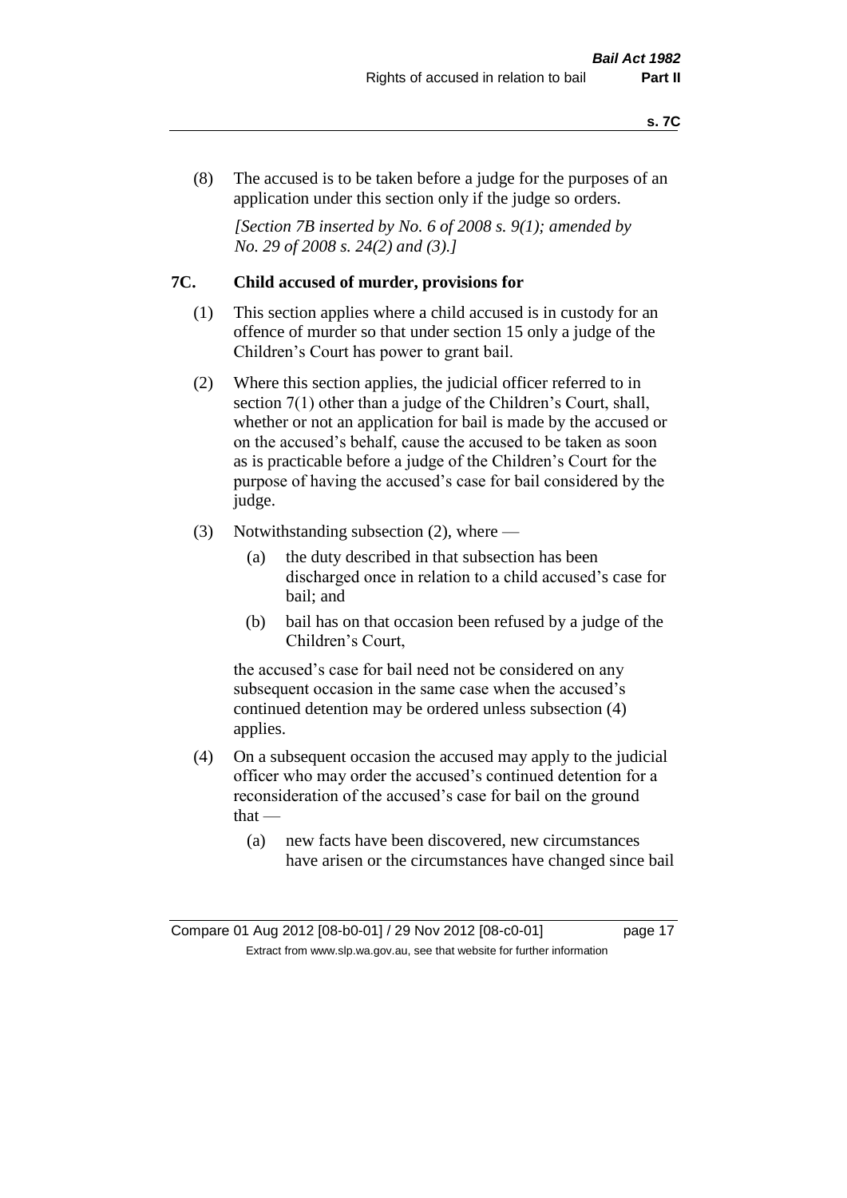(8) The accused is to be taken before a judge for the purposes of an application under this section only if the judge so orders.

*[Section 7B inserted by No. 6 of 2008 s. 9(1); amended by No. 29 of 2008 s. 24(2) and (3).]*

## 7C. Child accused of murder, provisions for

(1) This section applies where a child accused is in custody for an offence of murder so that under section 15 only a judge of the Children's Court has power to grant bail.

(2) Where this section applies, the judicial officer referred to in section 7(1) other than a judge of the Children's Court, shall, whether or not an application for bail is made by the accused or on the accused's behalf, cause the accused to be taken as soon as is practicable before a judge of the Children's Court for the purpose of having the accused's case for bail considered by the judge.

(3) Notwithstanding subsection (2), where —

- (a) the duty described in that subsection has been discharged once in relation to a child accused's case for bail; and
- (b) bail has on that occasion been refused by a judge of the Children's Court,

the accused's case for bail need not be considered on any subsequent occasion in the same case when the accused's continued detention may be ordered unless subsection (4) applies.

(4) On a subsequent occasion the accused may apply to the judicial officer who may order the accused's continued detention for a reconsideration of the accused's case for bail on the ground that —

- (a) new facts have been discovered, new circumstances have arisen or the circumstances have changed since bail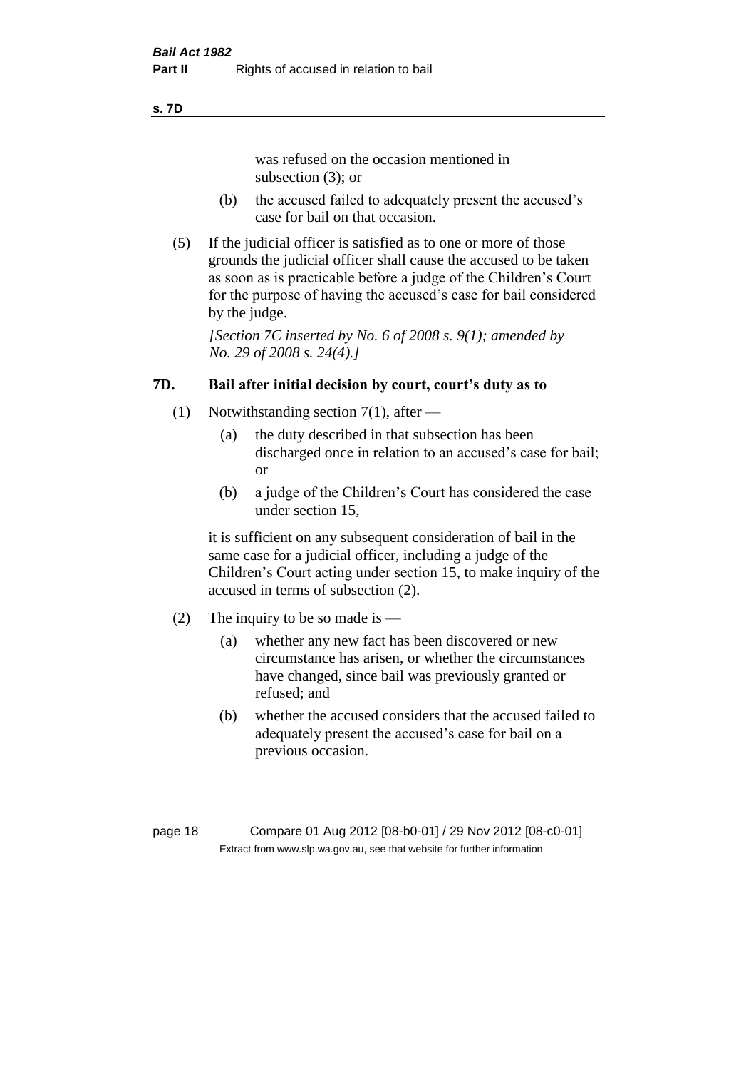was refused on the occasion mentioned in subsection (3); or

(b) the accused failed to adequately present the accused's case for bail on that occasion.

(5) If the judicial officer is satisfied as to one or more of those grounds the judicial officer shall cause the accused to be taken as soon as is practicable before a judge of the Children's Court for the purpose of having the accused's case for bail considered by the judge.

*[Section 7C inserted by No. 6 of 2008 s. 9(1); amended by No. 29 of 2008 s. 24(4).]*

### 7D. Bail after initial decision by court, court's duty as to

(1) Notwithstanding section 7(1), after —

(a) the duty described in that subsection has been discharged once in relation to an accused's case for bail; or

(b) a judge of the Children's Court has considered the case under section 15,

it is sufficient on any subsequent consideration of bail in the same case for a judicial officer, including a judge of the Children's Court acting under section 15, to make inquiry of the accused in terms of subsection (2).

(2) The inquiry to be so made is —

(a) whether any new fact has been discovered or new circumstance has arisen, or whether the circumstances have changed, since bail was previously granted or refused; and

(b) whether the accused considers that the accused failed to adequately present the accused's case for bail on a previous occasion.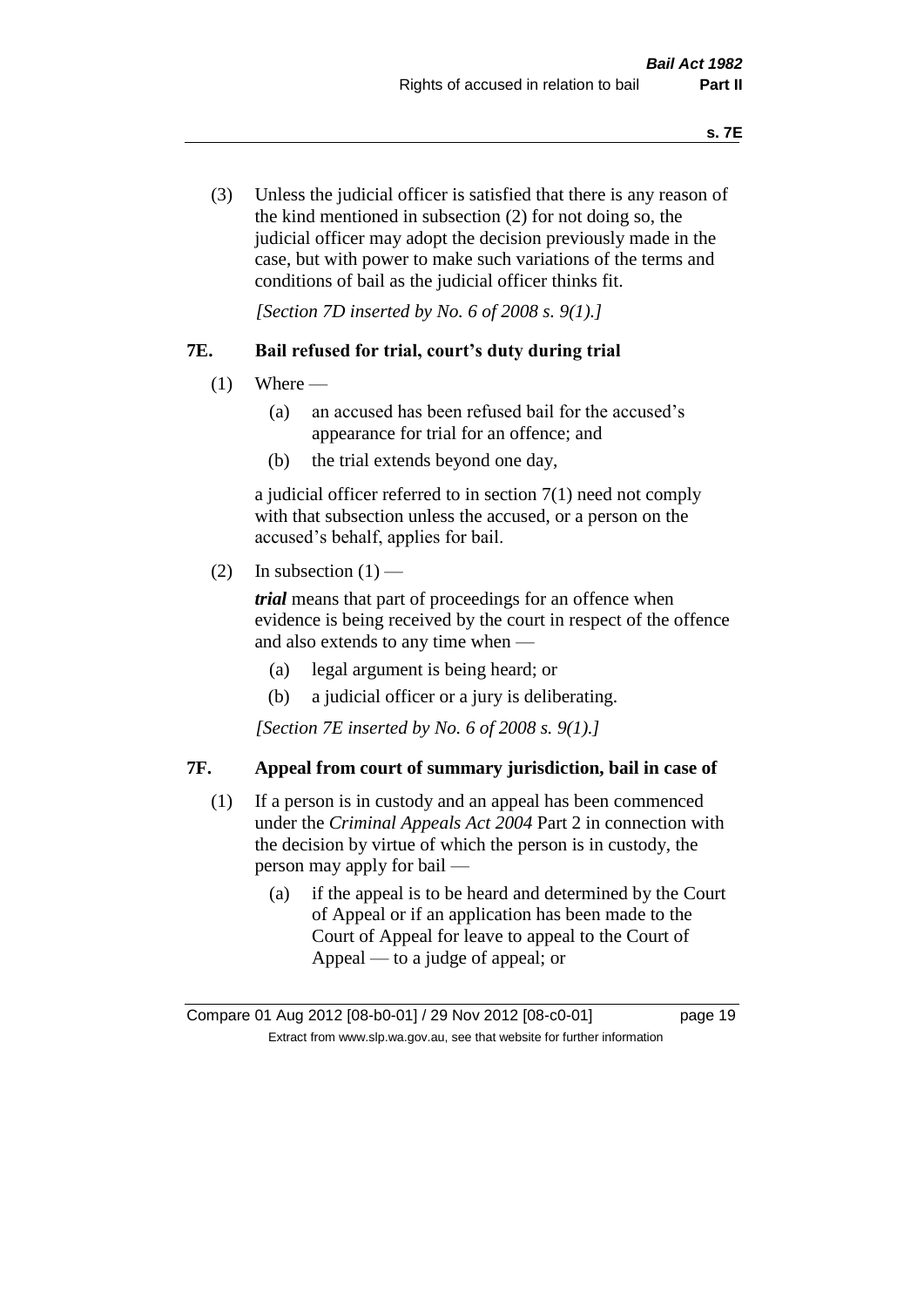(3) Unless the judicial officer is satisfied that there is any reason of the kind mentioned in subsection (2) for not doing so, the judicial officer may adopt the decision previously made in the case, but with power to make such variations of the terms and conditions of bail as the judicial officer thinks fit.

*[Section 7D inserted by No. 6 of 2008 s. 9(1).]*

## 7E. Bail refused for trial, court's duty during trial

(1) Where —

(a) an accused has been refused bail for the accused's appearance for trial for an offence; and

(b) the trial extends beyond one day,

a judicial officer referred to in section 7(1) need not comply with that subsection unless the accused, or a person on the accused's behalf, applies for bail.

(2) In subsection (1) —

***trial*** means that part of proceedings for an offence when evidence is being received by the court in respect of the offence and also extends to any time when —

(a) legal argument is being heard; or

(b) a judicial officer or a jury is deliberating.

*[Section 7E inserted by No. 6 of 2008 s. 9(1).]*

## 7F. Appeal from court of summary jurisdiction, bail in case of

(1) If a person is in custody and an appeal has been commenced under the *Criminal Appeals Act 2004* Part 2 in connection with the decision by virtue of which the person is in custody, the person may apply for bail —

(a) if the appeal is to be heard and determined by the Court of Appeal or if an application has been made to the Court of Appeal for leave to appeal to the Court of Appeal — to a judge of appeal; or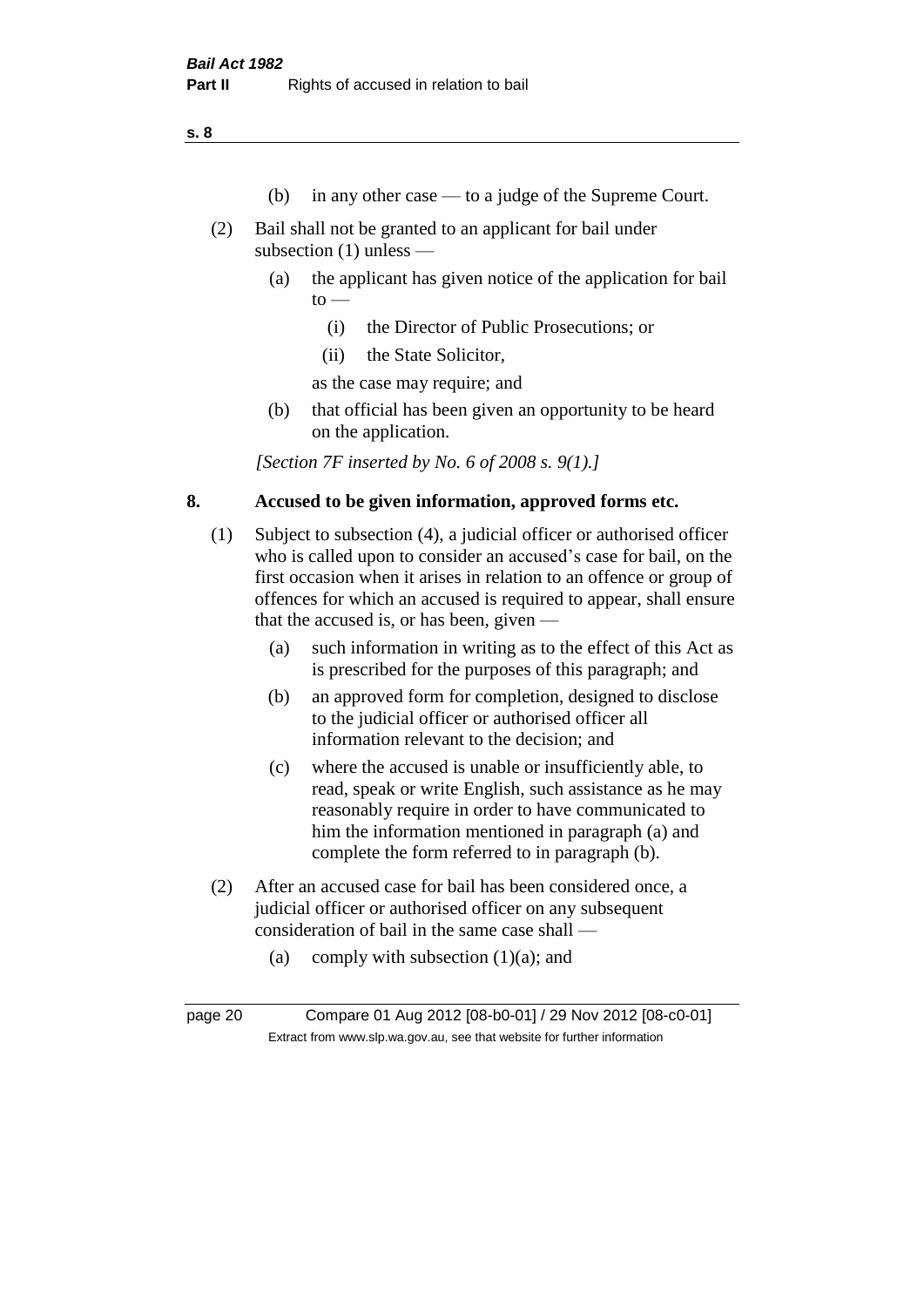(b) in any other case — to a judge of the Supreme Court.

(2) Bail shall not be granted to an applicant for bail under subsection (1) unless —

(a) the applicant has given notice of the application for bail to —

(i) the Director of Public Prosecutions; or

(ii) the State Solicitor,

as the case may require; and

(b) that official has been given an opportunity to be heard on the application.

*[Section 7F inserted by No. 6 of 2008 s. 9(1).]*

## 8. Accused to be given information, approved forms etc.

(1) Subject to subsection (4), a judicial officer or authorised officer who is called upon to consider an accused's case for bail, on the first occasion when it arises in relation to an offence or group of offences for which an accused is required to appear, shall ensure that the accused is, or has been, given —

(a) such information in writing as to the effect of this Act as is prescribed for the purposes of this paragraph; and

(b) an approved form for completion, designed to disclose to the judicial officer or authorised officer all information relevant to the decision; and

(c) where the accused is unable or insufficiently able, to read, speak or write English, such assistance as he may reasonably require in order to have communicated to him the information mentioned in paragraph (a) and complete the form referred to in paragraph (b).

(2) After an accused case for bail has been considered once, a judicial officer or authorised officer on any subsequent consideration of bail in the same case shall —

(a) comply with subsection (1)(a); and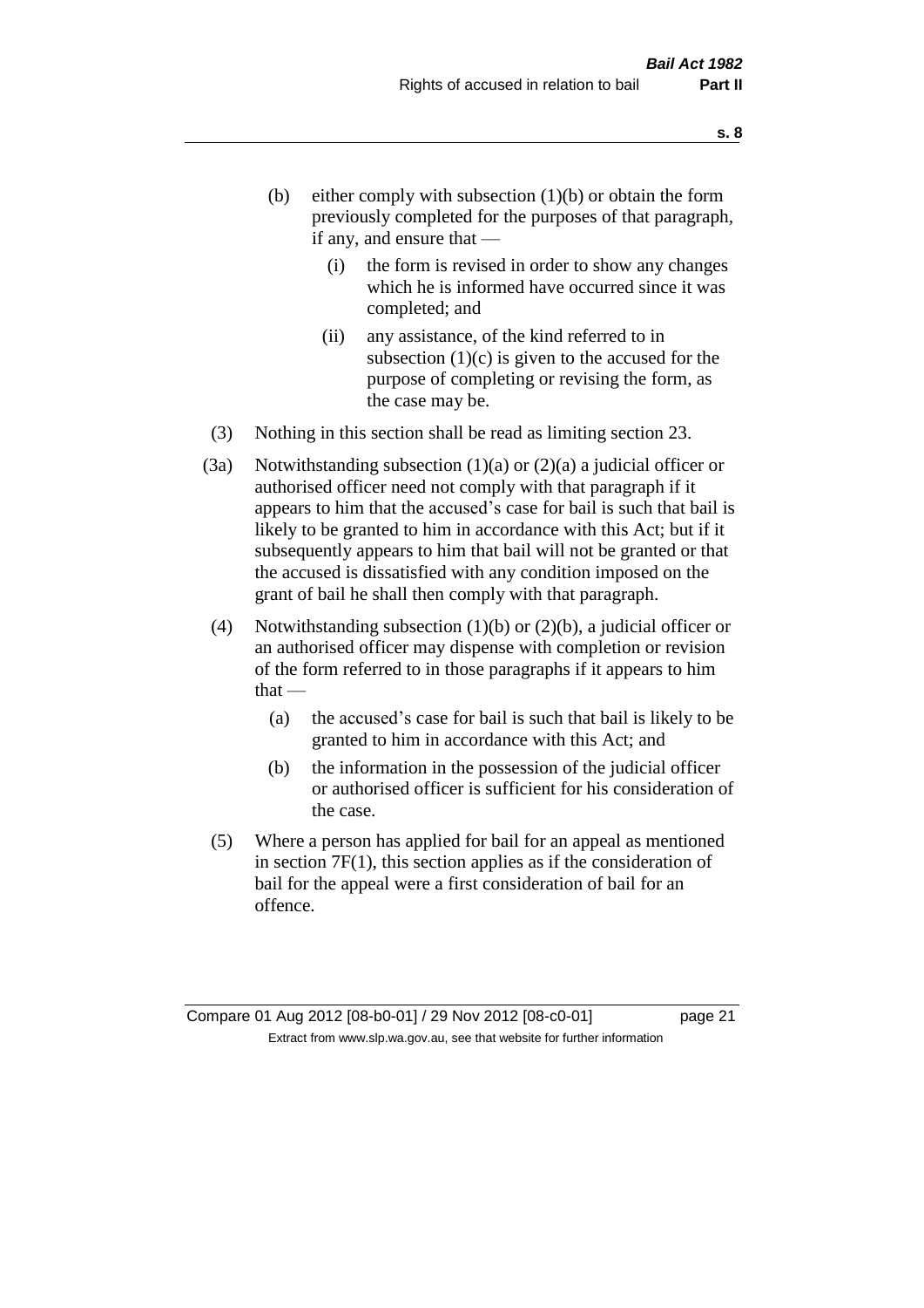- (b) either comply with subsection (1)(b) or obtain the form previously completed for the purposes of that paragraph, if any, and ensure that —
  - (i) the form is revised in order to show any changes which he is informed have occurred since it was completed; and
  - (ii) any assistance, of the kind referred to in subsection (1)(c) is given to the accused for the purpose of completing or revising the form, as the case may be.

(3) Nothing in this section shall be read as limiting section 23.

(3a) Notwithstanding subsection (1)(a) or (2)(a) a judicial officer or authorised officer need not comply with that paragraph if it appears to him that the accused's case for bail is such that bail is likely to be granted to him in accordance with this Act; but if it subsequently appears to him that bail will not be granted or that the accused is dissatisfied with any condition imposed on the grant of bail he shall then comply with that paragraph.

(4) Notwithstanding subsection (1)(b) or (2)(b), a judicial officer or an authorised officer may dispense with completion or revision of the form referred to in those paragraphs if it appears to him that —

- (a) the accused's case for bail is such that bail is likely to be granted to him in accordance with this Act; and
- (b) the information in the possession of the judicial officer or authorised officer is sufficient for his consideration of the case.

(5) Where a person has applied for bail for an appeal as mentioned in section 7F(1), this section applies as if the consideration of bail for the appeal were a first consideration of bail for an offence.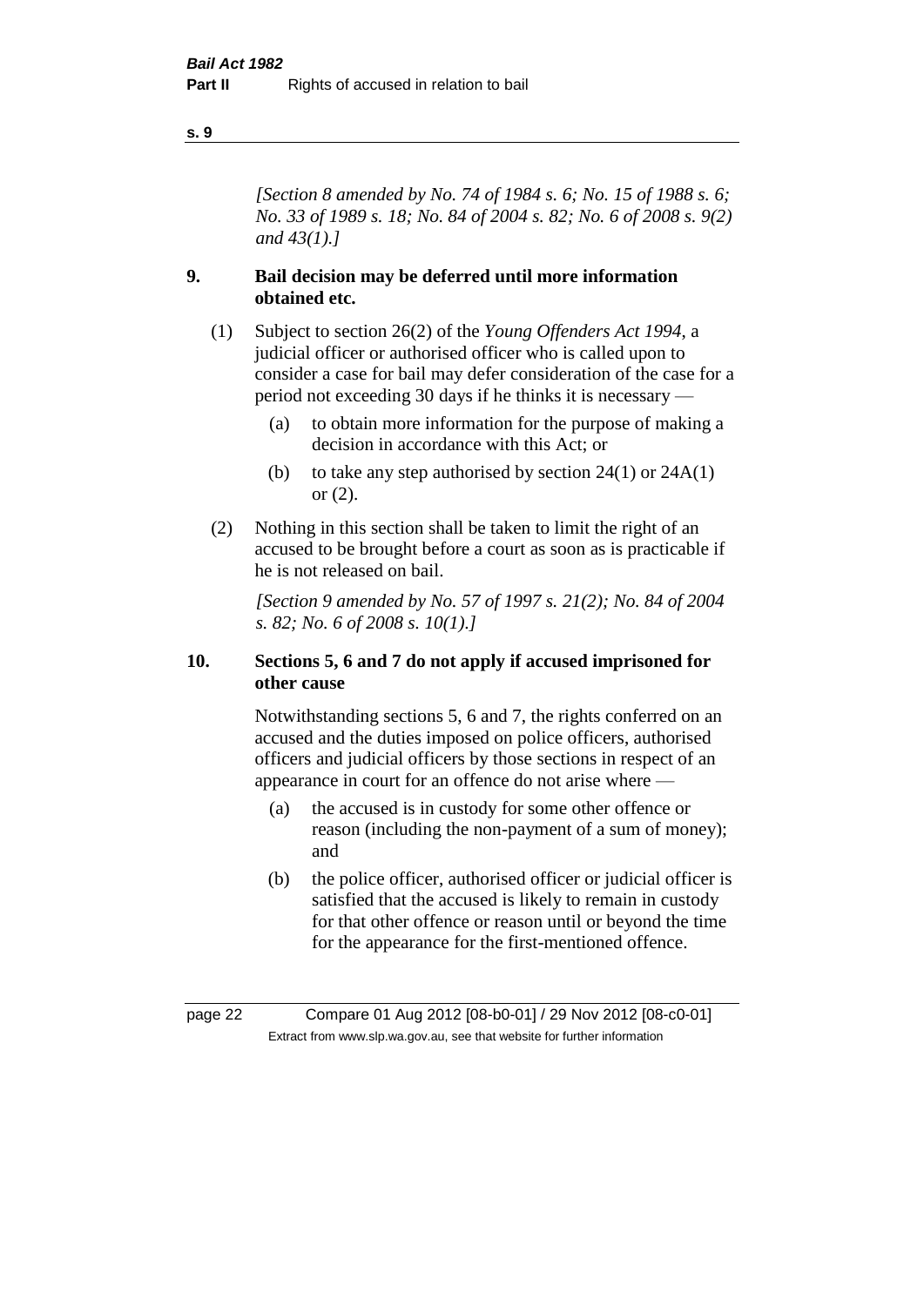*[Section 8 amended by No. 74 of 1984 s. 6; No. 15 of 1988 s. 6; No. 33 of 1989 s. 18; No. 84 of 2004 s. 82; No. 6 of 2008 s. 9(2) and 43(1).]*

### 9. Bail decision may be deferred until more information obtained etc.

(1) Subject to section 26(2) of the *Young Offenders Act 1994*, a judicial officer or authorised officer who is called upon to consider a case for bail may defer consideration of the case for a period not exceeding 30 days if he thinks it is necessary —

- (a) to obtain more information for the purpose of making a decision in accordance with this Act; or
- (b) to take any step authorised by section 24(1) or 24A(1) or (2).

(2) Nothing in this section shall be taken to limit the right of an accused to be brought before a court as soon as is practicable if he is not released on bail.

*[Section 9 amended by No. 57 of 1997 s. 21(2); No. 84 of 2004 s. 82; No. 6 of 2008 s. 10(1).]*

### 10. Sections 5, 6 and 7 do not apply if accused imprisoned for other cause

Notwithstanding sections 5, 6 and 7, the rights conferred on an accused and the duties imposed on police officers, authorised officers and judicial officers by those sections in respect of an appearance in court for an offence do not arise where —

- (a) the accused is in custody for some other offence or reason (including the non-payment of a sum of money); and
- (b) the police officer, authorised officer or judicial officer is satisfied that the accused is likely to remain in custody for that other offence or reason until or beyond the time for the appearance for the first-mentioned offence.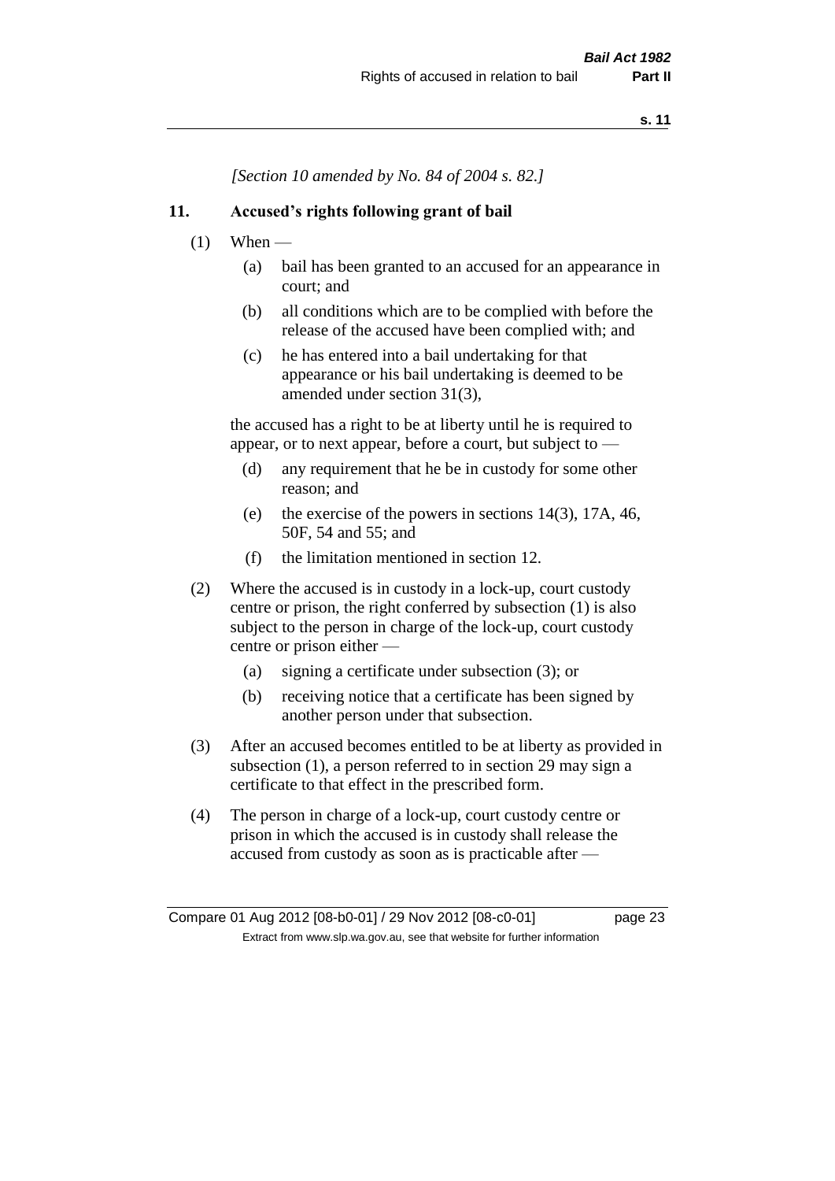*[Section 10 amended by No. 84 of 2004 s. 82.]*

### 11. Accused's rights following grant of bail

(1) When —

(a) bail has been granted to an accused for an appearance in court; and

(b) all conditions which are to be complied with before the release of the accused have been complied with; and

(c) he has entered into a bail undertaking for that appearance or his bail undertaking is deemed to be amended under section 31(3),

the accused has a right to be at liberty until he is required to appear, or to next appear, before a court, but subject to —

(d) any requirement that he be in custody for some other reason; and

(e) the exercise of the powers in sections 14(3), 17A, 46, 50F, 54 and 55; and

(f) the limitation mentioned in section 12.

(2) Where the accused is in custody in a lock-up, court custody centre or prison, the right conferred by subsection (1) is also subject to the person in charge of the lock-up, court custody centre or prison either —

(a) signing a certificate under subsection (3); or

(b) receiving notice that a certificate has been signed by another person under that subsection.

(3) After an accused becomes entitled to be at liberty as provided in subsection (1), a person referred to in section 29 may sign a certificate to that effect in the prescribed form.

(4) The person in charge of a lock-up, court custody centre or prison in which the accused is in custody shall release the accused from custody as soon as is practicable after —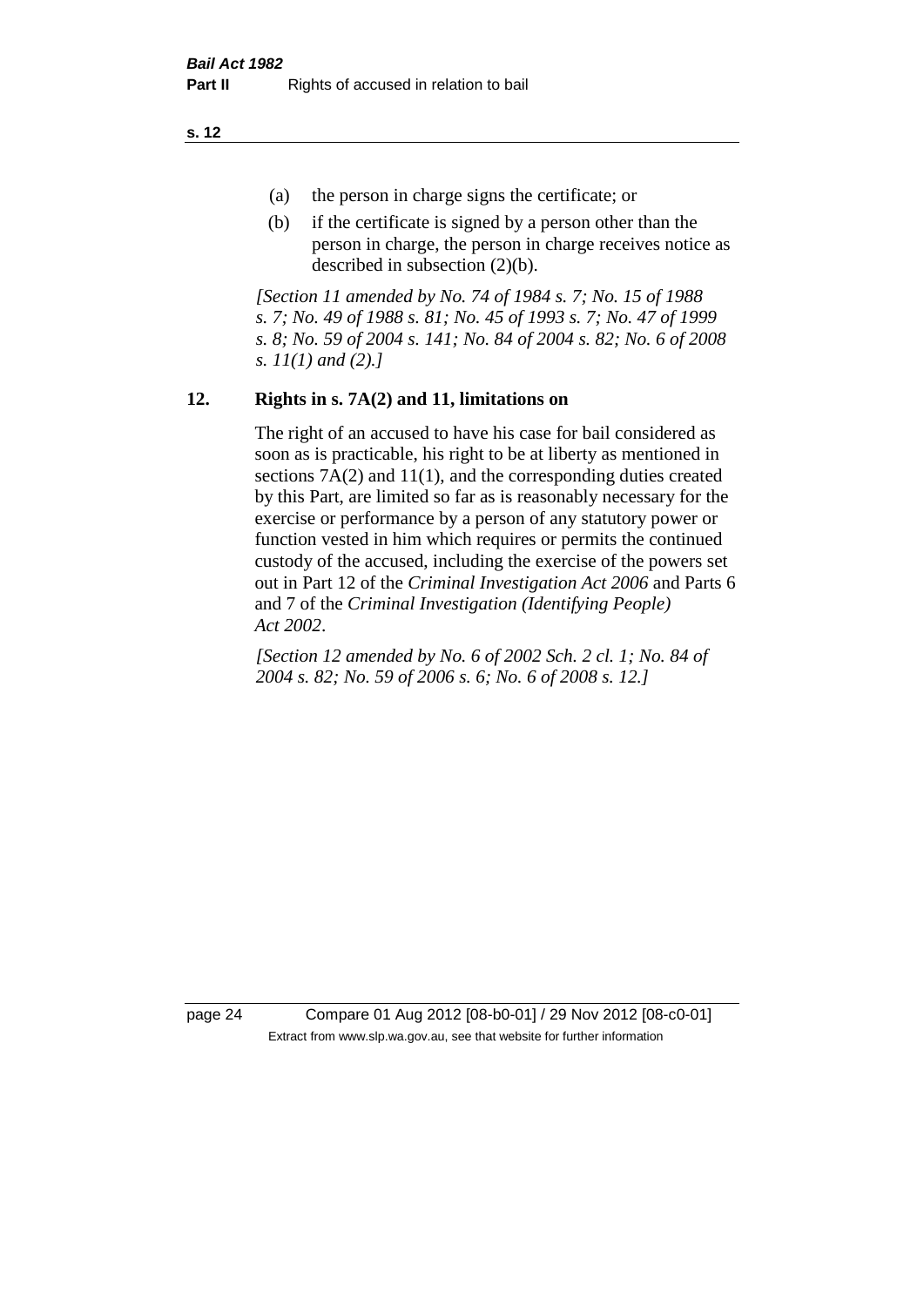(a) the person in charge signs the certificate; or

(b) if the certificate is signed by a person other than the person in charge, the person in charge receives notice as described in subsection (2)(b).

*[Section 11 amended by No. 74 of 1984 s. 7; No. 15 of 1988 s. 7; No. 49 of 1988 s. 81; No. 45 of 1993 s. 7; No. 47 of 1999 s. 8; No. 59 of 2004 s. 141; No. 84 of 2004 s. 82; No. 6 of 2008 s. 11(1) and (2).]*

## 12. Rights in s. 7A(2) and 11, limitations on

The right of an accused to have his case for bail considered as soon as is practicable, his right to be at liberty as mentioned in sections 7A(2) and 11(1), and the corresponding duties created by this Part, are limited so far as is reasonably necessary for the exercise or performance by a person of any statutory power or function vested in him which requires or permits the continued custody of the accused, including the exercise of the powers set out in Part 12 of the *Criminal Investigation Act 2006* and Parts 6 and 7 of the *Criminal Investigation (Identifying People) Act 2002*.

*[Section 12 amended by No. 6 of 2002 Sch. 2 cl. 1; No. 84 of 2004 s. 82; No. 59 of 2006 s. 6; No. 6 of 2008 s. 12.]*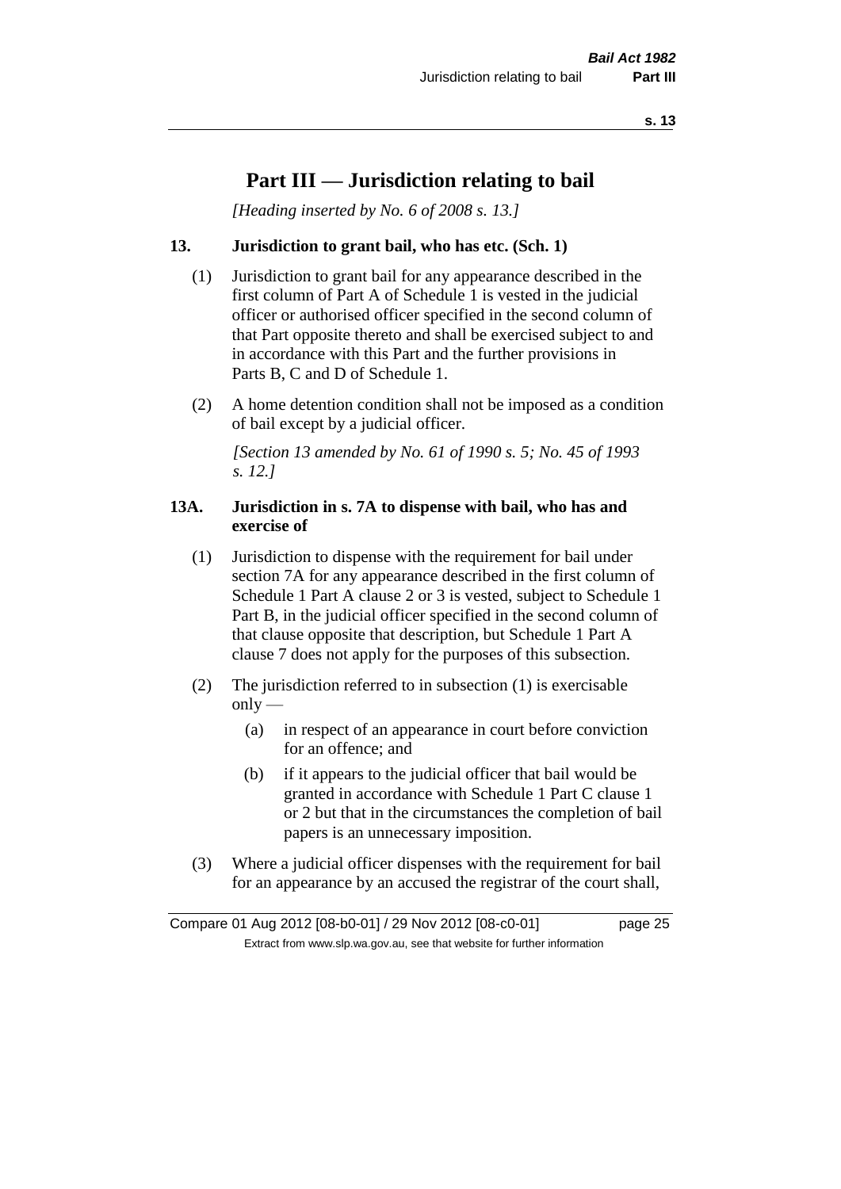# Part III — Jurisdiction relating to bail

*[Heading inserted by No. 6 of 2008 s. 13.]*

**13. Jurisdiction to grant bail, who has etc. (Sch. 1)**

(1) Jurisdiction to grant bail for any appearance described in the first column of Part A of Schedule 1 is vested in the judicial officer or authorised officer specified in the second column of that Part opposite thereto and shall be exercised subject to and in accordance with this Part and the further provisions in Parts B, C and D of Schedule 1.

(2) A home detention condition shall not be imposed as a condition of bail except by a judicial officer.

*[Section 13 amended by No. 61 of 1990 s. 5; No. 45 of 1993 s. 12.]*

**13A. Jurisdiction in s. 7A to dispense with bail, who has and exercise of**

(1) Jurisdiction to dispense with the requirement for bail under section 7A for any appearance described in the first column of Schedule 1 Part A clause 2 or 3 is vested, subject to Schedule 1 Part B, in the judicial officer specified in the second column of that clause opposite that description, but Schedule 1 Part A clause 7 does not apply for the purposes of this subsection.

(2) The jurisdiction referred to in subsection (1) is exercisable only —

(a) in respect of an appearance in court before conviction for an offence; and

(b) if it appears to the judicial officer that bail would be granted in accordance with Schedule 1 Part C clause 1 or 2 but that in the circumstances the completion of bail papers is an unnecessary imposition.

(3) Where a judicial officer dispenses with the requirement for bail for an appearance by an accused the registrar of the court shall,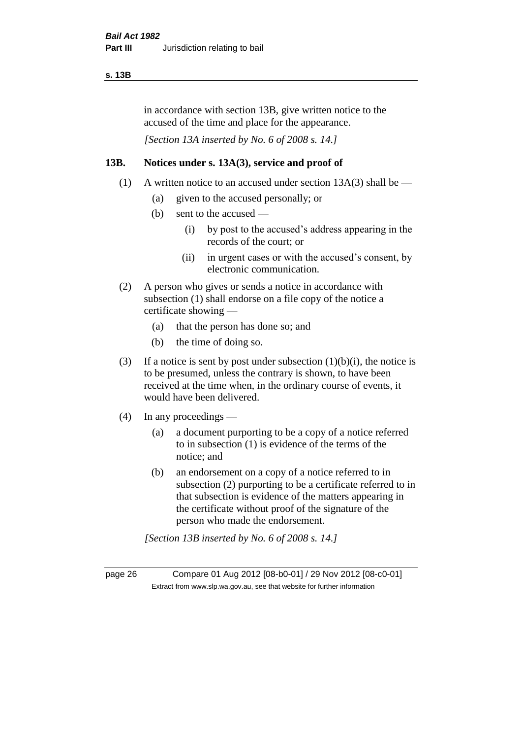in accordance with section 13B, give written notice to the accused of the time and place for the appearance.

*[Section 13A inserted by No. 6 of 2008 s. 14.]*

### 13B. Notices under s. 13A(3), service and proof of

(1) A written notice to an accused under section 13A(3) shall be —

- (a) given to the accused personally; or
- (b) sent to the accused —
  - (i) by post to the accused's address appearing in the records of the court; or
  - (ii) in urgent cases or with the accused's consent, by electronic communication.

(2) A person who gives or sends a notice in accordance with subsection (1) shall endorse on a file copy of the notice a certificate showing —

- (a) that the person has done so; and
- (b) the time of doing so.

(3) If a notice is sent by post under subsection (1)(b)(i), the notice is to be presumed, unless the contrary is shown, to have been received at the time when, in the ordinary course of events, it would have been delivered.

(4) In any proceedings —

- (a) a document purporting to be a copy of a notice referred to in subsection (1) is evidence of the terms of the notice; and
- (b) an endorsement on a copy of a notice referred to in subsection (2) purporting to be a certificate referred to in that subsection is evidence of the matters appearing in the certificate without proof of the signature of the person who made the endorsement.

*[Section 13B inserted by No. 6 of 2008 s. 14.]*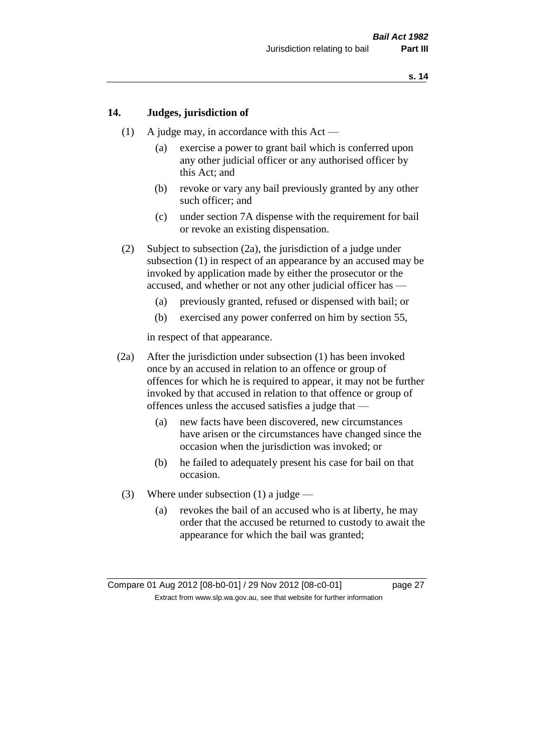## 14. Judges, jurisdiction of

(1) A judge may, in accordance with this Act —

(a) exercise a power to grant bail which is conferred upon any other judicial officer or any authorised officer by this Act; and

(b) revoke or vary any bail previously granted by any other such officer; and

(c) under section 7A dispense with the requirement for bail or revoke an existing dispensation.

(2) Subject to subsection (2a), the jurisdiction of a judge under subsection (1) in respect of an appearance by an accused may be invoked by application made by either the prosecutor or the accused, and whether or not any other judicial officer has —

(a) previously granted, refused or dispensed with bail; or

(b) exercised any power conferred on him by section 55,

in respect of that appearance.

(2a) After the jurisdiction under subsection (1) has been invoked once by an accused in relation to an offence or group of offences for which he is required to appear, it may not be further invoked by that accused in relation to that offence or group of offences unless the accused satisfies a judge that —

(a) new facts have been discovered, new circumstances have arisen or the circumstances have changed since the occasion when the jurisdiction was invoked; or

(b) he failed to adequately present his case for bail on that occasion.

(3) Where under subsection (1) a judge —

(a) revokes the bail of an accused who is at liberty, he may order that the accused be returned to custody to await the appearance for which the bail was granted;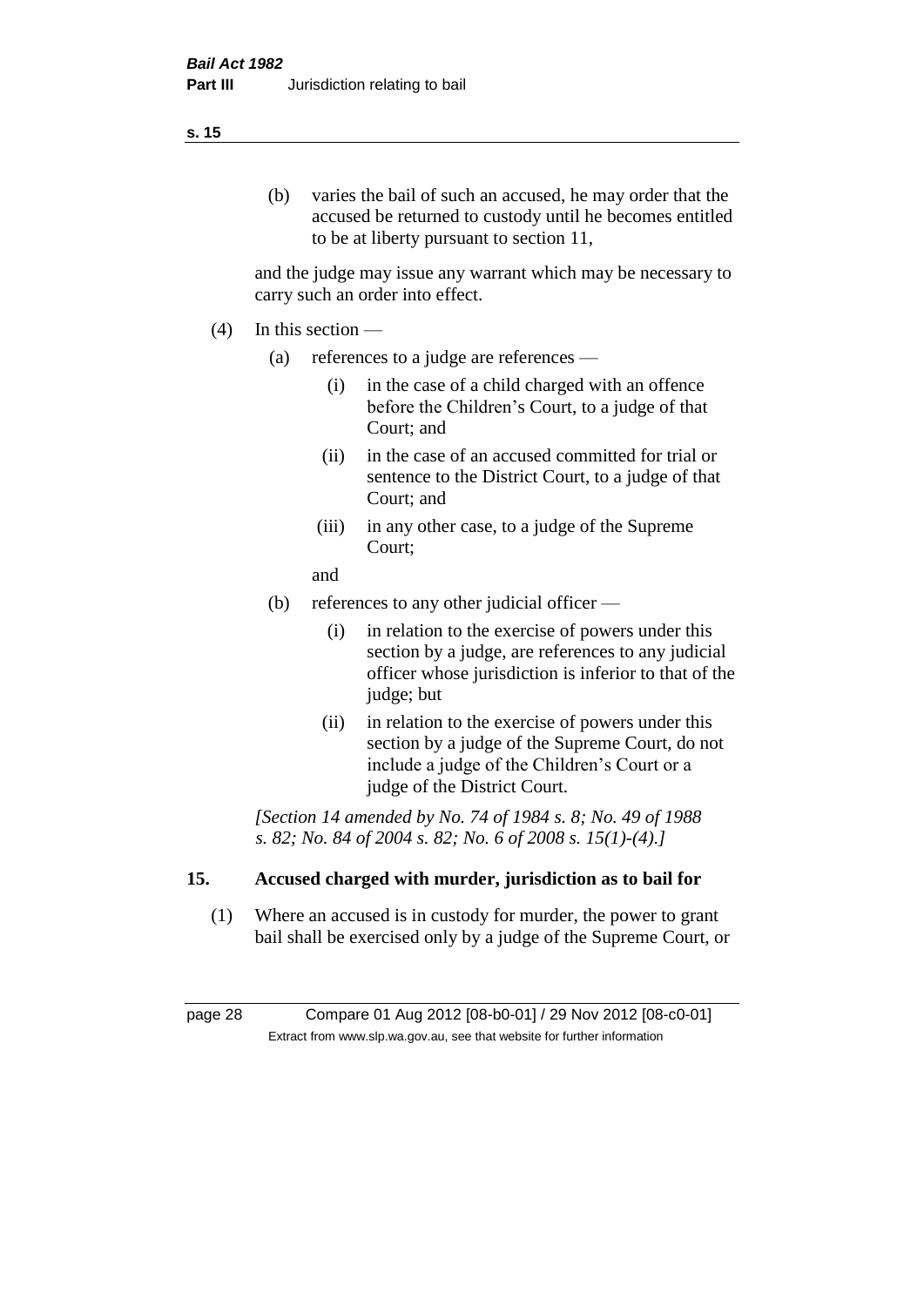(b) varies the bail of such an accused, he may order that the accused be returned to custody until he becomes entitled to be at liberty pursuant to section 11,

and the judge may issue any warrant which may be necessary to carry such an order into effect.

(4) In this section —

(a) references to a judge are references —

(i) in the case of a child charged with an offence before the Children's Court, to a judge of that Court; and

(ii) in the case of an accused committed for trial or sentence to the District Court, to a judge of that Court; and

(iii) in any other case, to a judge of the Supreme Court;

and

(b) references to any other judicial officer —

(i) in relation to the exercise of powers under this section by a judge, are references to any judicial officer whose jurisdiction is inferior to that of the judge; but

(ii) in relation to the exercise of powers under this section by a judge of the Supreme Court, do not include a judge of the Children's Court or a judge of the District Court.

*[Section 14 amended by No. 74 of 1984 s. 8; No. 49 of 1988 s. 82; No. 84 of 2004 s. 82; No. 6 of 2008 s. 15(1)-(4).]*

## 15. Accused charged with murder, jurisdiction as to bail for

(1) Where an accused is in custody for murder, the power to grant bail shall be exercised only by a judge of the Supreme Court, or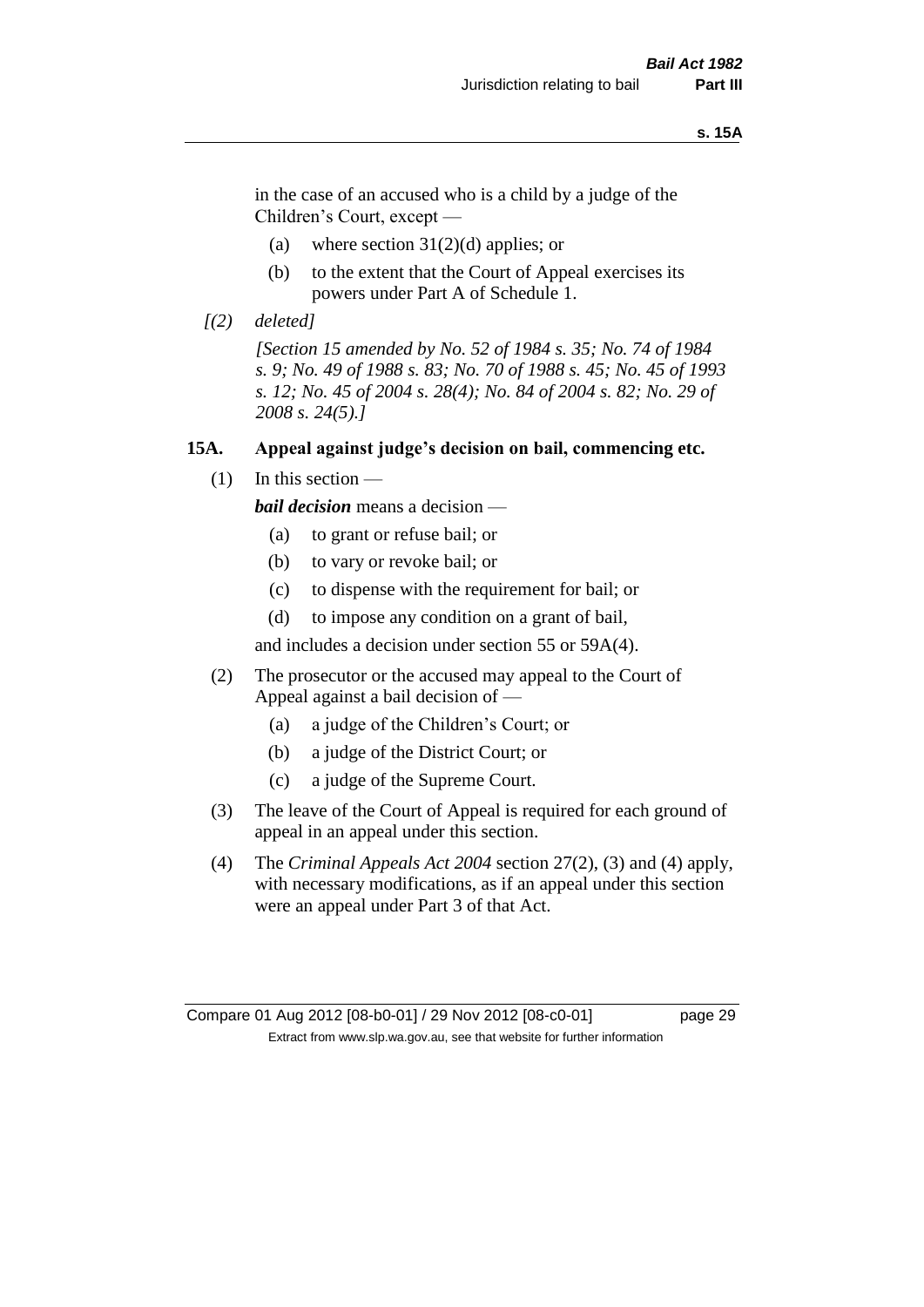in the case of an accused who is a child by a judge of the Children's Court, except —

(a) where section 31(2)(d) applies; or

(b) to the extent that the Court of Appeal exercises its powers under Part A of Schedule 1.

*[(2) deleted]*

*[Section 15 amended by No. 52 of 1984 s. 35; No. 74 of 1984 s. 9; No. 49 of 1988 s. 83; No. 70 of 1988 s. 45; No. 45 of 1993 s. 12; No. 45 of 2004 s. 28(4); No. 84 of 2004 s. 82; No. 29 of 2008 s. 24(5).]*

### 15A. Appeal against judge's decision on bail, commencing etc.

(1) In this section —

***bail decision*** means a decision —

(a) to grant or refuse bail; or

(b) to vary or revoke bail; or

(c) to dispense with the requirement for bail; or

(d) to impose any condition on a grant of bail,

and includes a decision under section 55 or 59A(4).

(2) The prosecutor or the accused may appeal to the Court of Appeal against a bail decision of —

(a) a judge of the Children's Court; or

(b) a judge of the District Court; or

(c) a judge of the Supreme Court.

(3) The leave of the Court of Appeal is required for each ground of appeal in an appeal under this section.

(4) The *Criminal Appeals Act 2004* section 27(2), (3) and (4) apply, with necessary modifications, as if an appeal under this section were an appeal under Part 3 of that Act.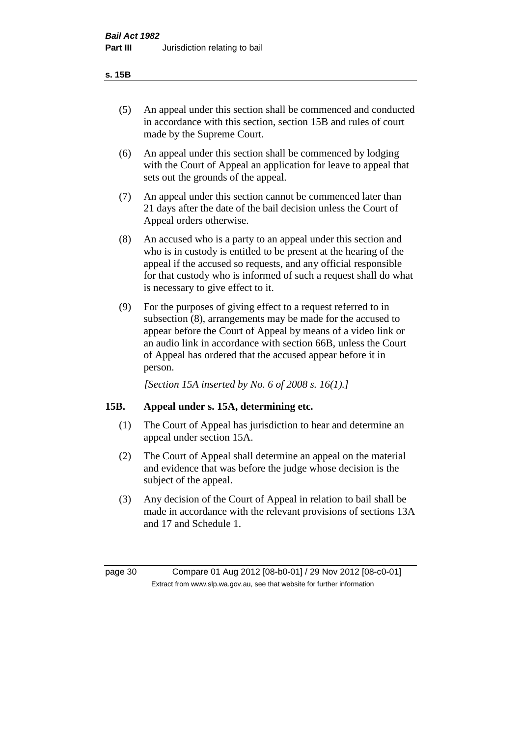(5) An appeal under this section shall be commenced and conducted in accordance with this section, section 15B and rules of court made by the Supreme Court.

(6) An appeal under this section shall be commenced by lodging with the Court of Appeal an application for leave to appeal that sets out the grounds of the appeal.

(7) An appeal under this section cannot be commenced later than 21 days after the date of the bail decision unless the Court of Appeal orders otherwise.

(8) An accused who is a party to an appeal under this section and who is in custody is entitled to be present at the hearing of the appeal if the accused so requests, and any official responsible for that custody who is informed of such a request shall do what is necessary to give effect to it.

(9) For the purposes of giving effect to a request referred to in subsection (8), arrangements may be made for the accused to appear before the Court of Appeal by means of a video link or an audio link in accordance with section 66B, unless the Court of Appeal has ordered that the accused appear before it in person.

*[Section 15A inserted by No. 6 of 2008 s. 16(1).]*

## 15B. Appeal under s. 15A, determining etc.

(1) The Court of Appeal has jurisdiction to hear and determine an appeal under section 15A.

(2) The Court of Appeal shall determine an appeal on the material and evidence that was before the judge whose decision is the subject of the appeal.

(3) Any decision of the Court of Appeal in relation to bail shall be made in accordance with the relevant provisions of sections 13A and 17 and Schedule 1.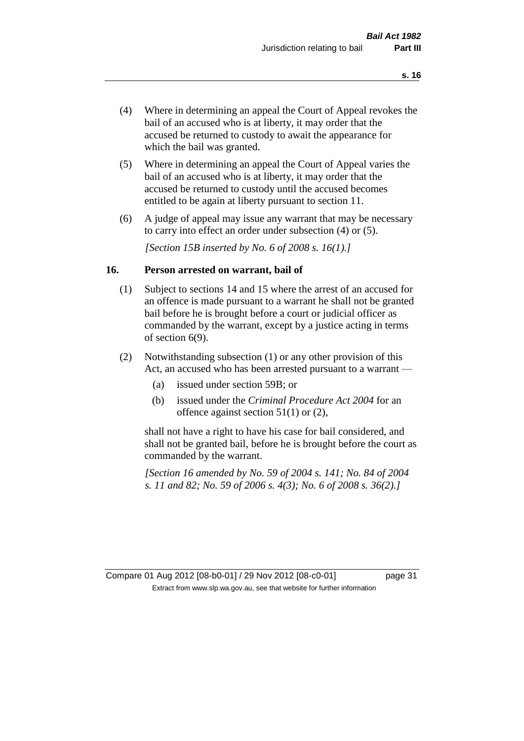(4) Where in determining an appeal the Court of Appeal revokes the bail of an accused who is at liberty, it may order that the accused be returned to custody to await the appearance for which the bail was granted.

(5) Where in determining an appeal the Court of Appeal varies the bail of an accused who is at liberty, it may order that the accused be returned to custody until the accused becomes entitled to be again at liberty pursuant to section 11.

(6) A judge of appeal may issue any warrant that may be necessary to carry into effect an order under subsection (4) or (5).

*[Section 15B inserted by No. 6 of 2008 s. 16(1).]*

## 16. Person arrested on warrant, bail of

(1) Subject to sections 14 and 15 where the arrest of an accused for an offence is made pursuant to a warrant he shall not be granted bail before he is brought before a court or judicial officer as commanded by the warrant, except by a justice acting in terms of section 6(9).

(2) Notwithstanding subsection (1) or any other provision of this Act, an accused who has been arrested pursuant to a warrant —

- (a) issued under section 59B; or
- (b) issued under the *Criminal Procedure Act 2004* for an offence against section 51(1) or (2),

shall not have a right to have his case for bail considered, and shall not be granted bail, before he is brought before the court as commanded by the warrant.

*[Section 16 amended by No. 59 of 2004 s. 141; No. 84 of 2004 s. 11 and 82; No. 59 of 2006 s. 4(3); No. 6 of 2008 s. 36(2).]*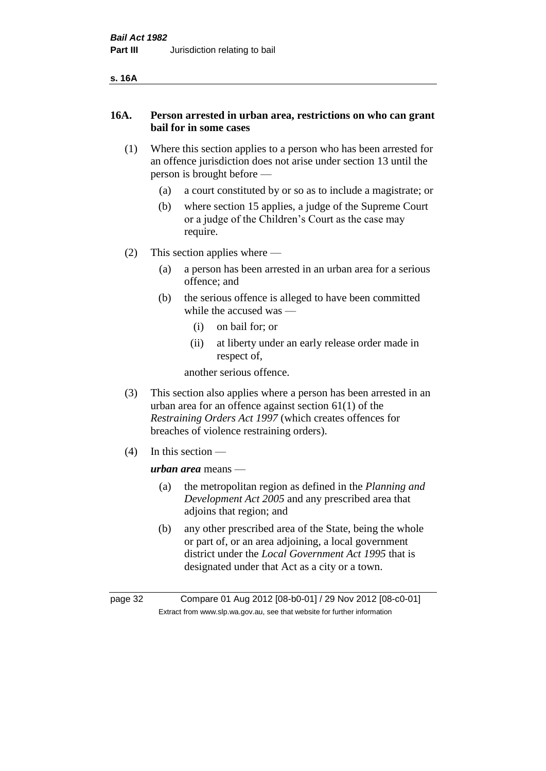**s. 16A**

### 16A. Person arrested in urban area, restrictions on who can grant bail for in some cases

(1) Where this section applies to a person who has been arrested for an offence jurisdiction does not arise under section 13 until the person is brought before —

- (a) a court constituted by or so as to include a magistrate; or
- (b) where section 15 applies, a judge of the Supreme Court or a judge of the Children's Court as the case may require.

(2) This section applies where —

- (a) a person has been arrested in an urban area for a serious offence; and
- (b) the serious offence is alleged to have been committed while the accused was —
  - (i) on bail for; or
  - (ii) at liberty under an early release order made in respect of,

  another serious offence.

(3) This section also applies where a person has been arrested in an urban area for an offence against section 61(1) of the *Restraining Orders Act 1997* (which creates offences for breaches of violence restraining orders).

(4) In this section —

***urban area*** means —

- (a) the metropolitan region as defined in the *Planning and Development Act 2005* and any prescribed area that adjoins that region; and
- (b) any other prescribed area of the State, being the whole or part of, or an area adjoining, a local government district under the *Local Government Act 1995* that is designated under that Act as a city or a town.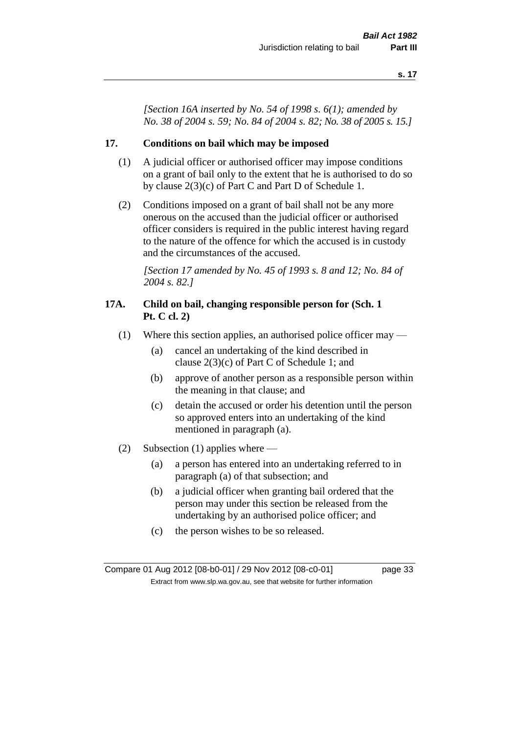*[Section 16A inserted by No. 54 of 1998 s. 6(1); amended by No. 38 of 2004 s. 59; No. 84 of 2004 s. 82; No. 38 of 2005 s. 15.]*

### 17. Conditions on bail which may be imposed

(1) A judicial officer or authorised officer may impose conditions on a grant of bail only to the extent that he is authorised to do so by clause 2(3)(c) of Part C and Part D of Schedule 1.

(2) Conditions imposed on a grant of bail shall not be any more onerous on the accused than the judicial officer or authorised officer considers is required in the public interest having regard to the nature of the offence for which the accused is in custody and the circumstances of the accused.

*[Section 17 amended by No. 45 of 1993 s. 8 and 12; No. 84 of 2004 s. 82.]*

### 17A. Child on bail, changing responsible person for (Sch. 1 Pt. C cl. 2)

(1) Where this section applies, an authorised police officer may —

- (a) cancel an undertaking of the kind described in clause 2(3)(c) of Part C of Schedule 1; and
- (b) approve of another person as a responsible person within the meaning in that clause; and
- (c) detain the accused or order his detention until the person so approved enters into an undertaking of the kind mentioned in paragraph (a).

(2) Subsection (1) applies where —

- (a) a person has entered into an undertaking referred to in paragraph (a) of that subsection; and
- (b) a judicial officer when granting bail ordered that the person may under this section be released from the undertaking by an authorised police officer; and
- (c) the person wishes to be so released.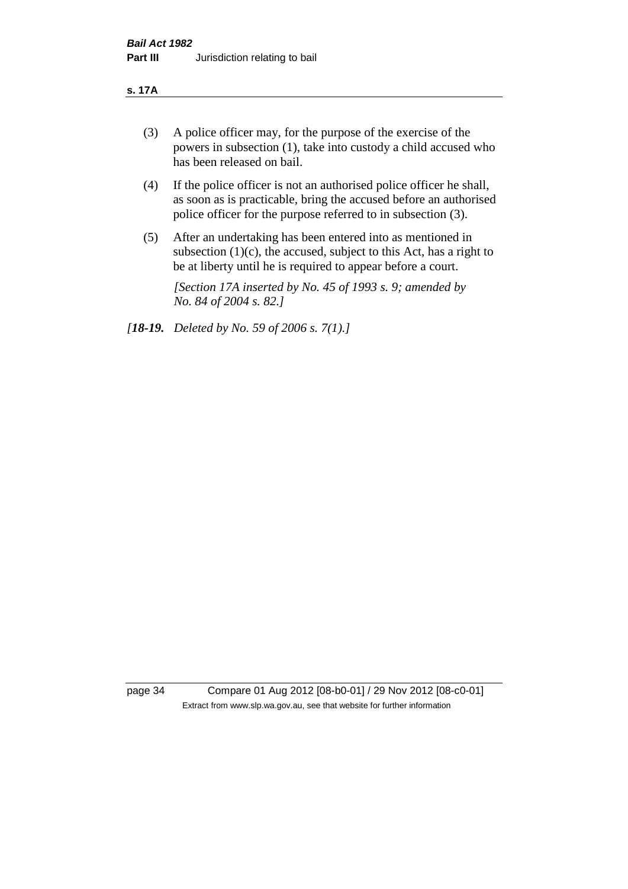(3) A police officer may, for the purpose of the exercise of the powers in subsection (1), take into custody a child accused who has been released on bail.

(4) If the police officer is not an authorised police officer he shall, as soon as is practicable, bring the accused before an authorised police officer for the purpose referred to in subsection (3).

(5) After an undertaking has been entered into as mentioned in subsection (1)(c), the accused, subject to this Act, has a right to be at liberty until he is required to appear before a court.

*[Section 17A inserted by No. 45 of 1993 s. 9; amended by No. 84 of 2004 s. 82.]*

*[**18-19.** Deleted by No. 59 of 2006 s. 7(1).]*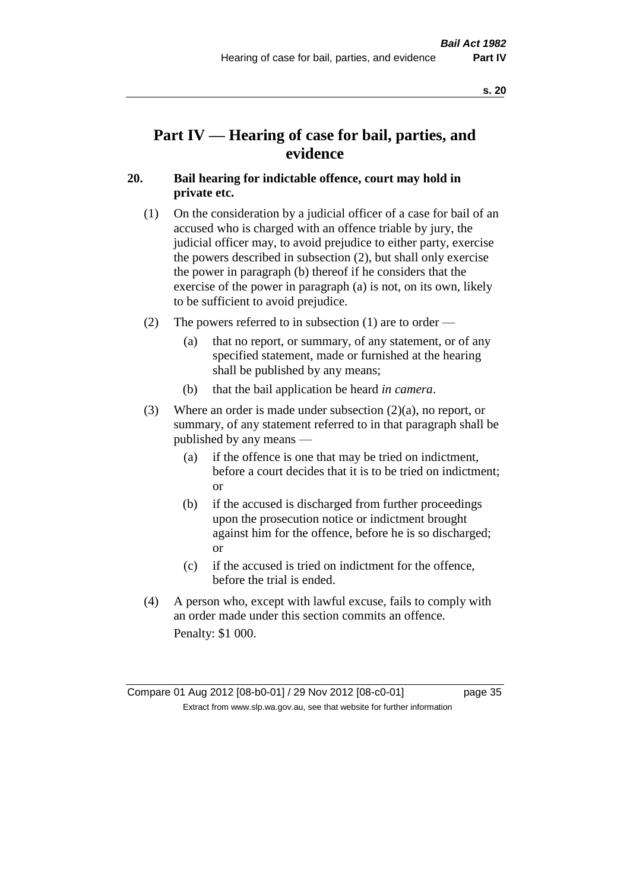# Part IV — Hearing of case for bail, parties, and evidence

## 20. Bail hearing for indictable offence, court may hold in private etc.

(1) On the consideration by a judicial officer of a case for bail of an accused who is charged with an offence triable by jury, the judicial officer may, to avoid prejudice to either party, exercise the powers described in subsection (2), but shall only exercise the power in paragraph (b) thereof if he considers that the exercise of the power in paragraph (a) is not, on its own, likely to be sufficient to avoid prejudice.

(2) The powers referred to in subsection (1) are to order —

- (a) that no report, or summary, of any statement, or of any specified statement, made or furnished at the hearing shall be published by any means;
- (b) that the bail application be heard *in camera*.

(3) Where an order is made under subsection (2)(a), no report, or summary, of any statement referred to in that paragraph shall be published by any means —

- (a) if the offence is one that may be tried on indictment, before a court decides that it is to be tried on indictment; or
- (b) if the accused is discharged from further proceedings upon the prosecution notice or indictment brought against him for the offence, before he is so discharged; or
- (c) if the accused is tried on indictment for the offence, before the trial is ended.

(4) A person who, except with lawful excuse, fails to comply with an order made under this section commits an offence.

Penalty: $1 000.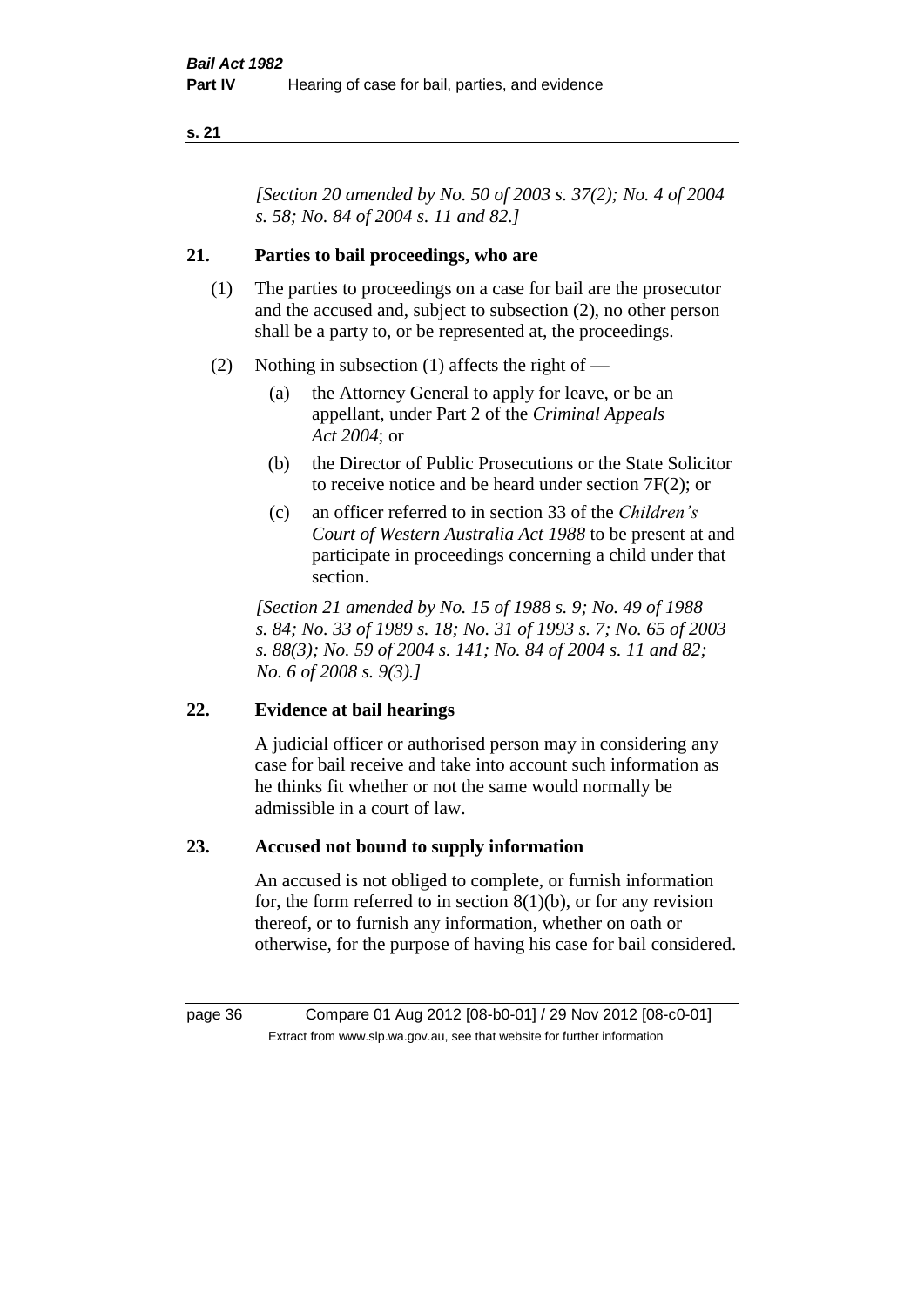*[Section 20 amended by No. 50 of 2003 s. 37(2); No. 4 of 2004 s. 58; No. 84 of 2004 s. 11 and 82.]*

## 21. Parties to bail proceedings, who are

(1) The parties to proceedings on a case for bail are the prosecutor and the accused and, subject to subsection (2), no other person shall be a party to, or be represented at, the proceedings.

(2) Nothing in subsection (1) affects the right of —

  (a) the Attorney General to apply for leave, or be an appellant, under Part 2 of the *Criminal Appeals Act 2004*; or

  (b) the Director of Public Prosecutions or the State Solicitor to receive notice and be heard under section 7F(2); or

  (c) an officer referred to in section 33 of the *Children's Court of Western Australia Act 1988* to be present at and participate in proceedings concerning a child under that section.

*[Section 21 amended by No. 15 of 1988 s. 9; No. 49 of 1988 s. 84; No. 33 of 1989 s. 18; No. 31 of 1993 s. 7; No. 65 of 2003 s. 88(3); No. 59 of 2004 s. 141; No. 84 of 2004 s. 11 and 82; No. 6 of 2008 s. 9(3).]*

## 22. Evidence at bail hearings

A judicial officer or authorised person may in considering any case for bail receive and take into account such information as he thinks fit whether or not the same would normally be admissible in a court of law.

## 23. Accused not bound to supply information

An accused is not obliged to complete, or furnish information for, the form referred to in section 8(1)(b), or for any revision thereof, or to furnish any information, whether on oath or otherwise, for the purpose of having his case for bail considered.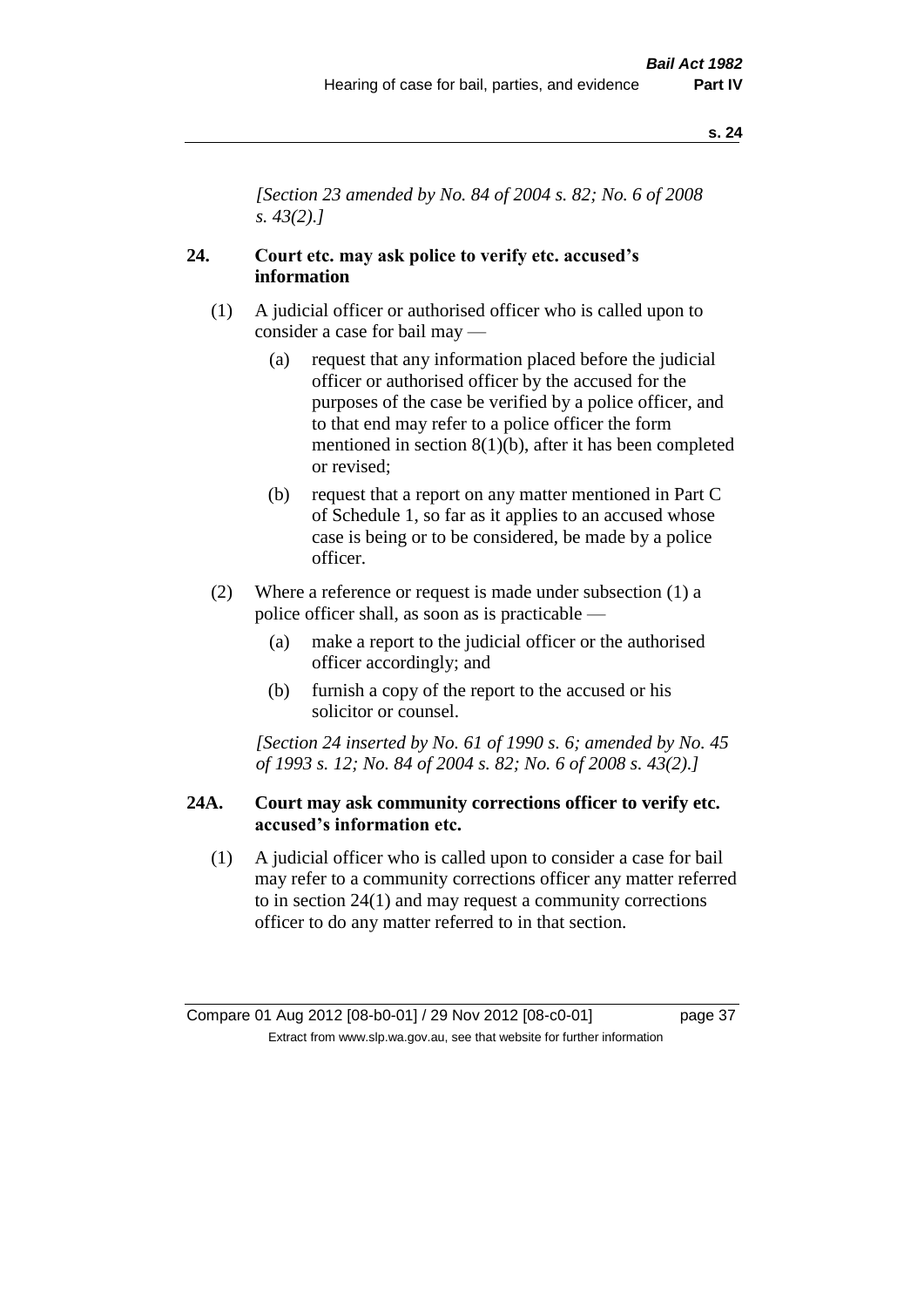*[Section 23 amended by No. 84 of 2004 s. 82; No. 6 of 2008 s. 43(2).]*

## 24. Court etc. may ask police to verify etc. accused's information

(1) A judicial officer or authorised officer who is called upon to consider a case for bail may —

(a) request that any information placed before the judicial officer or authorised officer by the accused for the purposes of the case be verified by a police officer, and to that end may refer to a police officer the form mentioned in section 8(1)(b), after it has been completed or revised;

(b) request that a report on any matter mentioned in Part C of Schedule 1, so far as it applies to an accused whose case is being or to be considered, be made by a police officer.

(2) Where a reference or request is made under subsection (1) a police officer shall, as soon as is practicable —

(a) make a report to the judicial officer or the authorised officer accordingly; and

(b) furnish a copy of the report to the accused or his solicitor or counsel.

*[Section 24 inserted by No. 61 of 1990 s. 6; amended by No. 45 of 1993 s. 12; No. 84 of 2004 s. 82; No. 6 of 2008 s. 43(2).]*

## 24A. Court may ask community corrections officer to verify etc. accused's information etc.

(1) A judicial officer who is called upon to consider a case for bail may refer to a community corrections officer any matter referred to in section 24(1) and may request a community corrections officer to do any matter referred to in that section.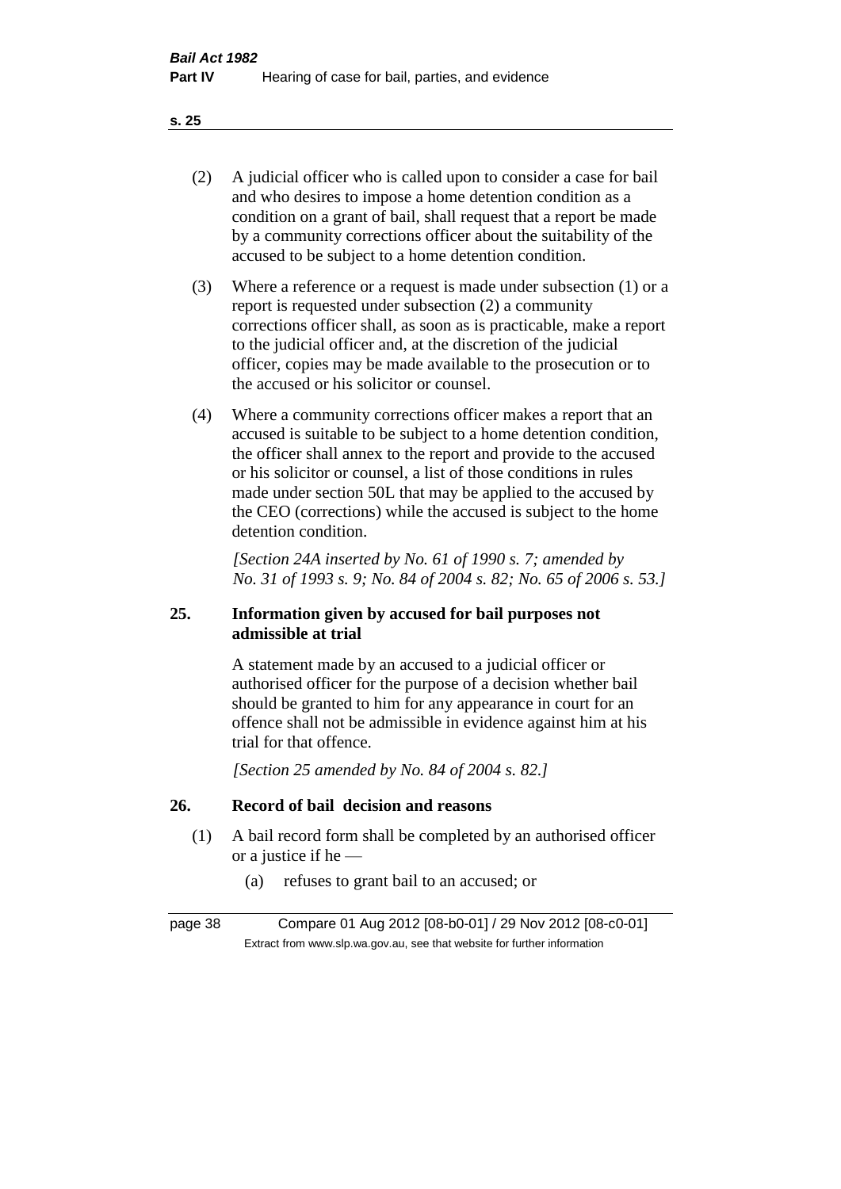(2) A judicial officer who is called upon to consider a case for bail and who desires to impose a home detention condition as a condition on a grant of bail, shall request that a report be made by a community corrections officer about the suitability of the accused to be subject to a home detention condition.

(3) Where a reference or a request is made under subsection (1) or a report is requested under subsection (2) a community corrections officer shall, as soon as is practicable, make a report to the judicial officer and, at the discretion of the judicial officer, copies may be made available to the prosecution or to the accused or his solicitor or counsel.

(4) Where a community corrections officer makes a report that an accused is suitable to be subject to a home detention condition, the officer shall annex to the report and provide to the accused or his solicitor or counsel, a list of those conditions in rules made under section 50L that may be applied to the accused by the CEO (corrections) while the accused is subject to the home detention condition.

*[Section 24A inserted by No. 61 of 1990 s. 7; amended by No. 31 of 1993 s. 9; No. 84 of 2004 s. 82; No. 65 of 2006 s. 53.]*

## 25. Information given by accused for bail purposes not admissible at trial

A statement made by an accused to a judicial officer or authorised officer for the purpose of a decision whether bail should be granted to him for any appearance in court for an offence shall not be admissible in evidence against him at his trial for that offence.

*[Section 25 amended by No. 84 of 2004 s. 82.]*

## 26. Record of bail decision and reasons

(1) A bail record form shall be completed by an authorised officer or a justice if he —

(a) refuses to grant bail to an accused; or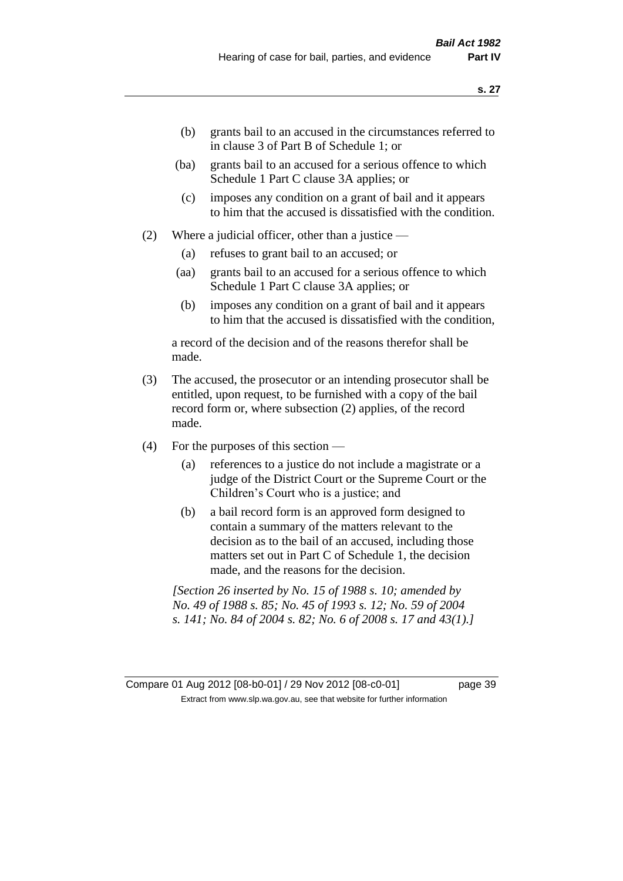(b) grants bail to an accused in the circumstances referred to in clause 3 of Part B of Schedule 1; or

(ba) grants bail to an accused for a serious offence to which Schedule 1 Part C clause 3A applies; or

(c) imposes any condition on a grant of bail and it appears to him that the accused is dissatisfied with the condition.

(2) Where a judicial officer, other than a justice —

(a) refuses to grant bail to an accused; or

(aa) grants bail to an accused for a serious offence to which Schedule 1 Part C clause 3A applies; or

(b) imposes any condition on a grant of bail and it appears to him that the accused is dissatisfied with the condition,

a record of the decision and of the reasons therefor shall be made.

(3) The accused, the prosecutor or an intending prosecutor shall be entitled, upon request, to be furnished with a copy of the bail record form or, where subsection (2) applies, of the record made.

(4) For the purposes of this section —

(a) references to a justice do not include a magistrate or a judge of the District Court or the Supreme Court or the Children's Court who is a justice; and

(b) a bail record form is an approved form designed to contain a summary of the matters relevant to the decision as to the bail of an accused, including those matters set out in Part C of Schedule 1, the decision made, and the reasons for the decision.

*[Section 26 inserted by No. 15 of 1988 s. 10; amended by No. 49 of 1988 s. 85; No. 45 of 1993 s. 12; No. 59 of 2004 s. 141; No. 84 of 2004 s. 82; No. 6 of 2008 s. 17 and 43(1).]*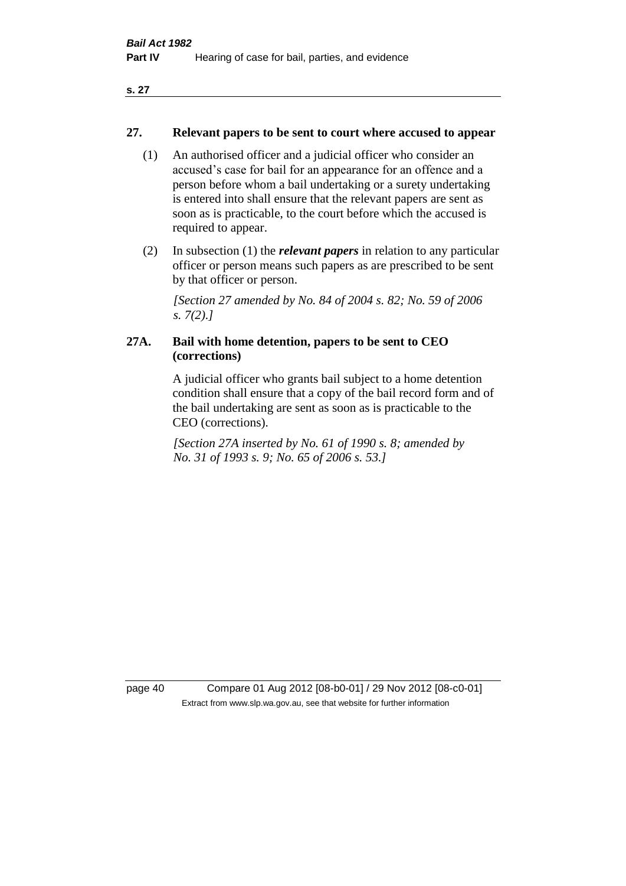## 27. Relevant papers to be sent to court where accused to appear

(1) An authorised officer and a judicial officer who consider an accused's case for bail for an appearance for an offence and a person before whom a bail undertaking or a surety undertaking is entered into shall ensure that the relevant papers are sent as soon as is practicable, to the court before which the accused is required to appear.

(2) In subsection (1) the ***relevant papers*** in relation to any particular officer or person means such papers as are prescribed to be sent by that officer or person.

*[Section 27 amended by No. 84 of 2004 s. 82; No. 59 of 2006 s. 7(2).]*

## 27A. Bail with home detention, papers to be sent to CEO (corrections)

A judicial officer who grants bail subject to a home detention condition shall ensure that a copy of the bail record form and of the bail undertaking are sent as soon as is practicable to the CEO (corrections).

*[Section 27A inserted by No. 61 of 1990 s. 8; amended by No. 31 of 1993 s. 9; No. 65 of 2006 s. 53.]*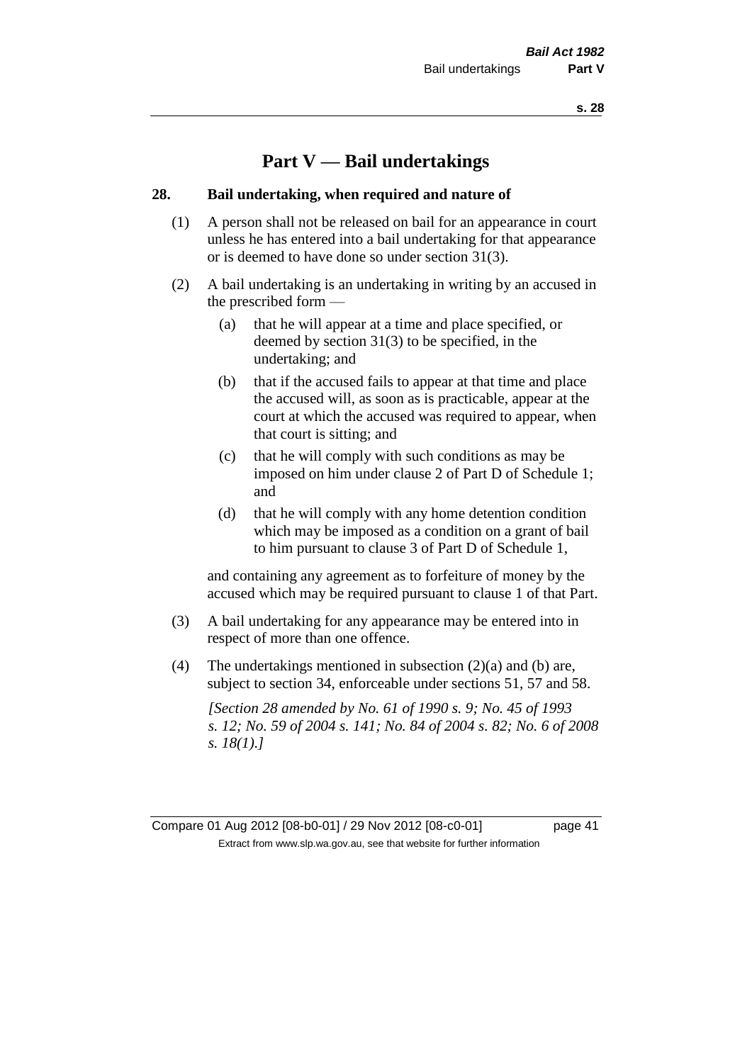# Part V — Bail undertakings

## 28. Bail undertaking, when required and nature of

(1) A person shall not be released on bail for an appearance in court unless he has entered into a bail undertaking for that appearance or is deemed to have done so under section 31(3).

(2) A bail undertaking is an undertaking in writing by an accused in the prescribed form —

- (a) that he will appear at a time and place specified, or deemed by section 31(3) to be specified, in the undertaking; and
- (b) that if the accused fails to appear at that time and place the accused will, as soon as is practicable, appear at the court at which the accused was required to appear, when that court is sitting; and
- (c) that he will comply with such conditions as may be imposed on him under clause 2 of Part D of Schedule 1; and
- (d) that he will comply with any home detention condition which may be imposed as a condition on a grant of bail to him pursuant to clause 3 of Part D of Schedule 1,

and containing any agreement as to forfeiture of money by the accused which may be required pursuant to clause 1 of that Part.

(3) A bail undertaking for any appearance may be entered into in respect of more than one offence.

(4) The undertakings mentioned in subsection (2)(a) and (b) are, subject to section 34, enforceable under sections 51, 57 and 58.

*[Section 28 amended by No. 61 of 1990 s. 9; No. 45 of 1993 s. 12; No. 59 of 2004 s. 141; No. 84 of 2004 s. 82; No. 6 of 2008 s. 18(1).]*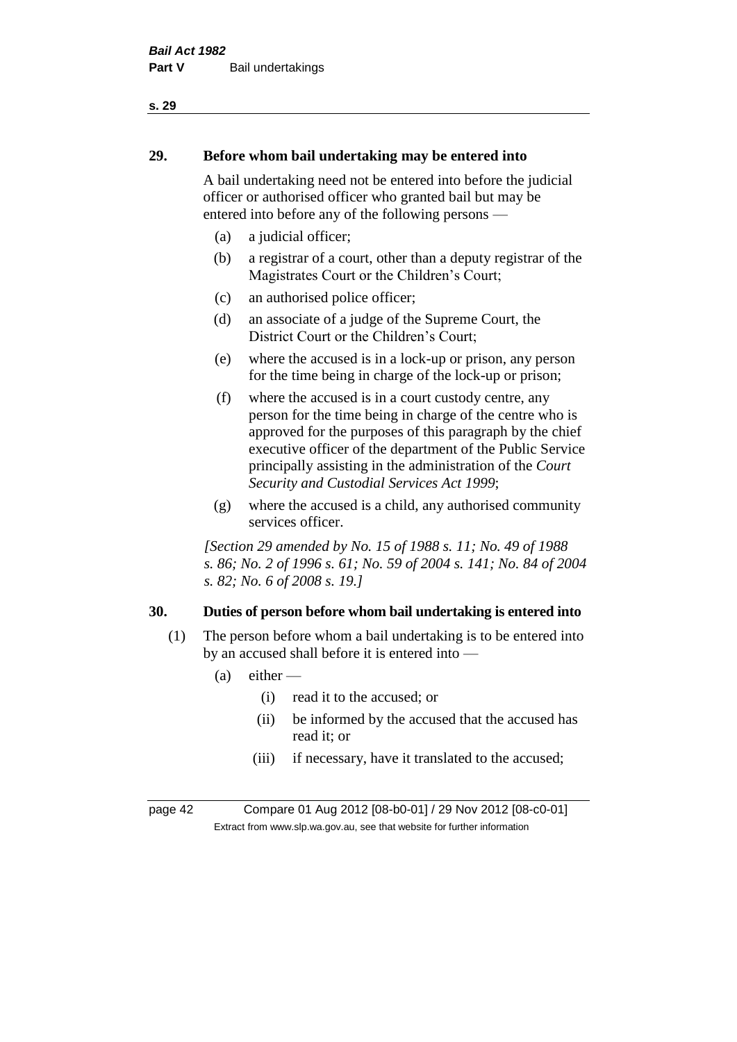## 29. Before whom bail undertaking may be entered into

A bail undertaking need not be entered into before the judicial officer or authorised officer who granted bail but may be entered into before any of the following persons —

(a) a judicial officer;

(b) a registrar of a court, other than a deputy registrar of the Magistrates Court or the Children's Court;

(c) an authorised police officer;

(d) an associate of a judge of the Supreme Court, the District Court or the Children's Court;

(e) where the accused is in a lock-up or prison, any person for the time being in charge of the lock-up or prison;

(f) where the accused is in a court custody centre, any person for the time being in charge of the centre who is approved for the purposes of this paragraph by the chief executive officer of the department of the Public Service principally assisting in the administration of the *Court Security and Custodial Services Act 1999*;

(g) where the accused is a child, any authorised community services officer.

*[Section 29 amended by No. 15 of 1988 s. 11; No. 49 of 1988 s. 86; No. 2 of 1996 s. 61; No. 59 of 2004 s. 141; No. 84 of 2004 s. 82; No. 6 of 2008 s. 19.]*

## 30. Duties of person before whom bail undertaking is entered into

(1) The person before whom a bail undertaking is to be entered into by an accused shall before it is entered into —

(a) either —

(i) read it to the accused; or

(ii) be informed by the accused that the accused has read it; or

(iii) if necessary, have it translated to the accused;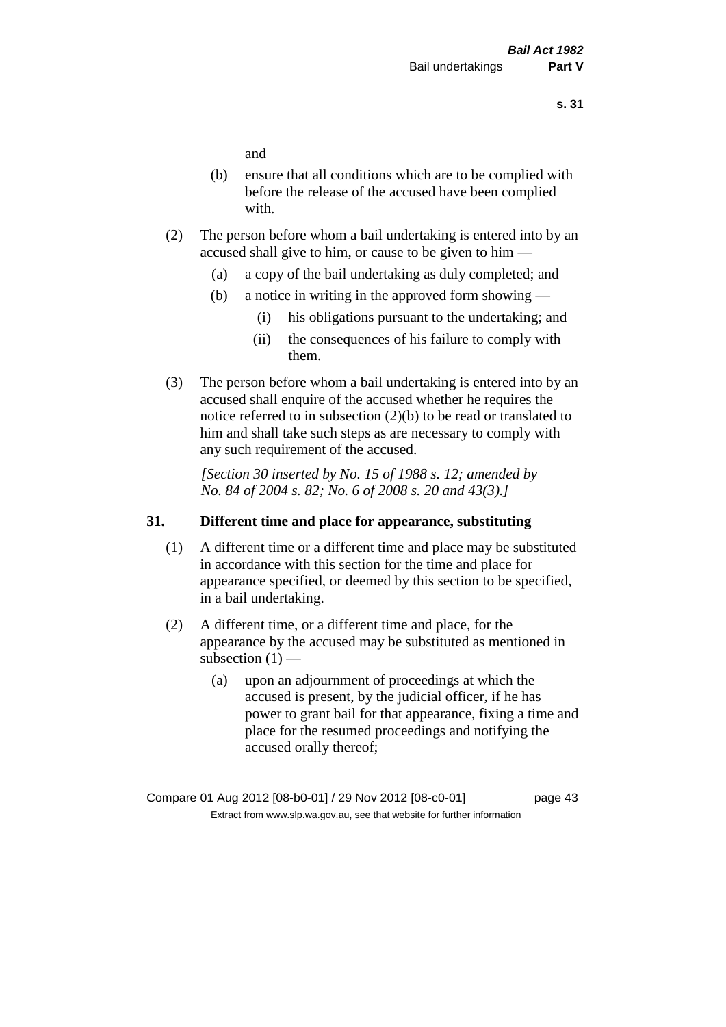and

(b) ensure that all conditions which are to be complied with before the release of the accused have been complied with.

(2) The person before whom a bail undertaking is entered into by an accused shall give to him, or cause to be given to him —

(a) a copy of the bail undertaking as duly completed; and

(b) a notice in writing in the approved form showing —

(i) his obligations pursuant to the undertaking; and

(ii) the consequences of his failure to comply with them.

(3) The person before whom a bail undertaking is entered into by an accused shall enquire of the accused whether he requires the notice referred to in subsection (2)(b) to be read or translated to him and shall take such steps as are necessary to comply with any such requirement of the accused.

*[Section 30 inserted by No. 15 of 1988 s. 12; amended by No. 84 of 2004 s. 82; No. 6 of 2008 s. 20 and 43(3).]*

### 31. Different time and place for appearance, substituting

(1) A different time or a different time and place may be substituted in accordance with this section for the time and place for appearance specified, or deemed by this section to be specified, in a bail undertaking.

(2) A different time, or a different time and place, for the appearance by the accused may be substituted as mentioned in subsection (1) —

(a) upon an adjournment of proceedings at which the accused is present, by the judicial officer, if he has power to grant bail for that appearance, fixing a time and place for the resumed proceedings and notifying the accused orally thereof;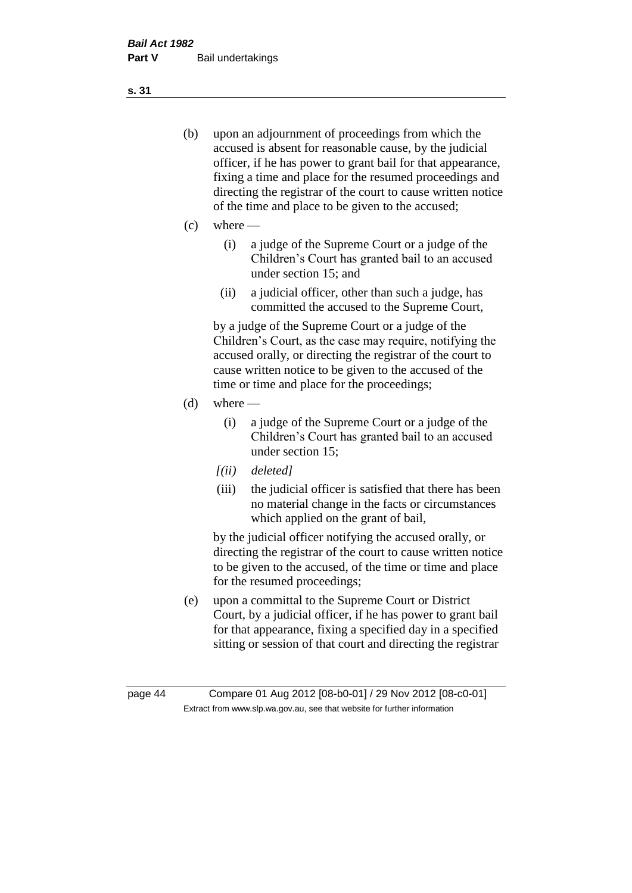(b) upon an adjournment of proceedings from which the accused is absent for reasonable cause, by the judicial officer, if he has power to grant bail for that appearance, fixing a time and place for the resumed proceedings and directing the registrar of the court to cause written notice of the time and place to be given to the accused;

(c) where —

  (i) a judge of the Supreme Court or a judge of the Children's Court has granted bail to an accused under section 15; and

  (ii) a judicial officer, other than such a judge, has committed the accused to the Supreme Court,

  by a judge of the Supreme Court or a judge of the Children's Court, as the case may require, notifying the accused orally, or directing the registrar of the court to cause written notice to be given to the accused of the time or time and place for the proceedings;

(d) where —

  (i) a judge of the Supreme Court or a judge of the Children's Court has granted bail to an accused under section 15;

  *[(ii) deleted]*

  (iii) the judicial officer is satisfied that there has been no material change in the facts or circumstances which applied on the grant of bail,

  by the judicial officer notifying the accused orally, or directing the registrar of the court to cause written notice to be given to the accused, of the time or time and place for the resumed proceedings;

(e) upon a committal to the Supreme Court or District Court, by a judicial officer, if he has power to grant bail for that appearance, fixing a specified day in a specified sitting or session of that court and directing the registrar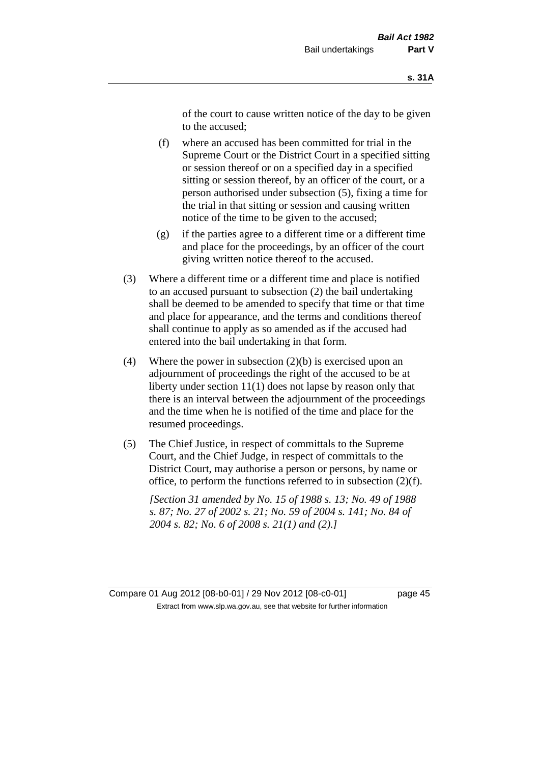of the court to cause written notice of the day to be given to the accused;

(f) where an accused has been committed for trial in the Supreme Court or the District Court in a specified sitting or session thereof or on a specified day in a specified sitting or session thereof, by an officer of the court, or a person authorised under subsection (5), fixing a time for the trial in that sitting or session and causing written notice of the time to be given to the accused;

(g) if the parties agree to a different time or a different time and place for the proceedings, by an officer of the court giving written notice thereof to the accused.

(3) Where a different time or a different time and place is notified to an accused pursuant to subsection (2) the bail undertaking shall be deemed to be amended to specify that time or that time and place for appearance, and the terms and conditions thereof shall continue to apply as so amended as if the accused had entered into the bail undertaking in that form.

(4) Where the power in subsection (2)(b) is exercised upon an adjournment of proceedings the right of the accused to be at liberty under section 11(1) does not lapse by reason only that there is an interval between the adjournment of the proceedings and the time when he is notified of the time and place for the resumed proceedings.

(5) The Chief Justice, in respect of committals to the Supreme Court, and the Chief Judge, in respect of committals to the District Court, may authorise a person or persons, by name or office, to perform the functions referred to in subsection (2)(f).

*[Section 31 amended by No. 15 of 1988 s. 13; No. 49 of 1988 s. 87; No. 27 of 2002 s. 21; No. 59 of 2004 s. 141; No. 84 of 2004 s. 82; No. 6 of 2008 s. 21(1) and (2).]*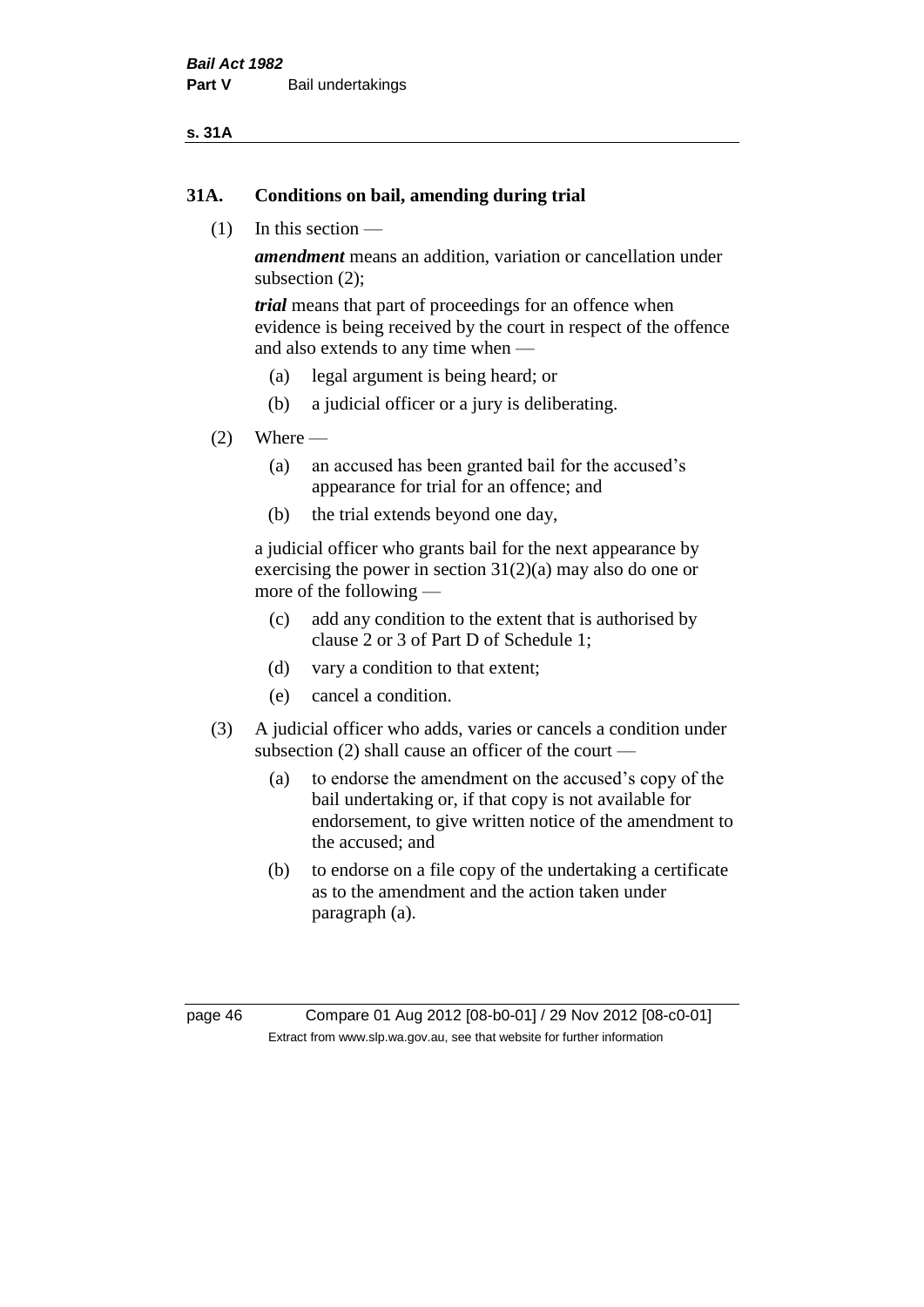## 31A. Conditions on bail, amending during trial

(1) In this section —

***amendment*** means an addition, variation or cancellation under subsection (2);

***trial*** means that part of proceedings for an offence when evidence is being received by the court in respect of the offence and also extends to any time when —

(a) legal argument is being heard; or

(b) a judicial officer or a jury is deliberating.

(2) Where —

(a) an accused has been granted bail for the accused's appearance for trial for an offence; and

(b) the trial extends beyond one day,

a judicial officer who grants bail for the next appearance by exercising the power in section 31(2)(a) may also do one or more of the following —

(c) add any condition to the extent that is authorised by clause 2 or 3 of Part D of Schedule 1;

(d) vary a condition to that extent;

(e) cancel a condition.

(3) A judicial officer who adds, varies or cancels a condition under subsection (2) shall cause an officer of the court —

(a) to endorse the amendment on the accused's copy of the bail undertaking or, if that copy is not available for endorsement, to give written notice of the amendment to the accused; and

(b) to endorse on a file copy of the undertaking a certificate as to the amendment and the action taken under paragraph (a).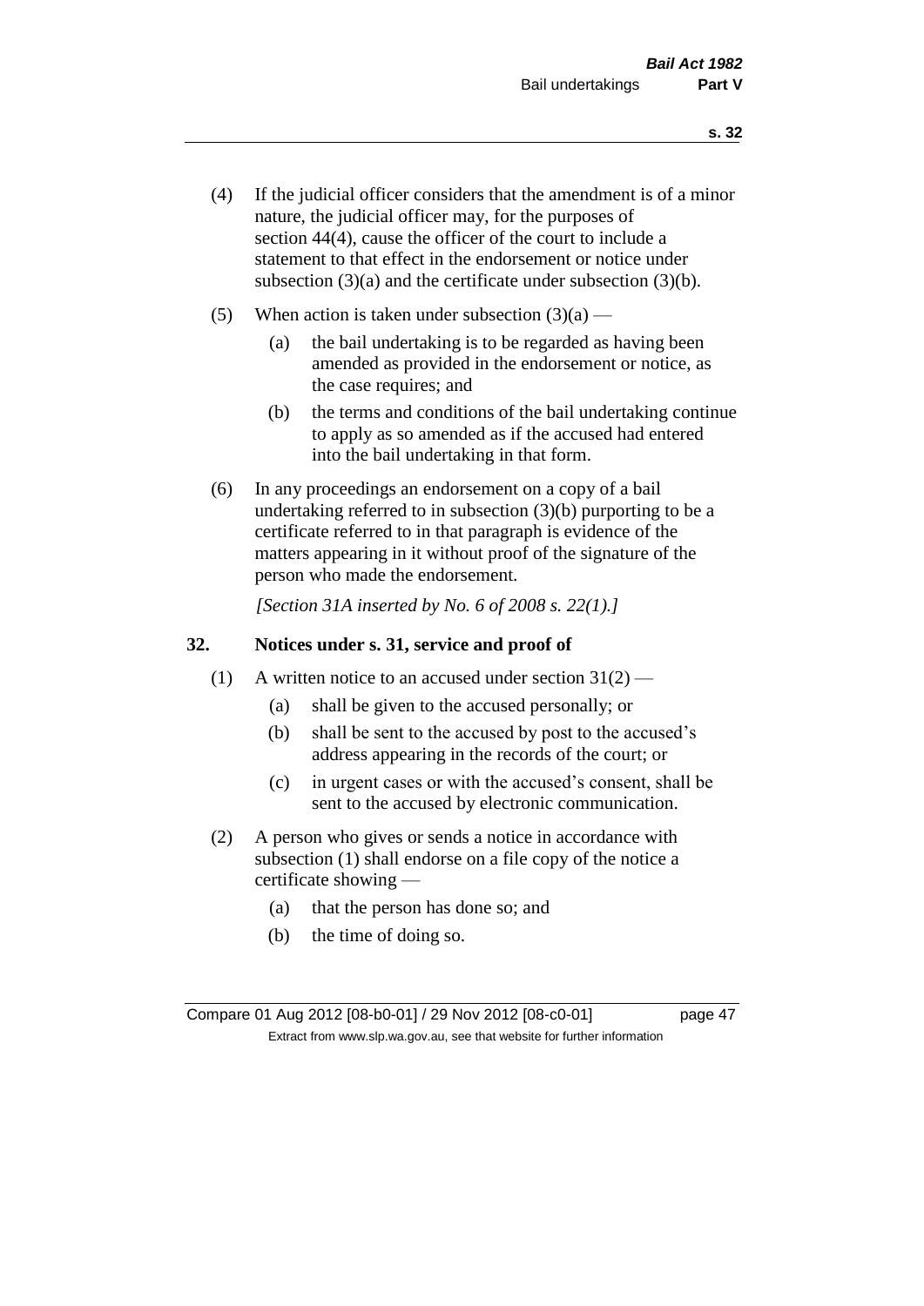(4) If the judicial officer considers that the amendment is of a minor nature, the judicial officer may, for the purposes of section 44(4), cause the officer of the court to include a statement to that effect in the endorsement or notice under subsection (3)(a) and the certificate under subsection (3)(b).

(5) When action is taken under subsection (3)(a) —

  (a) the bail undertaking is to be regarded as having been amended as provided in the endorsement or notice, as the case requires; and

  (b) the terms and conditions of the bail undertaking continue to apply as so amended as if the accused had entered into the bail undertaking in that form.

(6) In any proceedings an endorsement on a copy of a bail undertaking referred to in subsection (3)(b) purporting to be a certificate referred to in that paragraph is evidence of the matters appearing in it without proof of the signature of the person who made the endorsement.

*[Section 31A inserted by No. 6 of 2008 s. 22(1).]*

## 32. Notices under s. 31, service and proof of

(1) A written notice to an accused under section 31(2) —

  (a) shall be given to the accused personally; or

  (b) shall be sent to the accused by post to the accused's address appearing in the records of the court; or

  (c) in urgent cases or with the accused's consent, shall be sent to the accused by electronic communication.

(2) A person who gives or sends a notice in accordance with subsection (1) shall endorse on a file copy of the notice a certificate showing —

  (a) that the person has done so; and

  (b) the time of doing so.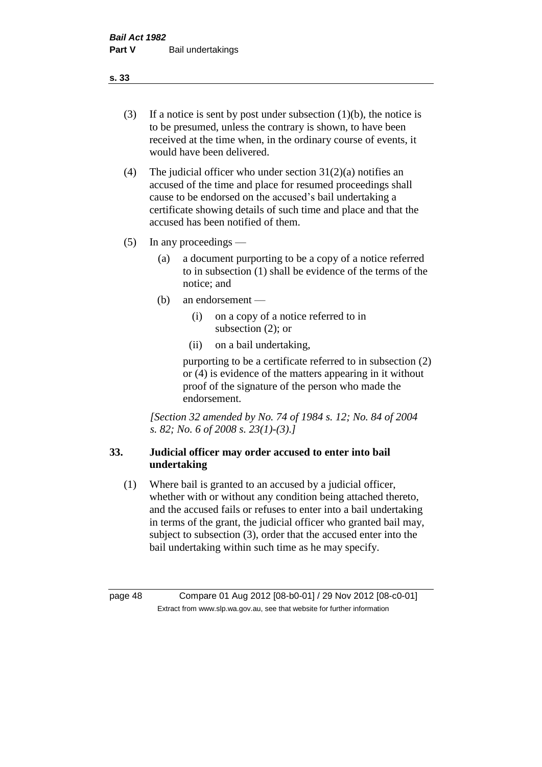(3) If a notice is sent by post under subsection (1)(b), the notice is to be presumed, unless the contrary is shown, to have been received at the time when, in the ordinary course of events, it would have been delivered.

(4) The judicial officer who under section 31(2)(a) notifies an accused of the time and place for resumed proceedings shall cause to be endorsed on the accused's bail undertaking a certificate showing details of such time and place and that the accused has been notified of them.

(5) In any proceedings —

(a) a document purporting to be a copy of a notice referred to in subsection (1) shall be evidence of the terms of the notice; and

(b) an endorsement —

(i) on a copy of a notice referred to in subsection (2); or

(ii) on a bail undertaking,

purporting to be a certificate referred to in subsection (2) or (4) is evidence of the matters appearing in it without proof of the signature of the person who made the endorsement.

*[Section 32 amended by No. 74 of 1984 s. 12; No. 84 of 2004 s. 82; No. 6 of 2008 s. 23(1)-(3).]*

### 33. Judicial officer may order accused to enter into bail undertaking

(1) Where bail is granted to an accused by a judicial officer, whether with or without any condition being attached thereto, and the accused fails or refuses to enter into a bail undertaking in terms of the grant, the judicial officer who granted bail may, subject to subsection (3), order that the accused enter into the bail undertaking within such time as he may specify.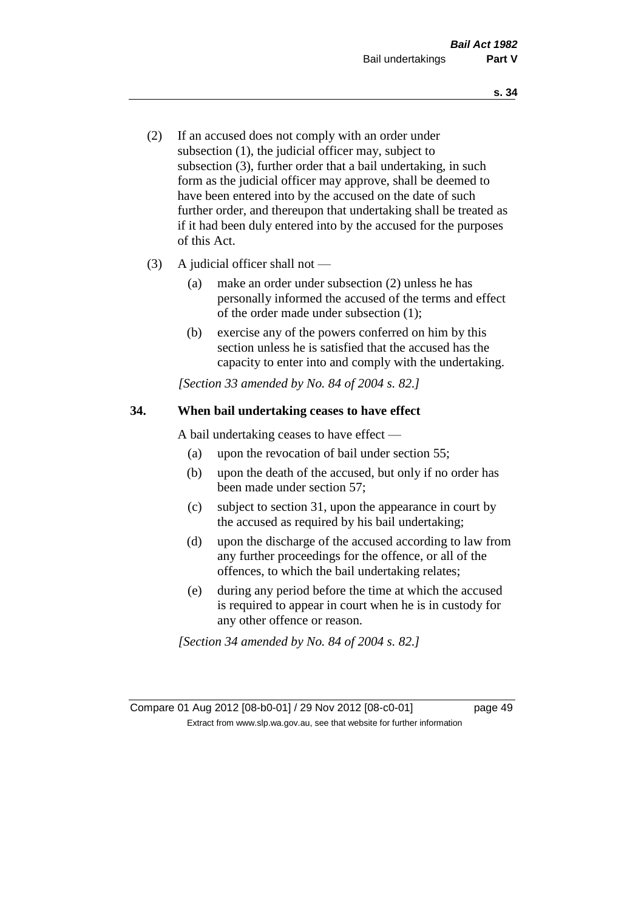(2) If an accused does not comply with an order under subsection (1), the judicial officer may, subject to subsection (3), further order that a bail undertaking, in such form as the judicial officer may approve, shall be deemed to have been entered into by the accused on the date of such further order, and thereupon that undertaking shall be treated as if it had been duly entered into by the accused for the purposes of this Act.

(3) A judicial officer shall not —

(a) make an order under subsection (2) unless he has personally informed the accused of the terms and effect of the order made under subsection (1);

(b) exercise any of the powers conferred on him by this section unless he is satisfied that the accused has the capacity to enter into and comply with the undertaking.

*[Section 33 amended by No. 84 of 2004 s. 82.]*

### 34. When bail undertaking ceases to have effect

A bail undertaking ceases to have effect —

(a) upon the revocation of bail under section 55;

(b) upon the death of the accused, but only if no order has been made under section 57;

(c) subject to section 31, upon the appearance in court by the accused as required by his bail undertaking;

(d) upon the discharge of the accused according to law from any further proceedings for the offence, or all of the offences, to which the bail undertaking relates;

(e) during any period before the time at which the accused is required to appear in court when he is in custody for any other offence or reason.

*[Section 34 amended by No. 84 of 2004 s. 82.]*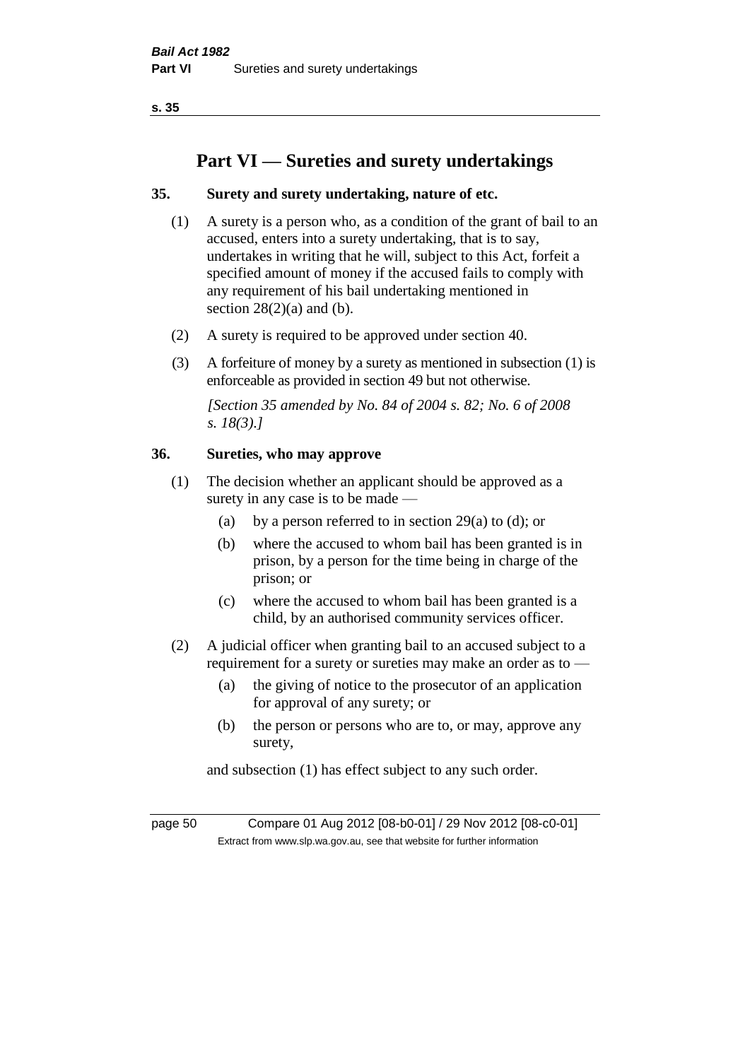# Part VI — Sureties and surety undertakings

## 35. Surety and surety undertaking, nature of etc.

(1) A surety is a person who, as a condition of the grant of bail to an accused, enters into a surety undertaking, that is to say, undertakes in writing that he will, subject to this Act, forfeit a specified amount of money if the accused fails to comply with any requirement of his bail undertaking mentioned in section 28(2)(a) and (b).

(2) A surety is required to be approved under section 40.

(3) A forfeiture of money by a surety as mentioned in subsection (1) is enforceable as provided in section 49 but not otherwise.

*[Section 35 amended by No. 84 of 2004 s. 82; No. 6 of 2008 s. 18(3).]*

## 36. Sureties, who may approve

(1) The decision whether an applicant should be approved as a surety in any case is to be made —

  (a) by a person referred to in section 29(a) to (d); or

  (b) where the accused to whom bail has been granted is in prison, by a person for the time being in charge of the prison; or

  (c) where the accused to whom bail has been granted is a child, by an authorised community services officer.

(2) A judicial officer when granting bail to an accused subject to a requirement for a surety or sureties may make an order as to —

  (a) the giving of notice to the prosecutor of an application for approval of any surety; or

  (b) the person or persons who are to, or may, approve any surety,

and subsection (1) has effect subject to any such order.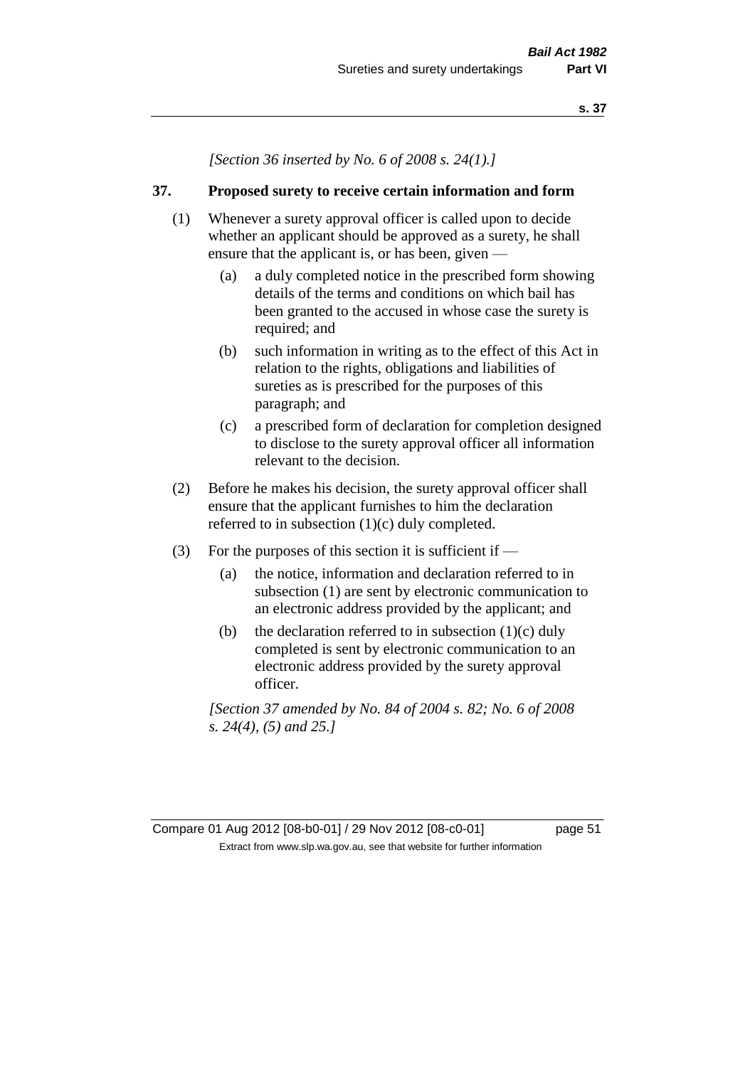*[Section 36 inserted by No. 6 of 2008 s. 24(1).]*

## 37. Proposed surety to receive certain information and form

(1) Whenever a surety approval officer is called upon to decide whether an applicant should be approved as a surety, he shall ensure that the applicant is, or has been, given —

(a) a duly completed notice in the prescribed form showing details of the terms and conditions on which bail has been granted to the accused in whose case the surety is required; and

(b) such information in writing as to the effect of this Act in relation to the rights, obligations and liabilities of sureties as is prescribed for the purposes of this paragraph; and

(c) a prescribed form of declaration for completion designed to disclose to the surety approval officer all information relevant to the decision.

(2) Before he makes his decision, the surety approval officer shall ensure that the applicant furnishes to him the declaration referred to in subsection (1)(c) duly completed.

(3) For the purposes of this section it is sufficient if —

(a) the notice, information and declaration referred to in subsection (1) are sent by electronic communication to an electronic address provided by the applicant; and

(b) the declaration referred to in subsection (1)(c) duly completed is sent by electronic communication to an electronic address provided by the surety approval officer.

*[Section 37 amended by No. 84 of 2004 s. 82; No. 6 of 2008 s. 24(4), (5) and 25.]*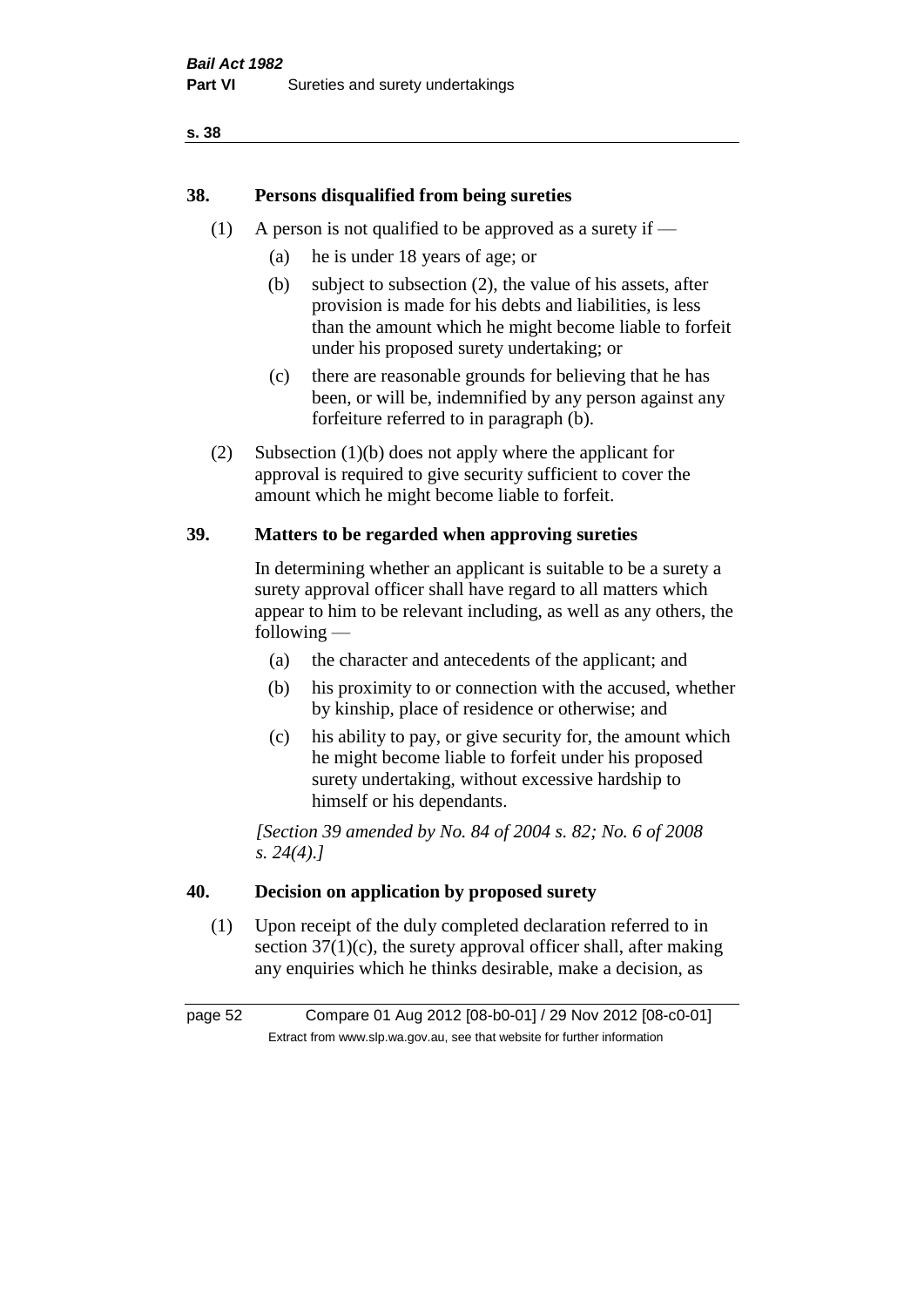## 38. Persons disqualified from being sureties

(1) A person is not qualified to be approved as a surety if —

- (a) he is under 18 years of age; or
- (b) subject to subsection (2), the value of his assets, after provision is made for his debts and liabilities, is less than the amount which he might become liable to forfeit under his proposed surety undertaking; or
- (c) there are reasonable grounds for believing that he has been, or will be, indemnified by any person against any forfeiture referred to in paragraph (b).

(2) Subsection (1)(b) does not apply where the applicant for approval is required to give security sufficient to cover the amount which he might become liable to forfeit.

## 39. Matters to be regarded when approving sureties

In determining whether an applicant is suitable to be a surety a surety approval officer shall have regard to all matters which appear to him to be relevant including, as well as any others, the following —

- (a) the character and antecedents of the applicant; and
- (b) his proximity to or connection with the accused, whether by kinship, place of residence or otherwise; and
- (c) his ability to pay, or give security for, the amount which he might become liable to forfeit under his proposed surety undertaking, without excessive hardship to himself or his dependants.

*[Section 39 amended by No. 84 of 2004 s. 82; No. 6 of 2008 s. 24(4).]*

## 40. Decision on application by proposed surety

(1) Upon receipt of the duly completed declaration referred to in section 37(1)(c), the surety approval officer shall, after making any enquiries which he thinks desirable, make a decision, as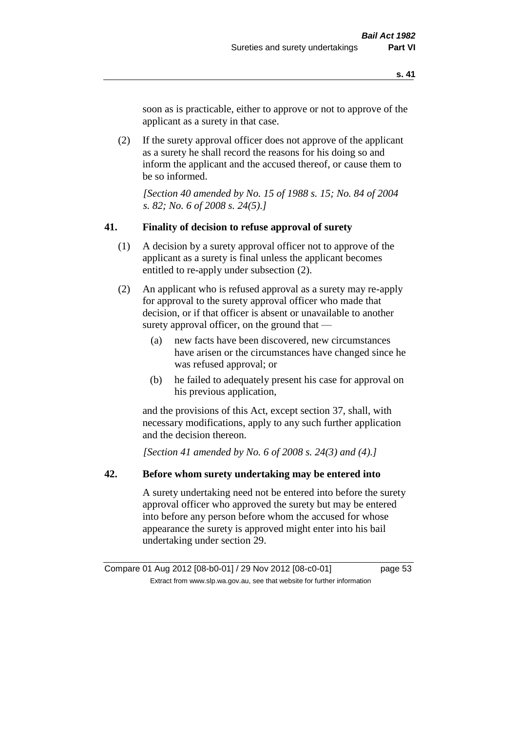soon as is practicable, either to approve or not to approve of the applicant as a surety in that case.

(2) If the surety approval officer does not approve of the applicant as a surety he shall record the reasons for his doing so and inform the applicant and the accused thereof, or cause them to be so informed.

*[Section 40 amended by No. 15 of 1988 s. 15; No. 84 of 2004 s. 82; No. 6 of 2008 s. 24(5).]*

## 41. Finality of decision to refuse approval of surety

(1) A decision by a surety approval officer not to approve of the applicant as a surety is final unless the applicant becomes entitled to re-apply under subsection (2).

(2) An applicant who is refused approval as a surety may re-apply for approval to the surety approval officer who made that decision, or if that officer is absent or unavailable to another surety approval officer, on the ground that —

(a) new facts have been discovered, new circumstances have arisen or the circumstances have changed since he was refused approval; or

(b) he failed to adequately present his case for approval on his previous application,

and the provisions of this Act, except section 37, shall, with necessary modifications, apply to any such further application and the decision thereon.

*[Section 41 amended by No. 6 of 2008 s. 24(3) and (4).]*

## 42. Before whom surety undertaking may be entered into

A surety undertaking need not be entered into before the surety approval officer who approved the surety but may be entered into before any person before whom the accused for whose appearance the surety is approved might enter into his bail undertaking under section 29.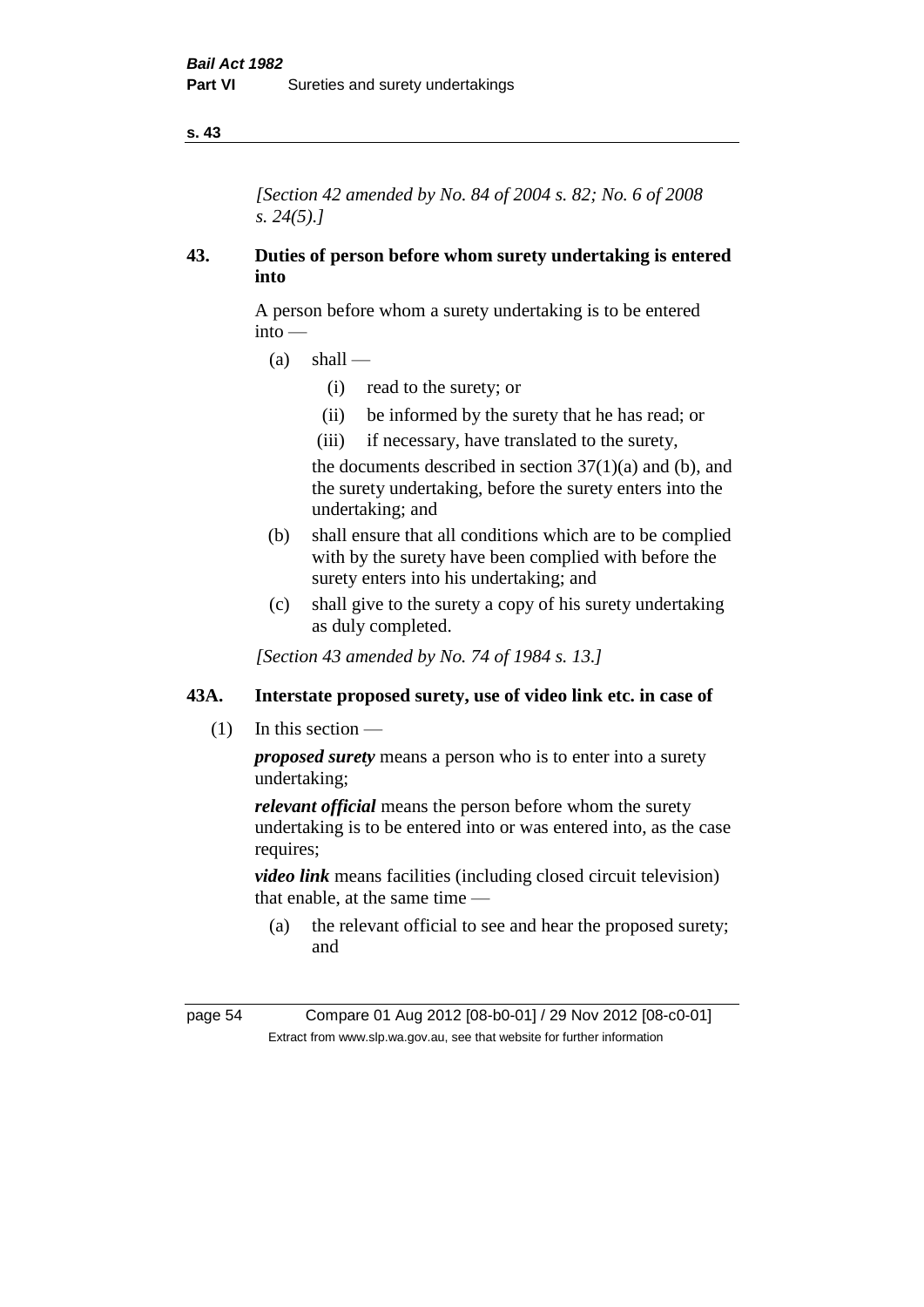*[Section 42 amended by No. 84 of 2004 s. 82; No. 6 of 2008 s. 24(5).]*

## 43. Duties of person before whom surety undertaking is entered into

A person before whom a surety undertaking is to be entered into —

(a) shall —

 (i) read to the surety; or

 (ii) be informed by the surety that he has read; or

 (iii) if necessary, have translated to the surety,

 the documents described in section 37(1)(a) and (b), and the surety undertaking, before the surety enters into the undertaking; and

(b) shall ensure that all conditions which are to be complied with by the surety have been complied with before the surety enters into his undertaking; and

(c) shall give to the surety a copy of his surety undertaking as duly completed.

*[Section 43 amended by No. 74 of 1984 s. 13.]*

## 43A. Interstate proposed surety, use of video link etc. in case of

(1) In this section —

***proposed surety*** means a person who is to enter into a surety undertaking;

***relevant official*** means the person before whom the surety undertaking is to be entered into or was entered into, as the case requires;

***video link*** means facilities (including closed circuit television) that enable, at the same time —

(a) the relevant official to see and hear the proposed surety; and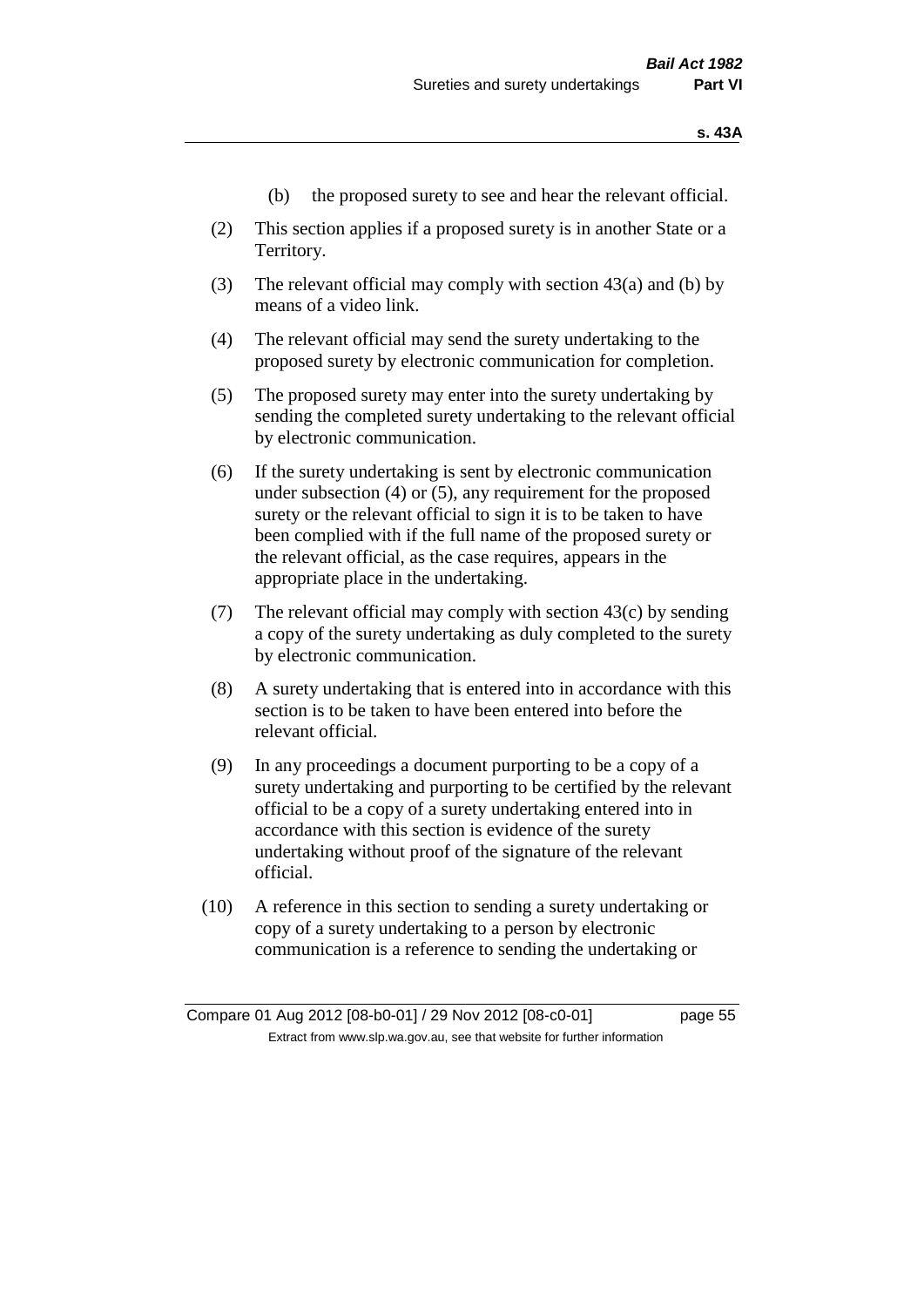(b) the proposed surety to see and hear the relevant official.

(2) This section applies if a proposed surety is in another State or a Territory.

(3) The relevant official may comply with section 43(a) and (b) by means of a video link.

(4) The relevant official may send the surety undertaking to the proposed surety by electronic communication for completion.

(5) The proposed surety may enter into the surety undertaking by sending the completed surety undertaking to the relevant official by electronic communication.

(6) If the surety undertaking is sent by electronic communication under subsection (4) or (5), any requirement for the proposed surety or the relevant official to sign it is to be taken to have been complied with if the full name of the proposed surety or the relevant official, as the case requires, appears in the appropriate place in the undertaking.

(7) The relevant official may comply with section 43(c) by sending a copy of the surety undertaking as duly completed to the surety by electronic communication.

(8) A surety undertaking that is entered into in accordance with this section is to be taken to have been entered into before the relevant official.

(9) In any proceedings a document purporting to be a copy of a surety undertaking and purporting to be certified by the relevant official to be a copy of a surety undertaking entered into in accordance with this section is evidence of the surety undertaking without proof of the signature of the relevant official.

(10) A reference in this section to sending a surety undertaking or copy of a surety undertaking to a person by electronic communication is a reference to sending the undertaking or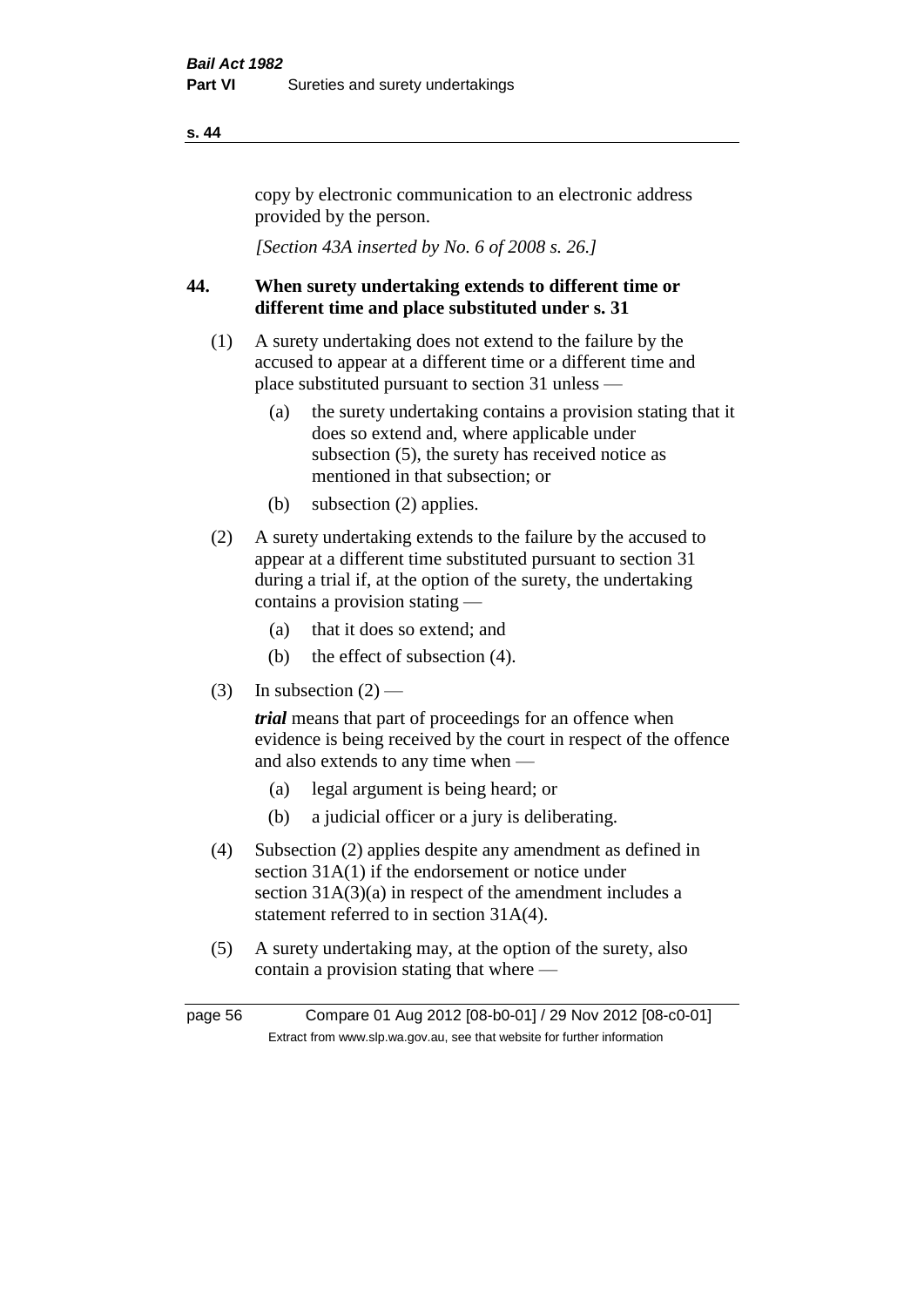copy by electronic communication to an electronic address provided by the person.

*[Section 43A inserted by No. 6 of 2008 s. 26.]*

### 44. When surety undertaking extends to different time or different time and place substituted under s. 31

(1) A surety undertaking does not extend to the failure by the accused to appear at a different time or a different time and place substituted pursuant to section 31 unless —

  (a) the surety undertaking contains a provision stating that it does so extend and, where applicable under subsection (5), the surety has received notice as mentioned in that subsection; or

  (b) subsection (2) applies.

(2) A surety undertaking extends to the failure by the accused to appear at a different time substituted pursuant to section 31 during a trial if, at the option of the surety, the undertaking contains a provision stating —

  (a) that it does so extend; and

  (b) the effect of subsection (4).

(3) In subsection (2) —

***trial*** means that part of proceedings for an offence when evidence is being received by the court in respect of the offence and also extends to any time when —

  (a) legal argument is being heard; or

  (b) a judicial officer or a jury is deliberating.

(4) Subsection (2) applies despite any amendment as defined in section 31A(1) if the endorsement or notice under section 31A(3)(a) in respect of the amendment includes a statement referred to in section 31A(4).

(5) A surety undertaking may, at the option of the surety, also contain a provision stating that where —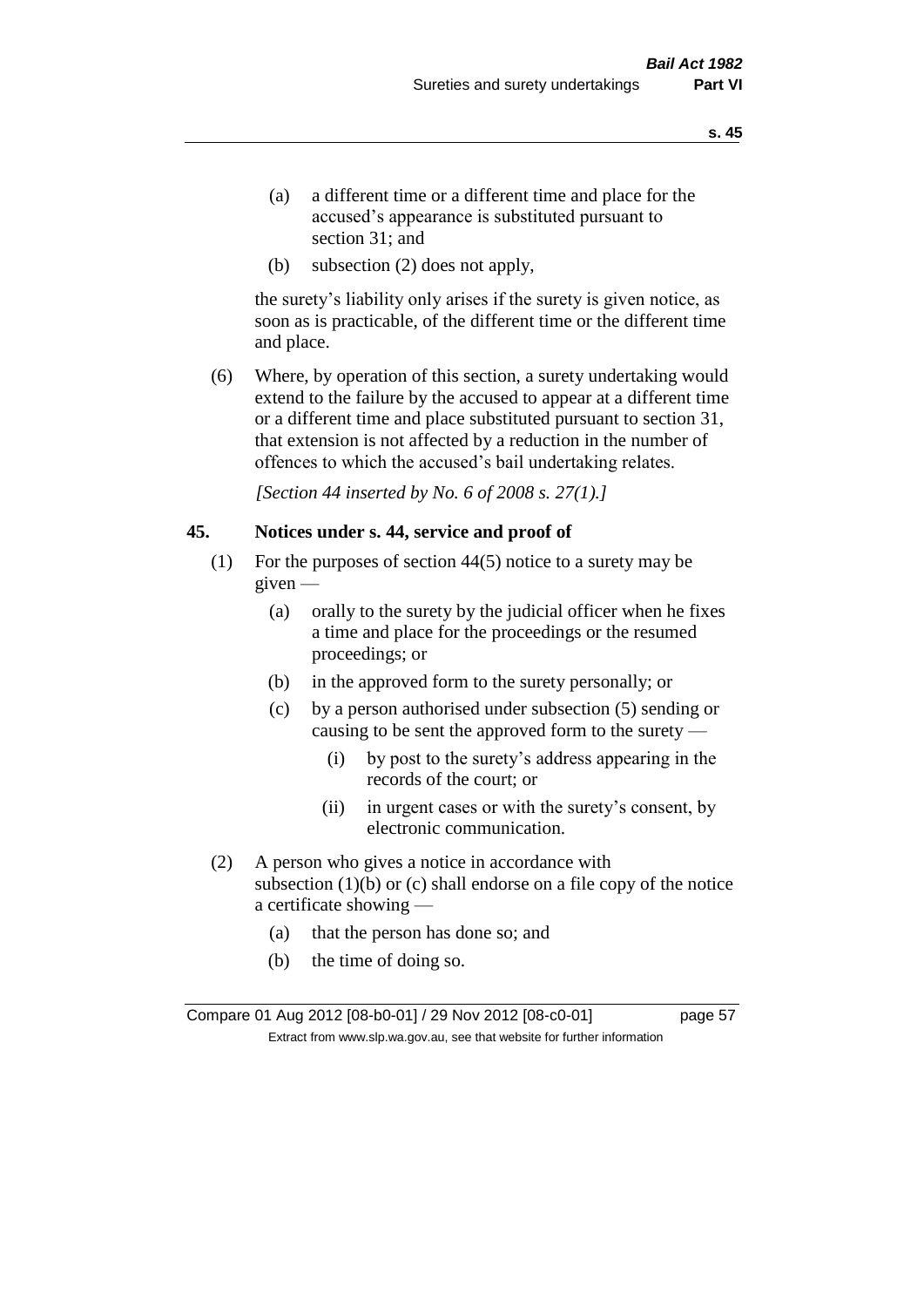(a) a different time or a different time and place for the accused's appearance is substituted pursuant to section 31; and

(b) subsection (2) does not apply,

the surety's liability only arises if the surety is given notice, as soon as is practicable, of the different time or the different time and place.

(6) Where, by operation of this section, a surety undertaking would extend to the failure by the accused to appear at a different time or a different time and place substituted pursuant to section 31, that extension is not affected by a reduction in the number of offences to which the accused's bail undertaking relates.

*[Section 44 inserted by No. 6 of 2008 s. 27(1).]*

### 45. Notices under s. 44, service and proof of

(1) For the purposes of section 44(5) notice to a surety may be given —

   (a) orally to the surety by the judicial officer when he fixes a time and place for the proceedings or the resumed proceedings; or

   (b) in the approved form to the surety personally; or

   (c) by a person authorised under subsection (5) sending or causing to be sent the approved form to the surety —

      (i) by post to the surety's address appearing in the records of the court; or

      (ii) in urgent cases or with the surety's consent, by electronic communication.

(2) A person who gives a notice in accordance with subsection (1)(b) or (c) shall endorse on a file copy of the notice a certificate showing —

   (a) that the person has done so; and

   (b) the time of doing so.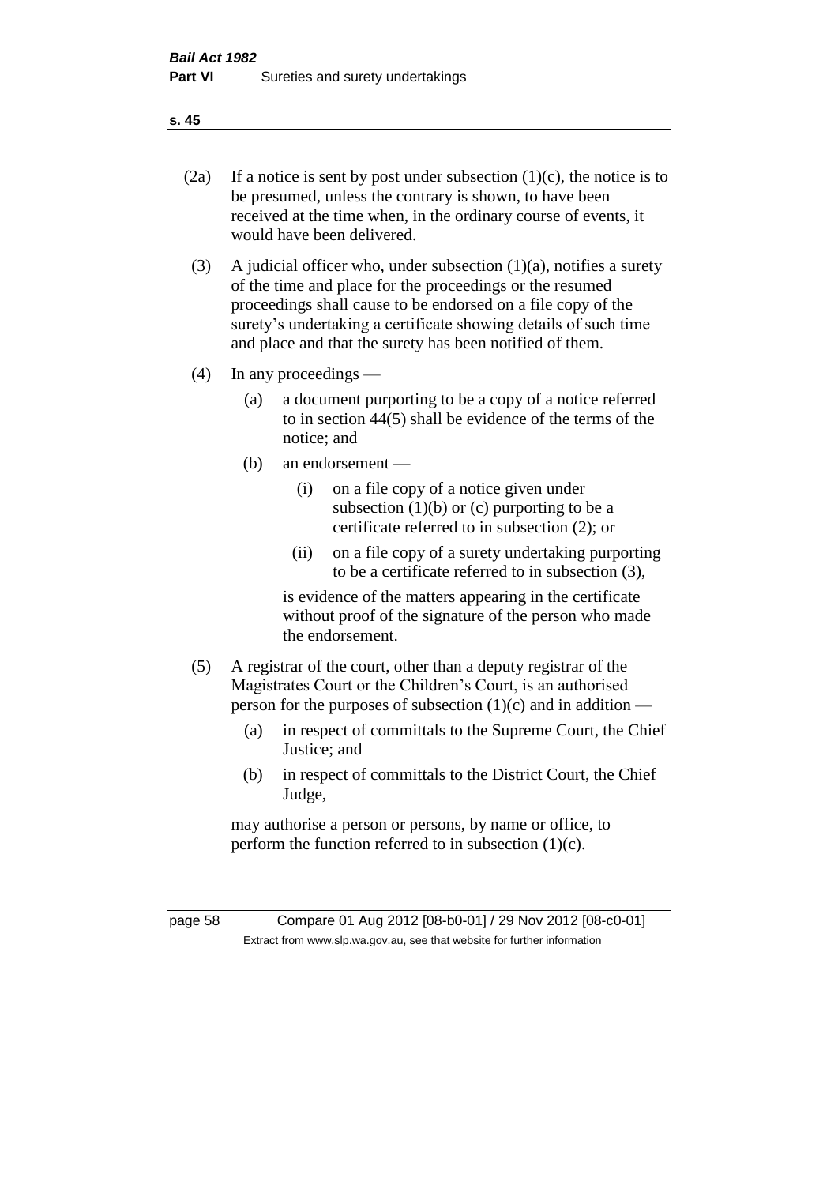(2a) If a notice is sent by post under subsection (1)(c), the notice is to be presumed, unless the contrary is shown, to have been received at the time when, in the ordinary course of events, it would have been delivered.

(3) A judicial officer who, under subsection (1)(a), notifies a surety of the time and place for the proceedings or the resumed proceedings shall cause to be endorsed on a file copy of the surety's undertaking a certificate showing details of such time and place and that the surety has been notified of them.

(4) In any proceedings —

(a) a document purporting to be a copy of a notice referred to in section 44(5) shall be evidence of the terms of the notice; and

(b) an endorsement —

(i) on a file copy of a notice given under subsection (1)(b) or (c) purporting to be a certificate referred to in subsection (2); or

(ii) on a file copy of a surety undertaking purporting to be a certificate referred to in subsection (3),

is evidence of the matters appearing in the certificate without proof of the signature of the person who made the endorsement.

(5) A registrar of the court, other than a deputy registrar of the Magistrates Court or the Children's Court, is an authorised person for the purposes of subsection (1)(c) and in addition —

(a) in respect of committals to the Supreme Court, the Chief Justice; and

(b) in respect of committals to the District Court, the Chief Judge,

may authorise a person or persons, by name or office, to perform the function referred to in subsection (1)(c).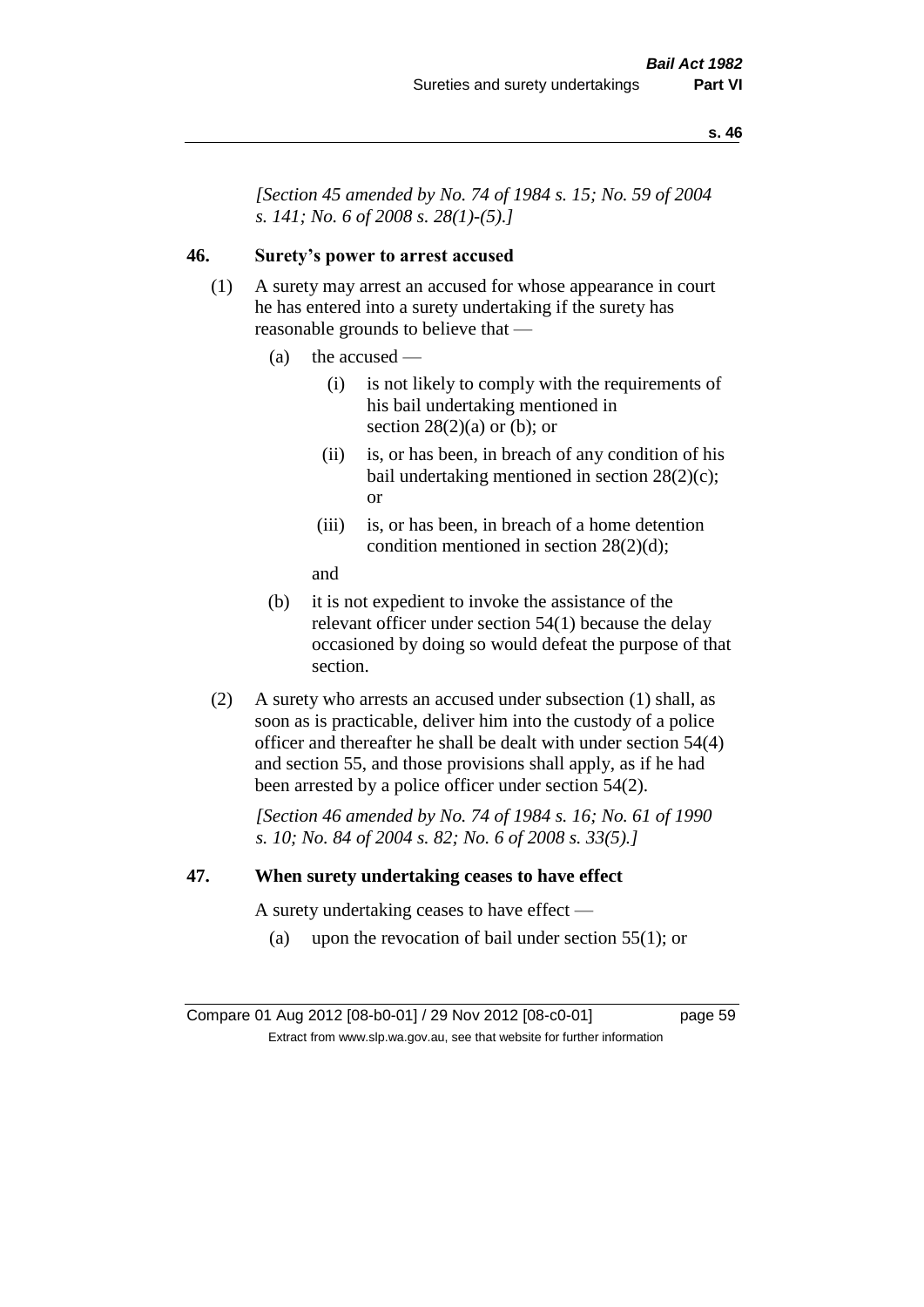*[Section 45 amended by No. 74 of 1984 s. 15; No. 59 of 2004 s. 141; No. 6 of 2008 s. 28(1)-(5).]*

## 46. Surety's power to arrest accused

(1) A surety may arrest an accused for whose appearance in court he has entered into a surety undertaking if the surety has reasonable grounds to believe that —

- (a) the accused —
  - (i) is not likely to comply with the requirements of his bail undertaking mentioned in section 28(2)(a) or (b); or
  - (ii) is, or has been, in breach of any condition of his bail undertaking mentioned in section 28(2)(c); or
  - (iii) is, or has been, in breach of a home detention condition mentioned in section 28(2)(d);

  and
- (b) it is not expedient to invoke the assistance of the relevant officer under section 54(1) because the delay occasioned by doing so would defeat the purpose of that section.

(2) A surety who arrests an accused under subsection (1) shall, as soon as is practicable, deliver him into the custody of a police officer and thereafter he shall be dealt with under section 54(4) and section 55, and those provisions shall apply, as if he had been arrested by a police officer under section 54(2).

*[Section 46 amended by No. 74 of 1984 s. 16; No. 61 of 1990 s. 10; No. 84 of 2004 s. 82; No. 6 of 2008 s. 33(5).]*

## 47. When surety undertaking ceases to have effect

A surety undertaking ceases to have effect —

- (a) upon the revocation of bail under section 55(1); or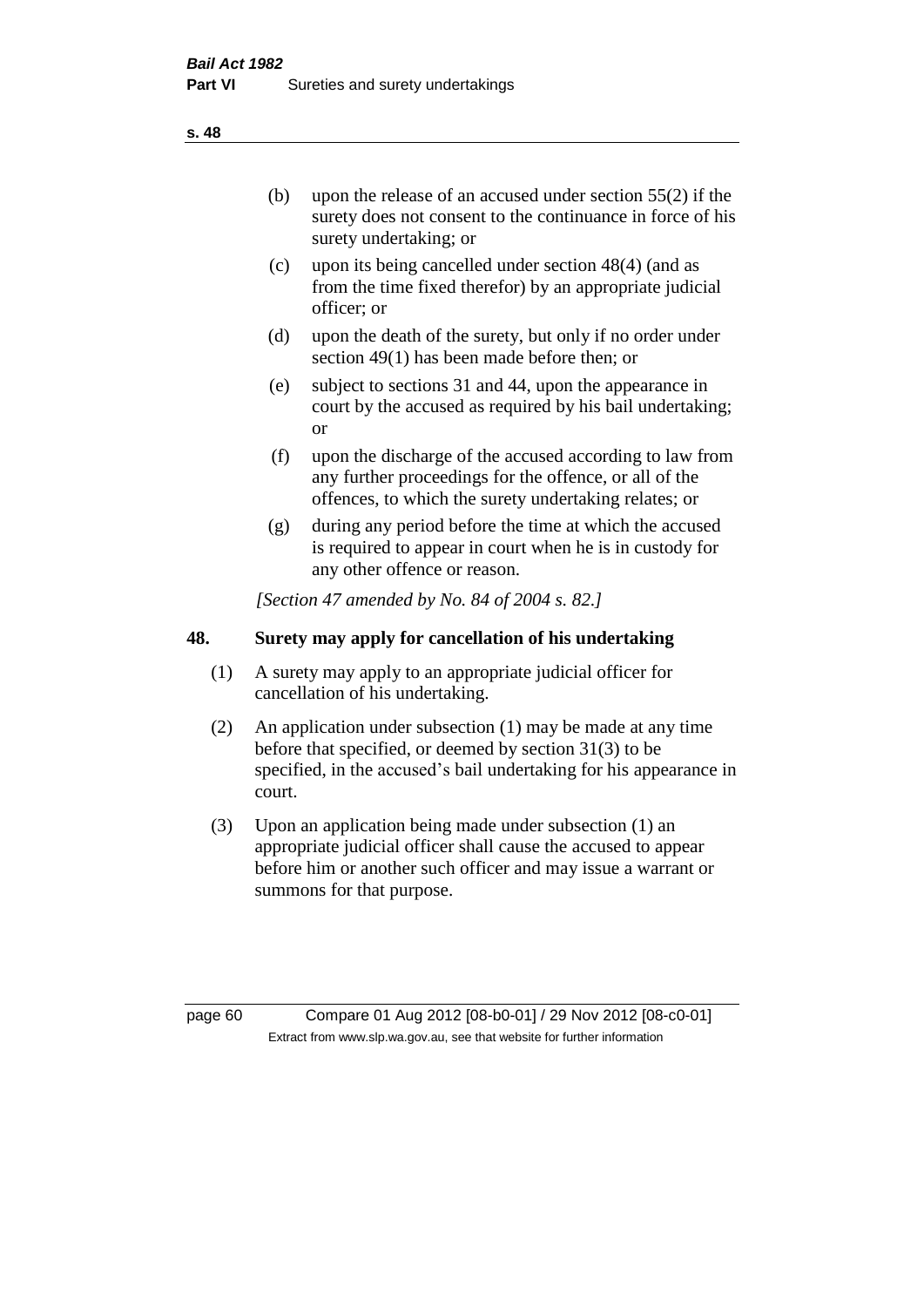(b) upon the release of an accused under section 55(2) if the surety does not consent to the continuance in force of his surety undertaking; or

(c) upon its being cancelled under section 48(4) (and as from the time fixed therefor) by an appropriate judicial officer; or

(d) upon the death of the surety, but only if no order under section 49(1) has been made before then; or

(e) subject to sections 31 and 44, upon the appearance in court by the accused as required by his bail undertaking; or

(f) upon the discharge of the accused according to law from any further proceedings for the offence, or all of the offences, to which the surety undertaking relates; or

(g) during any period before the time at which the accused is required to appear in court when he is in custody for any other offence or reason.

*[Section 47 amended by No. 84 of 2004 s. 82.]*

## 48. Surety may apply for cancellation of his undertaking

(1) A surety may apply to an appropriate judicial officer for cancellation of his undertaking.

(2) An application under subsection (1) may be made at any time before that specified, or deemed by section 31(3) to be specified, in the accused's bail undertaking for his appearance in court.

(3) Upon an application being made under subsection (1) an appropriate judicial officer shall cause the accused to appear before him or another such officer and may issue a warrant or summons for that purpose.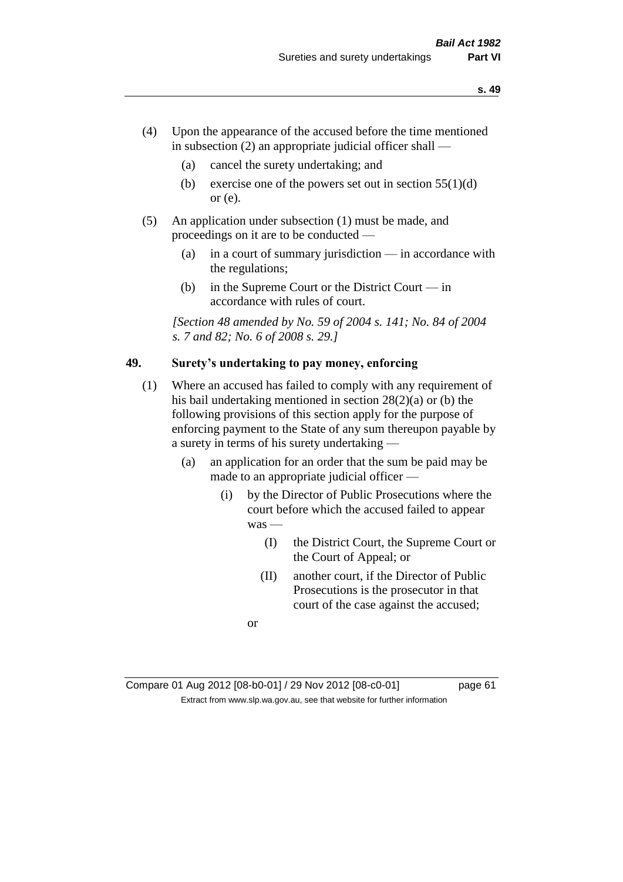(4) Upon the appearance of the accused before the time mentioned in subsection (2) an appropriate judicial officer shall —

   (a) cancel the surety undertaking; and

   (b) exercise one of the powers set out in section 55(1)(d) or (e).

(5) An application under subsection (1) must be made, and proceedings on it are to be conducted —

   (a) in a court of summary jurisdiction — in accordance with the regulations;

   (b) in the Supreme Court or the District Court — in accordance with rules of court.

*[Section 48 amended by No. 59 of 2004 s. 141; No. 84 of 2004 s. 7 and 82; No. 6 of 2008 s. 29.]*

## 49. Surety's undertaking to pay money, enforcing

(1) Where an accused has failed to comply with any requirement of his bail undertaking mentioned in section 28(2)(a) or (b) the following provisions of this section apply for the purpose of enforcing payment to the State of any sum thereupon payable by a surety in terms of his surety undertaking —

   (a) an application for an order that the sum be paid may be made to an appropriate judicial officer —

      (i) by the Director of Public Prosecutions where the court before which the accused failed to appear was —

         (I) the District Court, the Supreme Court or the Court of Appeal; or

         (II) another court, if the Director of Public Prosecutions is the prosecutor in that court of the case against the accused;

      or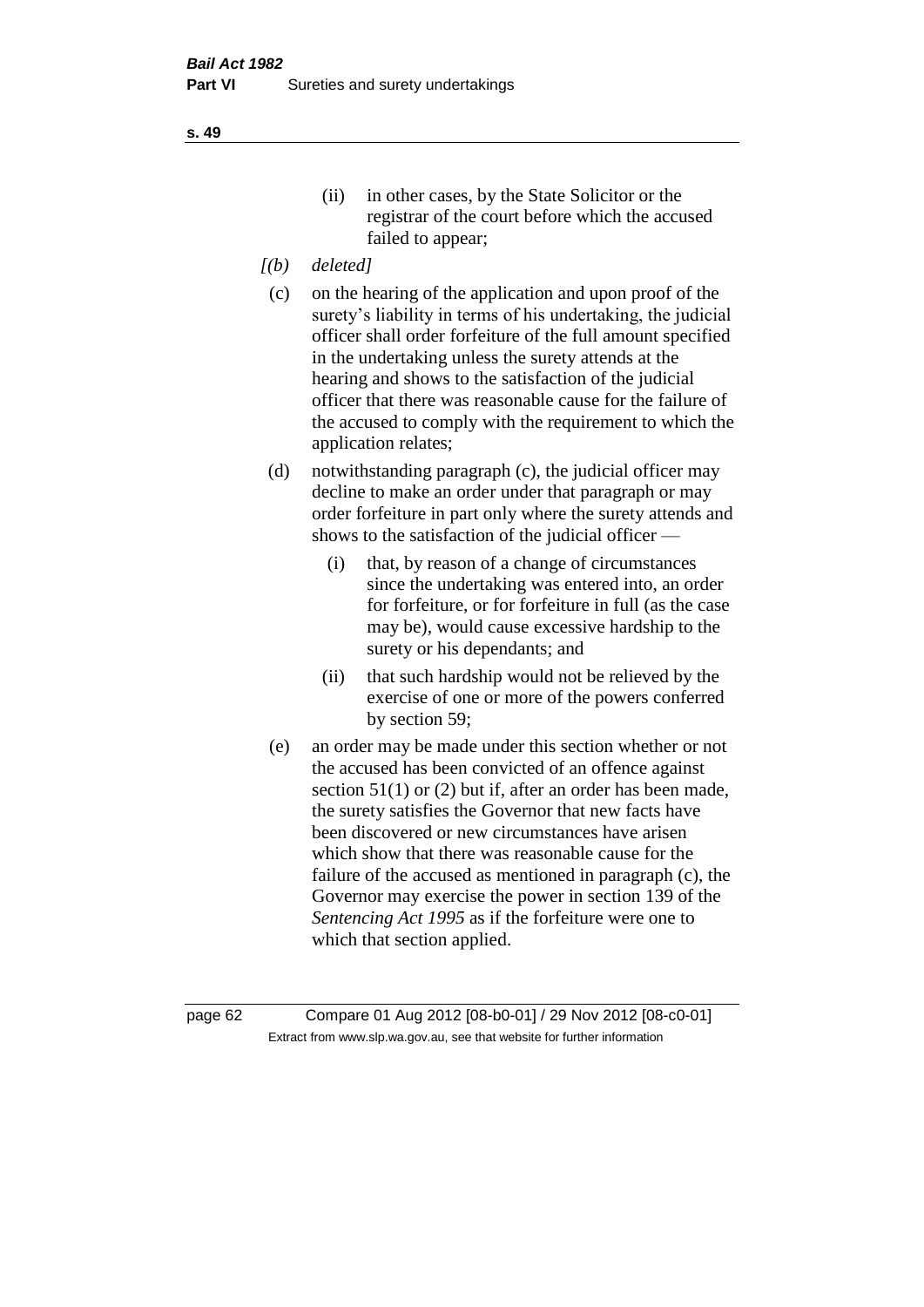(ii) in other cases, by the State Solicitor or the registrar of the court before which the accused failed to appear;

*[(b) deleted]*

(c) on the hearing of the application and upon proof of the surety's liability in terms of his undertaking, the judicial officer shall order forfeiture of the full amount specified in the undertaking unless the surety attends at the hearing and shows to the satisfaction of the judicial officer that there was reasonable cause for the failure of the accused to comply with the requirement to which the application relates;

(d) notwithstanding paragraph (c), the judicial officer may decline to make an order under that paragraph or may order forfeiture in part only where the surety attends and shows to the satisfaction of the judicial officer —

  (i) that, by reason of a change of circumstances since the undertaking was entered into, an order for forfeiture, or for forfeiture in full (as the case may be), would cause excessive hardship to the surety or his dependants; and

  (ii) that such hardship would not be relieved by the exercise of one or more of the powers conferred by section 59;

(e) an order may be made under this section whether or not the accused has been convicted of an offence against section 51(1) or (2) but if, after an order has been made, the surety satisfies the Governor that new facts have been discovered or new circumstances have arisen which show that there was reasonable cause for the failure of the accused as mentioned in paragraph (c), the Governor may exercise the power in section 139 of the *Sentencing Act 1995* as if the forfeiture were one to which that section applied.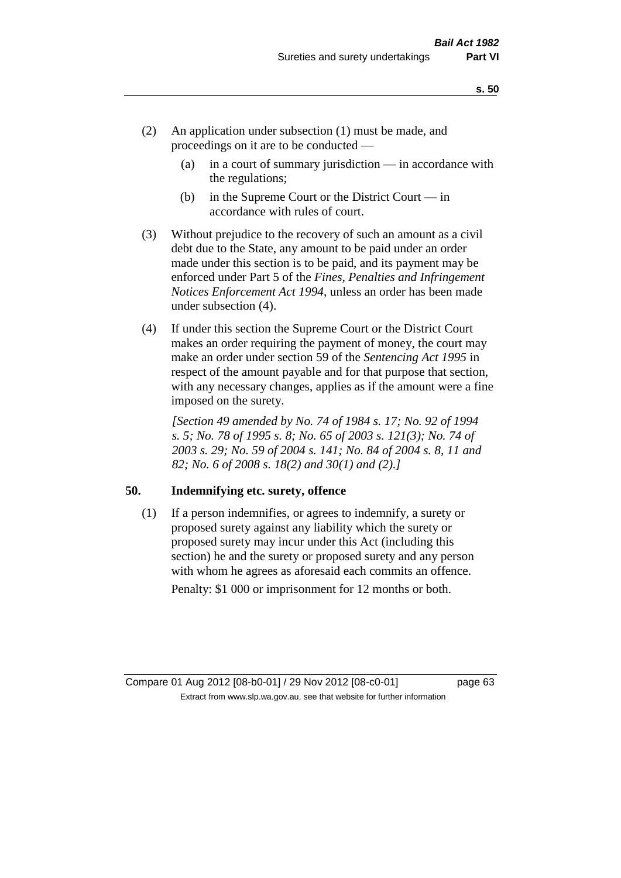(2) An application under subsection (1) must be made, and proceedings on it are to be conducted —

(a) in a court of summary jurisdiction — in accordance with the regulations;

(b) in the Supreme Court or the District Court — in accordance with rules of court.

(3) Without prejudice to the recovery of such an amount as a civil debt due to the State, any amount to be paid under an order made under this section is to be paid, and its payment may be enforced under Part 5 of the *Fines, Penalties and Infringement Notices Enforcement Act 1994*, unless an order has been made under subsection (4).

(4) If under this section the Supreme Court or the District Court makes an order requiring the payment of money, the court may make an order under section 59 of the *Sentencing Act 1995* in respect of the amount payable and for that purpose that section, with any necessary changes, applies as if the amount were a fine imposed on the surety.

*[Section 49 amended by No. 74 of 1984 s. 17; No. 92 of 1994 s. 5; No. 78 of 1995 s. 8; No. 65 of 2003 s. 121(3); No. 74 of 2003 s. 29; No. 59 of 2004 s. 141; No. 84 of 2004 s. 8, 11 and 82; No. 6 of 2008 s. 18(2) and 30(1) and (2).]*

## 50. Indemnifying etc. surety, offence

(1) If a person indemnifies, or agrees to indemnify, a surety or proposed surety against any liability which the surety or proposed surety may incur under this Act (including this section) he and the surety or proposed surety and any person with whom he agrees as aforesaid each commits an offence.

Penalty: $1 000 or imprisonment for 12 months or both.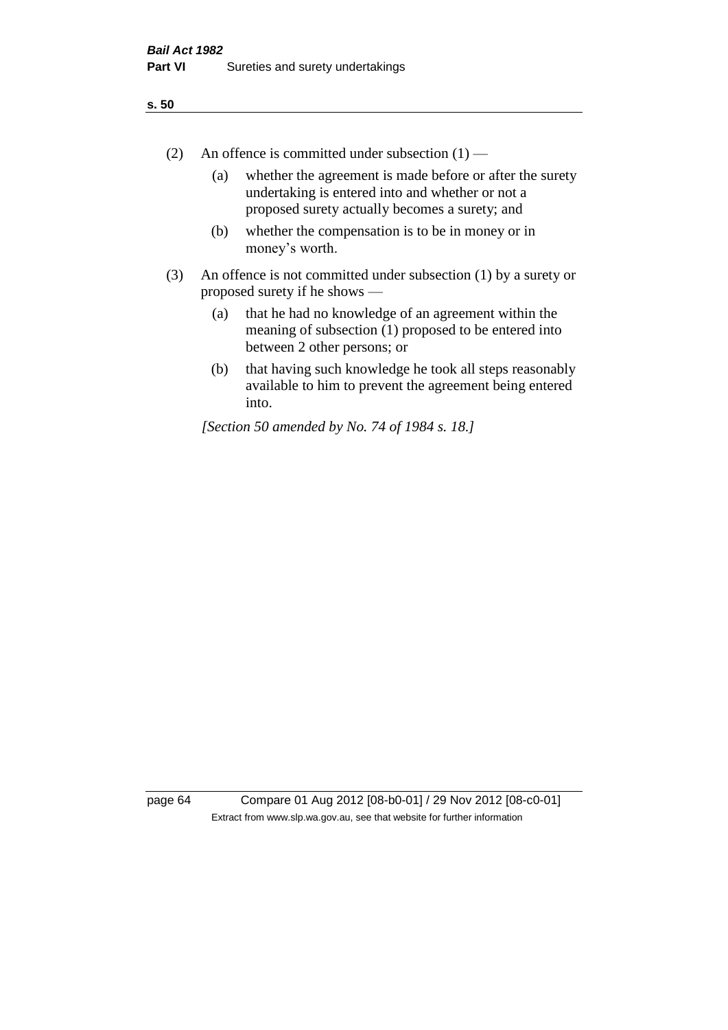(2) An offence is committed under subsection (1) —

(a) whether the agreement is made before or after the surety undertaking is entered into and whether or not a proposed surety actually becomes a surety; and

(b) whether the compensation is to be in money or in money's worth.

(3) An offence is not committed under subsection (1) by a surety or proposed surety if he shows —

(a) that he had no knowledge of an agreement within the meaning of subsection (1) proposed to be entered into between 2 other persons; or

(b) that having such knowledge he took all steps reasonably available to him to prevent the agreement being entered into.

*[Section 50 amended by No. 74 of 1984 s. 18.]*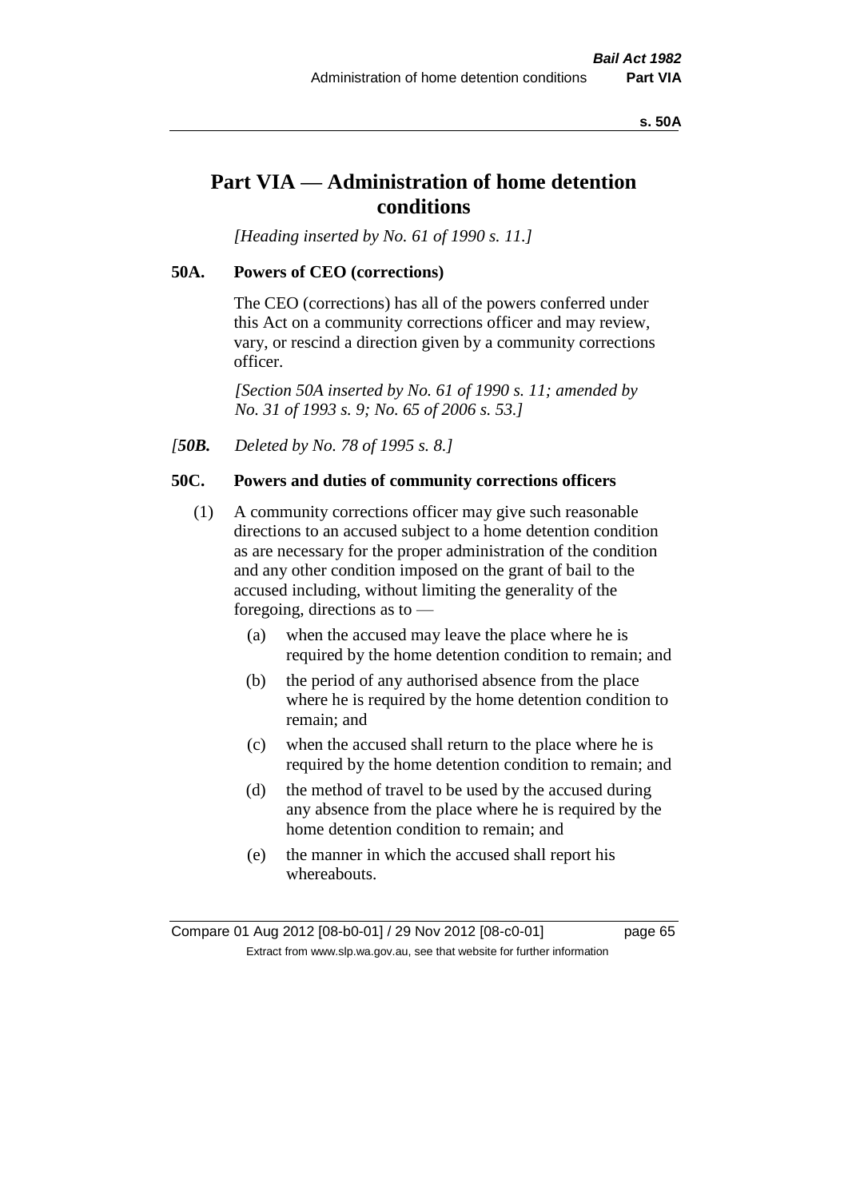# Part VIA — Administration of home detention conditions

*[Heading inserted by No. 61 of 1990 s. 11.]*

### 50A. Powers of CEO (corrections)

The CEO (corrections) has all of the powers conferred under this Act on a community corrections officer and may review, vary, or rescind a direction given by a community corrections officer.

*[Section 50A inserted by No. 61 of 1990 s. 11; amended by No. 31 of 1993 s. 9; No. 65 of 2006 s. 53.]*

*[**50B.** Deleted by No. 78 of 1995 s. 8.]*

### 50C. Powers and duties of community corrections officers

(1) A community corrections officer may give such reasonable directions to an accused subject to a home detention condition as are necessary for the proper administration of the condition and any other condition imposed on the grant of bail to the accused including, without limiting the generality of the foregoing, directions as to —

- (a) when the accused may leave the place where he is required by the home detention condition to remain; and
- (b) the period of any authorised absence from the place where he is required by the home detention condition to remain; and
- (c) when the accused shall return to the place where he is required by the home detention condition to remain; and
- (d) the method of travel to be used by the accused during any absence from the place where he is required by the home detention condition to remain; and
- (e) the manner in which the accused shall report his whereabouts.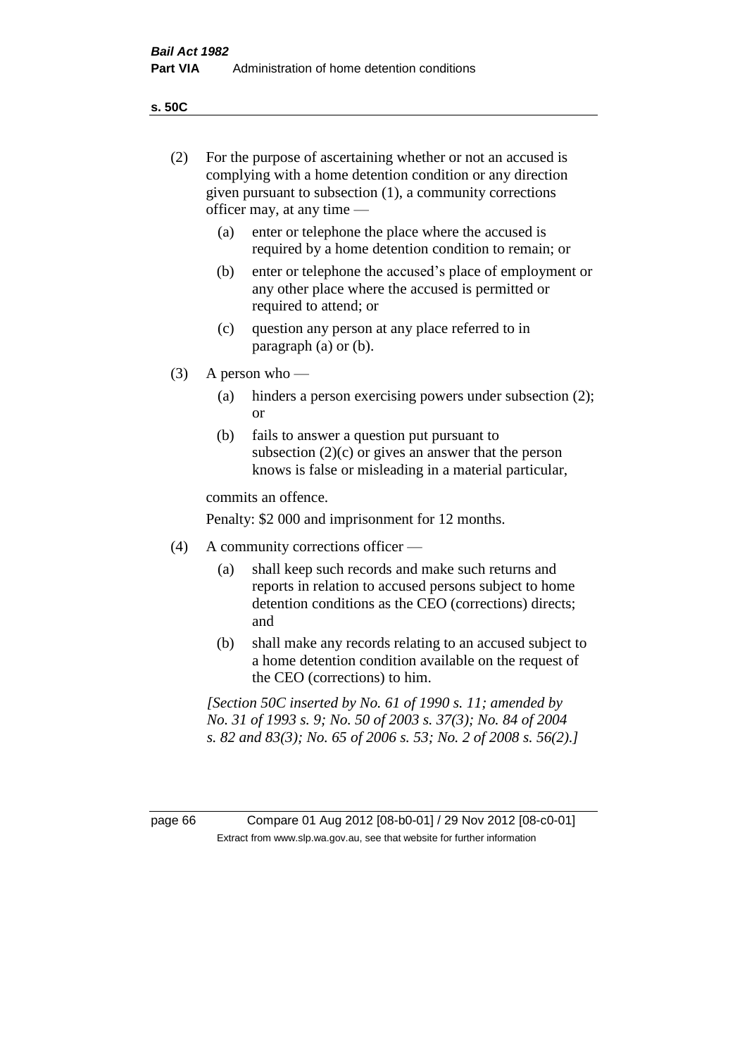(2) For the purpose of ascertaining whether or not an accused is complying with a home detention condition or any direction given pursuant to subsection (1), a community corrections officer may, at any time —

   (a) enter or telephone the place where the accused is required by a home detention condition to remain; or

   (b) enter or telephone the accused's place of employment or any other place where the accused is permitted or required to attend; or

   (c) question any person at any place referred to in paragraph (a) or (b).

(3) A person who —

   (a) hinders a person exercising powers under subsection (2); or

   (b) fails to answer a question put pursuant to subsection (2)(c) or gives an answer that the person knows is false or misleading in a material particular,

   commits an offence.

   Penalty: $2 000 and imprisonment for 12 months.

(4) A community corrections officer —

   (a) shall keep such records and make such returns and reports in relation to accused persons subject to home detention conditions as the CEO (corrections) directs; and

   (b) shall make any records relating to an accused subject to a home detention condition available on the request of the CEO (corrections) to him.

*[Section 50C inserted by No. 61 of 1990 s. 11; amended by No. 31 of 1993 s. 9; No. 50 of 2003 s. 37(3); No. 84 of 2004 s. 82 and 83(3); No. 65 of 2006 s. 53; No. 2 of 2008 s. 56(2).]*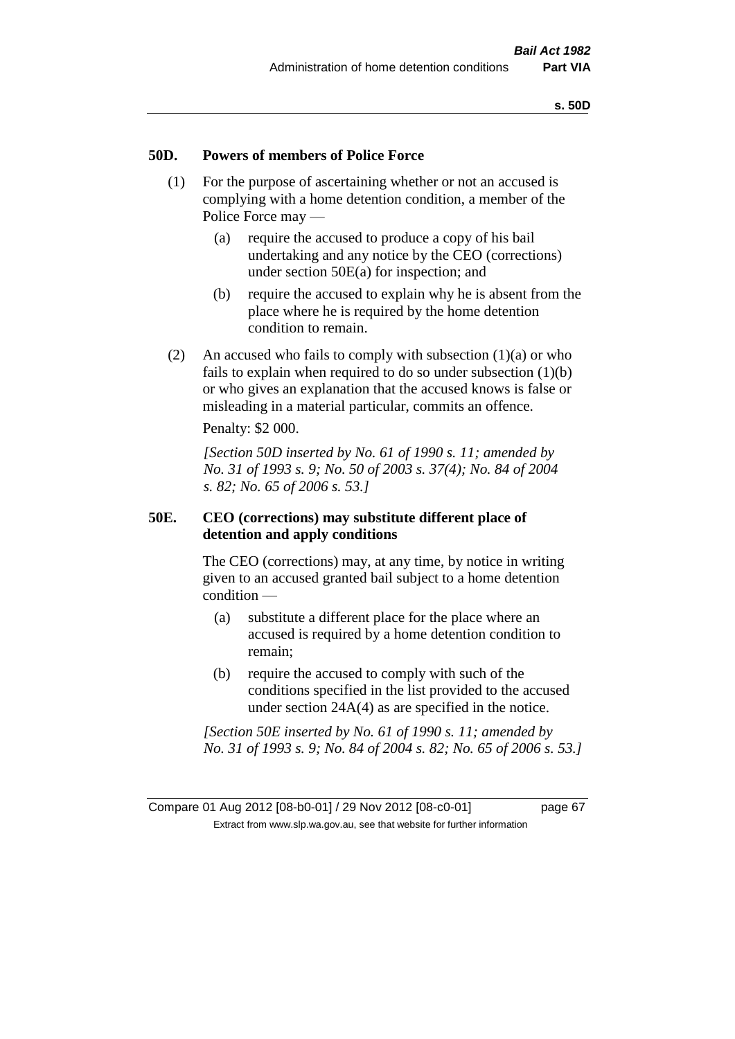## 50D. Powers of members of Police Force

(1) For the purpose of ascertaining whether or not an accused is complying with a home detention condition, a member of the Police Force may —

(a) require the accused to produce a copy of his bail undertaking and any notice by the CEO (corrections) under section 50E(a) for inspection; and

(b) require the accused to explain why he is absent from the place where he is required by the home detention condition to remain.

(2) An accused who fails to comply with subsection (1)(a) or who fails to explain when required to do so under subsection (1)(b) or who gives an explanation that the accused knows is false or misleading in a material particular, commits an offence.

Penalty: $2 000.

*[Section 50D inserted by No. 61 of 1990 s. 11; amended by No. 31 of 1993 s. 9; No. 50 of 2003 s. 37(4); No. 84 of 2004 s. 82; No. 65 of 2006 s. 53.]*

## 50E. CEO (corrections) may substitute different place of detention and apply conditions

The CEO (corrections) may, at any time, by notice in writing given to an accused granted bail subject to a home detention condition —

(a) substitute a different place for the place where an accused is required by a home detention condition to remain;

(b) require the accused to comply with such of the conditions specified in the list provided to the accused under section 24A(4) as are specified in the notice.

*[Section 50E inserted by No. 61 of 1990 s. 11; amended by No. 31 of 1993 s. 9; No. 84 of 2004 s. 82; No. 65 of 2006 s. 53.]*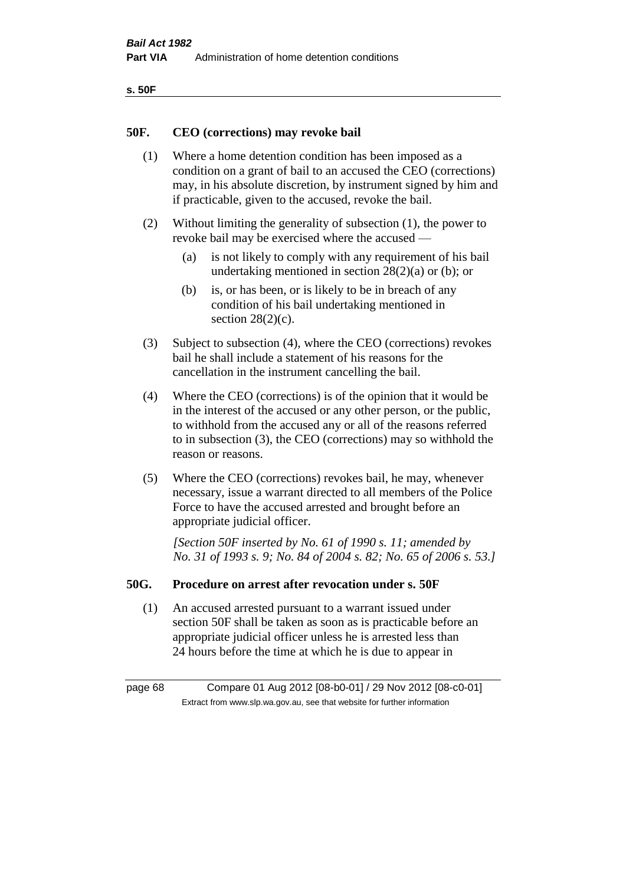## 50F. CEO (corrections) may revoke bail

(1) Where a home detention condition has been imposed as a condition on a grant of bail to an accused the CEO (corrections) may, in his absolute discretion, by instrument signed by him and if practicable, given to the accused, revoke the bail.

(2) Without limiting the generality of subsection (1), the power to revoke bail may be exercised where the accused —

- (a) is not likely to comply with any requirement of his bail undertaking mentioned in section 28(2)(a) or (b); or
- (b) is, or has been, or is likely to be in breach of any condition of his bail undertaking mentioned in section 28(2)(c).

(3) Subject to subsection (4), where the CEO (corrections) revokes bail he shall include a statement of his reasons for the cancellation in the instrument cancelling the bail.

(4) Where the CEO (corrections) is of the opinion that it would be in the interest of the accused or any other person, or the public, to withhold from the accused any or all of the reasons referred to in subsection (3), the CEO (corrections) may so withhold the reason or reasons.

(5) Where the CEO (corrections) revokes bail, he may, whenever necessary, issue a warrant directed to all members of the Police Force to have the accused arrested and brought before an appropriate judicial officer.

*[Section 50F inserted by No. 61 of 1990 s. 11; amended by No. 31 of 1993 s. 9; No. 84 of 2004 s. 82; No. 65 of 2006 s. 53.]*

## 50G. Procedure on arrest after revocation under s. 50F

(1) An accused arrested pursuant to a warrant issued under section 50F shall be taken as soon as is practicable before an appropriate judicial officer unless he is arrested less than 24 hours before the time at which he is due to appear in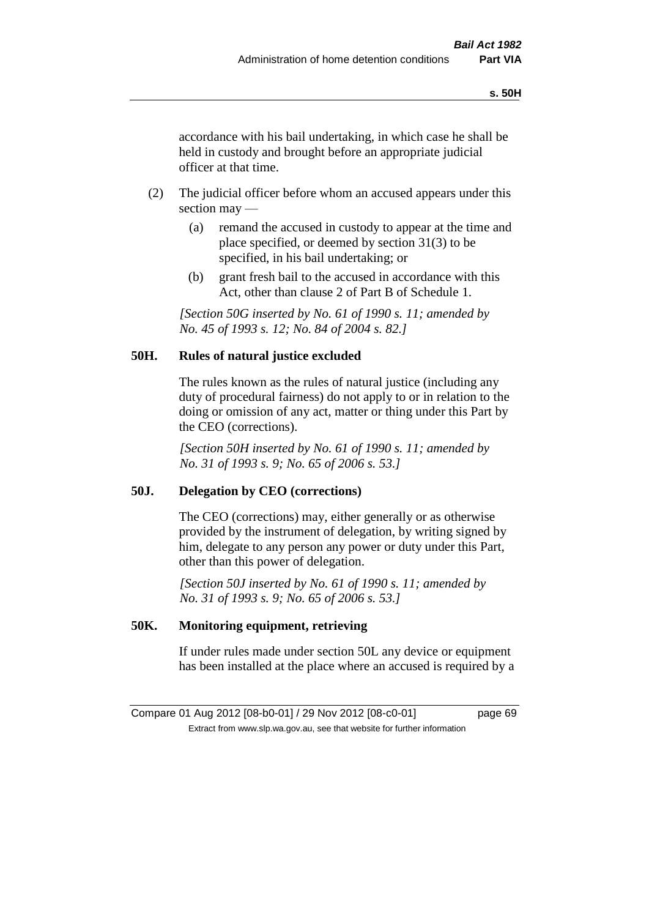accordance with his bail undertaking, in which case he shall be held in custody and brought before an appropriate judicial officer at that time.

(2) The judicial officer before whom an accused appears under this section may —

(a) remand the accused in custody to appear at the time and place specified, or deemed by section 31(3) to be specified, in his bail undertaking; or

(b) grant fresh bail to the accused in accordance with this Act, other than clause 2 of Part B of Schedule 1.

*[Section 50G inserted by No. 61 of 1990 s. 11; amended by No. 45 of 1993 s. 12; No. 84 of 2004 s. 82.]*

## 50H. Rules of natural justice excluded

The rules known as the rules of natural justice (including any duty of procedural fairness) do not apply to or in relation to the doing or omission of any act, matter or thing under this Part by the CEO (corrections).

*[Section 50H inserted by No. 61 of 1990 s. 11; amended by No. 31 of 1993 s. 9; No. 65 of 2006 s. 53.]*

## 50J. Delegation by CEO (corrections)

The CEO (corrections) may, either generally or as otherwise provided by the instrument of delegation, by writing signed by him, delegate to any person any power or duty under this Part, other than this power of delegation.

*[Section 50J inserted by No. 61 of 1990 s. 11; amended by No. 31 of 1993 s. 9; No. 65 of 2006 s. 53.]*

## 50K. Monitoring equipment, retrieving

If under rules made under section 50L any device or equipment has been installed at the place where an accused is required by a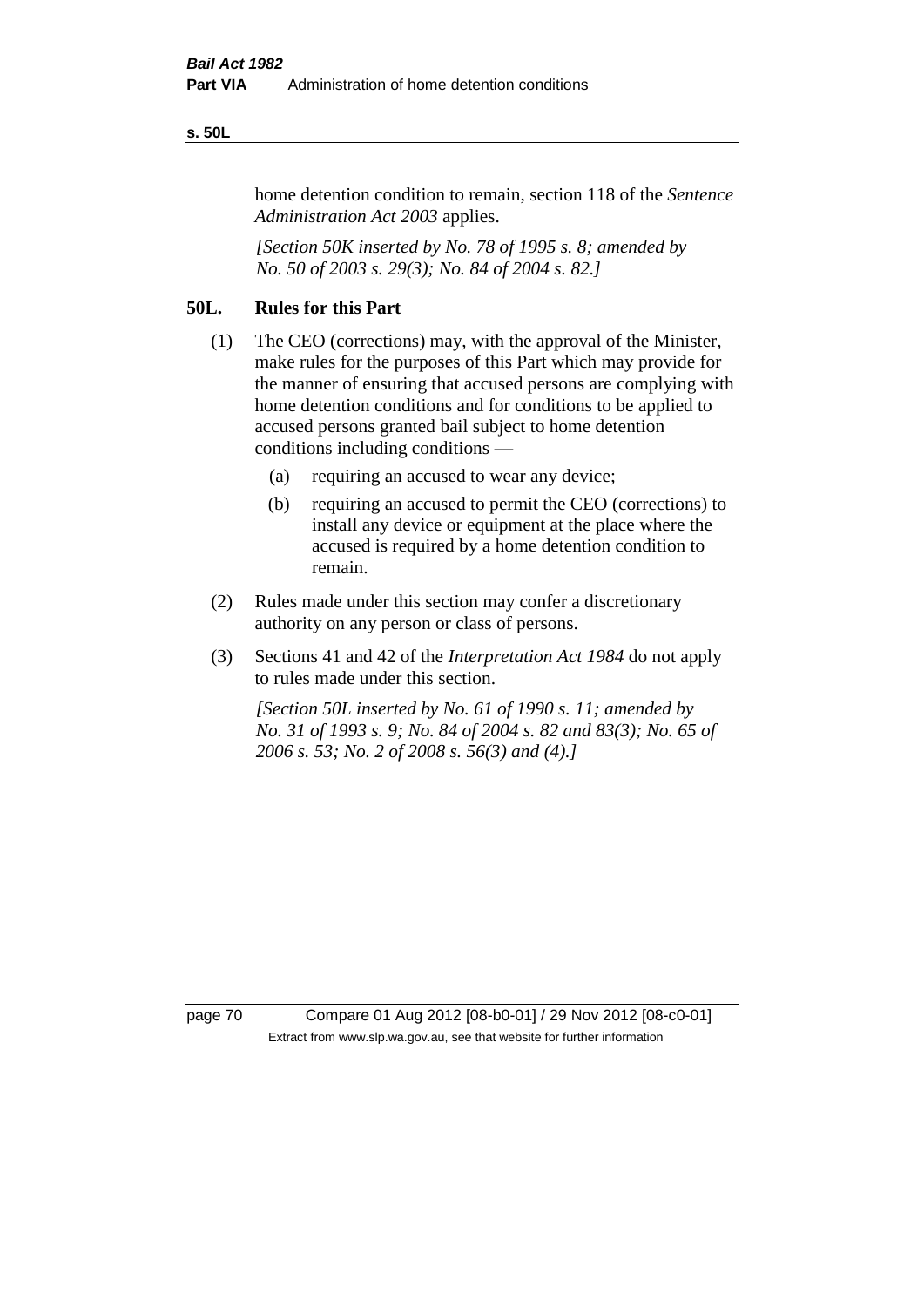home detention condition to remain, section 118 of the *Sentence Administration Act 2003* applies.

*[Section 50K inserted by No. 78 of 1995 s. 8; amended by No. 50 of 2003 s. 29(3); No. 84 of 2004 s. 82.]*

## 50L. Rules for this Part

(1) The CEO (corrections) may, with the approval of the Minister, make rules for the purposes of this Part which may provide for the manner of ensuring that accused persons are complying with home detention conditions and for conditions to be applied to accused persons granted bail subject to home detention conditions including conditions —

  (a) requiring an accused to wear any device;

  (b) requiring an accused to permit the CEO (corrections) to install any device or equipment at the place where the accused is required by a home detention condition to remain.

(2) Rules made under this section may confer a discretionary authority on any person or class of persons.

(3) Sections 41 and 42 of the *Interpretation Act 1984* do not apply to rules made under this section.

*[Section 50L inserted by No. 61 of 1990 s. 11; amended by No. 31 of 1993 s. 9; No. 84 of 2004 s. 82 and 83(3); No. 65 of 2006 s. 53; No. 2 of 2008 s. 56(3) and (4).]*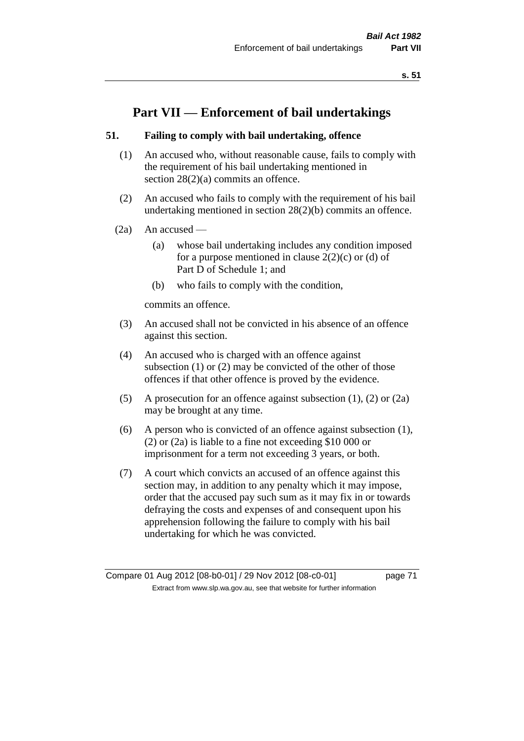# Part VII — Enforcement of bail undertakings

### 51. Failing to comply with bail undertaking, offence

(1) An accused who, without reasonable cause, fails to comply with the requirement of his bail undertaking mentioned in section 28(2)(a) commits an offence.

(2) An accused who fails to comply with the requirement of his bail undertaking mentioned in section 28(2)(b) commits an offence.

(2a) An accused —

(a) whose bail undertaking includes any condition imposed for a purpose mentioned in clause 2(2)(c) or (d) of Part D of Schedule 1; and

(b) who fails to comply with the condition,

commits an offence.

(3) An accused shall not be convicted in his absence of an offence against this section.

(4) An accused who is charged with an offence against subsection (1) or (2) may be convicted of the other of those offences if that other offence is proved by the evidence.

(5) A prosecution for an offence against subsection (1), (2) or (2a) may be brought at any time.

(6) A person who is convicted of an offence against subsection (1), (2) or (2a) is liable to a fine not exceeding $10 000 or imprisonment for a term not exceeding 3 years, or both.

(7) A court which convicts an accused of an offence against this section may, in addition to any penalty which it may impose, order that the accused pay such sum as it may fix in or towards defraying the costs and expenses of and consequent upon his apprehension following the failure to comply with his bail undertaking for which he was convicted.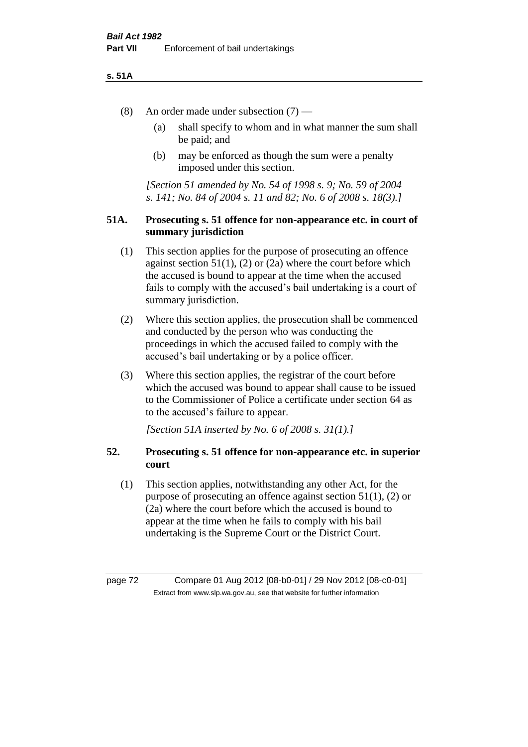(8) An order made under subsection (7) —

(a) shall specify to whom and in what manner the sum shall be paid; and

(b) may be enforced as though the sum were a penalty imposed under this section.

*[Section 51 amended by No. 54 of 1998 s. 9; No. 59 of 2004 s. 141; No. 84 of 2004 s. 11 and 82; No. 6 of 2008 s. 18(3).]*

## 51A. Prosecuting s. 51 offence for non-appearance etc. in court of summary jurisdiction

(1) This section applies for the purpose of prosecuting an offence against section 51(1), (2) or (2a) where the court before which the accused is bound to appear at the time when the accused fails to comply with the accused's bail undertaking is a court of summary jurisdiction.

(2) Where this section applies, the prosecution shall be commenced and conducted by the person who was conducting the proceedings in which the accused failed to comply with the accused's bail undertaking or by a police officer.

(3) Where this section applies, the registrar of the court before which the accused was bound to appear shall cause to be issued to the Commissioner of Police a certificate under section 64 as to the accused's failure to appear.

*[Section 51A inserted by No. 6 of 2008 s. 31(1).]*

## 52. Prosecuting s. 51 offence for non-appearance etc. in superior court

(1) This section applies, notwithstanding any other Act, for the purpose of prosecuting an offence against section 51(1), (2) or (2a) where the court before which the accused is bound to appear at the time when he fails to comply with his bail undertaking is the Supreme Court or the District Court.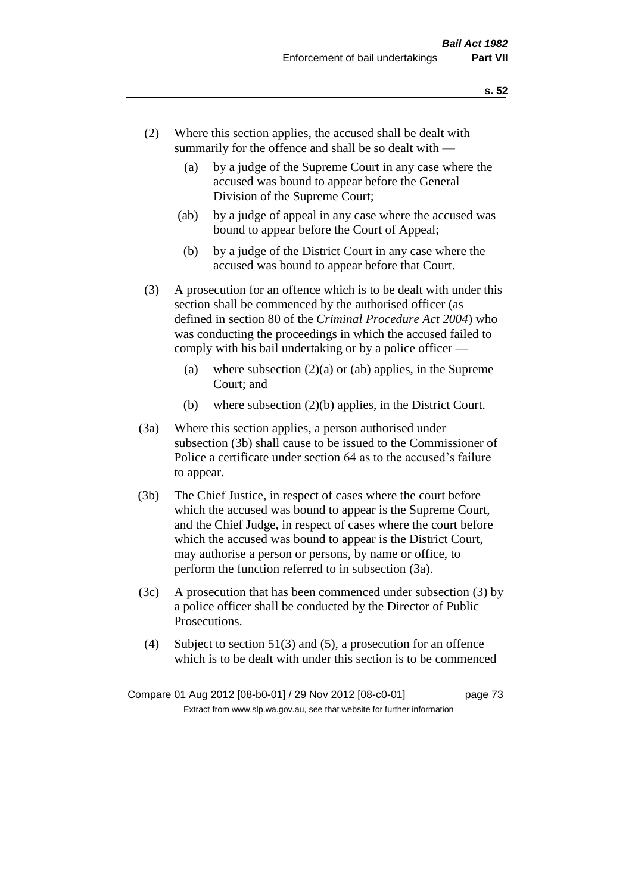(2) Where this section applies, the accused shall be dealt with summarily for the offence and shall be so dealt with —

(a) by a judge of the Supreme Court in any case where the accused was bound to appear before the General Division of the Supreme Court;

(ab) by a judge of appeal in any case where the accused was bound to appear before the Court of Appeal;

(b) by a judge of the District Court in any case where the accused was bound to appear before that Court.

(3) A prosecution for an offence which is to be dealt with under this section shall be commenced by the authorised officer (as defined in section 80 of the *Criminal Procedure Act 2004*) who was conducting the proceedings in which the accused failed to comply with his bail undertaking or by a police officer —

(a) where subsection (2)(a) or (ab) applies, in the Supreme Court; and

(b) where subsection (2)(b) applies, in the District Court.

(3a) Where this section applies, a person authorised under subsection (3b) shall cause to be issued to the Commissioner of Police a certificate under section 64 as to the accused's failure to appear.

(3b) The Chief Justice, in respect of cases where the court before which the accused was bound to appear is the Supreme Court, and the Chief Judge, in respect of cases where the court before which the accused was bound to appear is the District Court, may authorise a person or persons, by name or office, to perform the function referred to in subsection (3a).

(3c) A prosecution that has been commenced under subsection (3) by a police officer shall be conducted by the Director of Public Prosecutions.

(4) Subject to section 51(3) and (5), a prosecution for an offence which is to be dealt with under this section is to be commenced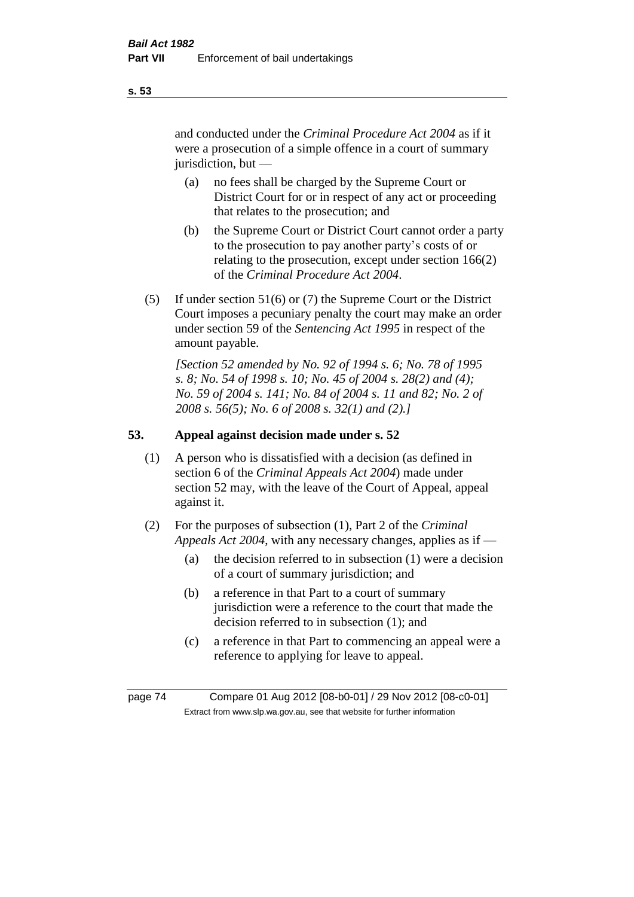and conducted under the *Criminal Procedure Act 2004* as if it were a prosecution of a simple offence in a court of summary jurisdiction, but —

(a) no fees shall be charged by the Supreme Court or District Court for or in respect of any act or proceeding that relates to the prosecution; and

(b) the Supreme Court or District Court cannot order a party to the prosecution to pay another party's costs of or relating to the prosecution, except under section 166(2) of the *Criminal Procedure Act 2004*.

(5) If under section 51(6) or (7) the Supreme Court or the District Court imposes a pecuniary penalty the court may make an order under section 59 of the *Sentencing Act 1995* in respect of the amount payable.

*[Section 52 amended by No. 92 of 1994 s. 6; No. 78 of 1995 s. 8; No. 54 of 1998 s. 10; No. 45 of 2004 s. 28(2) and (4); No. 59 of 2004 s. 141; No. 84 of 2004 s. 11 and 82; No. 2 of 2008 s. 56(5); No. 6 of 2008 s. 32(1) and (2).]*

## 53. Appeal against decision made under s. 52

(1) A person who is dissatisfied with a decision (as defined in section 6 of the *Criminal Appeals Act 2004*) made under section 52 may, with the leave of the Court of Appeal, appeal against it.

(2) For the purposes of subsection (1), Part 2 of the *Criminal Appeals Act 2004*, with any necessary changes, applies as if —

(a) the decision referred to in subsection (1) were a decision of a court of summary jurisdiction; and

(b) a reference in that Part to a court of summary jurisdiction were a reference to the court that made the decision referred to in subsection (1); and

(c) a reference in that Part to commencing an appeal were a reference to applying for leave to appeal.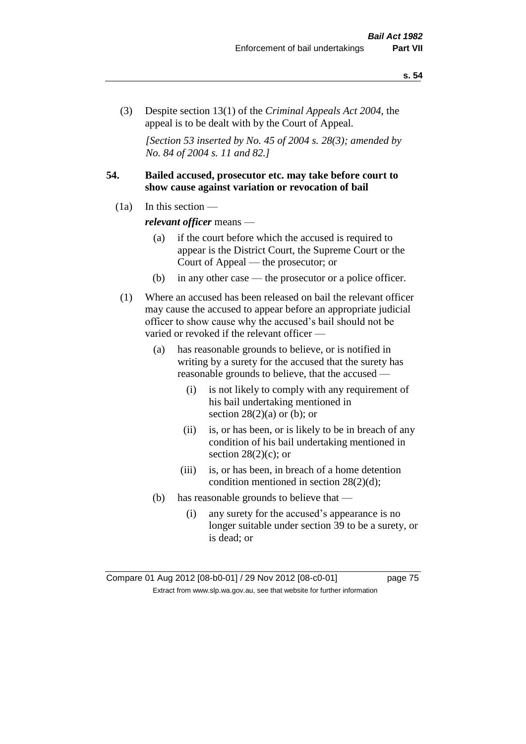(3) Despite section 13(1) of the *Criminal Appeals Act 2004*, the appeal is to be dealt with by the Court of Appeal.

*[Section 53 inserted by No. 45 of 2004 s. 28(3); amended by No. 84 of 2004 s. 11 and 82.]*

## 54. Bailed accused, prosecutor etc. may take before court to show cause against variation or revocation of bail

(1a) In this section —

***relevant officer*** means —

- (a) if the court before which the accused is required to appear is the District Court, the Supreme Court or the Court of Appeal — the prosecutor; or
- (b) in any other case — the prosecutor or a police officer.

(1) Where an accused has been released on bail the relevant officer may cause the accused to appear before an appropriate judicial officer to show cause why the accused's bail should not be varied or revoked if the relevant officer —

- (a) has reasonable grounds to believe, or is notified in writing by a surety for the accused that the surety has reasonable grounds to believe, that the accused —
  - (i) is not likely to comply with any requirement of his bail undertaking mentioned in section 28(2)(a) or (b); or
  - (ii) is, or has been, or is likely to be in breach of any condition of his bail undertaking mentioned in section 28(2)(c); or
  - (iii) is, or has been, in breach of a home detention condition mentioned in section 28(2)(d);
- (b) has reasonable grounds to believe that —
  - (i) any surety for the accused's appearance is no longer suitable under section 39 to be a surety, or is dead; or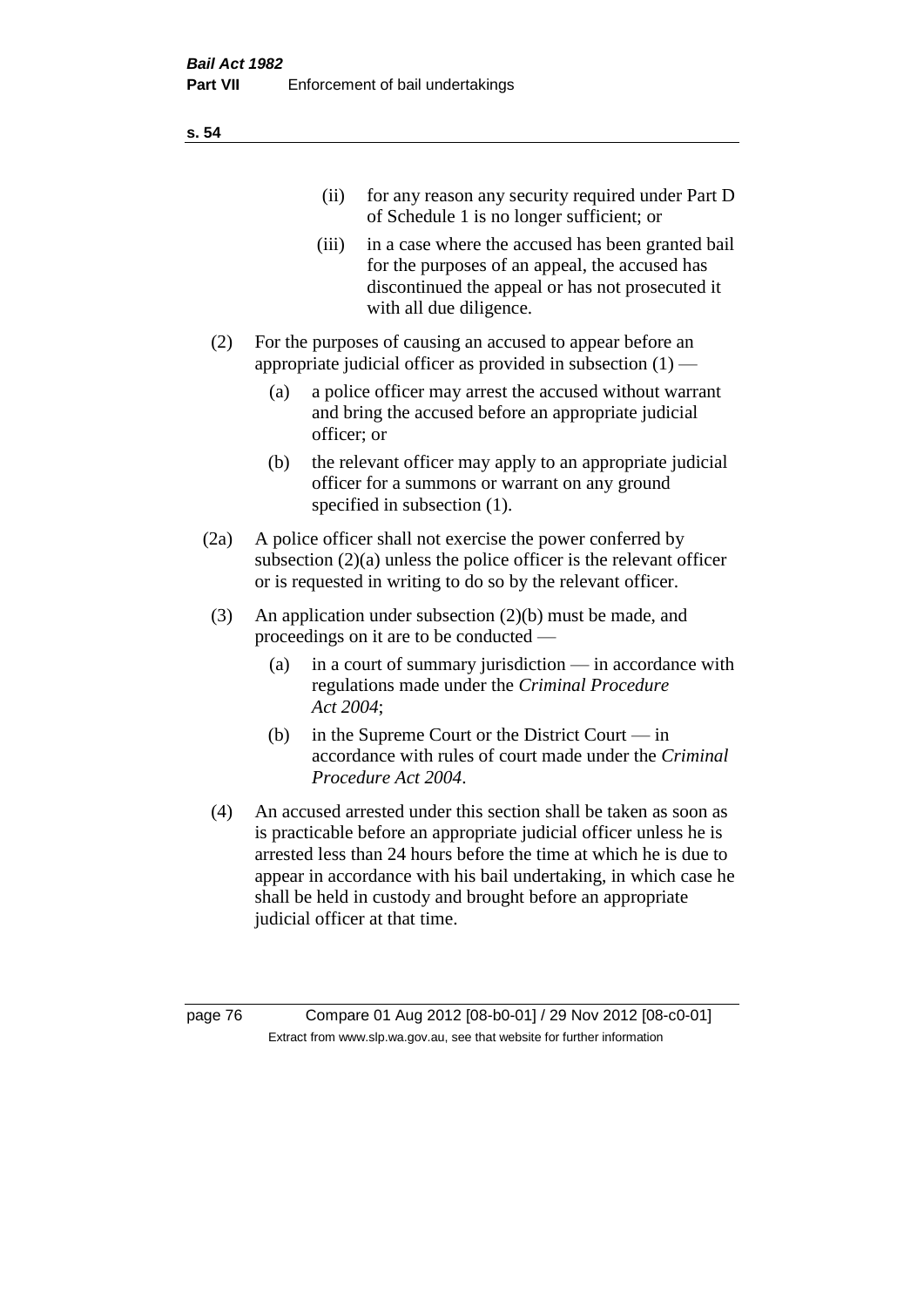(ii) for any reason any security required under Part D of Schedule 1 is no longer sufficient; or

(iii) in a case where the accused has been granted bail for the purposes of an appeal, the accused has discontinued the appeal or has not prosecuted it with all due diligence.

(2) For the purposes of causing an accused to appear before an appropriate judicial officer as provided in subsection (1) —

(a) a police officer may arrest the accused without warrant and bring the accused before an appropriate judicial officer; or

(b) the relevant officer may apply to an appropriate judicial officer for a summons or warrant on any ground specified in subsection (1).

(2a) A police officer shall not exercise the power conferred by subsection (2)(a) unless the police officer is the relevant officer or is requested in writing to do so by the relevant officer.

(3) An application under subsection (2)(b) must be made, and proceedings on it are to be conducted —

(a) in a court of summary jurisdiction — in accordance with regulations made under the *Criminal Procedure Act 2004*;

(b) in the Supreme Court or the District Court — in accordance with rules of court made under the *Criminal Procedure Act 2004*.

(4) An accused arrested under this section shall be taken as soon as is practicable before an appropriate judicial officer unless he is arrested less than 24 hours before the time at which he is due to appear in accordance with his bail undertaking, in which case he shall be held in custody and brought before an appropriate judicial officer at that time.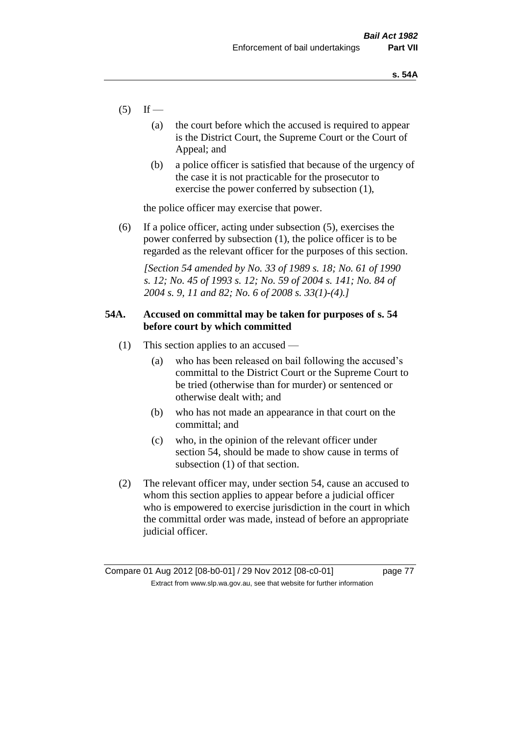(5) If —

  (a) the court before which the accused is required to appear is the District Court, the Supreme Court or the Court of Appeal; and

  (b) a police officer is satisfied that because of the urgency of the case it is not practicable for the prosecutor to exercise the power conferred by subsection (1),

the police officer may exercise that power.

(6) If a police officer, acting under subsection (5), exercises the power conferred by subsection (1), the police officer is to be regarded as the relevant officer for the purposes of this section.

*[Section 54 amended by No. 33 of 1989 s. 18; No. 61 of 1990 s. 12; No. 45 of 1993 s. 12; No. 59 of 2004 s. 141; No. 84 of 2004 s. 9, 11 and 82; No. 6 of 2008 s. 33(1)-(4).]*

## 54A. Accused on committal may be taken for purposes of s. 54 before court by which committed

(1) This section applies to an accused —

  (a) who has been released on bail following the accused's committal to the District Court or the Supreme Court to be tried (otherwise than for murder) or sentenced or otherwise dealt with; and

  (b) who has not made an appearance in that court on the committal; and

  (c) who, in the opinion of the relevant officer under section 54, should be made to show cause in terms of subsection (1) of that section.

(2) The relevant officer may, under section 54, cause an accused to whom this section applies to appear before a judicial officer who is empowered to exercise jurisdiction in the court in which the committal order was made, instead of before an appropriate judicial officer.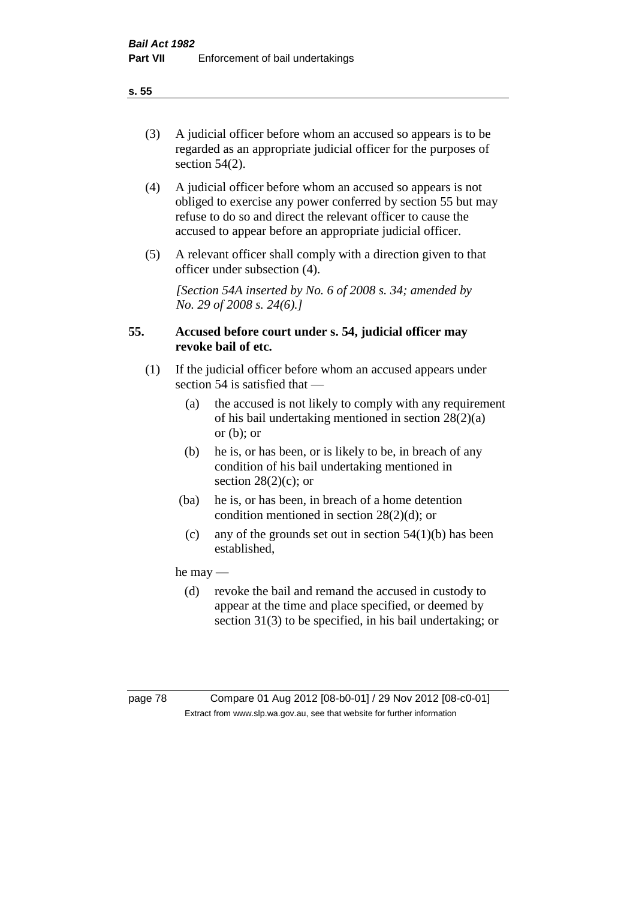(3) A judicial officer before whom an accused so appears is to be regarded as an appropriate judicial officer for the purposes of section 54(2).

(4) A judicial officer before whom an accused so appears is not obliged to exercise any power conferred by section 55 but may refuse to do so and direct the relevant officer to cause the accused to appear before an appropriate judicial officer.

(5) A relevant officer shall comply with a direction given to that officer under subsection (4).

*[Section 54A inserted by No. 6 of 2008 s. 34; amended by No. 29 of 2008 s. 24(6).]*

## 55. Accused before court under s. 54, judicial officer may revoke bail of etc.

(1) If the judicial officer before whom an accused appears under section 54 is satisfied that —

- (a) the accused is not likely to comply with any requirement of his bail undertaking mentioned in section 28(2)(a) or (b); or
- (b) he is, or has been, or is likely to be, in breach of any condition of his bail undertaking mentioned in section 28(2)(c); or
- (ba) he is, or has been, in breach of a home detention condition mentioned in section 28(2)(d); or
- (c) any of the grounds set out in section 54(1)(b) has been established,

he may —

- (d) revoke the bail and remand the accused in custody to appear at the time and place specified, or deemed by section 31(3) to be specified, in his bail undertaking; or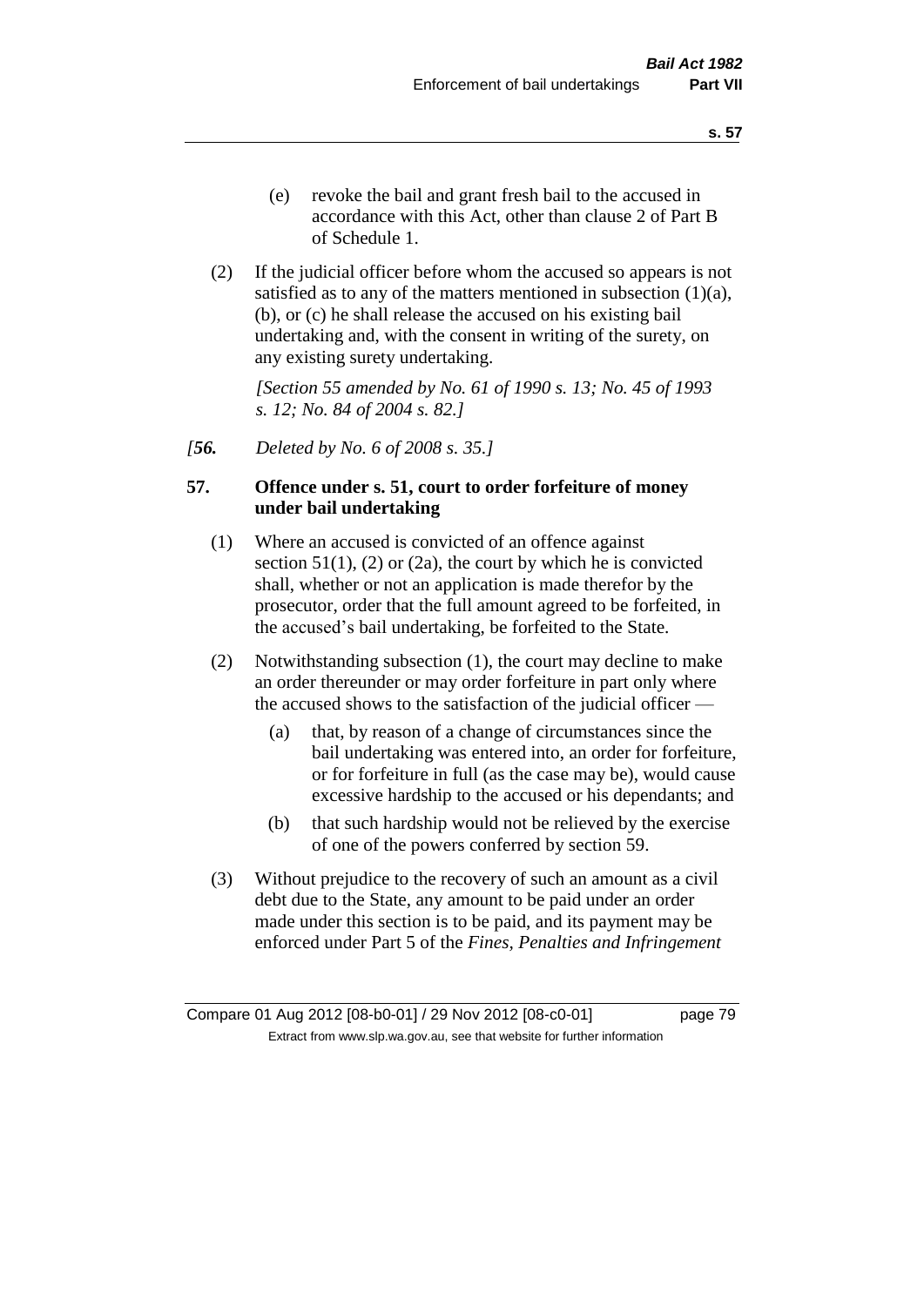(e) revoke the bail and grant fresh bail to the accused in accordance with this Act, other than clause 2 of Part B of Schedule 1.

(2) If the judicial officer before whom the accused so appears is not satisfied as to any of the matters mentioned in subsection (1)(a), (b), or (c) he shall release the accused on his existing bail undertaking and, with the consent in writing of the surety, on any existing surety undertaking.

*[Section 55 amended by No. 61 of 1990 s. 13; No. 45 of 1993 s. 12; No. 84 of 2004 s. 82.]*

*[**56.** Deleted by No. 6 of 2008 s. 35.]*

**57. Offence under s. 51, court to order forfeiture of money under bail undertaking**

(1) Where an accused is convicted of an offence against section 51(1), (2) or (2a), the court by which he is convicted shall, whether or not an application is made therefor by the prosecutor, order that the full amount agreed to be forfeited, in the accused's bail undertaking, be forfeited to the State.

(2) Notwithstanding subsection (1), the court may decline to make an order thereunder or may order forfeiture in part only where the accused shows to the satisfaction of the judicial officer —

(a) that, by reason of a change of circumstances since the bail undertaking was entered into, an order for forfeiture, or for forfeiture in full (as the case may be), would cause excessive hardship to the accused or his dependants; and

(b) that such hardship would not be relieved by the exercise of one of the powers conferred by section 59.

(3) Without prejudice to the recovery of such an amount as a civil debt due to the State, any amount to be paid under an order made under this section is to be paid, and its payment may be enforced under Part 5 of the *Fines, Penalties and Infringement*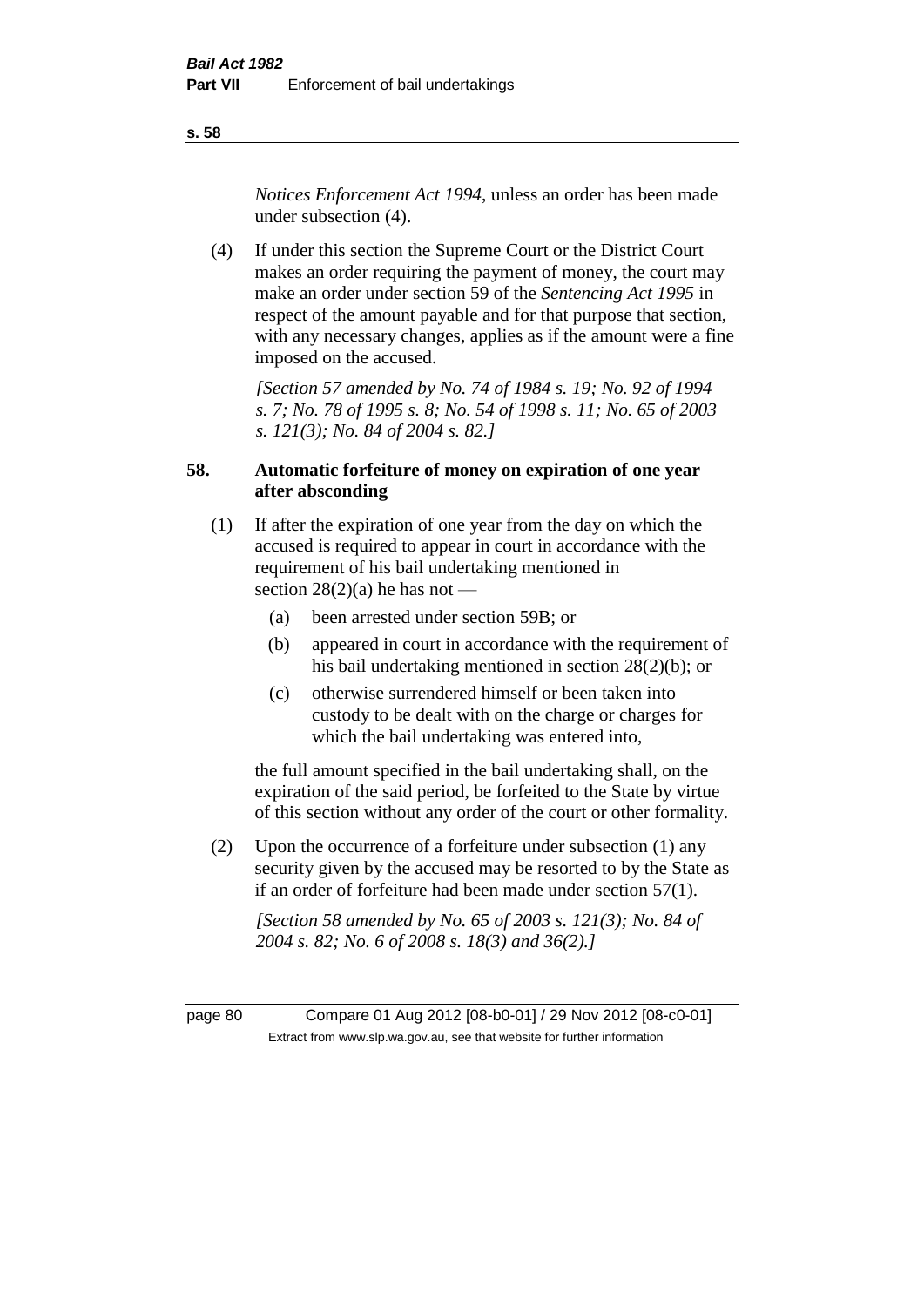*Notices Enforcement Act 1994*, unless an order has been made under subsection (4).

(4) If under this section the Supreme Court or the District Court makes an order requiring the payment of money, the court may make an order under section 59 of the *Sentencing Act 1995* in respect of the amount payable and for that purpose that section, with any necessary changes, applies as if the amount were a fine imposed on the accused.

*[Section 57 amended by No. 74 of 1984 s. 19; No. 92 of 1994 s. 7; No. 78 of 1995 s. 8; No. 54 of 1998 s. 11; No. 65 of 2003 s. 121(3); No. 84 of 2004 s. 82.]*

### 58. Automatic forfeiture of money on expiration of one year after absconding

(1) If after the expiration of one year from the day on which the accused is required to appear in court in accordance with the requirement of his bail undertaking mentioned in section 28(2)(a) he has not —

- (a) been arrested under section 59B; or
- (b) appeared in court in accordance with the requirement of his bail undertaking mentioned in section 28(2)(b); or
- (c) otherwise surrendered himself or been taken into custody to be dealt with on the charge or charges for which the bail undertaking was entered into,

the full amount specified in the bail undertaking shall, on the expiration of the said period, be forfeited to the State by virtue of this section without any order of the court or other formality.

(2) Upon the occurrence of a forfeiture under subsection (1) any security given by the accused may be resorted to by the State as if an order of forfeiture had been made under section 57(1).

*[Section 58 amended by No. 65 of 2003 s. 121(3); No. 84 of 2004 s. 82; No. 6 of 2008 s. 18(3) and 36(2).]*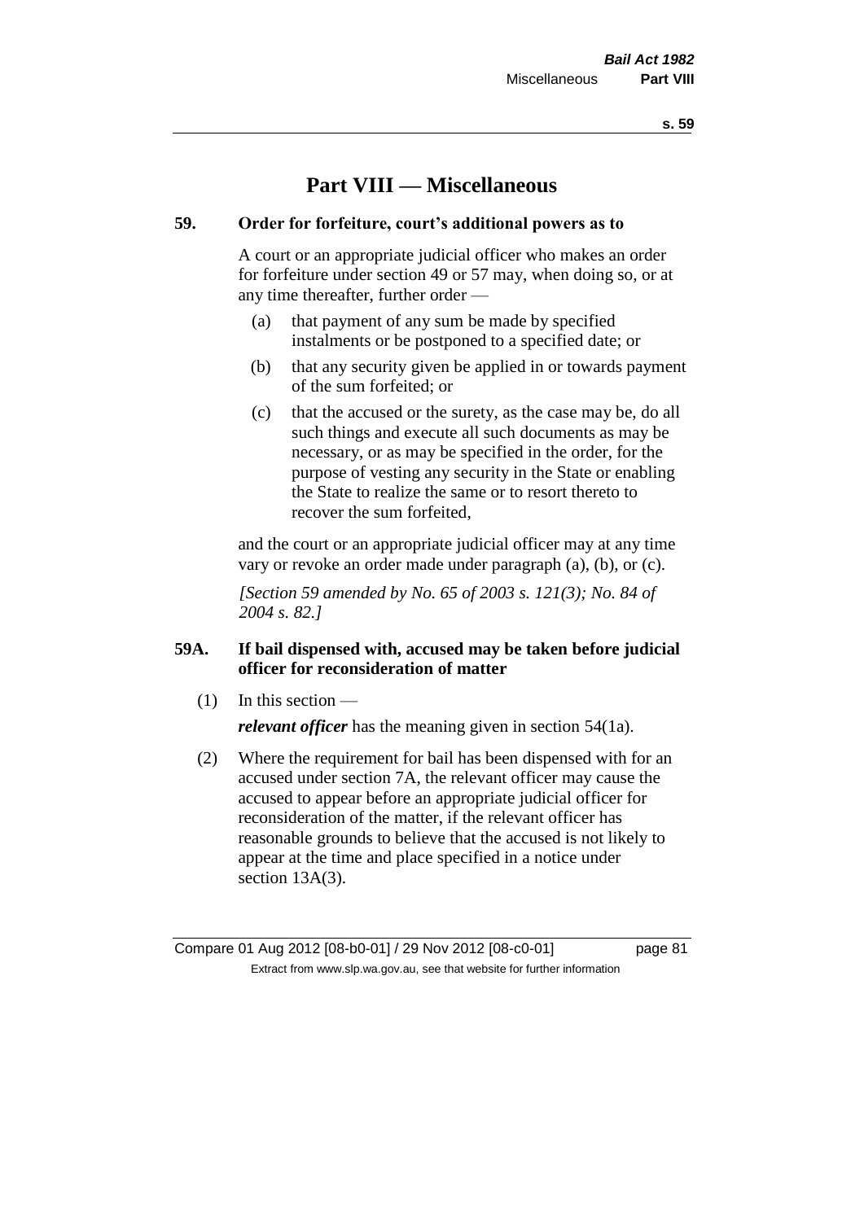# Part VIII — Miscellaneous

## 59. Order for forfeiture, court's additional powers as to

A court or an appropriate judicial officer who makes an order for forfeiture under section 49 or 57 may, when doing so, or at any time thereafter, further order —

(a) that payment of any sum be made by specified instalments or be postponed to a specified date; or

(b) that any security given be applied in or towards payment of the sum forfeited; or

(c) that the accused or the surety, as the case may be, do all such things and execute all such documents as may be necessary, or as may be specified in the order, for the purpose of vesting any security in the State or enabling the State to realize the same or to resort thereto to recover the sum forfeited,

and the court or an appropriate judicial officer may at any time vary or revoke an order made under paragraph (a), (b), or (c).

*[Section 59 amended by No. 65 of 2003 s. 121(3); No. 84 of 2004 s. 82.]*

## 59A. If bail dispensed with, accused may be taken before judicial officer for reconsideration of matter

(1) In this section —

***relevant officer*** has the meaning given in section 54(1a).

(2) Where the requirement for bail has been dispensed with for an accused under section 7A, the relevant officer may cause the accused to appear before an appropriate judicial officer for reconsideration of the matter, if the relevant officer has reasonable grounds to believe that the accused is not likely to appear at the time and place specified in a notice under section 13A(3).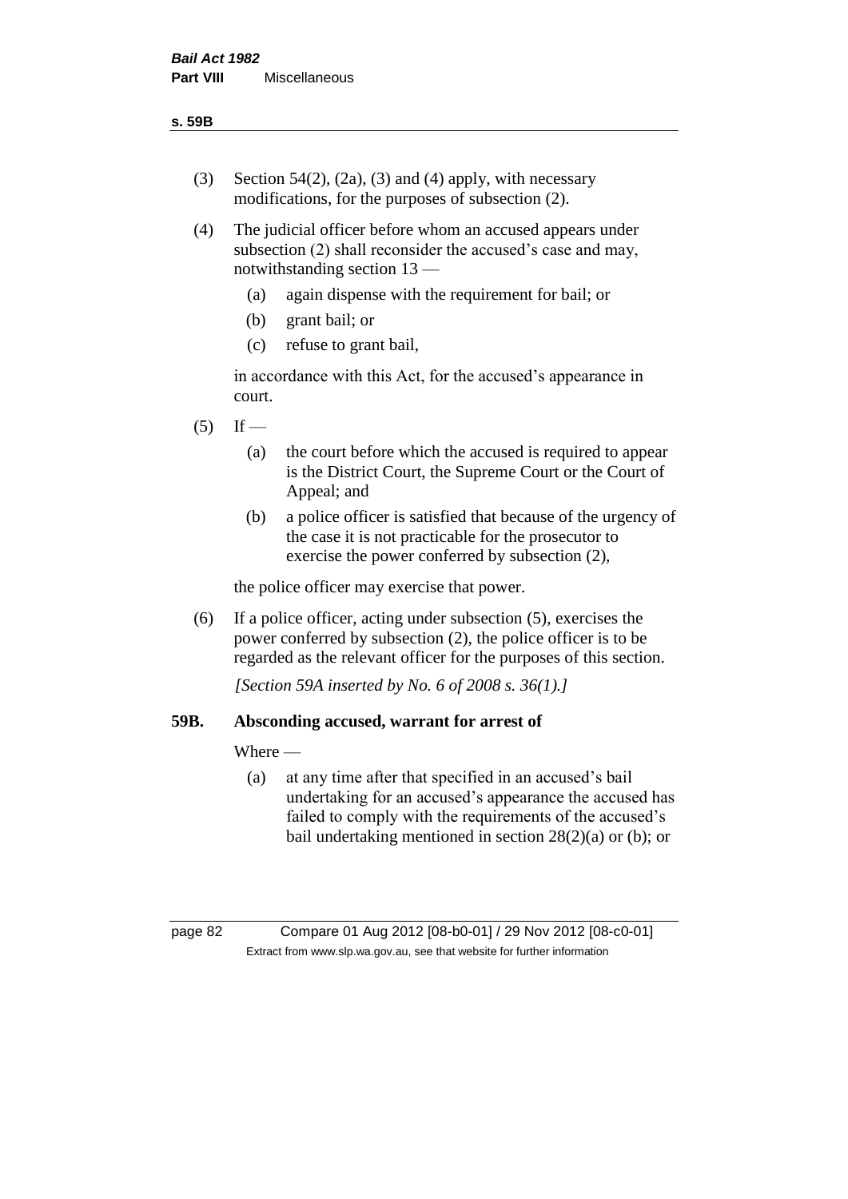(3) Section 54(2), (2a), (3) and (4) apply, with necessary modifications, for the purposes of subsection (2).

(4) The judicial officer before whom an accused appears under subsection (2) shall reconsider the accused's case and may, notwithstanding section 13 —

  (a) again dispense with the requirement for bail; or

  (b) grant bail; or

  (c) refuse to grant bail,

  in accordance with this Act, for the accused's appearance in court.

(5) If —

  (a) the court before which the accused is required to appear is the District Court, the Supreme Court or the Court of Appeal; and

  (b) a police officer is satisfied that because of the urgency of the case it is not practicable for the prosecutor to exercise the power conferred by subsection (2),

  the police officer may exercise that power.

(6) If a police officer, acting under subsection (5), exercises the power conferred by subsection (2), the police officer is to be regarded as the relevant officer for the purposes of this section.

*[Section 59A inserted by No. 6 of 2008 s. 36(1).]*

## 59B. Absconding accused, warrant for arrest of

Where —

  (a) at any time after that specified in an accused's bail undertaking for an accused's appearance the accused has failed to comply with the requirements of the accused's bail undertaking mentioned in section 28(2)(a) or (b); or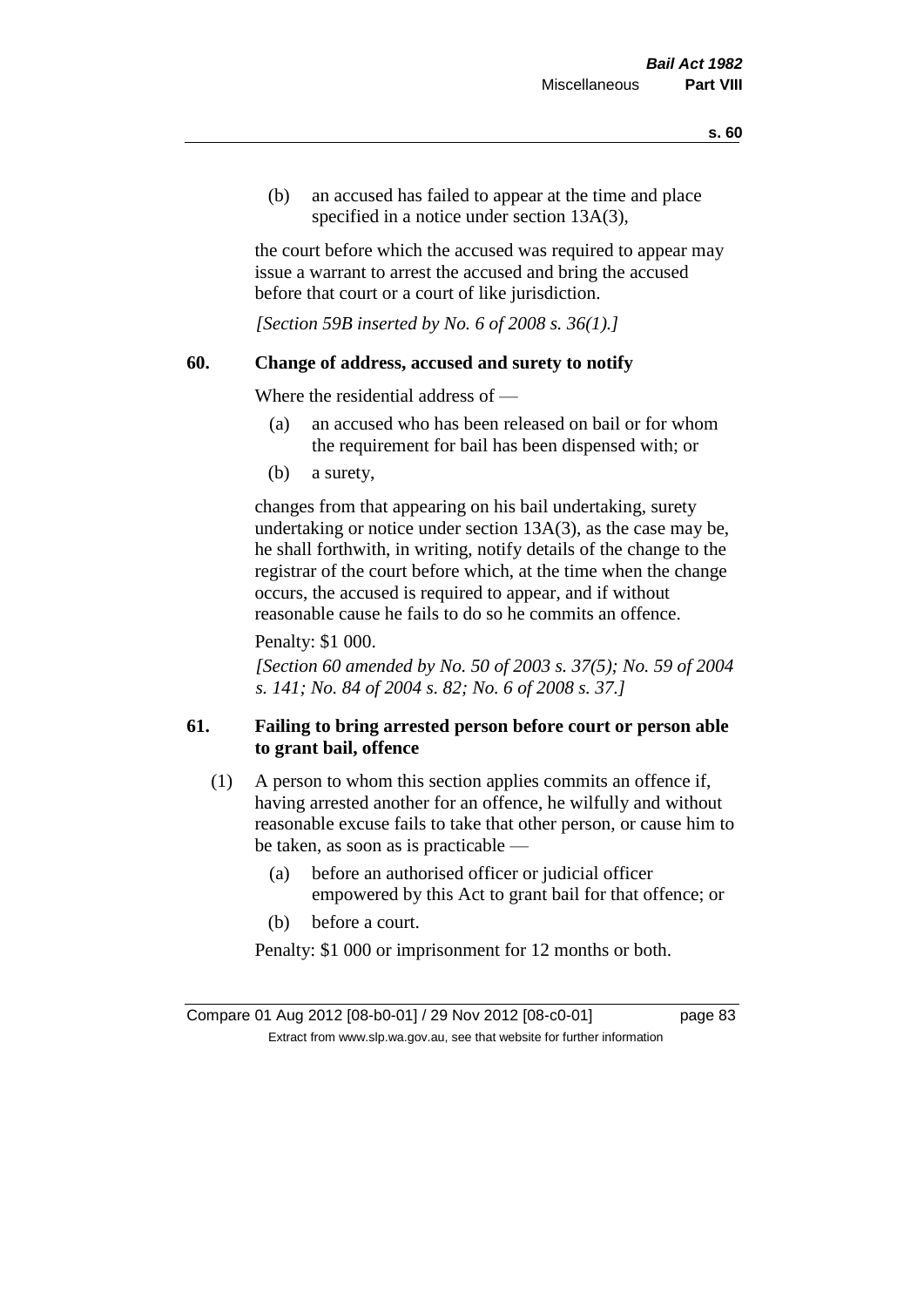(b) an accused has failed to appear at the time and place specified in a notice under section 13A(3),

the court before which the accused was required to appear may issue a warrant to arrest the accused and bring the accused before that court or a court of like jurisdiction.

*[Section 59B inserted by No. 6 of 2008 s. 36(1).]*

### 60. Change of address, accused and surety to notify

Where the residential address of —

(a) an accused who has been released on bail or for whom the requirement for bail has been dispensed with; or

(b) a surety,

changes from that appearing on his bail undertaking, surety undertaking or notice under section 13A(3), as the case may be, he shall forthwith, in writing, notify details of the change to the registrar of the court before which, at the time when the change occurs, the accused is required to appear, and if without reasonable cause he fails to do so he commits an offence.

Penalty: $1 000.

*[Section 60 amended by No. 50 of 2003 s. 37(5); No. 59 of 2004 s. 141; No. 84 of 2004 s. 82; No. 6 of 2008 s. 37.]*

### 61. Failing to bring arrested person before court or person able to grant bail, offence

(1) A person to whom this section applies commits an offence if, having arrested another for an offence, he wilfully and without reasonable excuse fails to take that other person, or cause him to be taken, as soon as is practicable —

(a) before an authorised officer or judicial officer empowered by this Act to grant bail for that offence; or

(b) before a court.

Penalty: $1 000 or imprisonment for 12 months or both.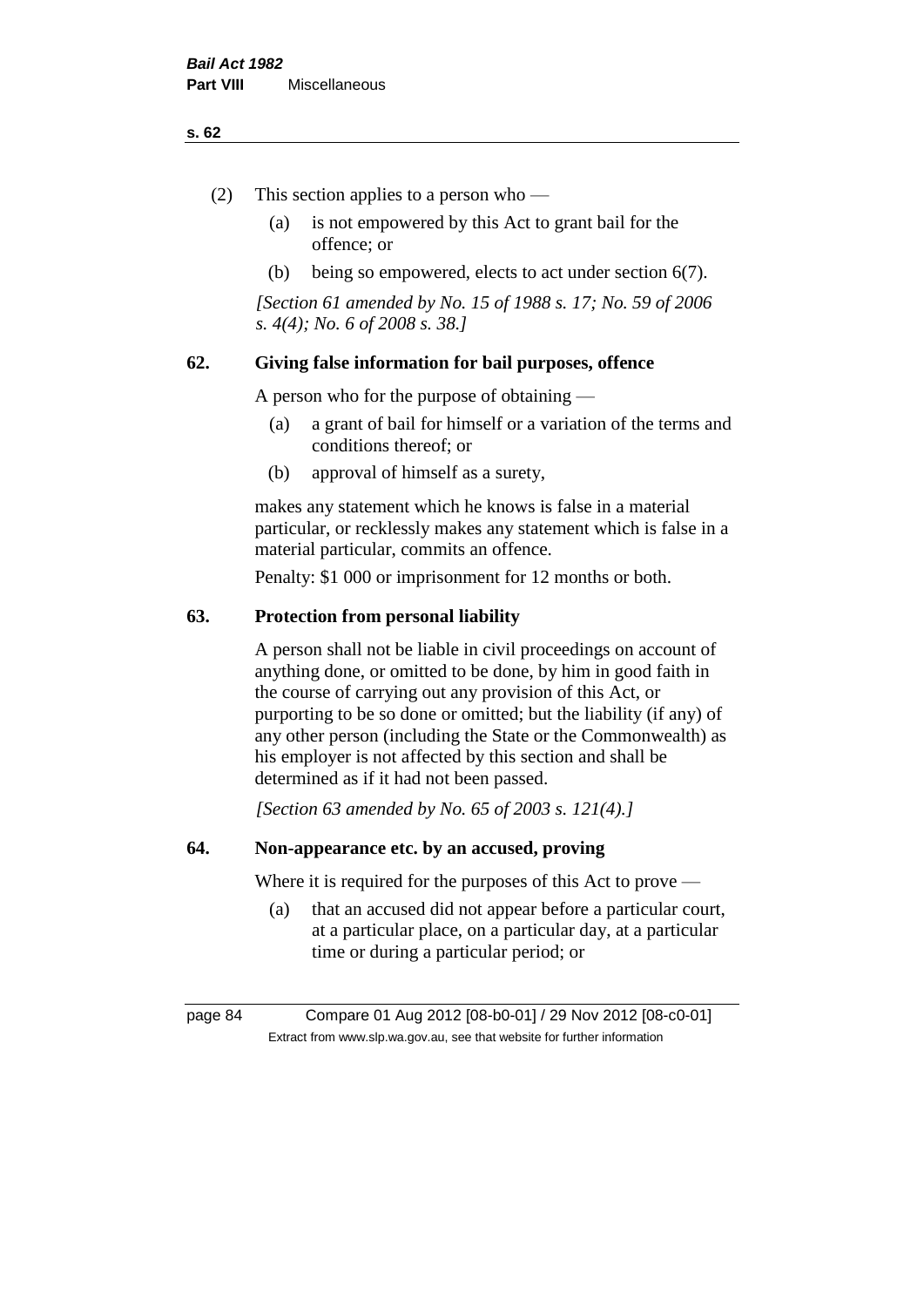(2) This section applies to a person who —

(a) is not empowered by this Act to grant bail for the offence; or

(b) being so empowered, elects to act under section 6(7).

*[Section 61 amended by No. 15 of 1988 s. 17; No. 59 of 2006 s. 4(4); No. 6 of 2008 s. 38.]*

### 62. Giving false information for bail purposes, offence

A person who for the purpose of obtaining —

(a) a grant of bail for himself or a variation of the terms and conditions thereof; or

(b) approval of himself as a surety,

makes any statement which he knows is false in a material particular, or recklessly makes any statement which is false in a material particular, commits an offence.

Penalty: $1 000 or imprisonment for 12 months or both.

### 63. Protection from personal liability

A person shall not be liable in civil proceedings on account of anything done, or omitted to be done, by him in good faith in the course of carrying out any provision of this Act, or purporting to be so done or omitted; but the liability (if any) of any other person (including the State or the Commonwealth) as his employer is not affected by this section and shall be determined as if it had not been passed.

*[Section 63 amended by No. 65 of 2003 s. 121(4).]*

### 64. Non-appearance etc. by an accused, proving

Where it is required for the purposes of this Act to prove —

(a) that an accused did not appear before a particular court, at a particular place, on a particular day, at a particular time or during a particular period; or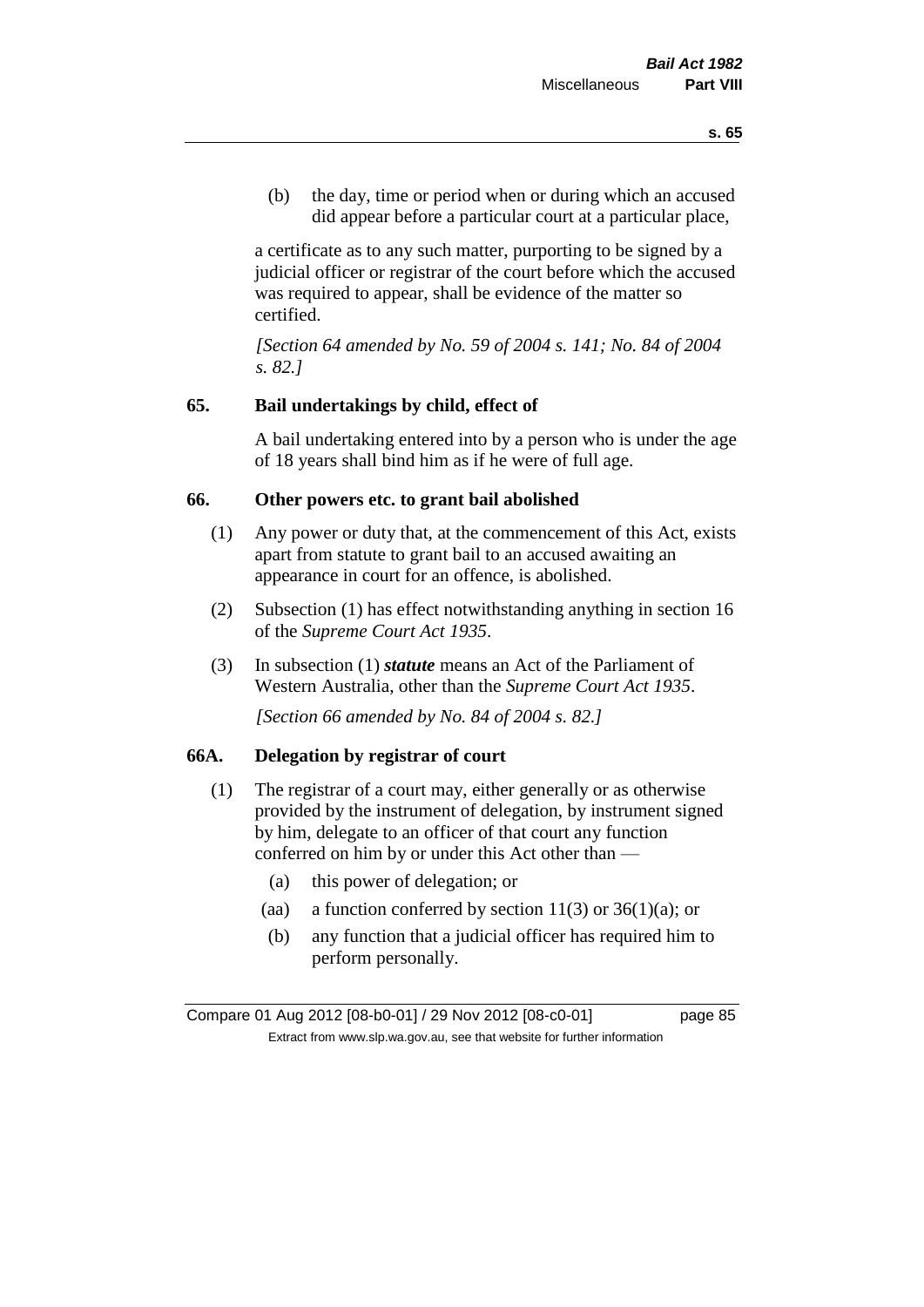(b) the day, time or period when or during which an accused did appear before a particular court at a particular place,

a certificate as to any such matter, purporting to be signed by a judicial officer or registrar of the court before which the accused was required to appear, shall be evidence of the matter so certified.

*[Section 64 amended by No. 59 of 2004 s. 141; No. 84 of 2004 s. 82.]*

## 65. Bail undertakings by child, effect of

A bail undertaking entered into by a person who is under the age of 18 years shall bind him as if he were of full age.

## 66. Other powers etc. to grant bail abolished

(1) Any power or duty that, at the commencement of this Act, exists apart from statute to grant bail to an accused awaiting an appearance in court for an offence, is abolished.

(2) Subsection (1) has effect notwithstanding anything in section 16 of the *Supreme Court Act 1935*.

(3) In subsection (1) ***statute*** means an Act of the Parliament of Western Australia, other than the *Supreme Court Act 1935*.

*[Section 66 amended by No. 84 of 2004 s. 82.]*

## 66A. Delegation by registrar of court

(1) The registrar of a court may, either generally or as otherwise provided by the instrument of delegation, by instrument signed by him, delegate to an officer of that court any function conferred on him by or under this Act other than —

(a) this power of delegation; or

(aa) a function conferred by section 11(3) or 36(1)(a); or

(b) any function that a judicial officer has required him to perform personally.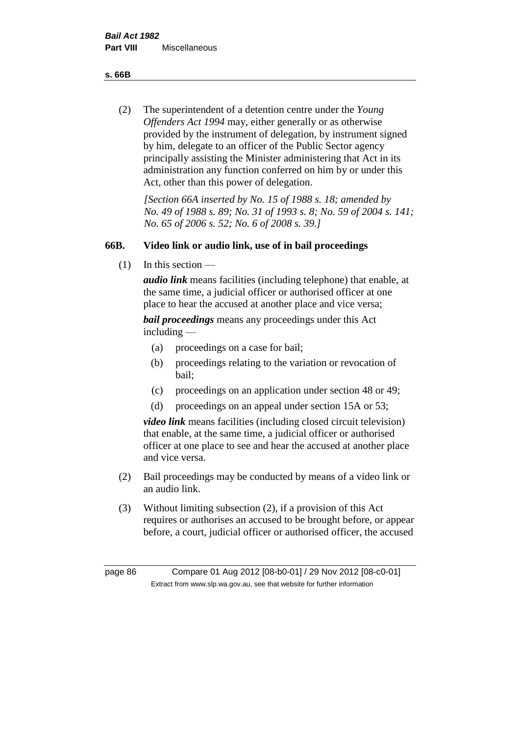(2) The superintendent of a detention centre under the *Young Offenders Act 1994* may, either generally or as otherwise provided by the instrument of delegation, by instrument signed by him, delegate to an officer of the Public Sector agency principally assisting the Minister administering that Act in its administration any function conferred on him by or under this Act, other than this power of delegation.

*[Section 66A inserted by No. 15 of 1988 s. 18; amended by No. 49 of 1988 s. 89; No. 31 of 1993 s. 8; No. 59 of 2004 s. 141; No. 65 of 2006 s. 52; No. 6 of 2008 s. 39.]*

## 66B. Video link or audio link, use of in bail proceedings

(1) In this section —

***audio link*** means facilities (including telephone) that enable, at the same time, a judicial officer or authorised officer at one place to hear the accused at another place and vice versa;

***bail proceedings*** means any proceedings under this Act including —

- (a) proceedings on a case for bail;
- (b) proceedings relating to the variation or revocation of bail;
- (c) proceedings on an application under section 48 or 49;
- (d) proceedings on an appeal under section 15A or 53;

***video link*** means facilities (including closed circuit television) that enable, at the same time, a judicial officer or authorised officer at one place to see and hear the accused at another place and vice versa.

(2) Bail proceedings may be conducted by means of a video link or an audio link.

(3) Without limiting subsection (2), if a provision of this Act requires or authorises an accused to be brought before, or appear before, a court, judicial officer or authorised officer, the accused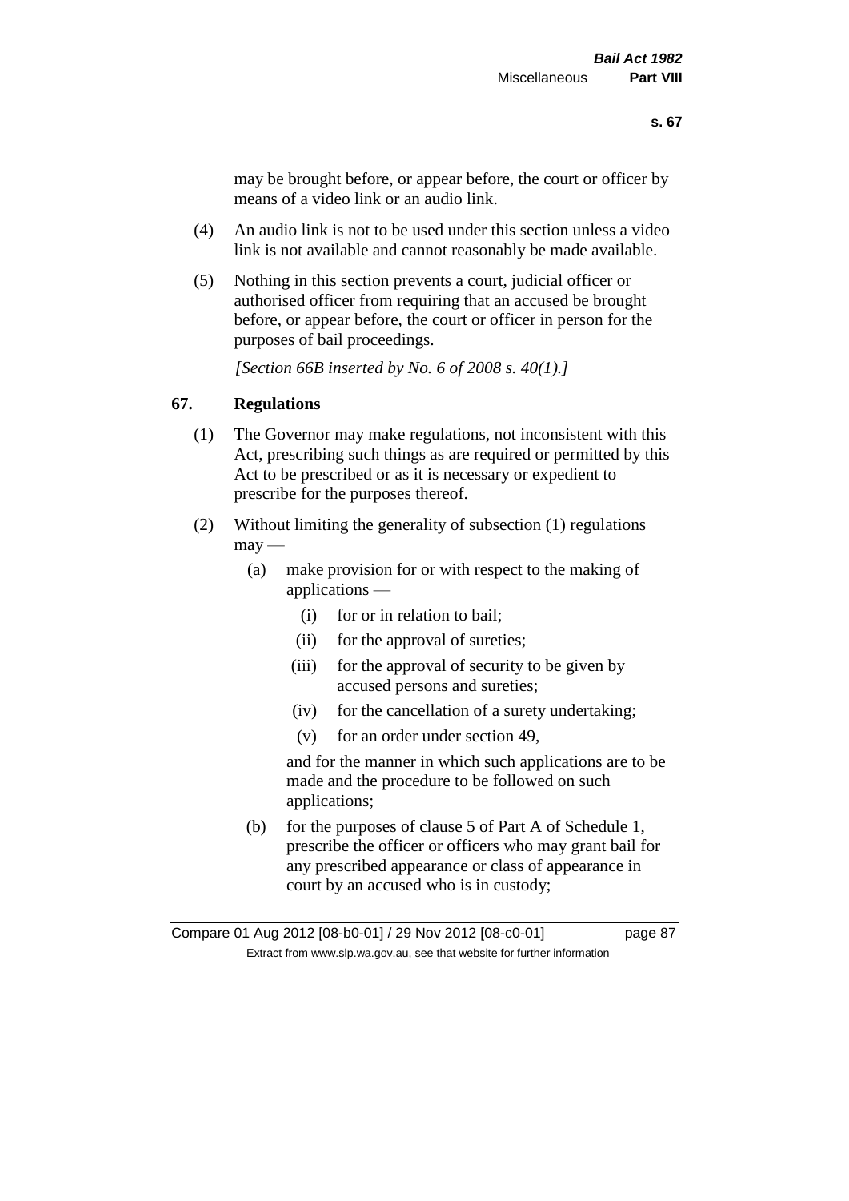may be brought before, or appear before, the court or officer by means of a video link or an audio link.

(4) An audio link is not to be used under this section unless a video link is not available and cannot reasonably be made available.

(5) Nothing in this section prevents a court, judicial officer or authorised officer from requiring that an accused be brought before, or appear before, the court or officer in person for the purposes of bail proceedings.

*[Section 66B inserted by No. 6 of 2008 s. 40(1).]*

## 67. Regulations

(1) The Governor may make regulations, not inconsistent with this Act, prescribing such things as are required or permitted by this Act to be prescribed or as it is necessary or expedient to prescribe for the purposes thereof.

(2) Without limiting the generality of subsection (1) regulations may —

(a) make provision for or with respect to the making of applications —

(i) for or in relation to bail;

(ii) for the approval of sureties;

(iii) for the approval of security to be given by accused persons and sureties;

(iv) for the cancellation of a surety undertaking;

(v) for an order under section 49,

and for the manner in which such applications are to be made and the procedure to be followed on such applications;

(b) for the purposes of clause 5 of Part A of Schedule 1, prescribe the officer or officers who may grant bail for any prescribed appearance or class of appearance in court by an accused who is in custody;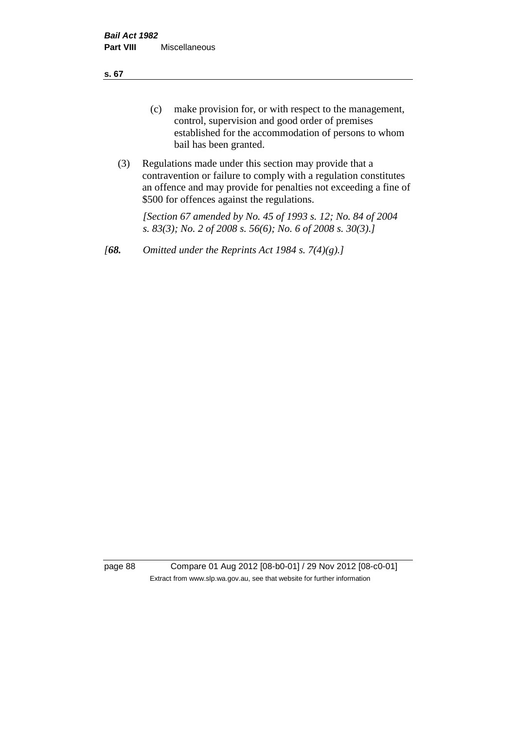(c) make provision for, or with respect to the management, control, supervision and good order of premises established for the accommodation of persons to whom bail has been granted.

(3) Regulations made under this section may provide that a contravention or failure to comply with a regulation constitutes an offence and may provide for penalties not exceeding a fine of $500 for offences against the regulations.

*[Section 67 amended by No. 45 of 1993 s. 12; No. 84 of 2004 s. 83(3); No. 2 of 2008 s. 56(6); No. 6 of 2008 s. 30(3).]*

*[**68.** Omitted under the Reprints Act 1984 s. 7(4)(g).]*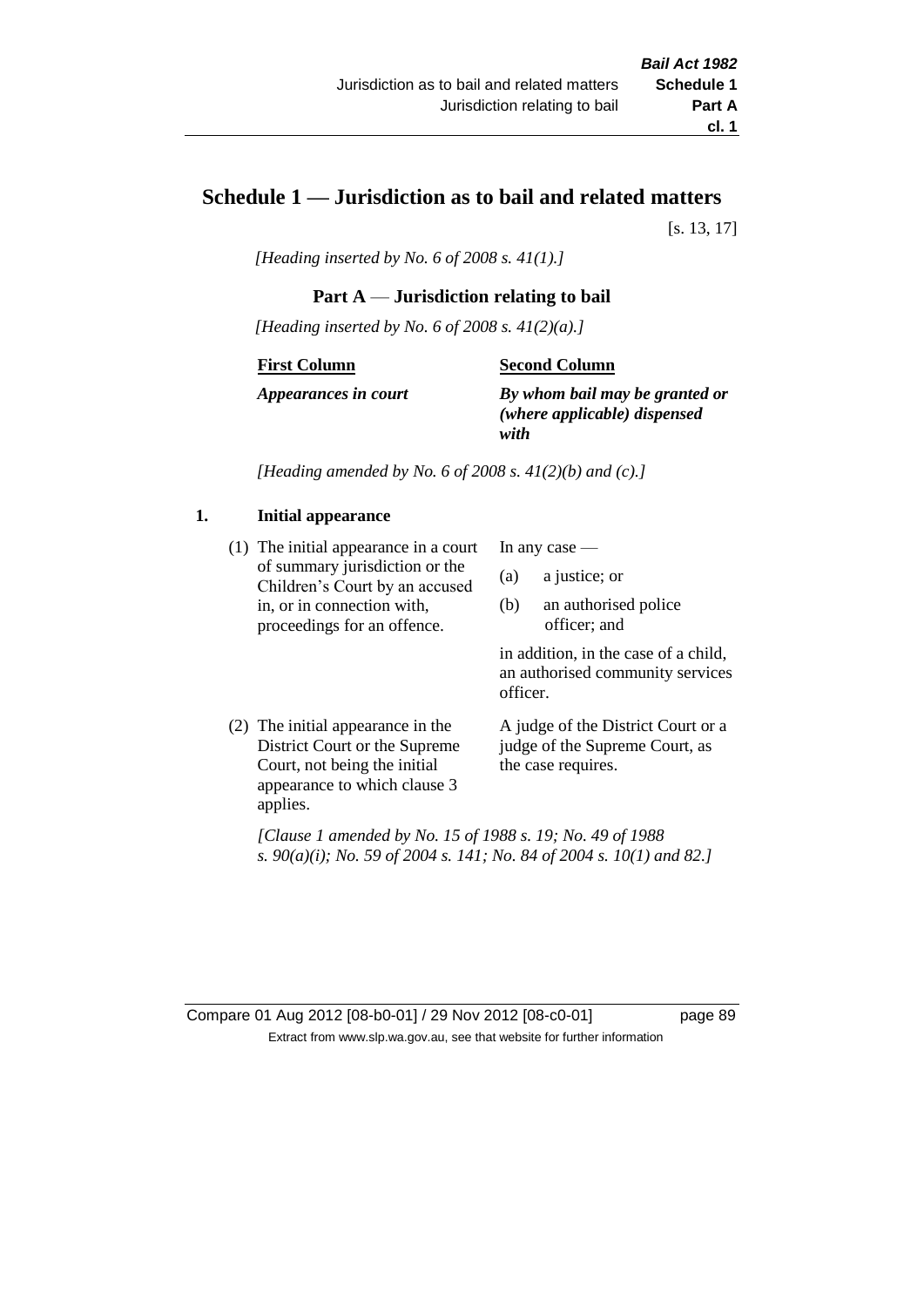# Schedule 1 — Jurisdiction as to bail and related matters

[s. 13, 17]

*[Heading inserted by No. 6 of 2008 s. 41(1).]*

## Part A — Jurisdiction relating to bail

*[Heading inserted by No. 6 of 2008 s. 41(2)(a).]*

| First Column | Second Column |
|---|---|
| ***Appearances in court*** | ***By whom bail may be granted or (where applicable) dispensed with*** |

*[Heading amended by No. 6 of 2008 s. 41(2)(b) and (c).]*

### 1. Initial appearance

| | |
|---|---|
| (1) The initial appearance in a court of summary jurisdiction or the Children's Court by an accused in, or in connection with, proceedings for an offence. | In any case — (a) a justice; or (b) an authorised police officer; and in addition, in the case of a child, an authorised community services officer. |
| (2) The initial appearance in the District Court or the Supreme Court, not being the initial appearance to which clause 3 applies. | A judge of the District Court or a judge of the Supreme Court, as the case requires. |

*[Clause 1 amended by No. 15 of 1988 s. 19; No. 49 of 1988 s. 90(a)(i); No. 59 of 2004 s. 141; No. 84 of 2004 s. 10(1) and 82.]*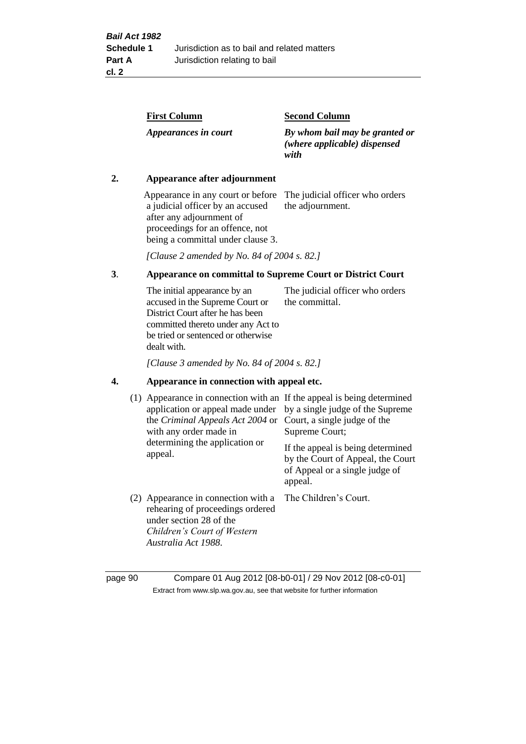| | First Column | Second Column |
|---|---|---|
| | *Appearances in court* | *By whom bail may be granted or (where applicable) dispensed with* |
| **2.** | **Appearance after adjournment** | |
| | Appearance in any court or before a judicial officer by an accused after any adjournment of proceedings for an offence, not being a committal under clause 3. | The judicial officer who orders the adjournment. |
| | *[Clause 2 amended by No. 84 of 2004 s. 82.]* | |
| **3**. | **Appearance on committal to Supreme Court or District Court** | |
| | The initial appearance by an accused in the Supreme Court or District Court after he has been committed thereto under any Act to be tried or sentenced or otherwise dealt with. | The judicial officer who orders the committal. |
| | *[Clause 3 amended by No. 84 of 2004 s. 82.]* | |
| **4.** | **Appearance in connection with appeal etc.** | |
| | (1) Appearance in connection with an application or appeal made under the *Criminal Appeals Act 2004* or with any order made in determining the application or appeal. | If the appeal is being determined by a single judge of the Supreme Court, a single judge of the Supreme Court;<br><br>If the appeal is being determined by the Court of Appeal, the Court of Appeal or a single judge of appeal. |
| | (2) Appearance in connection with a rehearing of proceedings ordered under section 28 of the *Children's Court of Western Australia Act 1988*. | The Children's Court. |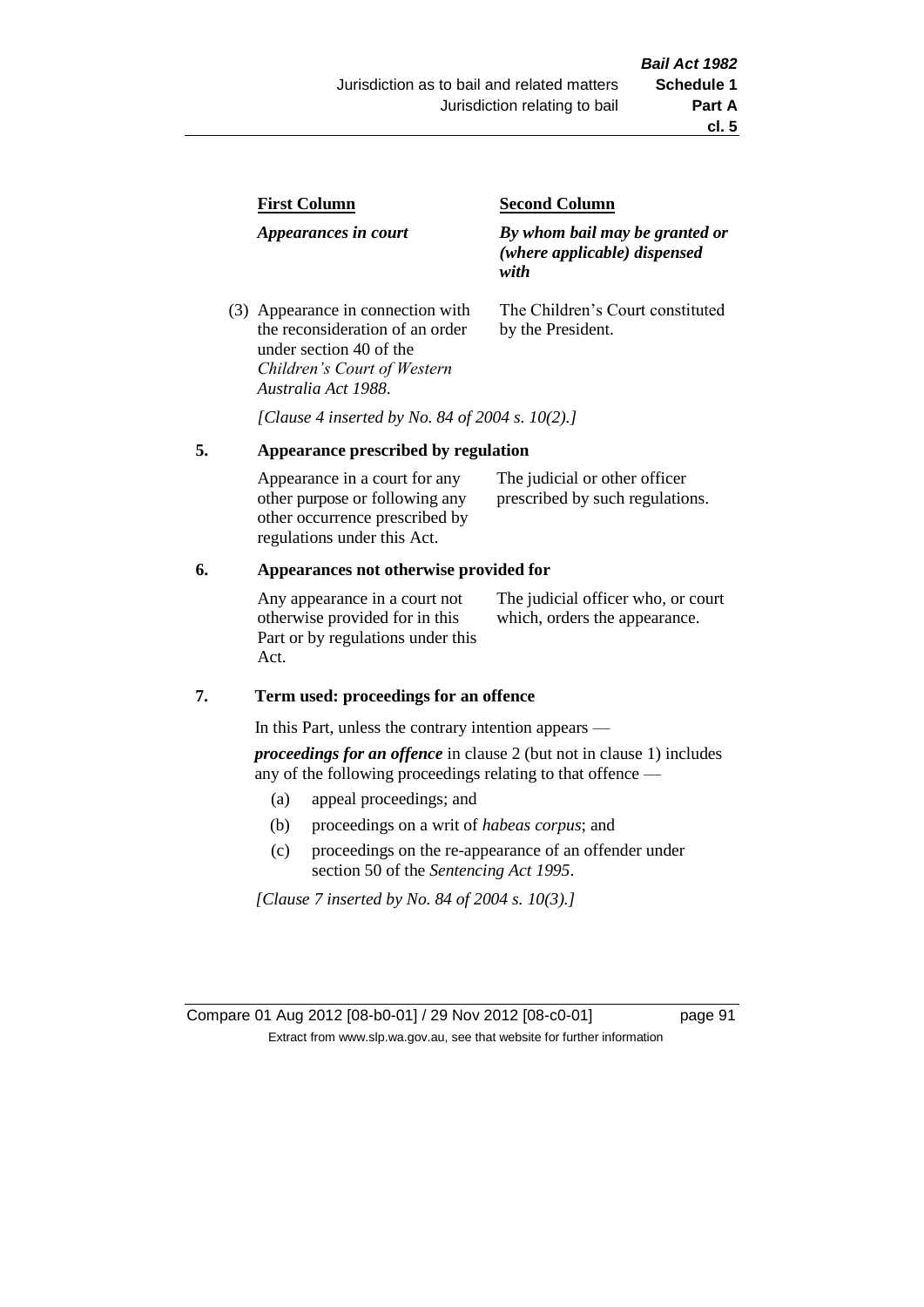| First Column | Second Column |
|---|---|
| ***Appearances in court*** | ***By whom bail may be granted or (where applicable) dispensed with*** |
| (3) Appearance in connection with the reconsideration of an order under section 40 of the *Children's Court of Western Australia Act 1988*. | The Children's Court constituted by the President. |

*[Clause 4 inserted by No. 84 of 2004 s. 10(2).]*

## 5. Appearance prescribed by regulation

| | |
|---|---|
| Appearance in a court for any other purpose or following any other occurrence prescribed by regulations under this Act. | The judicial or other officer prescribed by such regulations. |

## 6. Appearances not otherwise provided for

| | |
|---|---|
| Any appearance in a court not otherwise provided for in this Part or by regulations under this Act. | The judicial officer who, or court which, orders the appearance. |

## 7. Term used: proceedings for an offence

In this Part, unless the contrary intention appears —

***proceedings for an offence*** in clause 2 (but not in clause 1) includes any of the following proceedings relating to that offence —

- (a) appeal proceedings; and
- (b) proceedings on a writ of *habeas corpus*; and
- (c) proceedings on the re-appearance of an offender under section 50 of the *Sentencing Act 1995*.

*[Clause 7 inserted by No. 84 of 2004 s. 10(3).]*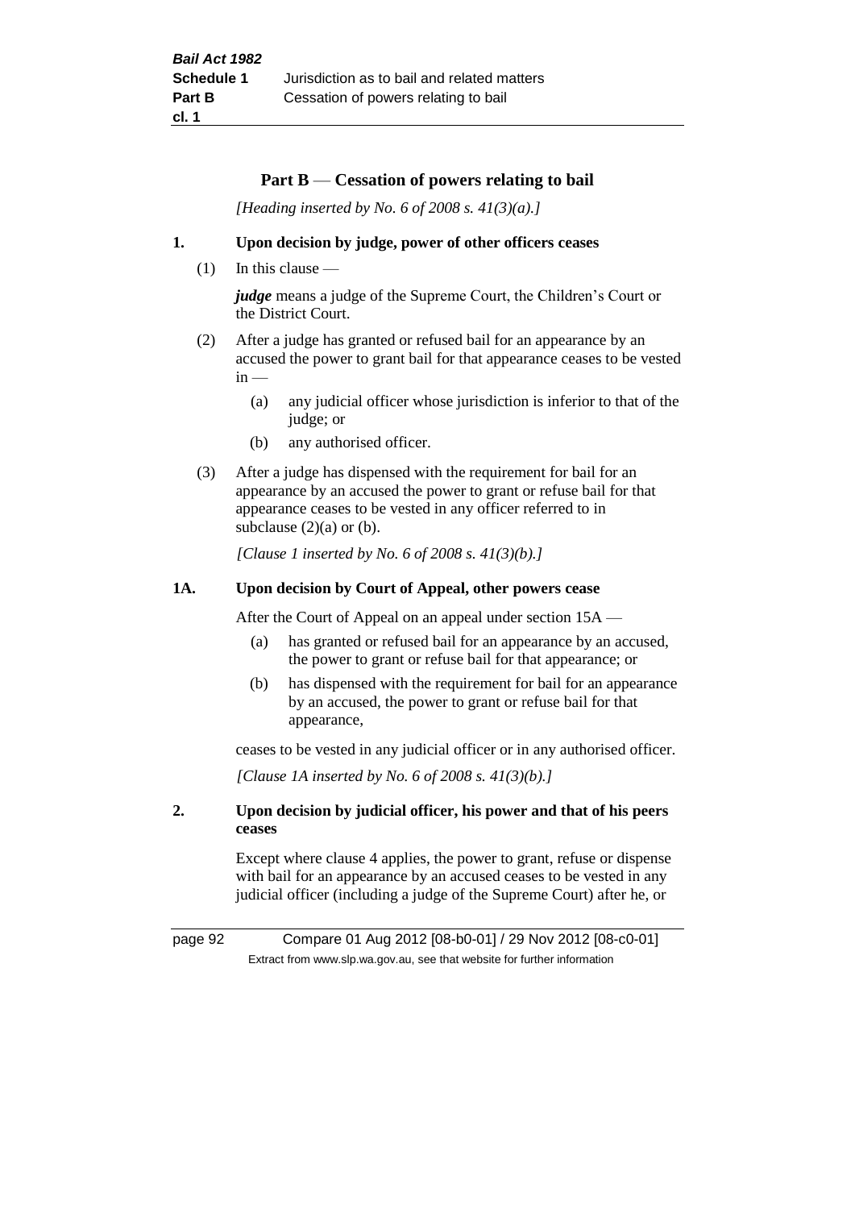## Part B — Cessation of powers relating to bail

*[Heading inserted by No. 6 of 2008 s. 41(3)(a).]*

### 1. Upon decision by judge, power of other officers ceases

(1) In this clause —

***judge*** means a judge of the Supreme Court, the Children's Court or the District Court.

(2) After a judge has granted or refused bail for an appearance by an accused the power to grant bail for that appearance ceases to be vested in —

(a) any judicial officer whose jurisdiction is inferior to that of the judge; or

(b) any authorised officer.

(3) After a judge has dispensed with the requirement for bail for an appearance by an accused the power to grant or refuse bail for that appearance ceases to be vested in any officer referred to in subclause (2)(a) or (b).

*[Clause 1 inserted by No. 6 of 2008 s. 41(3)(b).]*

### 1A. Upon decision by Court of Appeal, other powers cease

After the Court of Appeal on an appeal under section 15A —

(a) has granted or refused bail for an appearance by an accused, the power to grant or refuse bail for that appearance; or

(b) has dispensed with the requirement for bail for an appearance by an accused, the power to grant or refuse bail for that appearance,

ceases to be vested in any judicial officer or in any authorised officer.

*[Clause 1A inserted by No. 6 of 2008 s. 41(3)(b).]*

### 2. Upon decision by judicial officer, his power and that of his peers ceases

Except where clause 4 applies, the power to grant, refuse or dispense with bail for an appearance by an accused ceases to be vested in any judicial officer (including a judge of the Supreme Court) after he, or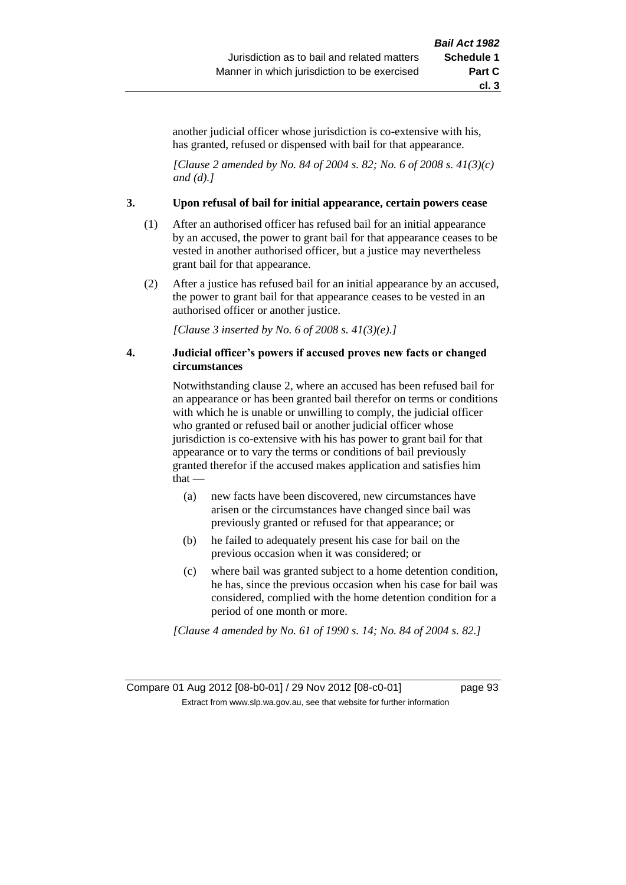another judicial officer whose jurisdiction is co-extensive with his, has granted, refused or dispensed with bail for that appearance.

*[Clause 2 amended by No. 84 of 2004 s. 82; No. 6 of 2008 s. 41(3)(c) and (d).]*

### 3. Upon refusal of bail for initial appearance, certain powers cease

(1) After an authorised officer has refused bail for an initial appearance by an accused, the power to grant bail for that appearance ceases to be vested in another authorised officer, but a justice may nevertheless grant bail for that appearance.

(2) After a justice has refused bail for an initial appearance by an accused, the power to grant bail for that appearance ceases to be vested in an authorised officer or another justice.

*[Clause 3 inserted by No. 6 of 2008 s. 41(3)(e).]*

### 4. Judicial officer's powers if accused proves new facts or changed circumstances

Notwithstanding clause 2, where an accused has been refused bail for an appearance or has been granted bail therefor on terms or conditions with which he is unable or unwilling to comply, the judicial officer who granted or refused bail or another judicial officer whose jurisdiction is co-extensive with his has power to grant bail for that appearance or to vary the terms or conditions of bail previously granted therefor if the accused makes application and satisfies him that —

(a) new facts have been discovered, new circumstances have arisen or the circumstances have changed since bail was previously granted or refused for that appearance; or

(b) he failed to adequately present his case for bail on the previous occasion when it was considered; or

(c) where bail was granted subject to a home detention condition, he has, since the previous occasion when his case for bail was considered, complied with the home detention condition for a period of one month or more.

*[Clause 4 amended by No. 61 of 1990 s. 14; No. 84 of 2004 s. 82.]*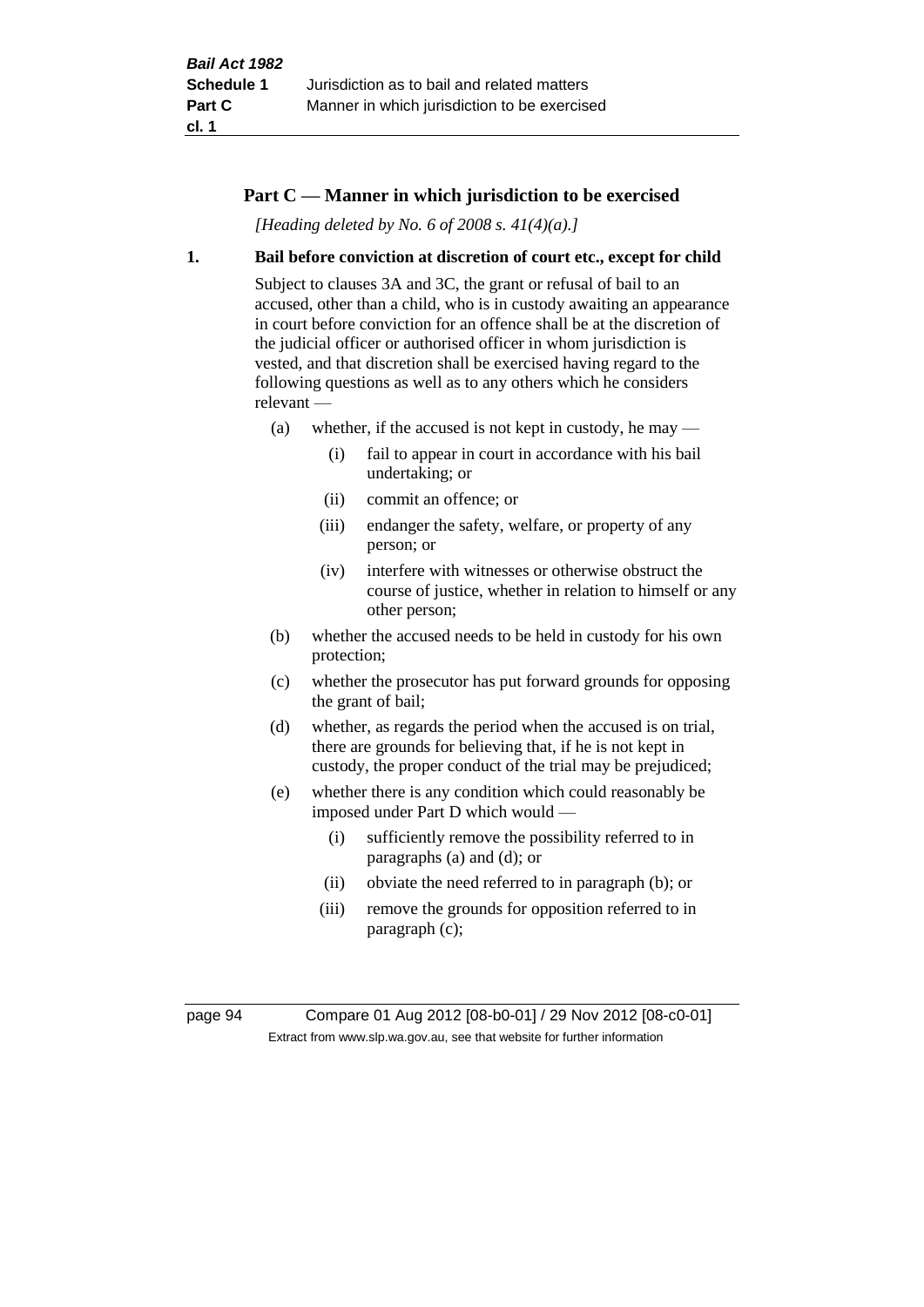## Part C — Manner in which jurisdiction to be exercised

*[Heading deleted by No. 6 of 2008 s. 41(4)(a).]*

**1. Bail before conviction at discretion of court etc., except for child**

Subject to clauses 3A and 3C, the grant or refusal of bail to an accused, other than a child, who is in custody awaiting an appearance in court before conviction for an offence shall be at the discretion of the judicial officer or authorised officer in whom jurisdiction is vested, and that discretion shall be exercised having regard to the following questions as well as to any others which he considers relevant —

- (a) whether, if the accused is not kept in custody, he may —
  - (i) fail to appear in court in accordance with his bail undertaking; or
  - (ii) commit an offence; or
  - (iii) endanger the safety, welfare, or property of any person; or
  - (iv) interfere with witnesses or otherwise obstruct the course of justice, whether in relation to himself or any other person;
- (b) whether the accused needs to be held in custody for his own protection;
- (c) whether the prosecutor has put forward grounds for opposing the grant of bail;
- (d) whether, as regards the period when the accused is on trial, there are grounds for believing that, if he is not kept in custody, the proper conduct of the trial may be prejudiced;
- (e) whether there is any condition which could reasonably be imposed under Part D which would —
  - (i) sufficiently remove the possibility referred to in paragraphs (a) and (d); or
  - (ii) obviate the need referred to in paragraph (b); or
  - (iii) remove the grounds for opposition referred to in paragraph (c);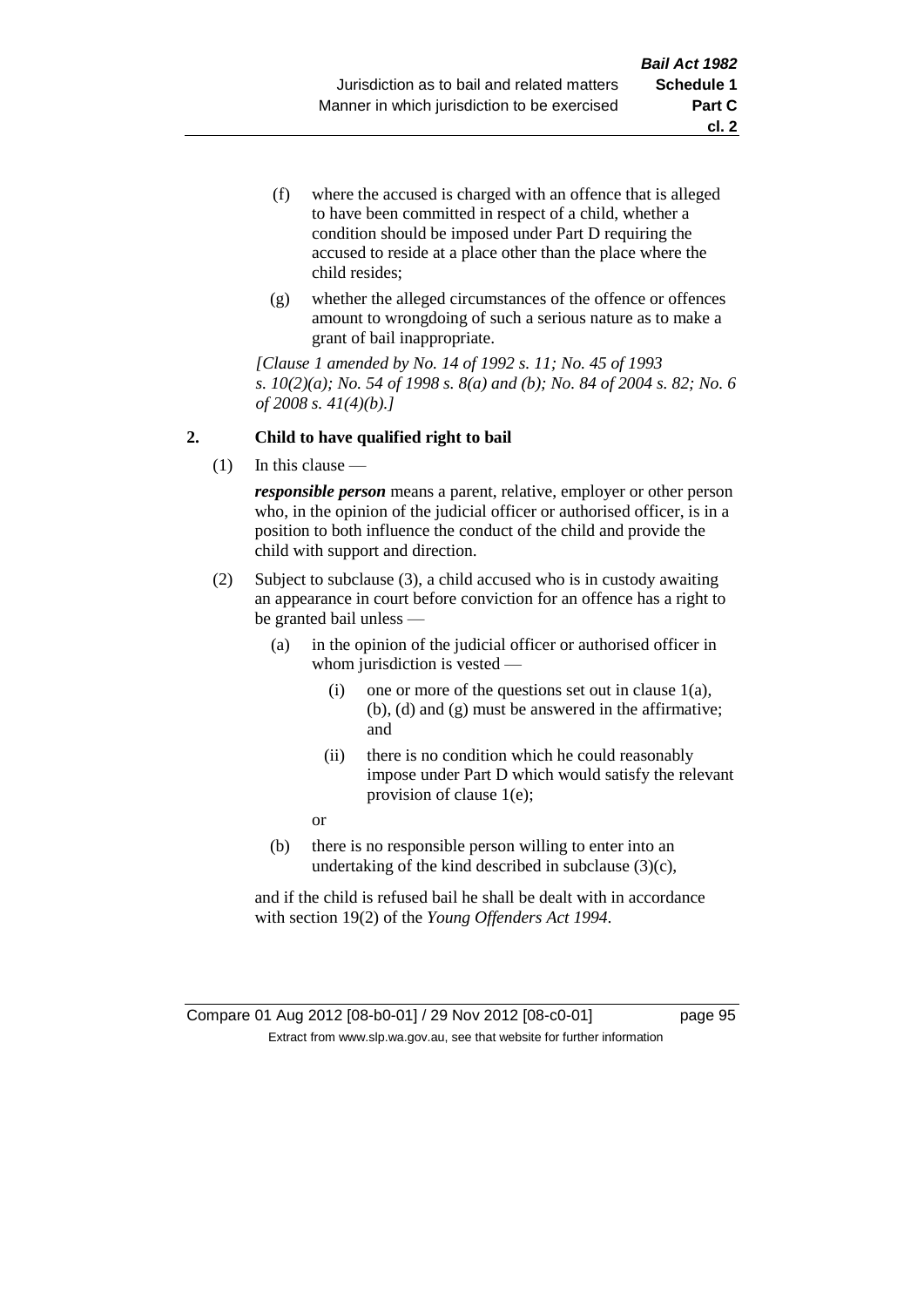(f) where the accused is charged with an offence that is alleged to have been committed in respect of a child, whether a condition should be imposed under Part D requiring the accused to reside at a place other than the place where the child resides;

(g) whether the alleged circumstances of the offence or offences amount to wrongdoing of such a serious nature as to make a grant of bail inappropriate.

*[Clause 1 amended by No. 14 of 1992 s. 11; No. 45 of 1993 s. 10(2)(a); No. 54 of 1998 s. 8(a) and (b); No. 84 of 2004 s. 82; No. 6 of 2008 s. 41(4)(b).]*

**2. Child to have qualified right to bail**

(1) In this clause —

***responsible person*** means a parent, relative, employer or other person who, in the opinion of the judicial officer or authorised officer, is in a position to both influence the conduct of the child and provide the child with support and direction.

(2) Subject to subclause (3), a child accused who is in custody awaiting an appearance in court before conviction for an offence has a right to be granted bail unless —

(a) in the opinion of the judicial officer or authorised officer in whom jurisdiction is vested —

(i) one or more of the questions set out in clause 1(a), (b), (d) and (g) must be answered in the affirmative; and

(ii) there is no condition which he could reasonably impose under Part D which would satisfy the relevant provision of clause 1(e);

or

(b) there is no responsible person willing to enter into an undertaking of the kind described in subclause (3)(c),

and if the child is refused bail he shall be dealt with in accordance with section 19(2) of the *Young Offenders Act 1994*.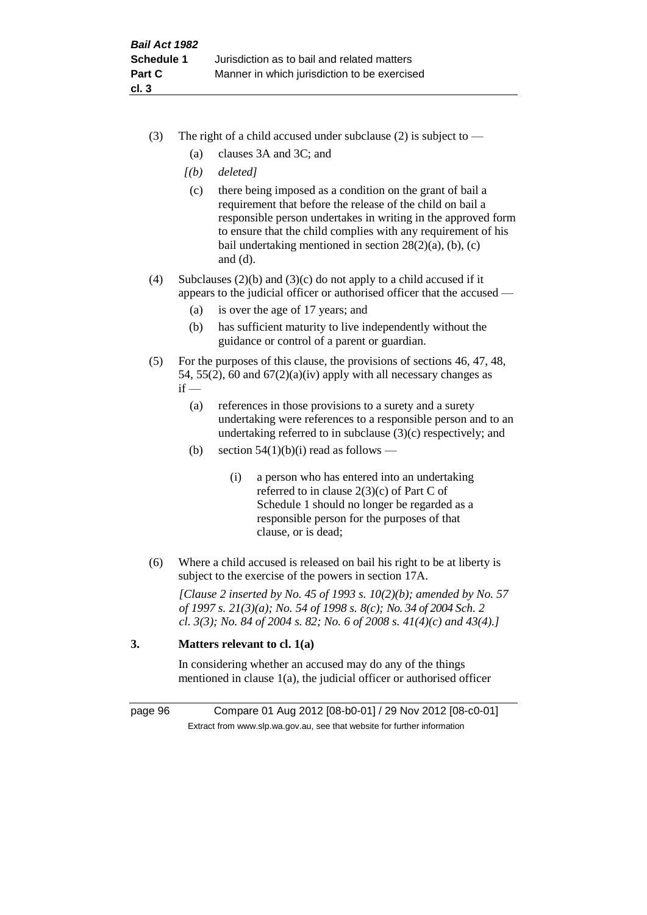(3) The right of a child accused under subclause (2) is subject to —

(a) clauses 3A and 3C; and

*[(b) deleted]*

(c) there being imposed as a condition on the grant of bail a requirement that before the release of the child on bail a responsible person undertakes in writing in the approved form to ensure that the child complies with any requirement of his bail undertaking mentioned in section 28(2)(a), (b), (c) and (d).

(4) Subclauses (2)(b) and (3)(c) do not apply to a child accused if it appears to the judicial officer or authorised officer that the accused —

(a) is over the age of 17 years; and

(b) has sufficient maturity to live independently without the guidance or control of a parent or guardian.

(5) For the purposes of this clause, the provisions of sections 46, 47, 48, 54, 55(2), 60 and 67(2)(a)(iv) apply with all necessary changes as if —

(a) references in those provisions to a surety and a surety undertaking were references to a responsible person and to an undertaking referred to in subclause (3)(c) respectively; and

(b) section 54(1)(b)(i) read as follows —

> (i) a person who has entered into an undertaking referred to in clause 2(3)(c) of Part C of Schedule 1 should no longer be regarded as a responsible person for the purposes of that clause, or is dead;

(6) Where a child accused is released on bail his right to be at liberty is subject to the exercise of the powers in section 17A.

*[Clause 2 inserted by No. 45 of 1993 s. 10(2)(b); amended by No. 57 of 1997 s. 21(3)(a); No. 54 of 1998 s. 8(c); No. 34 of 2004 Sch. 2 cl. 3(3); No. 84 of 2004 s. 82; No. 6 of 2008 s. 41(4)(c) and 43(4).]*

## 3. Matters relevant to cl. 1(a)

In considering whether an accused may do any of the things mentioned in clause 1(a), the judicial officer or authorised officer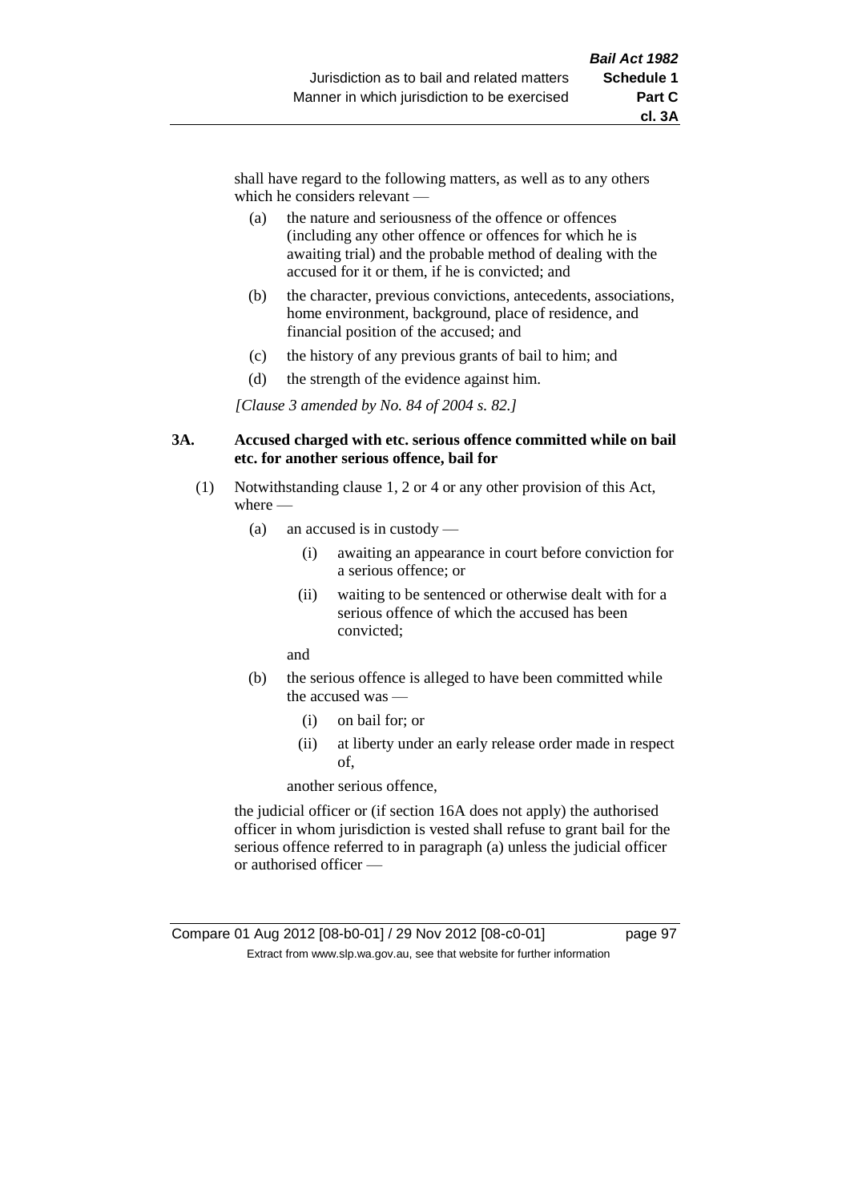shall have regard to the following matters, as well as to any others which he considers relevant —

(a) the nature and seriousness of the offence or offences (including any other offence or offences for which he is awaiting trial) and the probable method of dealing with the accused for it or them, if he is convicted; and

(b) the character, previous convictions, antecedents, associations, home environment, background, place of residence, and financial position of the accused; and

(c) the history of any previous grants of bail to him; and

(d) the strength of the evidence against him.

*[Clause 3 amended by No. 84 of 2004 s. 82.]*

### 3A. Accused charged with etc. serious offence committed while on bail etc. for another serious offence, bail for

(1) Notwithstanding clause 1, 2 or 4 or any other provision of this Act, where —

(a) an accused is in custody —

(i) awaiting an appearance in court before conviction for a serious offence; or

(ii) waiting to be sentenced or otherwise dealt with for a serious offence of which the accused has been convicted;

and

(b) the serious offence is alleged to have been committed while the accused was —

(i) on bail for; or

(ii) at liberty under an early release order made in respect of,

another serious offence,

the judicial officer or (if section 16A does not apply) the authorised officer in whom jurisdiction is vested shall refuse to grant bail for the serious offence referred to in paragraph (a) unless the judicial officer or authorised officer —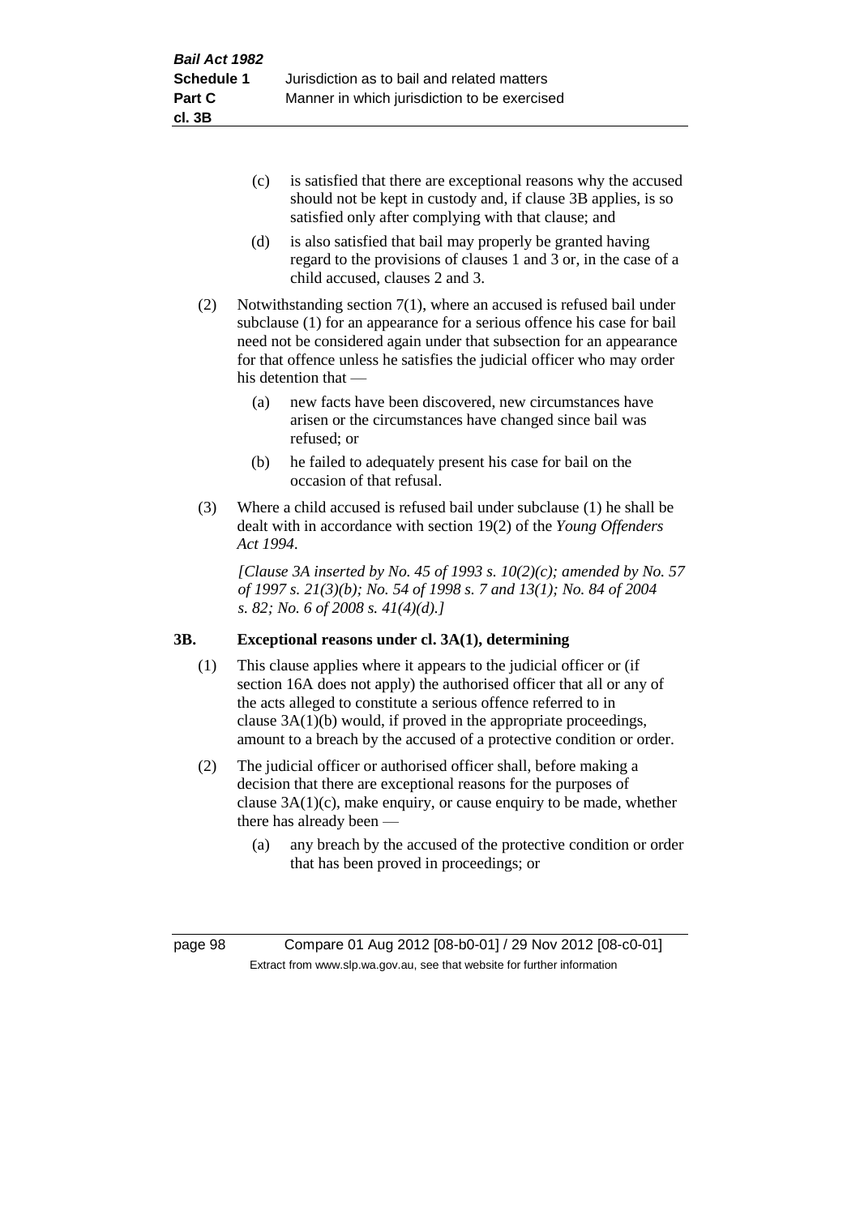(c) is satisfied that there are exceptional reasons why the accused should not be kept in custody and, if clause 3B applies, is so satisfied only after complying with that clause; and

(d) is also satisfied that bail may properly be granted having regard to the provisions of clauses 1 and 3 or, in the case of a child accused, clauses 2 and 3.

(2) Notwithstanding section 7(1), where an accused is refused bail under subclause (1) for an appearance for a serious offence his case for bail need not be considered again under that subsection for an appearance for that offence unless he satisfies the judicial officer who may order his detention that —

(a) new facts have been discovered, new circumstances have arisen or the circumstances have changed since bail was refused; or

(b) he failed to adequately present his case for bail on the occasion of that refusal.

(3) Where a child accused is refused bail under subclause (1) he shall be dealt with in accordance with section 19(2) of the *Young Offenders Act 1994*.

*[Clause 3A inserted by No. 45 of 1993 s. 10(2)(c); amended by No. 57 of 1997 s. 21(3)(b); No. 54 of 1998 s. 7 and 13(1); No. 84 of 2004 s. 82; No. 6 of 2008 s. 41(4)(d).]*

### 3B. Exceptional reasons under cl. 3A(1), determining

(1) This clause applies where it appears to the judicial officer or (if section 16A does not apply) the authorised officer that all or any of the acts alleged to constitute a serious offence referred to in clause 3A(1)(b) would, if proved in the appropriate proceedings, amount to a breach by the accused of a protective condition or order.

(2) The judicial officer or authorised officer shall, before making a decision that there are exceptional reasons for the purposes of clause 3A(1)(c), make enquiry, or cause enquiry to be made, whether there has already been —

(a) any breach by the accused of the protective condition or order that has been proved in proceedings; or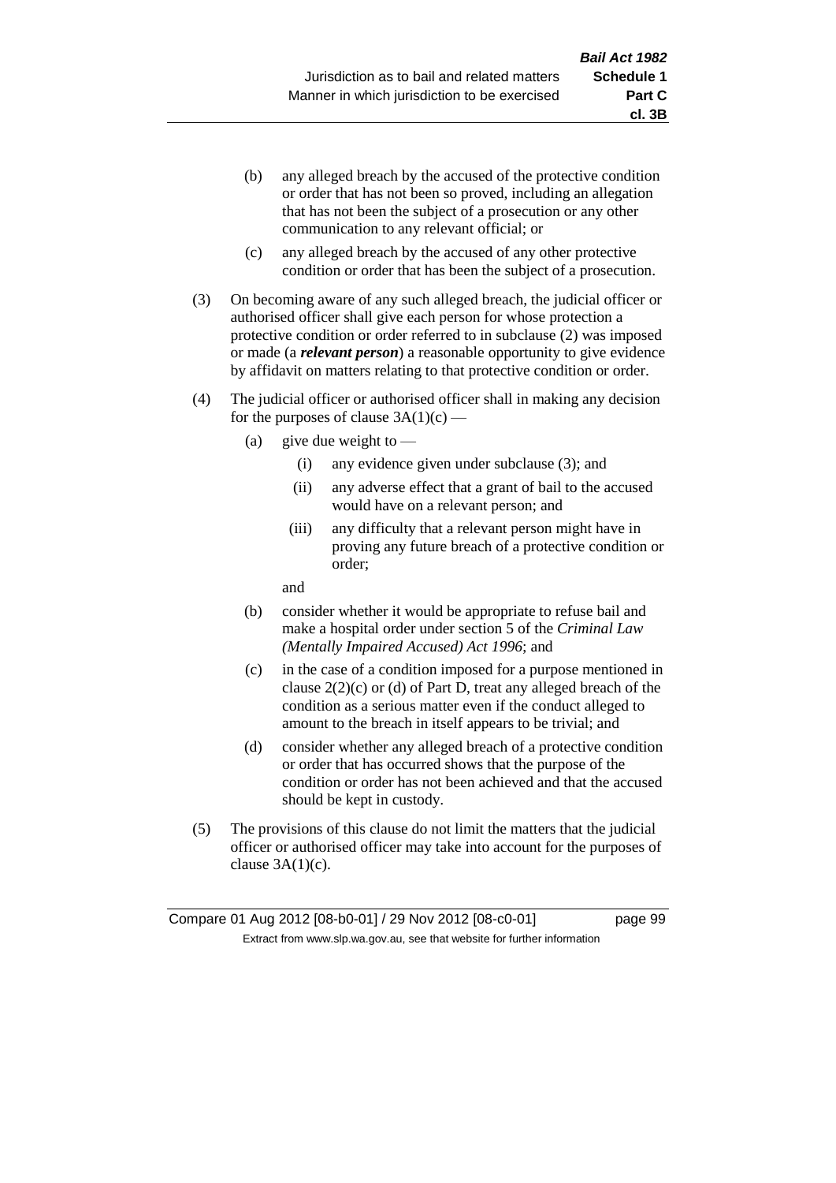(b) any alleged breach by the accused of the protective condition or order that has not been so proved, including an allegation that has not been the subject of a prosecution or any other communication to any relevant official; or

(c) any alleged breach by the accused of any other protective condition or order that has been the subject of a prosecution.

(3) On becoming aware of any such alleged breach, the judicial officer or authorised officer shall give each person for whose protection a protective condition or order referred to in subclause (2) was imposed or made (a ***relevant person***) a reasonable opportunity to give evidence by affidavit on matters relating to that protective condition or order.

(4) The judicial officer or authorised officer shall in making any decision for the purposes of clause 3A(1)(c) —

(a) give due weight to —

(i) any evidence given under subclause (3); and

(ii) any adverse effect that a grant of bail to the accused would have on a relevant person; and

(iii) any difficulty that a relevant person might have in proving any future breach of a protective condition or order;

and

(b) consider whether it would be appropriate to refuse bail and make a hospital order under section 5 of the *Criminal Law (Mentally Impaired Accused) Act 1996*; and

(c) in the case of a condition imposed for a purpose mentioned in clause 2(2)(c) or (d) of Part D, treat any alleged breach of the condition as a serious matter even if the conduct alleged to amount to the breach in itself appears to be trivial; and

(d) consider whether any alleged breach of a protective condition or order that has occurred shows that the purpose of the condition or order has not been achieved and that the accused should be kept in custody.

(5) The provisions of this clause do not limit the matters that the judicial officer or authorised officer may take into account for the purposes of clause 3A(1)(c).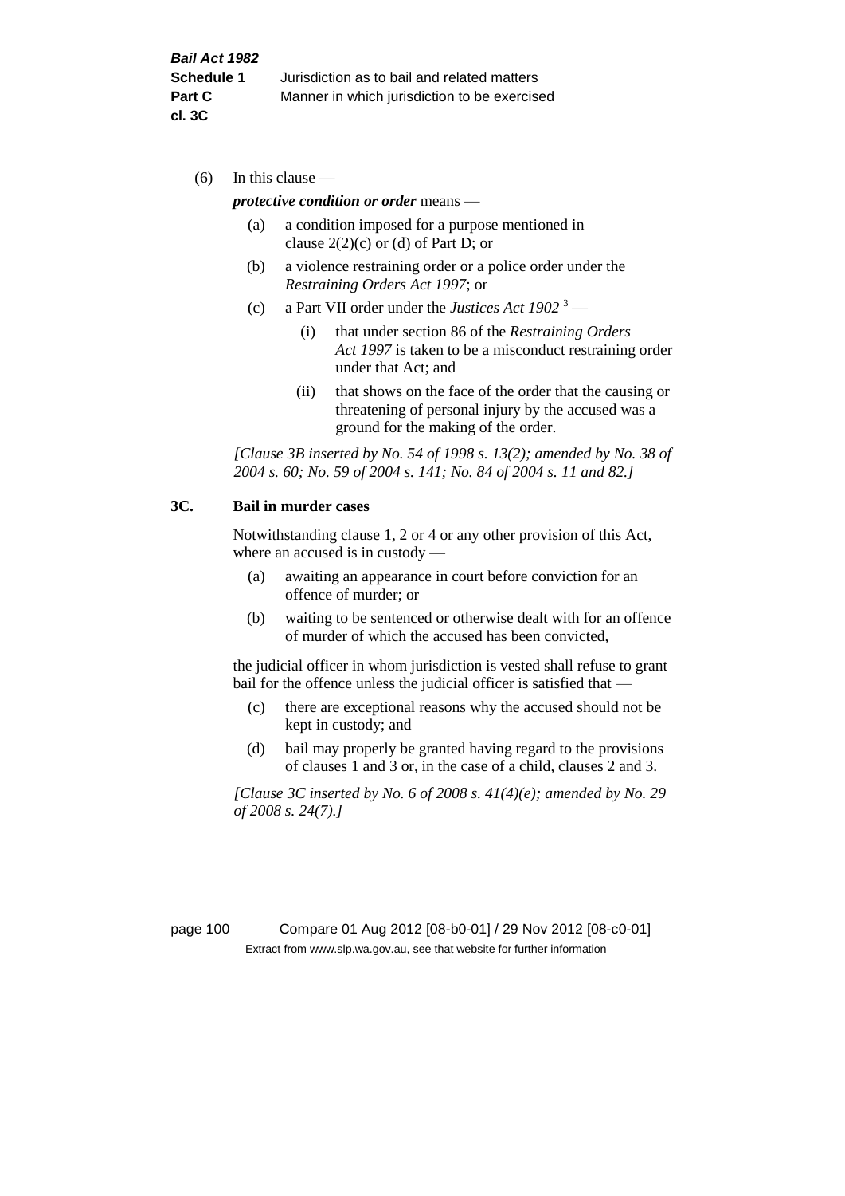(6) In this clause —

***protective condition or order*** means —

(a) a condition imposed for a purpose mentioned in clause 2(2)(c) or (d) of Part D; or

(b) a violence restraining order or a police order under the *Restraining Orders Act 1997*; or

(c) a Part VII order under the *Justices Act 1902* [3] —

  (i) that under section 86 of the *Restraining Orders Act 1997* is taken to be a misconduct restraining order under that Act; and

  (ii) that shows on the face of the order that the causing or threatening of personal injury by the accused was a ground for the making of the order.

*[Clause 3B inserted by No. 54 of 1998 s. 13(2); amended by No. 38 of 2004 s. 60; No. 59 of 2004 s. 141; No. 84 of 2004 s. 11 and 82.]*

### 3C. Bail in murder cases

Notwithstanding clause 1, 2 or 4 or any other provision of this Act, where an accused is in custody —

(a) awaiting an appearance in court before conviction for an offence of murder; or

(b) waiting to be sentenced or otherwise dealt with for an offence of murder of which the accused has been convicted,

the judicial officer in whom jurisdiction is vested shall refuse to grant bail for the offence unless the judicial officer is satisfied that —

(c) there are exceptional reasons why the accused should not be kept in custody; and

(d) bail may properly be granted having regard to the provisions of clauses 1 and 3 or, in the case of a child, clauses 2 and 3.

*[Clause 3C inserted by No. 6 of 2008 s. 41(4)(e); amended by No. 29 of 2008 s. 24(7).]*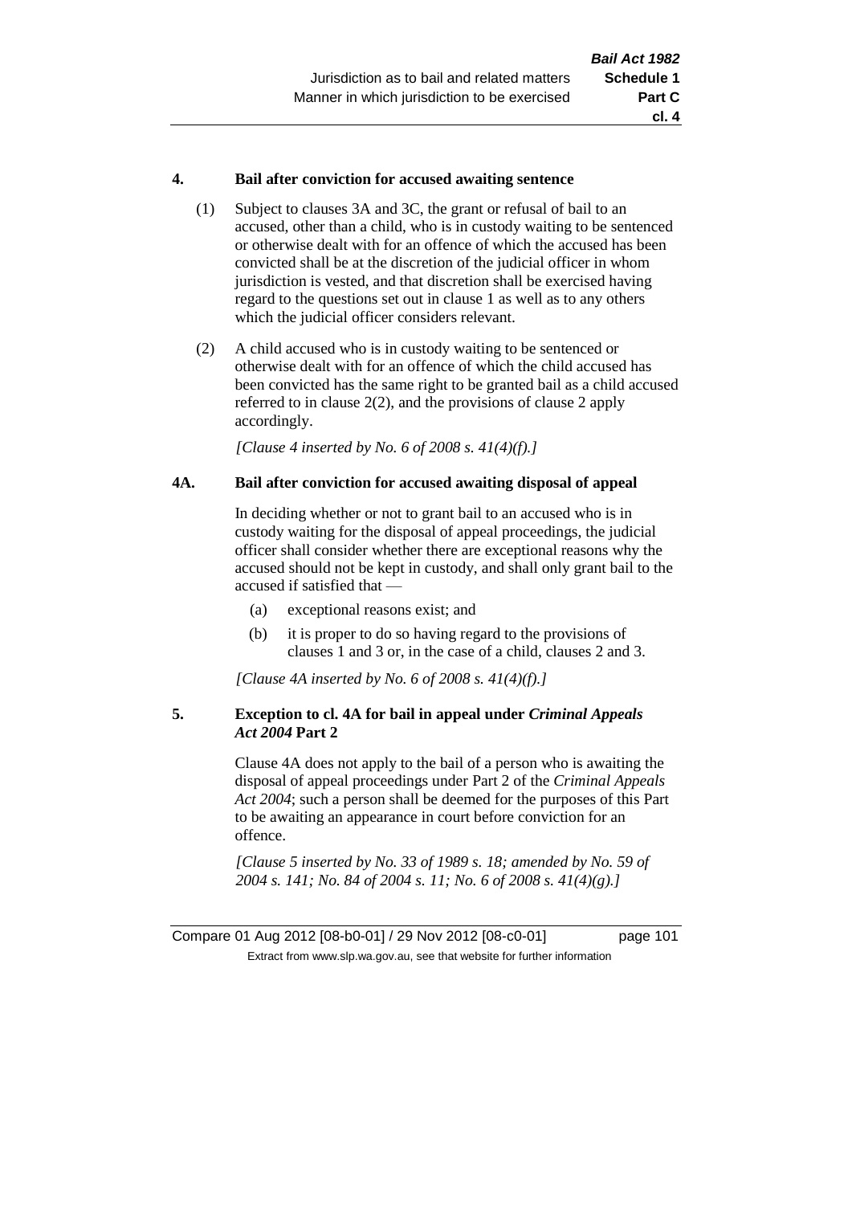#### 4. Bail after conviction for accused awaiting sentence

(1) Subject to clauses 3A and 3C, the grant or refusal of bail to an accused, other than a child, who is in custody waiting to be sentenced or otherwise dealt with for an offence of which the accused has been convicted shall be at the discretion of the judicial officer in whom jurisdiction is vested, and that discretion shall be exercised having regard to the questions set out in clause 1 as well as to any others which the judicial officer considers relevant.

(2) A child accused who is in custody waiting to be sentenced or otherwise dealt with for an offence of which the child accused has been convicted has the same right to be granted bail as a child accused referred to in clause 2(2), and the provisions of clause 2 apply accordingly.

*[Clause 4 inserted by No. 6 of 2008 s. 41(4)(f).]*

#### 4A. Bail after conviction for accused awaiting disposal of appeal

In deciding whether or not to grant bail to an accused who is in custody waiting for the disposal of appeal proceedings, the judicial officer shall consider whether there are exceptional reasons why the accused should not be kept in custody, and shall only grant bail to the accused if satisfied that —

(a) exceptional reasons exist; and

(b) it is proper to do so having regard to the provisions of clauses 1 and 3 or, in the case of a child, clauses 2 and 3.

*[Clause 4A inserted by No. 6 of 2008 s. 41(4)(f).]*

#### 5. Exception to cl. 4A for bail in appeal under *Criminal Appeals Act 2004* Part 2

Clause 4A does not apply to the bail of a person who is awaiting the disposal of appeal proceedings under Part 2 of the *Criminal Appeals Act 2004*; such a person shall be deemed for the purposes of this Part to be awaiting an appearance in court before conviction for an offence.

*[Clause 5 inserted by No. 33 of 1989 s. 18; amended by No. 59 of 2004 s. 141; No. 84 of 2004 s. 11; No. 6 of 2008 s. 41(4)(g).]*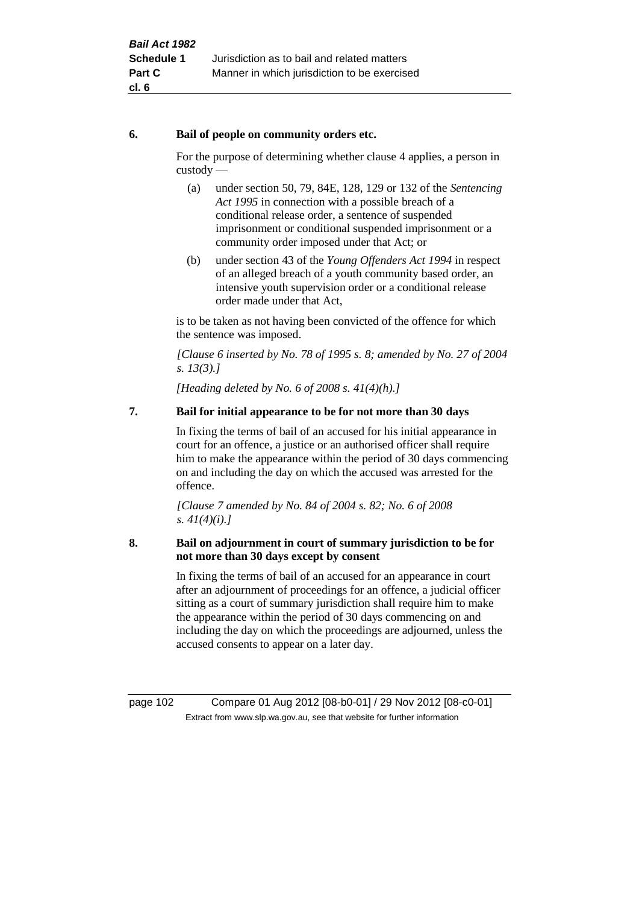**6. Bail of people on community orders etc.**

For the purpose of determining whether clause 4 applies, a person in custody —

(a) under section 50, 79, 84E, 128, 129 or 132 of the *Sentencing Act 1995* in connection with a possible breach of a conditional release order, a sentence of suspended imprisonment or conditional suspended imprisonment or a community order imposed under that Act; or

(b) under section 43 of the *Young Offenders Act 1994* in respect of an alleged breach of a youth community based order, an intensive youth supervision order or a conditional release order made under that Act,

is to be taken as not having been convicted of the offence for which the sentence was imposed.

*[Clause 6 inserted by No. 78 of 1995 s. 8; amended by No. 27 of 2004 s. 13(3).]*

*[Heading deleted by No. 6 of 2008 s. 41(4)(h).]*

**7. Bail for initial appearance to be for not more than 30 days**

In fixing the terms of bail of an accused for his initial appearance in court for an offence, a justice or an authorised officer shall require him to make the appearance within the period of 30 days commencing on and including the day on which the accused was arrested for the offence.

*[Clause 7 amended by No. 84 of 2004 s. 82; No. 6 of 2008 s. 41(4)(i).]*

**8. Bail on adjournment in court of summary jurisdiction to be for not more than 30 days except by consent**

In fixing the terms of bail of an accused for an appearance in court after an adjournment of proceedings for an offence, a judicial officer sitting as a court of summary jurisdiction shall require him to make the appearance within the period of 30 days commencing on and including the day on which the proceedings are adjourned, unless the accused consents to appear on a later day.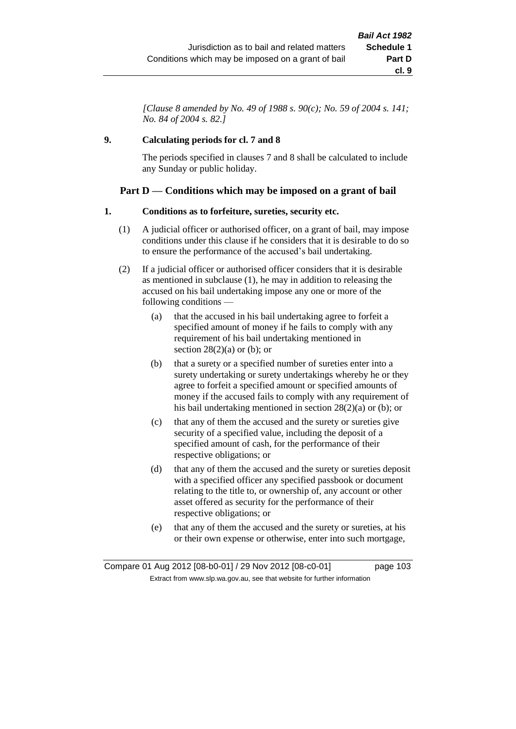*[Clause 8 amended by No. 49 of 1988 s. 90(c); No. 59 of 2004 s. 141; No. 84 of 2004 s. 82.]*

**9. Calculating periods for cl. 7 and 8**

The periods specified in clauses 7 and 8 shall be calculated to include any Sunday or public holiday.

## Part D — Conditions which may be imposed on a grant of bail

**1. Conditions as to forfeiture, sureties, security etc.**

(1) A judicial officer or authorised officer, on a grant of bail, may impose conditions under this clause if he considers that it is desirable to do so to ensure the performance of the accused's bail undertaking.

(2) If a judicial officer or authorised officer considers that it is desirable as mentioned in subclause (1), he may in addition to releasing the accused on his bail undertaking impose any one or more of the following conditions —

(a) that the accused in his bail undertaking agree to forfeit a specified amount of money if he fails to comply with any requirement of his bail undertaking mentioned in section 28(2)(a) or (b); or

(b) that a surety or a specified number of sureties enter into a surety undertaking or surety undertakings whereby he or they agree to forfeit a specified amount or specified amounts of money if the accused fails to comply with any requirement of his bail undertaking mentioned in section 28(2)(a) or (b); or

(c) that any of them the accused and the surety or sureties give security of a specified value, including the deposit of a specified amount of cash, for the performance of their respective obligations; or

(d) that any of them the accused and the surety or sureties deposit with a specified officer any specified passbook or document relating to the title to, or ownership of, any account or other asset offered as security for the performance of their respective obligations; or

(e) that any of them the accused and the surety or sureties, at his or their own expense or otherwise, enter into such mortgage,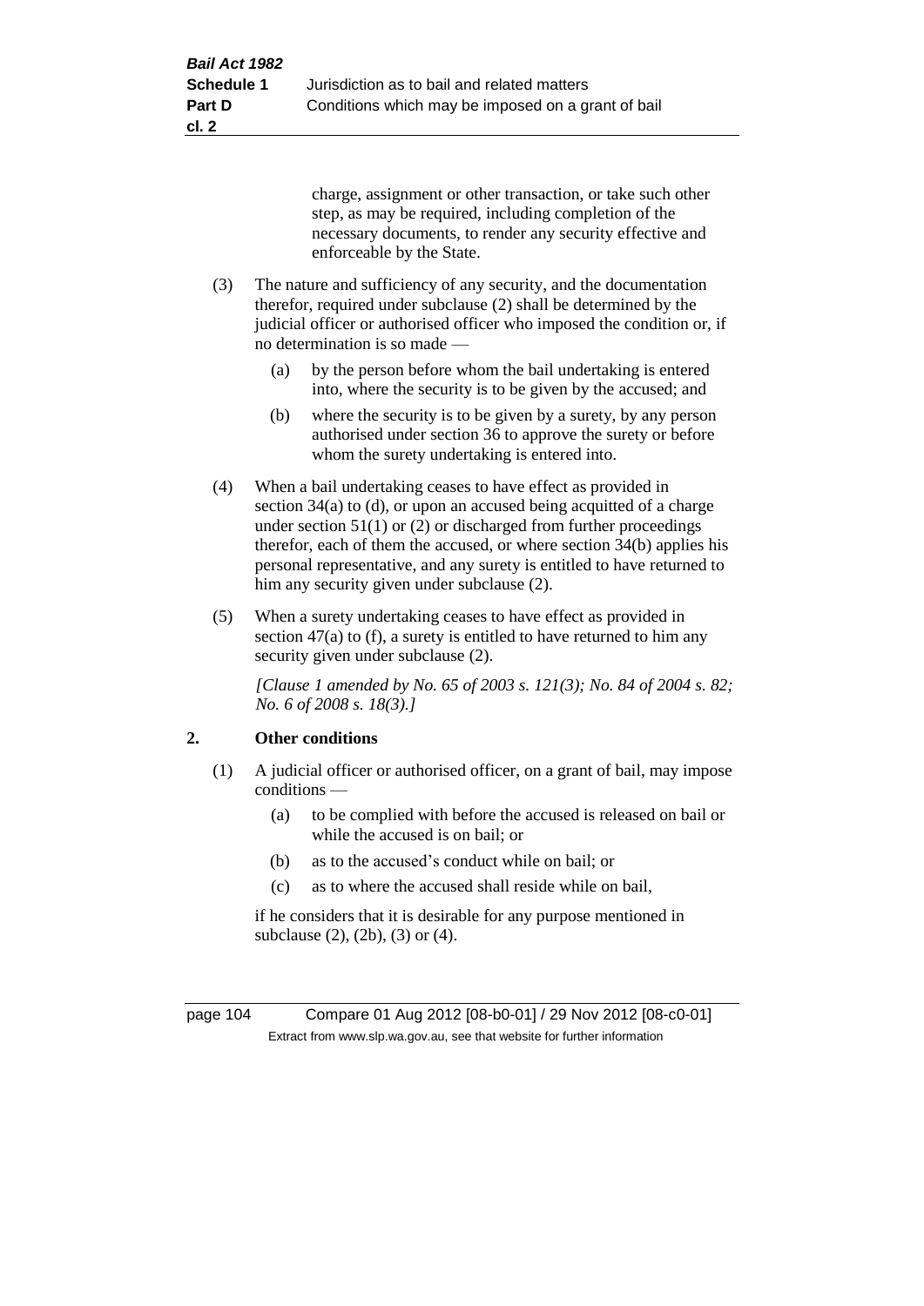charge, assignment or other transaction, or take such other step, as may be required, including completion of the necessary documents, to render any security effective and enforceable by the State.

(3) The nature and sufficiency of any security, and the documentation therefor, required under subclause (2) shall be determined by the judicial officer or authorised officer who imposed the condition or, if no determination is so made —

(a) by the person before whom the bail undertaking is entered into, where the security is to be given by the accused; and

(b) where the security is to be given by a surety, by any person authorised under section 36 to approve the surety or before whom the surety undertaking is entered into.

(4) When a bail undertaking ceases to have effect as provided in section 34(a) to (d), or upon an accused being acquitted of a charge under section 51(1) or (2) or discharged from further proceedings therefor, each of them the accused, or where section 34(b) applies his personal representative, and any surety is entitled to have returned to him any security given under subclause (2).

(5) When a surety undertaking ceases to have effect as provided in section 47(a) to (f), a surety is entitled to have returned to him any security given under subclause (2).

*[Clause 1 amended by No. 65 of 2003 s. 121(3); No. 84 of 2004 s. 82; No. 6 of 2008 s. 18(3).]*

## 2. Other conditions

(1) A judicial officer or authorised officer, on a grant of bail, may impose conditions —

(a) to be complied with before the accused is released on bail or while the accused is on bail; or

(b) as to the accused's conduct while on bail; or

(c) as to where the accused shall reside while on bail,

if he considers that it is desirable for any purpose mentioned in subclause (2), (2b), (3) or (4).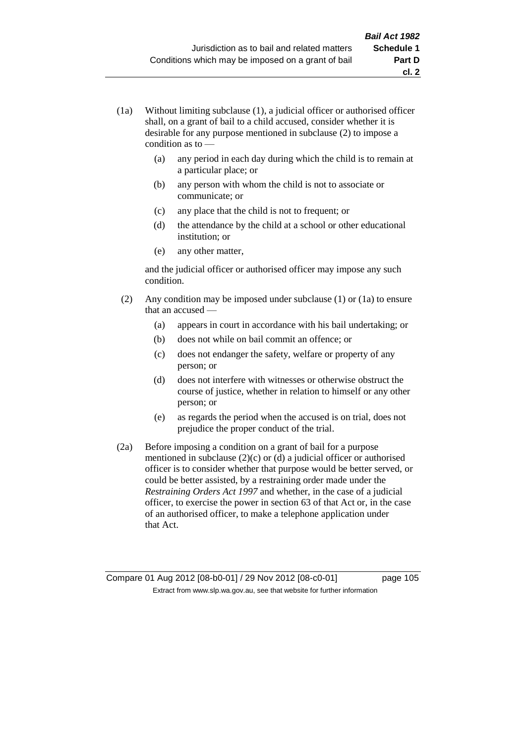(1a) Without limiting subclause (1), a judicial officer or authorised officer shall, on a grant of bail to a child accused, consider whether it is desirable for any purpose mentioned in subclause (2) to impose a condition as to —

  (a) any period in each day during which the child is to remain at a particular place; or

  (b) any person with whom the child is not to associate or communicate; or

  (c) any place that the child is not to frequent; or

  (d) the attendance by the child at a school or other educational institution; or

  (e) any other matter,

and the judicial officer or authorised officer may impose any such condition.

(2) Any condition may be imposed under subclause (1) or (1a) to ensure that an accused —

  (a) appears in court in accordance with his bail undertaking; or

  (b) does not while on bail commit an offence; or

  (c) does not endanger the safety, welfare or property of any person; or

  (d) does not interfere with witnesses or otherwise obstruct the course of justice, whether in relation to himself or any other person; or

  (e) as regards the period when the accused is on trial, does not prejudice the proper conduct of the trial.

(2a) Before imposing a condition on a grant of bail for a purpose mentioned in subclause (2)(c) or (d) a judicial officer or authorised officer is to consider whether that purpose would be better served, or could be better assisted, by a restraining order made under the *Restraining Orders Act 1997* and whether, in the case of a judicial officer, to exercise the power in section 63 of that Act or, in the case of an authorised officer, to make a telephone application under that Act.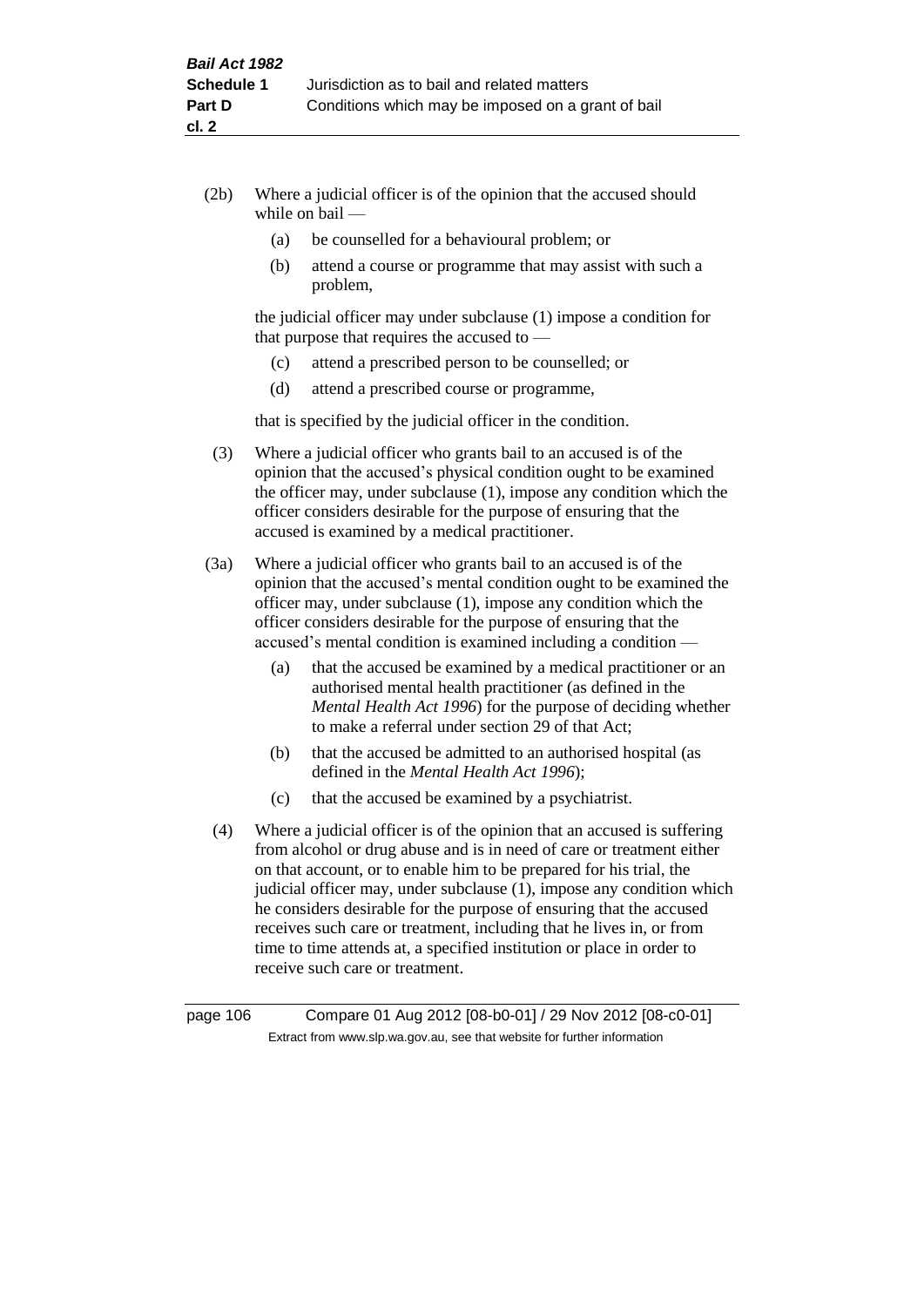(2b) Where a judicial officer is of the opinion that the accused should while on bail —

  (a) be counselled for a behavioural problem; or

  (b) attend a course or programme that may assist with such a problem,

the judicial officer may under subclause (1) impose a condition for that purpose that requires the accused to —

  (c) attend a prescribed person to be counselled; or

  (d) attend a prescribed course or programme,

that is specified by the judicial officer in the condition.

(3) Where a judicial officer who grants bail to an accused is of the opinion that the accused's physical condition ought to be examined the officer may, under subclause (1), impose any condition which the officer considers desirable for the purpose of ensuring that the accused is examined by a medical practitioner.

(3a) Where a judicial officer who grants bail to an accused is of the opinion that the accused's mental condition ought to be examined the officer may, under subclause (1), impose any condition which the officer considers desirable for the purpose of ensuring that the accused's mental condition is examined including a condition —

  (a) that the accused be examined by a medical practitioner or an authorised mental health practitioner (as defined in the *Mental Health Act 1996*) for the purpose of deciding whether to make a referral under section 29 of that Act;

  (b) that the accused be admitted to an authorised hospital (as defined in the *Mental Health Act 1996*);

  (c) that the accused be examined by a psychiatrist.

(4) Where a judicial officer is of the opinion that an accused is suffering from alcohol or drug abuse and is in need of care or treatment either on that account, or to enable him to be prepared for his trial, the judicial officer may, under subclause (1), impose any condition which he considers desirable for the purpose of ensuring that the accused receives such care or treatment, including that he lives in, or from time to time attends at, a specified institution or place in order to receive such care or treatment.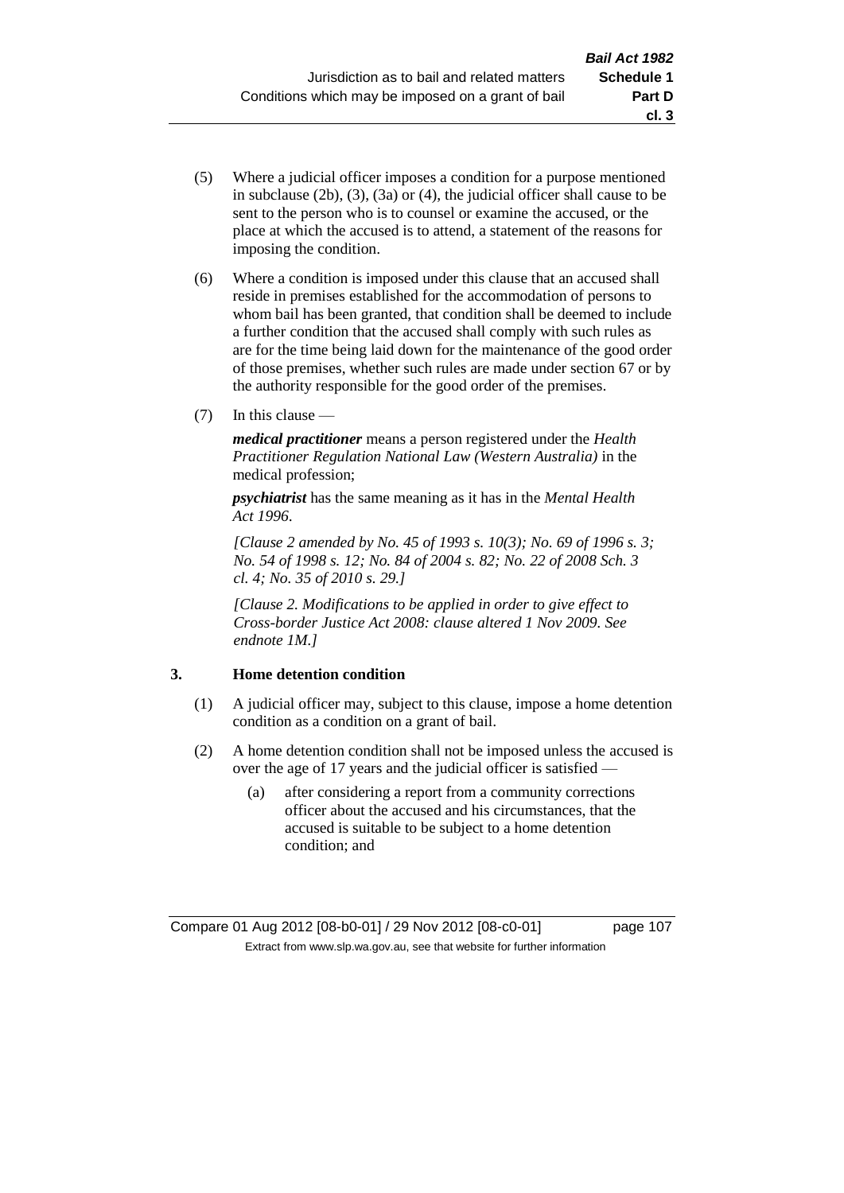(5) Where a judicial officer imposes a condition for a purpose mentioned in subclause (2b), (3), (3a) or (4), the judicial officer shall cause to be sent to the person who is to counsel or examine the accused, or the place at which the accused is to attend, a statement of the reasons for imposing the condition.

(6) Where a condition is imposed under this clause that an accused shall reside in premises established for the accommodation of persons to whom bail has been granted, that condition shall be deemed to include a further condition that the accused shall comply with such rules as are for the time being laid down for the maintenance of the good order of those premises, whether such rules are made under section 67 or by the authority responsible for the good order of the premises.

(7) In this clause —

***medical practitioner*** means a person registered under the *Health Practitioner Regulation National Law (Western Australia)* in the medical profession;

***psychiatrist*** has the same meaning as it has in the *Mental Health Act 1996*.

*[Clause 2 amended by No. 45 of 1993 s. 10(3); No. 69 of 1996 s. 3; No. 54 of 1998 s. 12; No. 84 of 2004 s. 82; No. 22 of 2008 Sch. 3 cl. 4; No. 35 of 2010 s. 29.]*

*[Clause 2. Modifications to be applied in order to give effect to Cross-border Justice Act 2008: clause altered 1 Nov 2009. See endnote 1M.]*

### 3. Home detention condition

(1) A judicial officer may, subject to this clause, impose a home detention condition as a condition on a grant of bail.

(2) A home detention condition shall not be imposed unless the accused is over the age of 17 years and the judicial officer is satisfied —

(a) after considering a report from a community corrections officer about the accused and his circumstances, that the accused is suitable to be subject to a home detention condition; and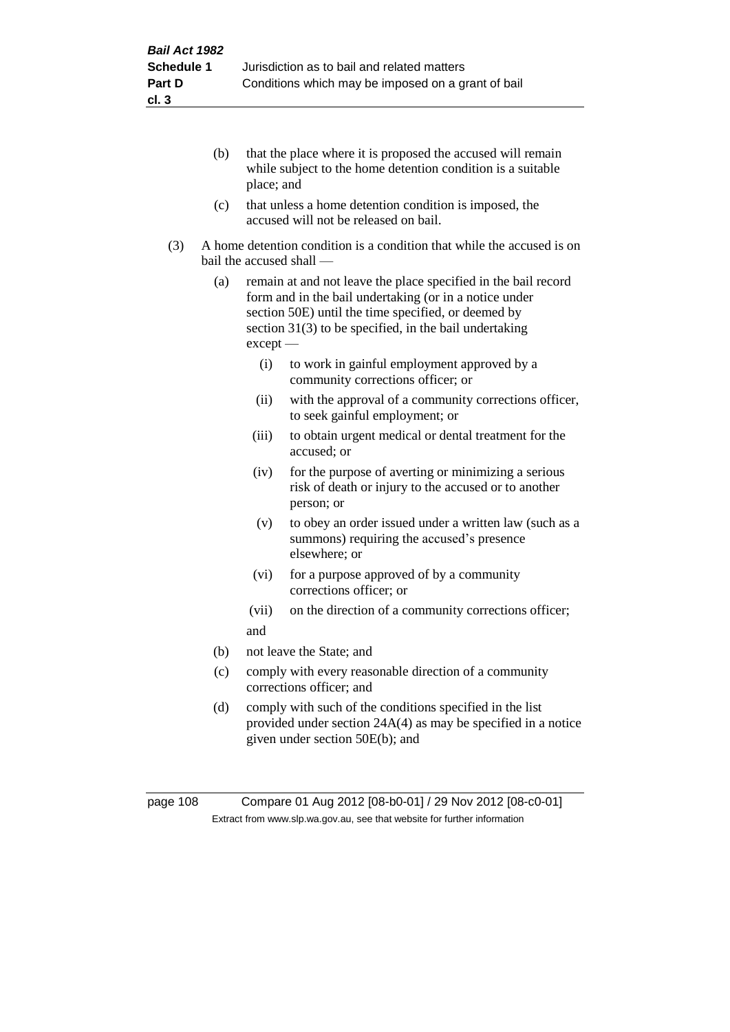(b) that the place where it is proposed the accused will remain while subject to the home detention condition is a suitable place; and

(c) that unless a home detention condition is imposed, the accused will not be released on bail.

(3) A home detention condition is a condition that while the accused is on bail the accused shall —

(a) remain at and not leave the place specified in the bail record form and in the bail undertaking (or in a notice under section 50E) until the time specified, or deemed by section 31(3) to be specified, in the bail undertaking except —

(i) to work in gainful employment approved by a community corrections officer; or

(ii) with the approval of a community corrections officer, to seek gainful employment; or

(iii) to obtain urgent medical or dental treatment for the accused; or

(iv) for the purpose of averting or minimizing a serious risk of death or injury to the accused or to another person; or

(v) to obey an order issued under a written law (such as a summons) requiring the accused's presence elsewhere; or

(vi) for a purpose approved of by a community corrections officer; or

(vii) on the direction of a community corrections officer;

and

(b) not leave the State; and

(c) comply with every reasonable direction of a community corrections officer; and

(d) comply with such of the conditions specified in the list provided under section 24A(4) as may be specified in a notice given under section 50E(b); and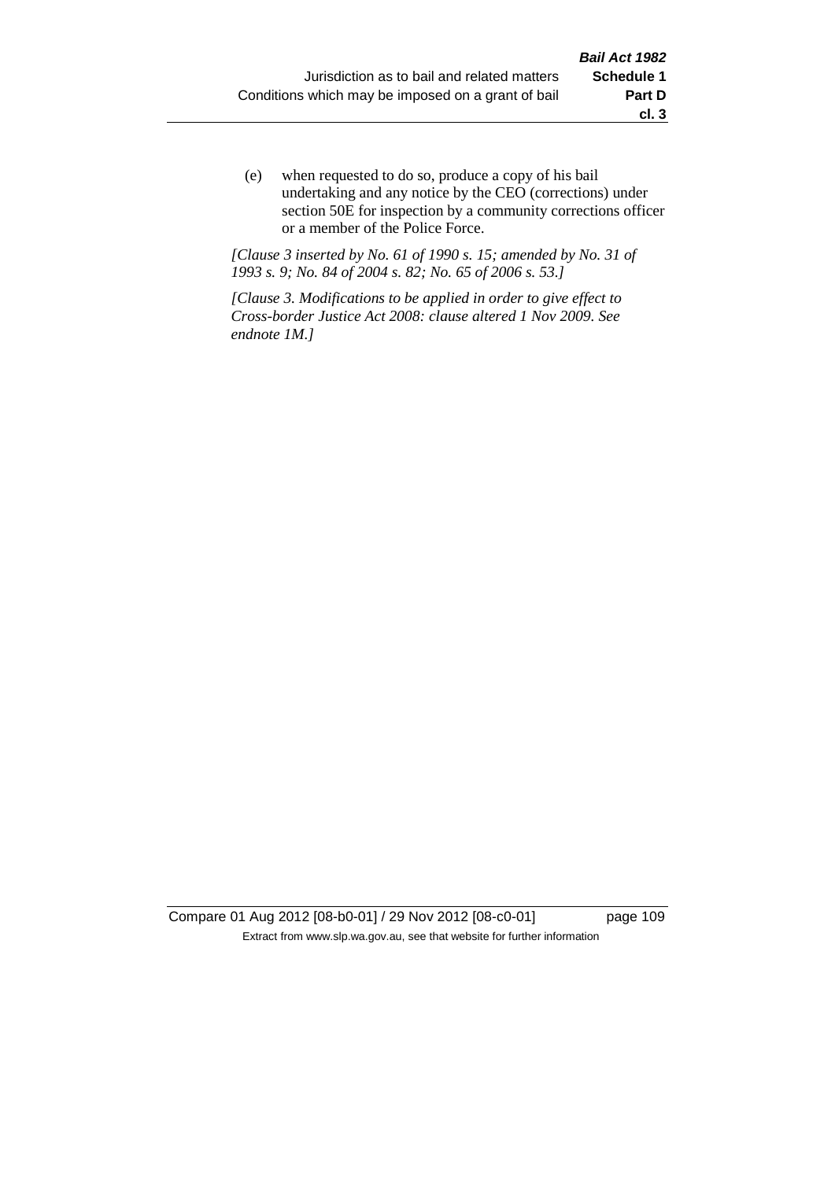(e) when requested to do so, produce a copy of his bail undertaking and any notice by the CEO (corrections) under section 50E for inspection by a community corrections officer or a member of the Police Force.

*[Clause 3 inserted by No. 61 of 1990 s. 15; amended by No. 31 of 1993 s. 9; No. 84 of 2004 s. 82; No. 65 of 2006 s. 53.]*

*[Clause 3. Modifications to be applied in order to give effect to Cross-border Justice Act 2008: clause altered 1 Nov 2009. See endnote 1M.]*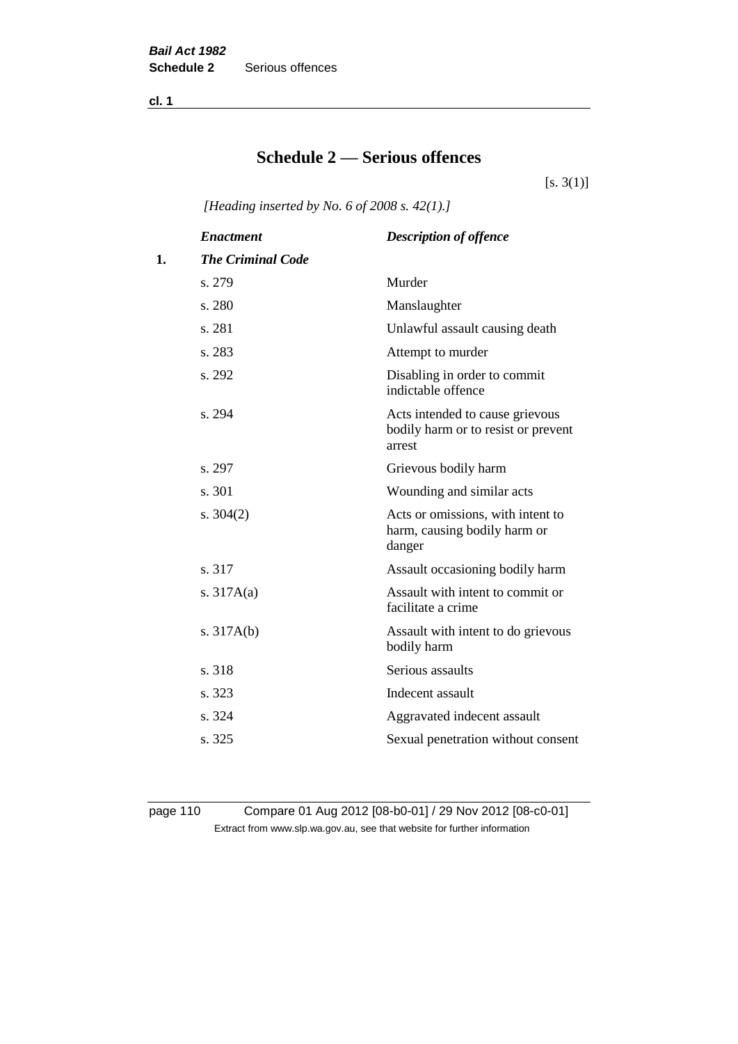# Schedule 2 — Serious offences

[s. 3(1)]

*[Heading inserted by No. 6 of 2008 s. 42(1).]*

| | *Enactment* | *Description of offence* |
|---|---|---|
| **1.** | ***The Criminal Code*** | |
| | s. 279 | Murder |
| | s. 280 | Manslaughter |
| | s. 281 | Unlawful assault causing death |
| | s. 283 | Attempt to murder |
| | s. 292 | Disabling in order to commit indictable offence |
| | s. 294 | Acts intended to cause grievous bodily harm or to resist or prevent arrest |
| | s. 297 | Grievous bodily harm |
| | s. 301 | Wounding and similar acts |
| | s. 304(2) | Acts or omissions, with intent to harm, causing bodily harm or danger |
| | s. 317 | Assault occasioning bodily harm |
| | s. 317A(a) | Assault with intent to commit or facilitate a crime |
| | s. 317A(b) | Assault with intent to do grievous bodily harm |
| | s. 318 | Serious assaults |
| | s. 323 | Indecent assault |
| | s. 324 | Aggravated indecent assault |
| | s. 325 | Sexual penetration without consent |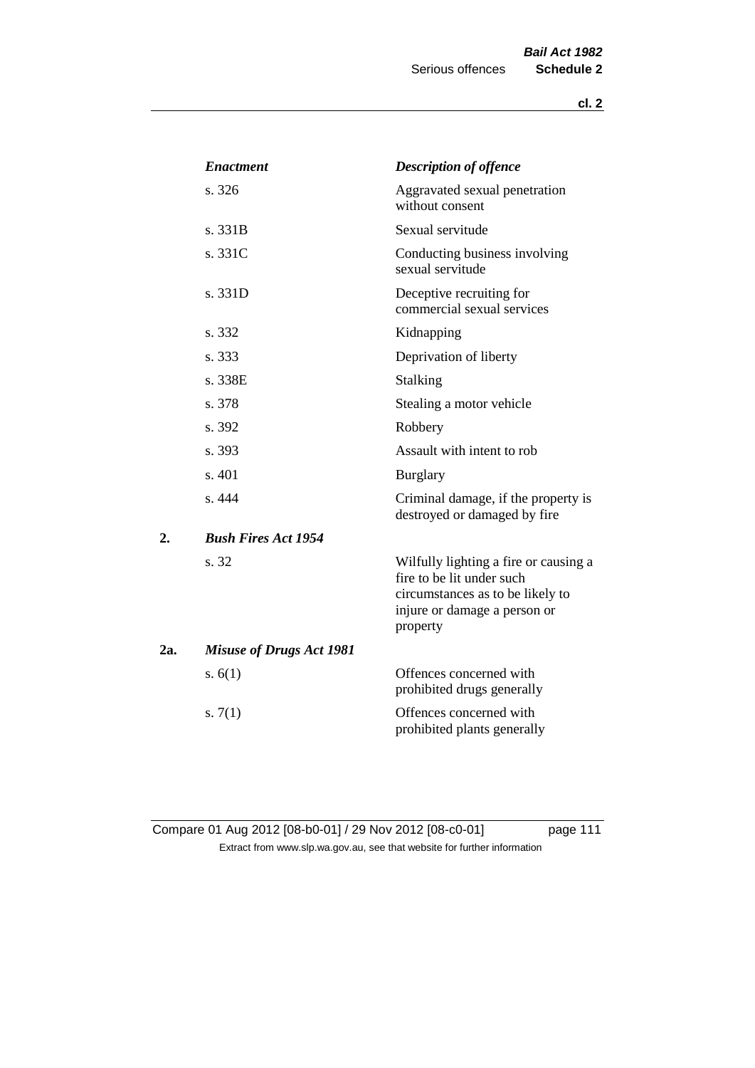| | *Enactment* | *Description of offence* |
|---|---|---|
| | s. 326 | Aggravated sexual penetration without consent |
| | s. 331B | Sexual servitude |
| | s. 331C | Conducting business involving sexual servitude |
| | s. 331D | Deceptive recruiting for commercial sexual services |
| | s. 332 | Kidnapping |
| | s. 333 | Deprivation of liberty |
| | s. 338E | Stalking |
| | s. 378 | Stealing a motor vehicle |
| | s. 392 | Robbery |
| | s. 393 | Assault with intent to rob |
| | s. 401 | Burglary |
| | s. 444 | Criminal damage, if the property is destroyed or damaged by fire |
| 2. | ***Bush Fires Act 1954*** | |
| | s. 32 | Wilfully lighting a fire or causing a fire to be lit under such circumstances as to be likely to injure or damage a person or property |
| 2a. | ***Misuse of Drugs Act 1981*** | |
| | s. 6(1) | Offences concerned with prohibited drugs generally |
| | s. 7(1) | Offences concerned with prohibited plants generally |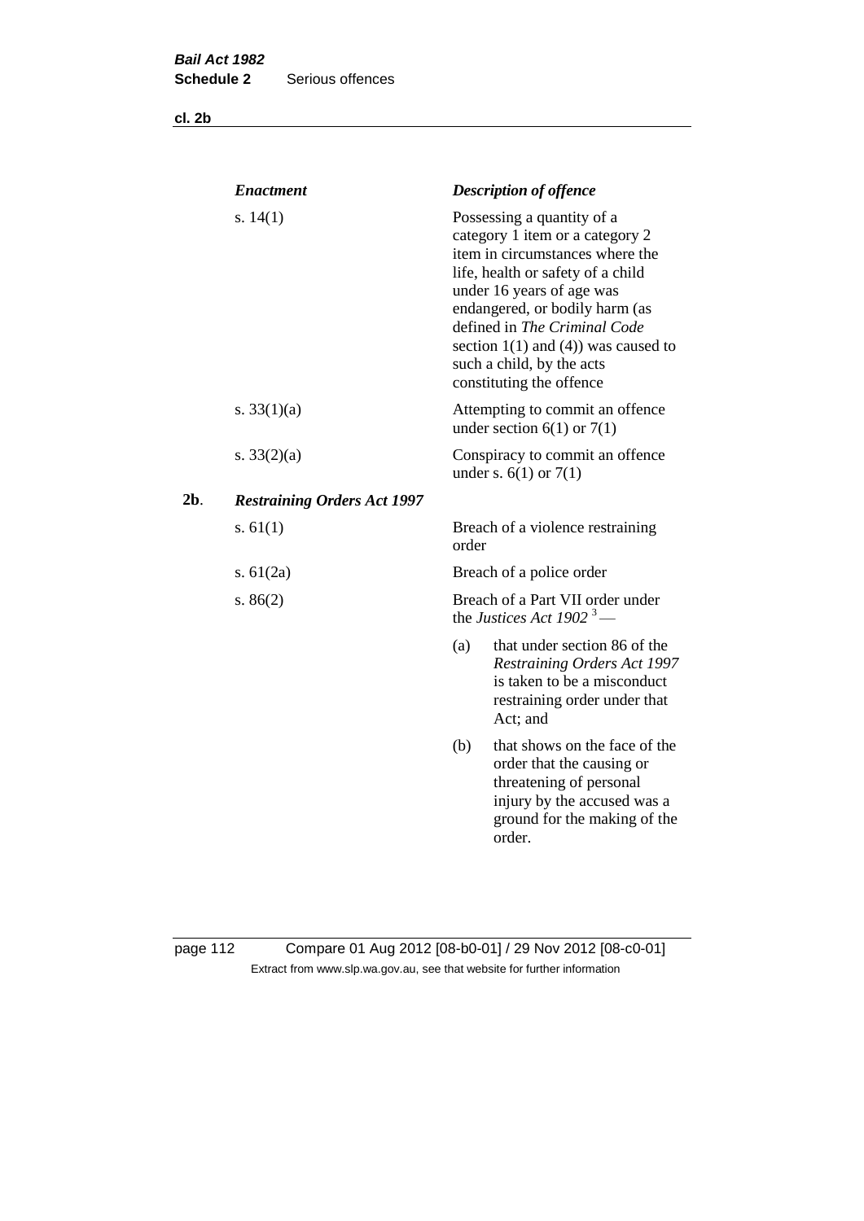| *Enactment* | *Description of offence* |
|---|---|
| s. 14(1) | Possessing a quantity of a category 1 item or a category 2 item in circumstances where the life, health or safety of a child under 16 years of age was endangered, or bodily harm (as defined in *The Criminal Code* section 1(1) and (4)) was caused to such a child, by the acts constituting the offence |
| s. 33(1)(a) | Attempting to commit an offence under section 6(1) or 7(1) |
| s. 33(2)(a) | Conspiracy to commit an offence under s. 6(1) or 7(1) |

**2b**. ***Restraining Orders Act 1997***

| | |
|---|---|
| s. 61(1) | Breach of a violence restraining order |
| s. 61(2a) | Breach of a police order |
| s. 86(2) | Breach of a Part VII order under the *Justices Act 1902* [3] —<br>(a) that under section 86 of the *Restraining Orders Act 1997* is taken to be a misconduct restraining order under that Act; and<br>(b) that shows on the face of the order that the causing or threatening of personal injury by the accused was a ground for the making of the order. |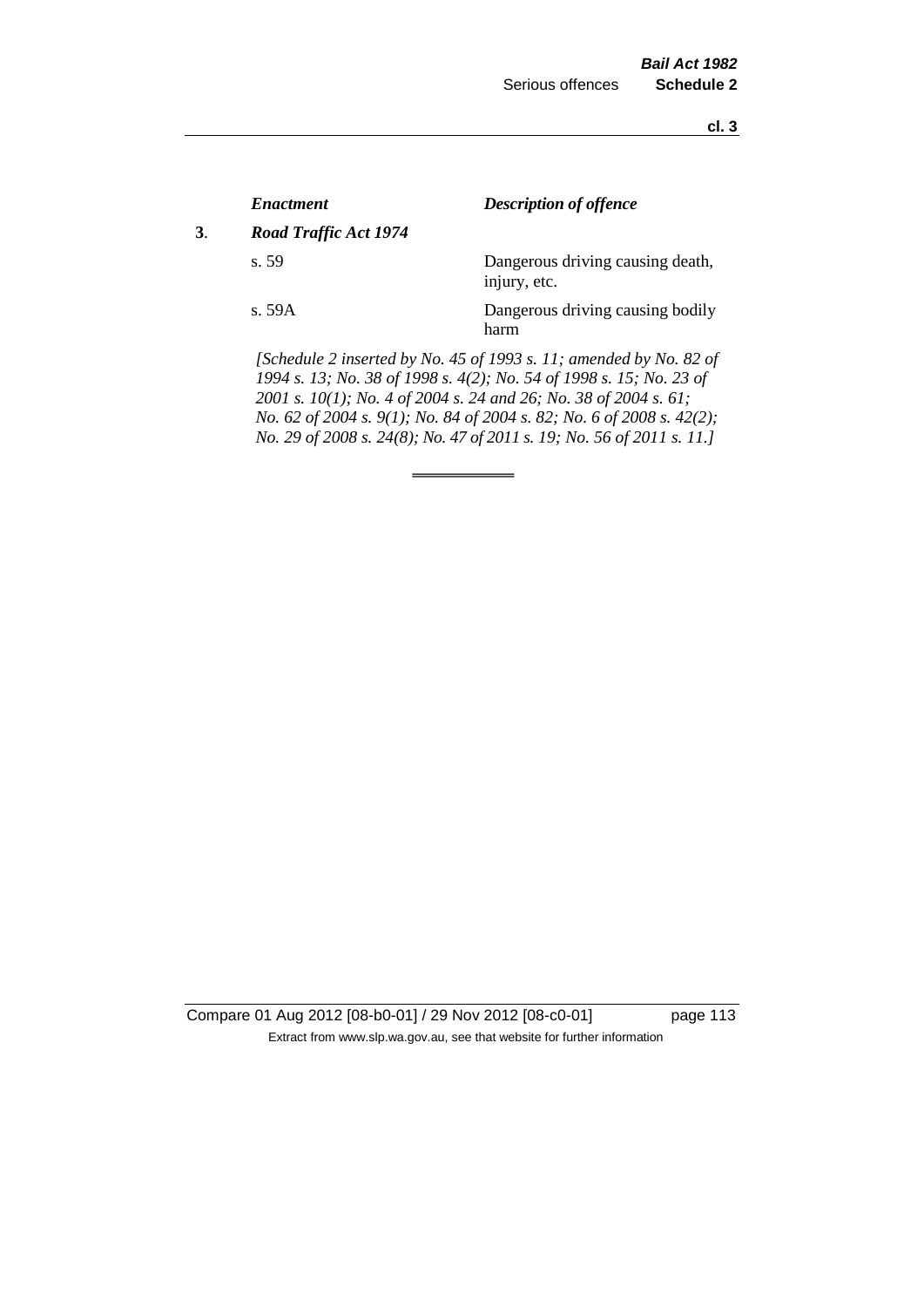| | *Enactment* | *Description of offence* |
|---|---|---|
| **3**. | ***Road Traffic Act 1974*** | |
| | s. 59 | Dangerous driving causing death, injury, etc. |
| | s. 59A | Dangerous driving causing bodily harm |

*[Schedule 2 inserted by No. 45 of 1993 s. 11; amended by No. 82 of 1994 s. 13; No. 38 of 1998 s. 4(2); No. 54 of 1998 s. 15; No. 23 of 2001 s. 10(1); No. 4 of 2004 s. 24 and 26; No. 38 of 2004 s. 61; No. 62 of 2004 s. 9(1); No. 84 of 2004 s. 82; No. 6 of 2008 s. 42(2); No. 29 of 2008 s. 24(8); No. 47 of 2011 s. 19; No. 56 of 2011 s. 11.]*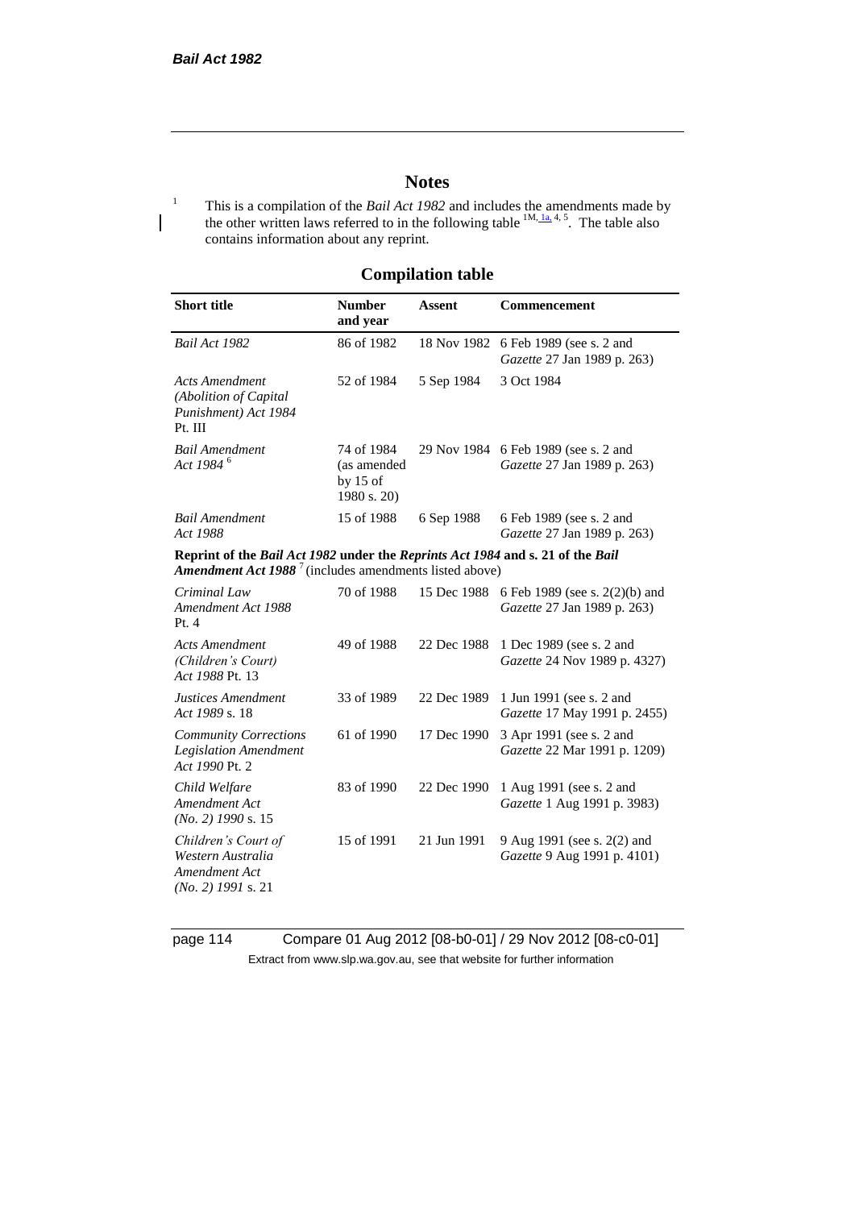# Notes

[1] This is a compilation of the *Bail Act 1982* and includes the amendments made by the other written laws referred to in the following table [1M, 1a, 4, 5]. The table also contains information about any reprint.

## Compilation table

| Short title | Number and year | Assent | Commencement |
|---|---|---|---|
| *Bail Act 1982* | 86 of 1982 | 18 Nov 1982 | 6 Feb 1989 (see s. 2 and *Gazette* 27 Jan 1989 p. 263) |
| *Acts Amendment (Abolition of Capital Punishment) Act 1984* Pt. III | 52 of 1984 | 5 Sep 1984 | 3 Oct 1984 |
| *Bail Amendment Act 1984* [6] | 74 of 1984 (as amended by 15 of 1980 s. 20) | 29 Nov 1984 | 6 Feb 1989 (see s. 2 and *Gazette* 27 Jan 1989 p. 263) |
| *Bail Amendment Act 1988* | 15 of 1988 | 6 Sep 1988 | 6 Feb 1989 (see s. 2 and *Gazette* 27 Jan 1989 p. 263) |
| **Reprint of the *Bail Act 1982* under the *Reprints Act 1984* and s. 21 of the *Bail Amendment Act 1988*** [7] (includes amendments listed above) | | | |
| *Criminal Law Amendment Act 1988* Pt. 4 | 70 of 1988 | 15 Dec 1988 | 6 Feb 1989 (see s. 2(2)(b) and *Gazette* 27 Jan 1989 p. 263) |
| *Acts Amendment (Children's Court) Act 1988* Pt. 13 | 49 of 1988 | 22 Dec 1988 | 1 Dec 1989 (see s. 2 and *Gazette* 24 Nov 1989 p. 4327) |
| *Justices Amendment Act 1989* s. 18 | 33 of 1989 | 22 Dec 1989 | 1 Jun 1991 (see s. 2 and *Gazette* 17 May 1991 p. 2455) |
| *Community Corrections Legislation Amendment Act 1990* Pt. 2 | 61 of 1990 | 17 Dec 1990 | 3 Apr 1991 (see s. 2 and *Gazette* 22 Mar 1991 p. 1209) |
| *Child Welfare Amendment Act (No. 2) 1990* s. 15 | 83 of 1990 | 22 Dec 1990 | 1 Aug 1991 (see s. 2 and *Gazette* 1 Aug 1991 p. 3983) |
| *Children's Court of Western Australia Amendment Act (No. 2) 1991* s. 21 | 15 of 1991 | 21 Jun 1991 | 9 Aug 1991 (see s. 2(2) and *Gazette* 9 Aug 1991 p. 4101) |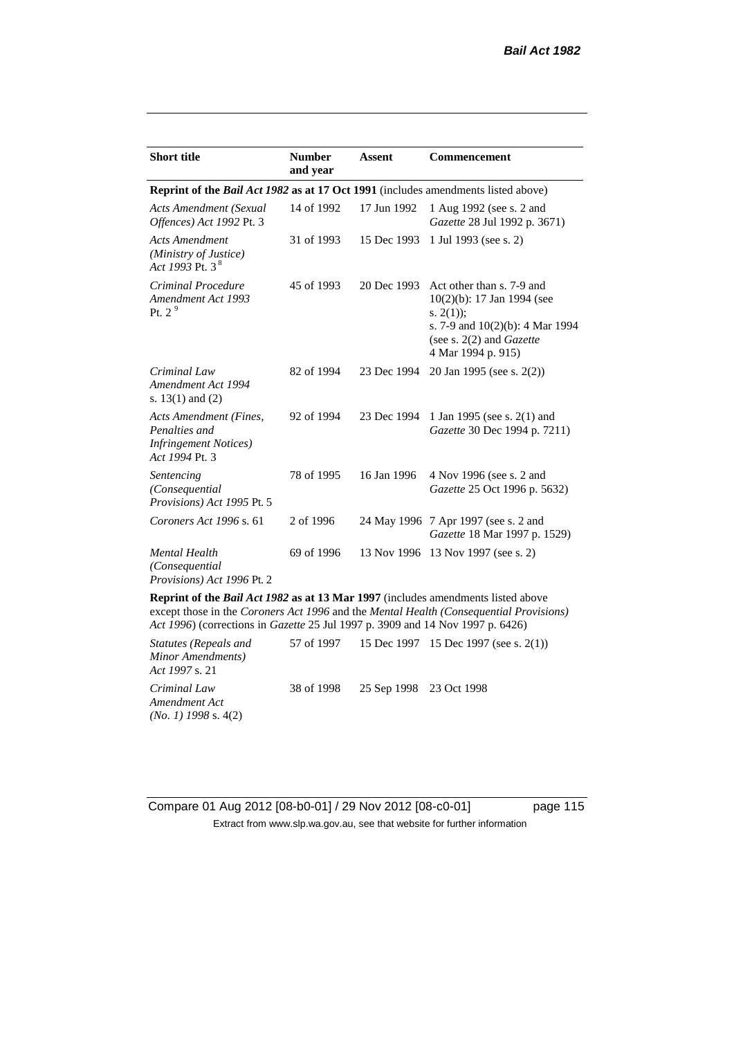| Short title | Number and year | Assent | Commencement |
|---|---|---|---|
| **Reprint of the *Bail Act 1982* as at 17 Oct 1991** (includes amendments listed above) | | | |
| *Acts Amendment (Sexual Offences) Act 1992* Pt. 3 | 14 of 1992 | 17 Jun 1992 | 1 Aug 1992 (see s. 2 and *Gazette* 28 Jul 1992 p. 3671) |
| *Acts Amendment (Ministry of Justice) Act 1993* Pt. 3 [8] | 31 of 1993 | 15 Dec 1993 | 1 Jul 1993 (see s. 2) |
| *Criminal Procedure Amendment Act 1993* Pt. 2 [9] | 45 of 1993 | 20 Dec 1993 | Act other than s. 7-9 and 10(2)(b): 17 Jan 1994 (see s. 2(1)); s. 7-9 and 10(2)(b): 4 Mar 1994 (see s. 2(2) and *Gazette* 4 Mar 1994 p. 915) |
| *Criminal Law Amendment Act 1994* s. 13(1) and (2) | 82 of 1994 | 23 Dec 1994 | 20 Jan 1995 (see s. 2(2)) |
| *Acts Amendment (Fines, Penalties and Infringement Notices) Act 1994* Pt. 3 | 92 of 1994 | 23 Dec 1994 | 1 Jan 1995 (see s. 2(1) and *Gazette* 30 Dec 1994 p. 7211) |
| *Sentencing (Consequential Provisions) Act 1995* Pt. 5 | 78 of 1995 | 16 Jan 1996 | 4 Nov 1996 (see s. 2 and *Gazette* 25 Oct 1996 p. 5632) |
| *Coroners Act 1996* s. 61 | 2 of 1996 | 24 May 1996 | 7 Apr 1997 (see s. 2 and *Gazette* 18 Mar 1997 p. 1529) |
| *Mental Health (Consequential Provisions) Act 1996* Pt. 2 | 69 of 1996 | 13 Nov 1996 | 13 Nov 1997 (see s. 2) |
| **Reprint of the *Bail Act 1982* as at 13 Mar 1997** (includes amendments listed above except those in the *Coroners Act 1996* and the *Mental Health (Consequential Provisions) Act 1996*) (corrections in *Gazette* 25 Jul 1997 p. 3909 and 14 Nov 1997 p. 6426) | | | |
| *Statutes (Repeals and Minor Amendments) Act 1997* s. 21 | 57 of 1997 | 15 Dec 1997 | 15 Dec 1997 (see s. 2(1)) |
| *Criminal Law Amendment Act (No. 1) 1998* s. 4(2) | 38 of 1998 | 25 Sep 1998 | 23 Oct 1998 |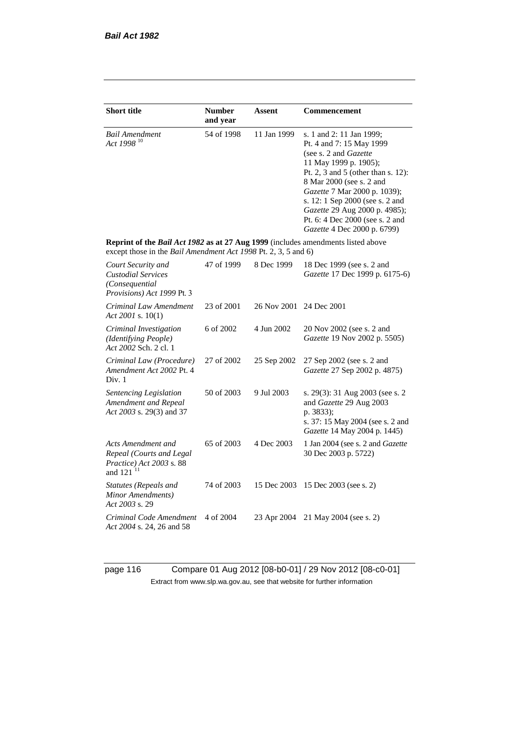| Short title | Number and year | Assent | Commencement |
|---|---|---|---|
| *Bail Amendment Act 1998* [10] | 54 of 1998 | 11 Jan 1999 | s. 1 and 2: 11 Jan 1999; Pt. 4 and 7: 15 May 1999 (see s. 2 and *Gazette* 11 May 1999 p. 1905); Pt. 2, 3 and 5 (other than s. 12): 8 Mar 2000 (see s. 2 and *Gazette* 7 Mar 2000 p. 1039); s. 12: 1 Sep 2000 (see s. 2 and *Gazette* 29 Aug 2000 p. 4985); Pt. 6: 4 Dec 2000 (see s. 2 and *Gazette* 4 Dec 2000 p. 6799) |
| **Reprint of the *Bail Act 1982* as at 27 Aug 1999** (includes amendments listed above except those in the *Bail Amendment Act 1998* Pt. 2, 3, 5 and 6) | | | |
| *Court Security and Custodial Services (Consequential Provisions) Act 1999* Pt. 3 | 47 of 1999 | 8 Dec 1999 | 18 Dec 1999 (see s. 2 and *Gazette* 17 Dec 1999 p. 6175-6) |
| *Criminal Law Amendment Act 2001* s. 10(1) | 23 of 2001 | 26 Nov 2001 | 24 Dec 2001 |
| *Criminal Investigation (Identifying People) Act 2002* Sch. 2 cl. 1 | 6 of 2002 | 4 Jun 2002 | 20 Nov 2002 (see s. 2 and *Gazette* 19 Nov 2002 p. 5505) |
| *Criminal Law (Procedure) Amendment Act 2002* Pt. 4 Div. 1 | 27 of 2002 | 25 Sep 2002 | 27 Sep 2002 (see s. 2 and *Gazette* 27 Sep 2002 p. 4875) |
| *Sentencing Legislation Amendment and Repeal Act 2003* s. 29(3) and 37 | 50 of 2003 | 9 Jul 2003 | s. 29(3): 31 Aug 2003 (see s. 2 and *Gazette* 29 Aug 2003 p. 3833); s. 37: 15 May 2004 (see s. 2 and *Gazette* 14 May 2004 p. 1445) |
| *Acts Amendment and Repeal (Courts and Legal Practice) Act 2003* s. 88 and 121 [11] | 65 of 2003 | 4 Dec 2003 | 1 Jan 2004 (see s. 2 and *Gazette* 30 Dec 2003 p. 5722) |
| *Statutes (Repeals and Minor Amendments) Act 2003* s. 29 | 74 of 2003 | 15 Dec 2003 | 15 Dec 2003 (see s. 2) |
| *Criminal Code Amendment Act 2004* s. 24, 26 and 58 | 4 of 2004 | 23 Apr 2004 | 21 May 2004 (see s. 2) |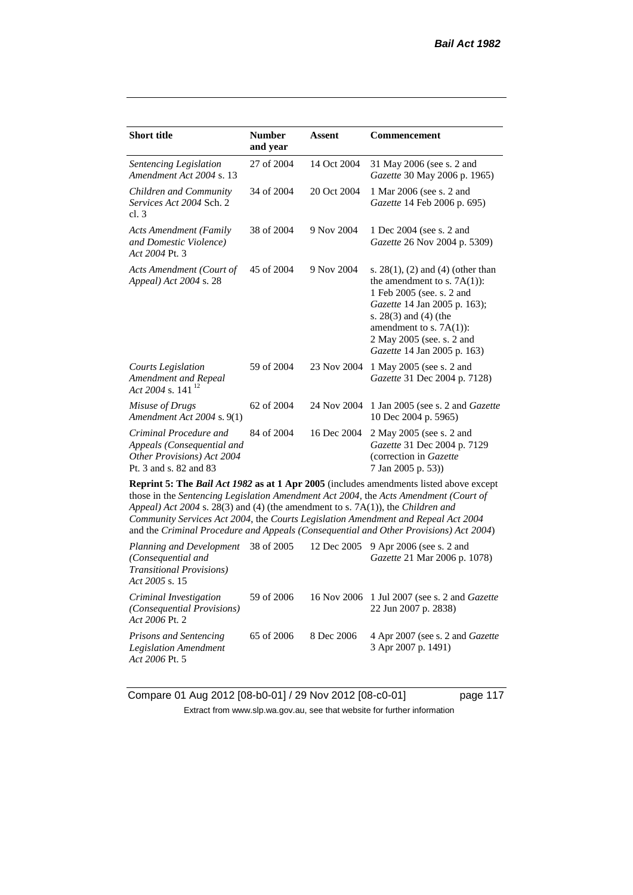| Short title | Number and year | Assent | Commencement |
|---|---|---|---|
| *Sentencing Legislation Amendment Act 2004* s. 13 | 27 of 2004 | 14 Oct 2004 | 31 May 2006 (see s. 2 and *Gazette* 30 May 2006 p. 1965) |
| *Children and Community Services Act 2004* Sch. 2 cl. 3 | 34 of 2004 | 20 Oct 2004 | 1 Mar 2006 (see s. 2 and *Gazette* 14 Feb 2006 p. 695) |
| *Acts Amendment (Family and Domestic Violence) Act 2004* Pt. 3 | 38 of 2004 | 9 Nov 2004 | 1 Dec 2004 (see s. 2 and *Gazette* 26 Nov 2004 p. 5309) |
| *Acts Amendment (Court of Appeal) Act 2004* s. 28 | 45 of 2004 | 9 Nov 2004 | s. 28(1), (2) and (4) (other than the amendment to s. 7A(1)): 1 Feb 2005 (see. s. 2 and *Gazette* 14 Jan 2005 p. 163); s. 28(3) and (4) (the amendment to s. 7A(1)): 2 May 2005 (see. s. 2 and *Gazette* 14 Jan 2005 p. 163) |
| *Courts Legislation Amendment and Repeal Act 2004* s. 141 [12] | 59 of 2004 | 23 Nov 2004 | 1 May 2005 (see s. 2 and *Gazette* 31 Dec 2004 p. 7128) |
| *Misuse of Drugs Amendment Act 2004* s. 9(1) | 62 of 2004 | 24 Nov 2004 | 1 Jan 2005 (see s. 2 and *Gazette* 10 Dec 2004 p. 5965) |
| *Criminal Procedure and Appeals (Consequential and Other Provisions) Act 2004* Pt. 3 and s. 82 and 83 | 84 of 2004 | 16 Dec 2004 | 2 May 2005 (see s. 2 and *Gazette* 31 Dec 2004 p. 7129 (correction in *Gazette* 7 Jan 2005 p. 53)) |
| **Reprint 5: The *Bail Act 1982* as at 1 Apr 2005** (includes amendments listed above except those in the *Sentencing Legislation Amendment Act 2004*, the *Acts Amendment (Court of Appeal) Act 2004* s. 28(3) and (4) (the amendment to s. 7A(1)), the *Children and Community Services Act 2004*, the *Courts Legislation Amendment and Repeal Act 2004* and the *Criminal Procedure and Appeals (Consequential and Other Provisions) Act 2004*) | | | |
| *Planning and Development (Consequential and Transitional Provisions) Act 2005* s. 15 | 38 of 2005 | 12 Dec 2005 | 9 Apr 2006 (see s. 2 and *Gazette* 21 Mar 2006 p. 1078) |
| *Criminal Investigation (Consequential Provisions) Act 2006* Pt. 2 | 59 of 2006 | 16 Nov 2006 | 1 Jul 2007 (see s. 2 and *Gazette* 22 Jun 2007 p. 2838) |
| *Prisons and Sentencing Legislation Amendment Act 2006* Pt. 5 | 65 of 2006 | 8 Dec 2006 | 4 Apr 2007 (see s. 2 and *Gazette* 3 Apr 2007 p. 1491) |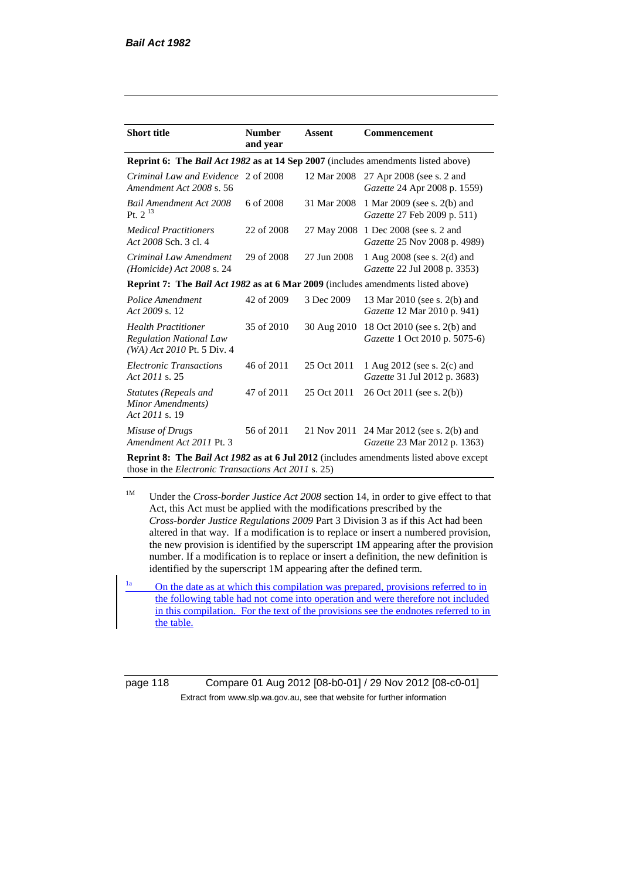| Short title | Number and year | Assent | Commencement |
|---|---|---|---|
| **Reprint 6: The *Bail Act 1982* as at 14 Sep 2007** (includes amendments listed above) | | | |
| *Criminal Law and Evidence Amendment Act 2008* s. 56 | 2 of 2008 | 12 Mar 2008 | 27 Apr 2008 (see s. 2 and *Gazette* 24 Apr 2008 p. 1559) |
| *Bail Amendment Act 2008* Pt. 2 [13] | 6 of 2008 | 31 Mar 2008 | 1 Mar 2009 (see s. 2(b) and *Gazette* 27 Feb 2009 p. 511) |
| *Medical Practitioners Act 2008* Sch. 3 cl. 4 | 22 of 2008 | 27 May 2008 | 1 Dec 2008 (see s. 2 and *Gazette* 25 Nov 2008 p. 4989) |
| *Criminal Law Amendment (Homicide) Act 2008* s. 24 | 29 of 2008 | 27 Jun 2008 | 1 Aug 2008 (see s. 2(d) and *Gazette* 22 Jul 2008 p. 3353) |
| **Reprint 7: The *Bail Act 1982* as at 6 Mar 2009** (includes amendments listed above) | | | |
| *Police Amendment Act 2009* s. 12 | 42 of 2009 | 3 Dec 2009 | 13 Mar 2010 (see s. 2(b) and *Gazette* 12 Mar 2010 p. 941) |
| *Health Practitioner Regulation National Law (WA) Act 2010* Pt. 5 Div. 4 | 35 of 2010 | 30 Aug 2010 | 18 Oct 2010 (see s. 2(b) and *Gazette* 1 Oct 2010 p. 5075-6) |
| *Electronic Transactions Act 2011* s. 25 | 46 of 2011 | 25 Oct 2011 | 1 Aug 2012 (see s. 2(c) and *Gazette* 31 Jul 2012 p. 3683) |
| *Statutes (Repeals and Minor Amendments) Act 2011* s. 19 | 47 of 2011 | 25 Oct 2011 | 26 Oct 2011 (see s. 2(b)) |
| *Misuse of Drugs Amendment Act 2011* Pt. 3 | 56 of 2011 | 21 Nov 2011 | 24 Mar 2012 (see s. 2(b) and *Gazette* 23 Mar 2012 p. 1363) |
| **Reprint 8: The *Bail Act 1982* as at 6 Jul 2012** (includes amendments listed above except those in the *Electronic Transactions Act 2011* s. 25) | | | |

[1M] Under the *Cross-border Justice Act 2008* section 14, in order to give effect to that Act, this Act must be applied with the modifications prescribed by the *Cross-border Justice Regulations 2009* Part 3 Division 3 as if this Act had been altered in that way. If a modification is to replace or insert a numbered provision, the new provision is identified by the superscript 1M appearing after the provision number. If a modification is to replace or insert a definition, the new definition is identified by the superscript 1M appearing after the defined term.

[1a] On the date as at which this compilation was prepared, provisions referred to in the following table had not come into operation and were therefore not included in this compilation. For the text of the provisions see the endnotes referred to in the table.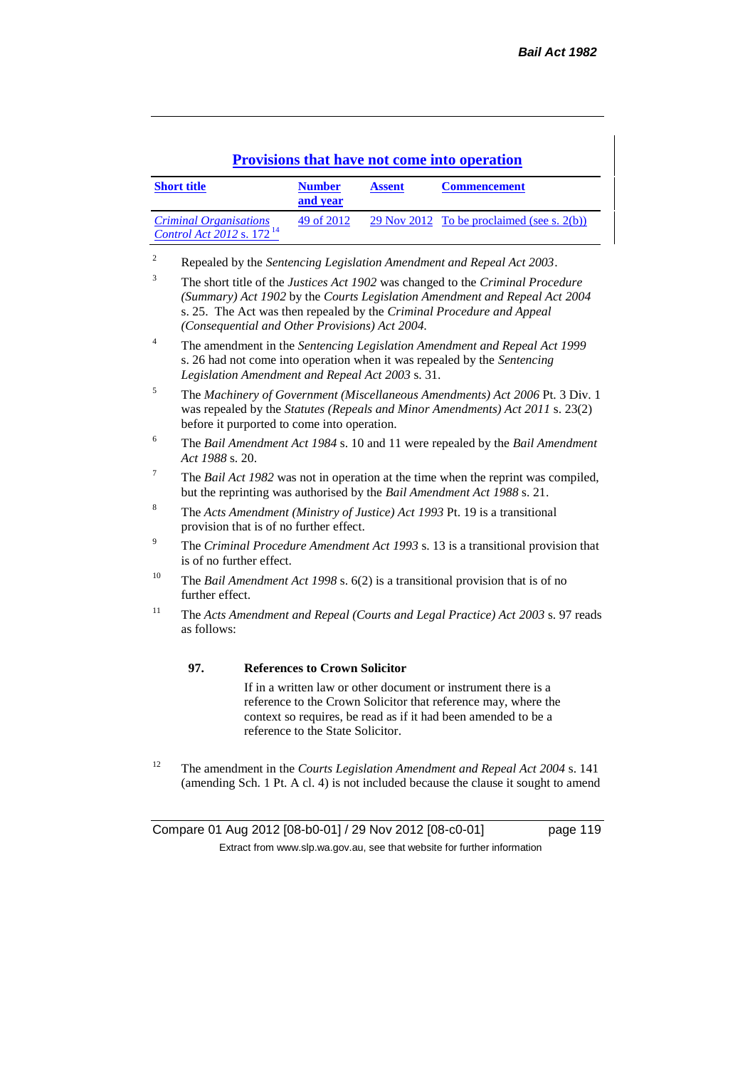## Provisions that have not come into operation

| Short title | Number and year | Assent | Commencement |
|---|---|---|---|
| *Criminal Organisations Control Act 2012* s. 172 [14] | 49 of 2012 | 29 Nov 2012 | To be proclaimed (see s. 2(b)) |

[2] Repealed by the *Sentencing Legislation Amendment and Repeal Act 2003*.

[3] The short title of the *Justices Act 1902* was changed to the *Criminal Procedure (Summary) Act 1902* by the *Courts Legislation Amendment and Repeal Act 2004* s. 25. The Act was then repealed by the *Criminal Procedure and Appeal (Consequential and Other Provisions) Act 2004.*

[4] The amendment in the *Sentencing Legislation Amendment and Repeal Act 1999* s. 26 had not come into operation when it was repealed by the *Sentencing Legislation Amendment and Repeal Act 2003* s. 31.

[5] The *Machinery of Government (Miscellaneous Amendments) Act 2006* Pt. 3 Div. 1 was repealed by the *Statutes (Repeals and Minor Amendments) Act 2011* s. 23(2) before it purported to come into operation.

[6] The *Bail Amendment Act 1984* s. 10 and 11 were repealed by the *Bail Amendment Act 1988* s. 20.

[7] The *Bail Act 1982* was not in operation at the time when the reprint was compiled, but the reprinting was authorised by the *Bail Amendment Act 1988* s. 21.

[8] The *Acts Amendment (Ministry of Justice) Act 1993* Pt. 19 is a transitional provision that is of no further effect.

[9] The *Criminal Procedure Amendment Act 1993* s. 13 is a transitional provision that is of no further effect.

[10] The *Bail Amendment Act 1998* s. 6(2) is a transitional provision that is of no further effect.

[11] The *Acts Amendment and Repeal (Courts and Legal Practice) Act 2003* s. 97 reads as follows:

> **97. References to Crown Solicitor**
>
> If in a written law or other document or instrument there is a reference to the Crown Solicitor that reference may, where the context so requires, be read as if it had been amended to be a reference to the State Solicitor.

[12] The amendment in the *Courts Legislation Amendment and Repeal Act 2004* s. 141 (amending Sch. 1 Pt. A cl. 4) is not included because the clause it sought to amend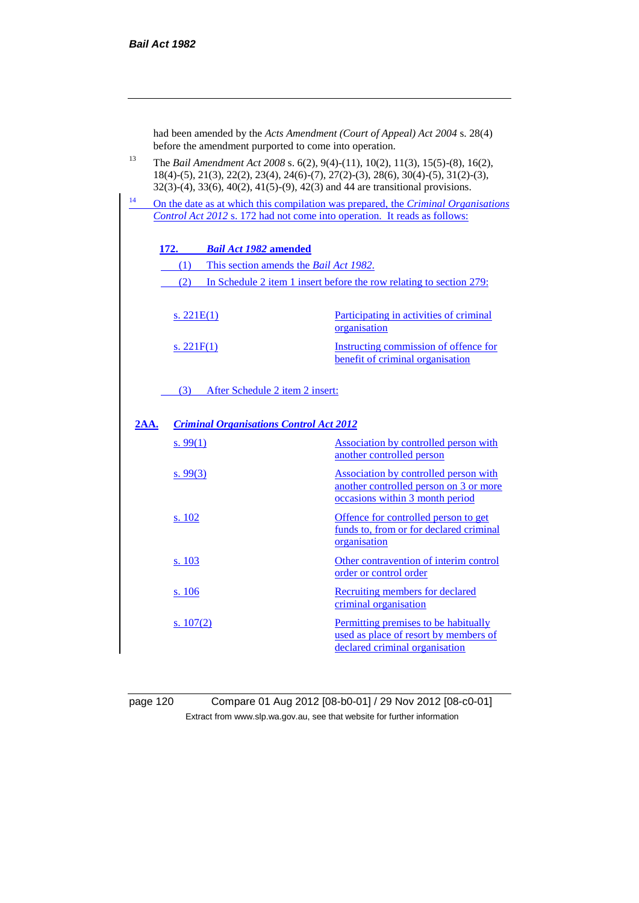had been amended by the *Acts Amendment (Court of Appeal) Act 2004* s. 28(4) before the amendment purported to come into operation.

[13] The *Bail Amendment Act 2008* s. 6(2), 9(4)-(11), 10(2), 11(3), 15(5)-(8), 16(2), 18(4)-(5), 21(3), 22(2), 23(4), 24(6)-(7), 27(2)-(3), 28(6), 30(4)-(5), 31(2)-(3), 32(3)-(4), 33(6), 40(2), 41(5)-(9), 42(3) and 44 are transitional provisions.

[14] On the date as at which this compilation was prepared, the *Criminal Organisations Control Act 2012* s. 172 had not come into operation. It reads as follows:

**172. *Bail Act 1982* amended**

(1) This section amends the *Bail Act 1982*.

(2) In Schedule 2 item 1 insert before the row relating to section 279:

| | |
|---|---|
| s. 221E(1) | Participating in activities of criminal organisation |
| s. 221F(1) | Instructing commission of offence for benefit of criminal organisation |

(3) After Schedule 2 item 2 insert:

**2AA. *Criminal Organisations Control Act 2012***

| | |
|---|---|
| s. 99(1) | Association by controlled person with another controlled person |
| s. 99(3) | Association by controlled person with another controlled person on 3 or more occasions within 3 month period |
| s. 102 | Offence for controlled person to get funds to, from or for declared criminal organisation |
| s. 103 | Other contravention of interim control order or control order |
| s. 106 | Recruiting members for declared criminal organisation |
| s. 107(2) | Permitting premises to be habitually used as place of resort by members of declared criminal organisation |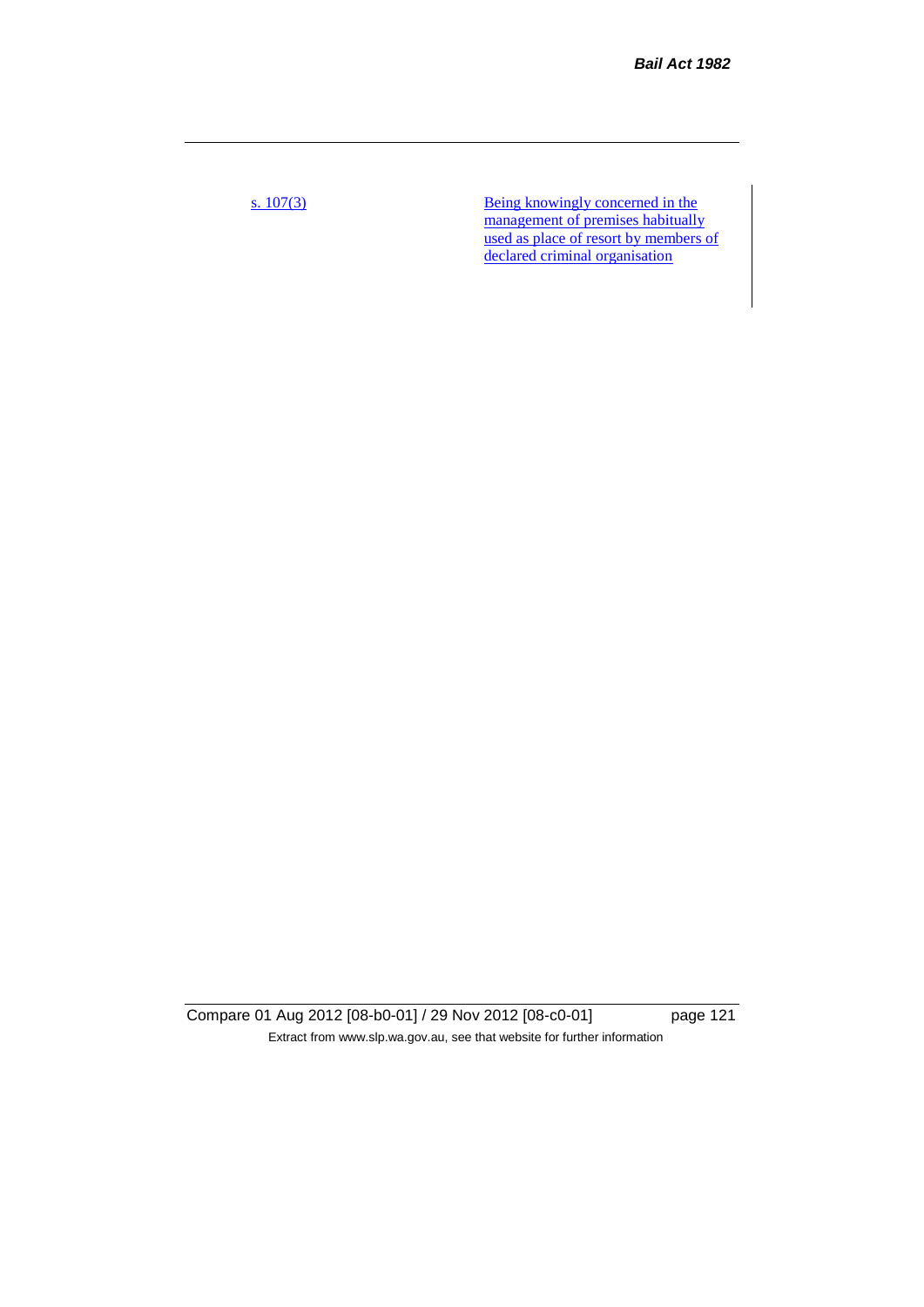| | |
|---|---|
| s. 107(3) | Being knowingly concerned in the management of premises habitually used as place of resort by members of declared criminal organisation |